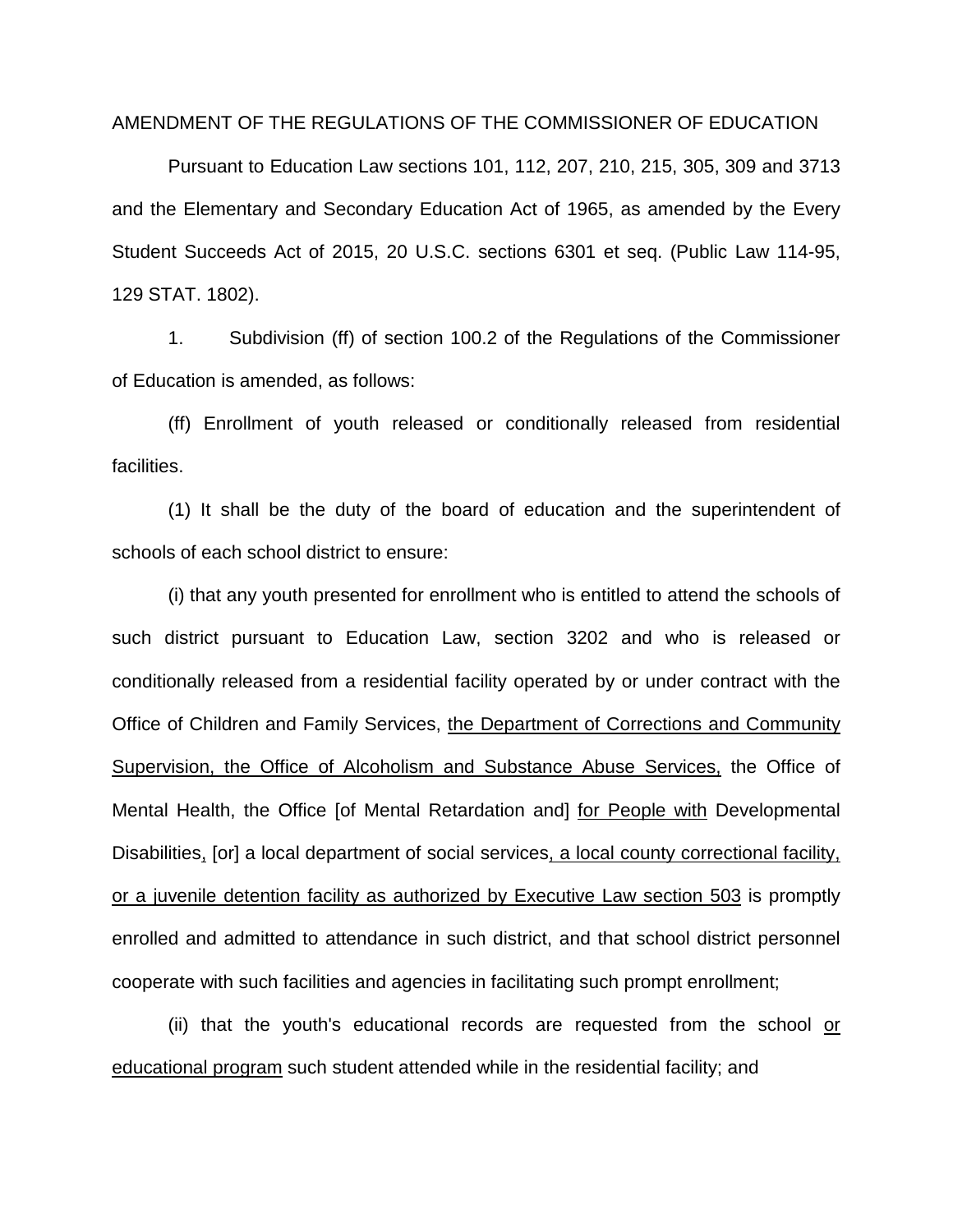AMENDMENT OF THE REGULATIONS OF THE COMMISSIONER OF EDUCATION

Pursuant to Education Law sections 101, 112, 207, 210, 215, 305, 309 and 3713 and the Elementary and Secondary Education Act of 1965, as amended by the Every Student Succeeds Act of 2015, 20 U.S.C. sections 6301 et seq. (Public Law 114-95, 129 STAT. 1802).

1. Subdivision (ff) of section 100.2 of the Regulations of the Commissioner of Education is amended, as follows:

(ff) Enrollment of youth released or conditionally released from residential facilities.

(1) It shall be the duty of the board of education and the superintendent of schools of each school district to ensure:

(i) that any youth presented for enrollment who is entitled to attend the schools of such district pursuant to Education Law, section 3202 and who is released or conditionally released from a residential facility operated by or under contract with the Office of Children and Family Services, <u>the Department of Corrections and Community Supervision, the Office of Alcoholism and Substance Abuse Services,</u> the Office of Mental Health, the Office [of Mental Retardation and] <u>for People with</u> Developmental Disabilities<u>,</u> [or] a local department of social services<u>, a local county correctional facility, or a juvenile detention facility as authorized by Executive Law section 503</u> is promptly enrolled and admitted to attendance in such district, and that school district personnel cooperate with such facilities and agencies in facilitating such prompt enrollment;

(ii) that the youth's educational records are requested from the school <u>or educational program</u> such student attended while in the residential facility; and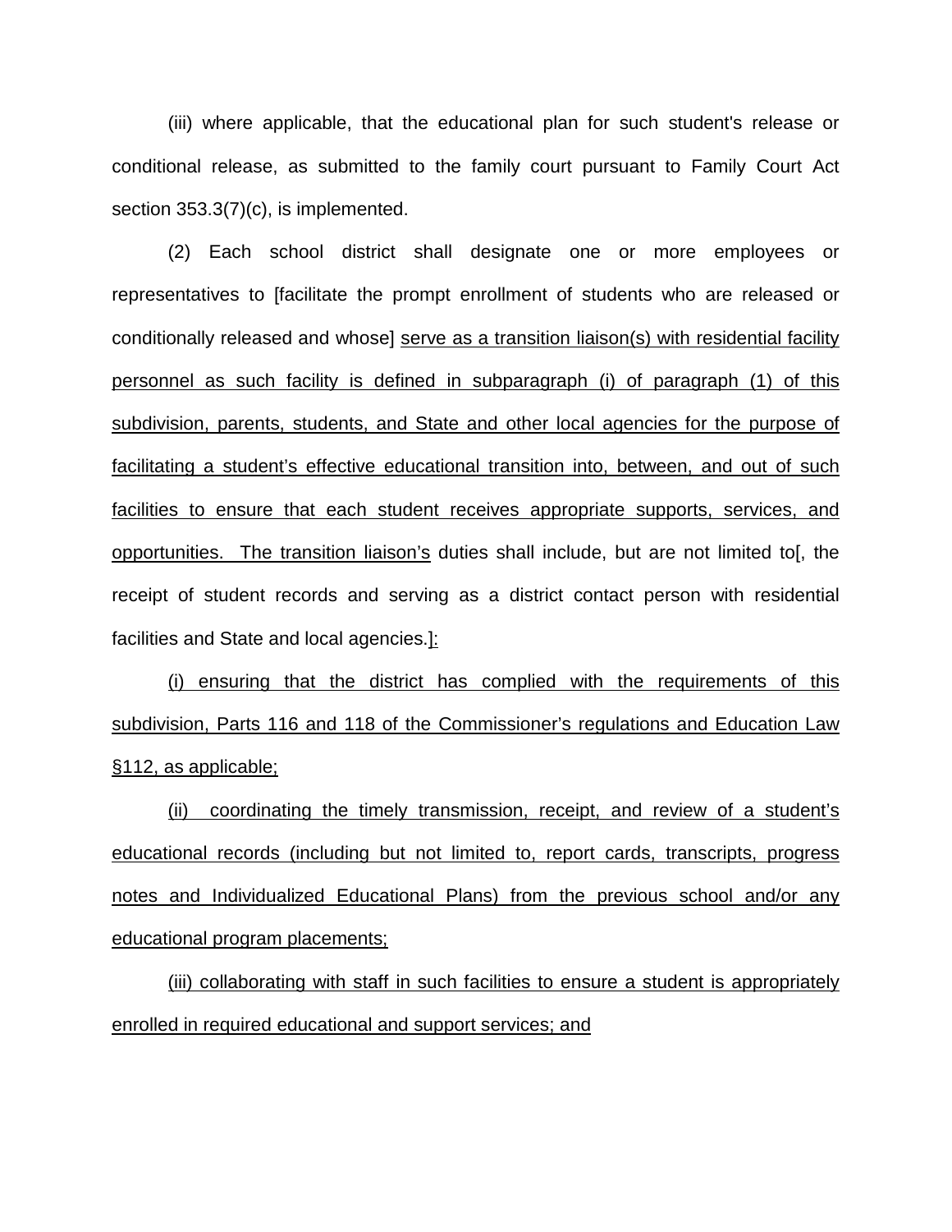(iii) where applicable, that the educational plan for such student's release or conditional release, as submitted to the family court pursuant to Family Court Act section 353.3(7)(c), is implemented.

(2) Each school district shall designate one or more employees or representatives to [facilitate the prompt enrollment of students who are released or conditionally released and whose] <u>serve as a transition liaison(s) with residential facility personnel as such facility is defined in subparagraph (i) of paragraph (1) of this subdivision, parents, students, and State and other local agencies for the purpose of facilitating a student's effective educational transition into, between, and out of such facilities to ensure that each student receives appropriate supports, services, and opportunities. The transition liaison's</u> duties shall include, but are not limited to[, the receipt of student records and serving as a district contact person with residential facilities and State and local agencies.]<u>:</u>

<u>(i) ensuring that the district has complied with the requirements of this subdivision, Parts 116 and 118 of the Commissioner's regulations and Education Law §112, as applicable;</u>

<u>(ii) coordinating the timely transmission, receipt, and review of a student's educational records (including but not limited to, report cards, transcripts, progress notes and Individualized Educational Plans) from the previous school and/or any educational program placements;</u>

<u>(iii) collaborating with staff in such facilities to ensure a student is appropriately enrolled in required educational and support services; and</u>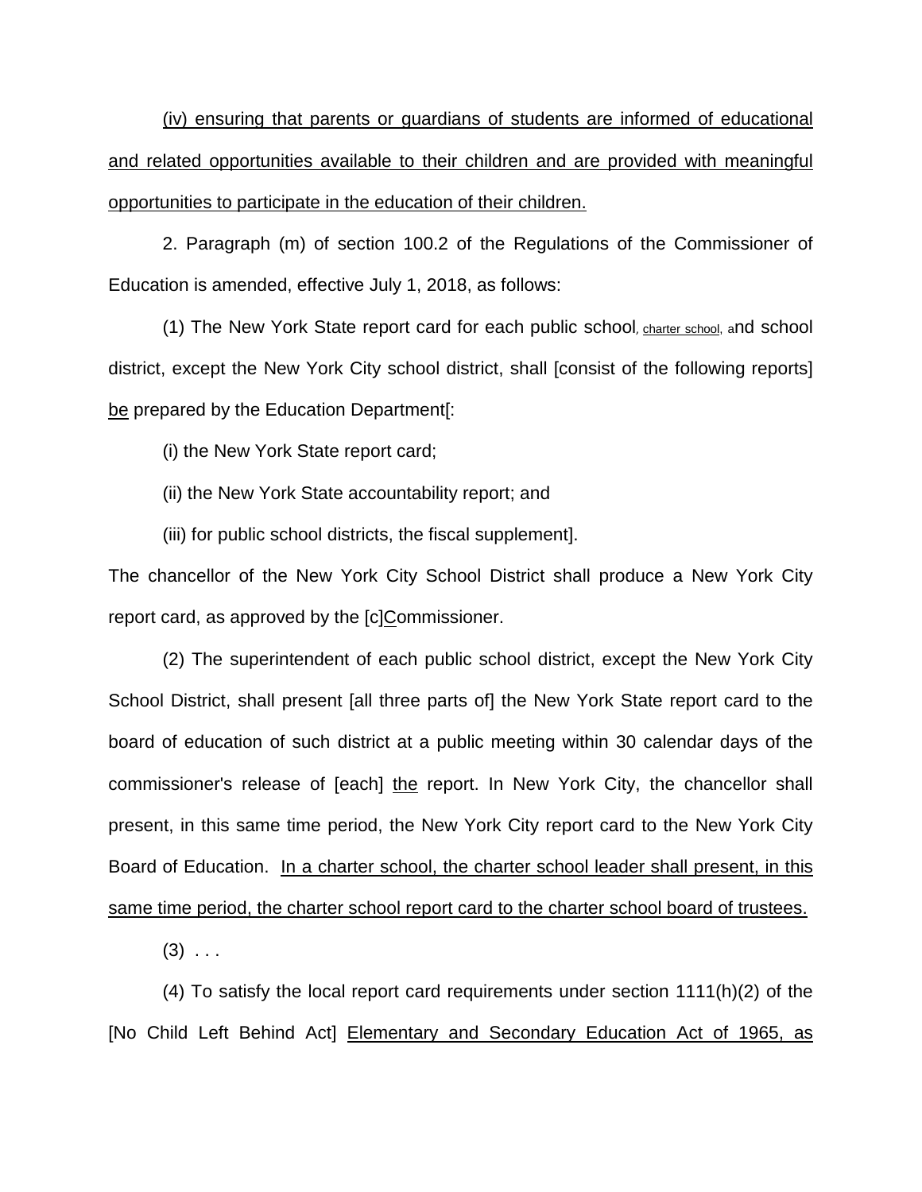(iv) ensuring that parents or guardians of students are informed of educational and related opportunities available to their children and are provided with meaningful opportunities to participate in the education of their children.

2. Paragraph (m) of section 100.2 of the Regulations of the Commissioner of Education is amended, effective July 1, 2018, as follows:

(1) The New York State report card for each public school, charter school, and school district, except the New York City school district, shall [consist of the following reports] be prepared by the Education Department[:

(i) the New York State report card;

(ii) the New York State accountability report; and

(iii) for public school districts, the fiscal supplement].

The chancellor of the New York City School District shall produce a New York City report card, as approved by the [c]Commissioner.

(2) The superintendent of each public school district, except the New York City School District, shall present [all three parts of] the New York State report card to the board of education of such district at a public meeting within 30 calendar days of the commissioner's release of [each] the report. In New York City, the chancellor shall present, in this same time period, the New York City report card to the New York City Board of Education. In a charter school, the charter school leader shall present, in this same time period, the charter school report card to the charter school board of trustees.

(3) . . .

(4) To satisfy the local report card requirements under section 1111(h)(2) of the [No Child Left Behind Act] Elementary and Secondary Education Act of 1965, as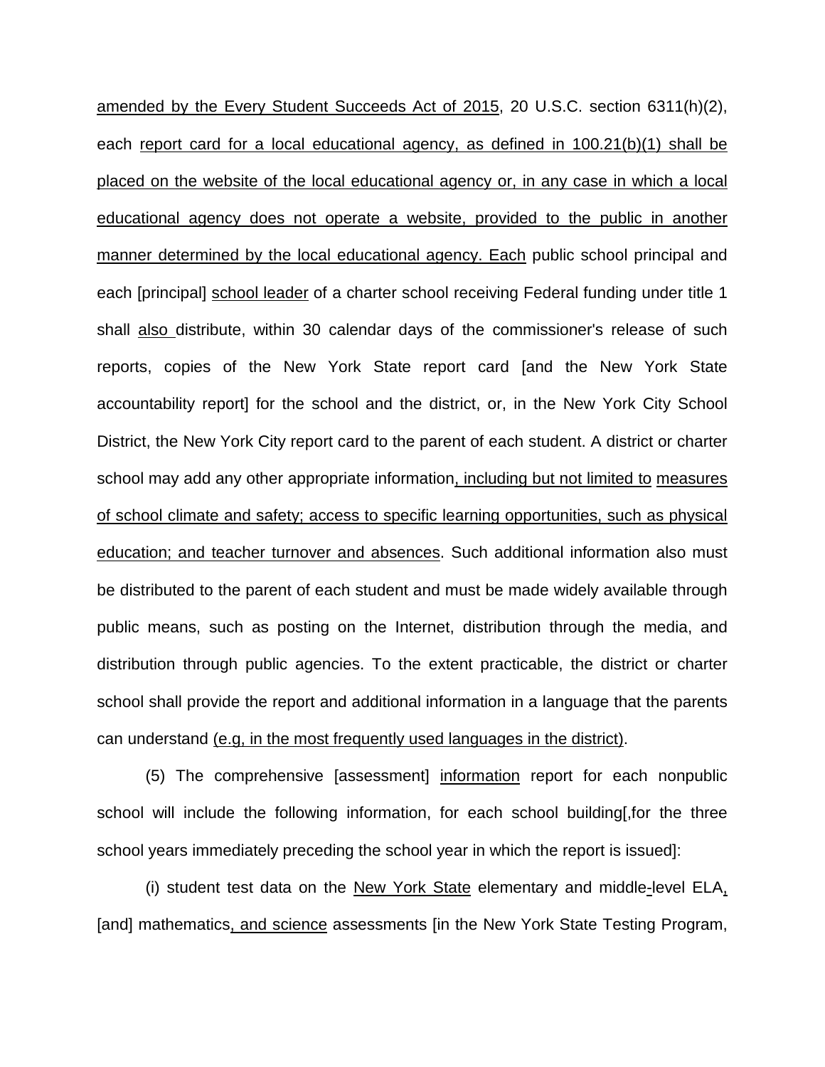amended by the Every Student Succeeds Act of 2015, 20 U.S.C. section 6311(h)(2), each report card for a local educational agency, as defined in 100.21(b)(1) shall be placed on the website of the local educational agency or, in any case in which a local educational agency does not operate a website, provided to the public in another manner determined by the local educational agency. Each public school principal and each [principal] school leader of a charter school receiving Federal funding under title 1 shall also distribute, within 30 calendar days of the commissioner's release of such reports, copies of the New York State report card [and the New York State accountability report] for the school and the district, or, in the New York City School District, the New York City report card to the parent of each student. A district or charter school may add any other appropriate information, including but not limited to measures of school climate and safety; access to specific learning opportunities, such as physical education; and teacher turnover and absences. Such additional information also must be distributed to the parent of each student and must be made widely available through public means, such as posting on the Internet, distribution through the media, and distribution through public agencies. To the extent practicable, the district or charter school shall provide the report and additional information in a language that the parents can understand (e.g, in the most frequently used languages in the district).

(5) The comprehensive [assessment] information report for each nonpublic school will include the following information, for each school building[,for the three school years immediately preceding the school year in which the report is issued]:

(i) student test data on the New York State elementary and middle-level ELA, [and] mathematics, and science assessments [in the New York State Testing Program,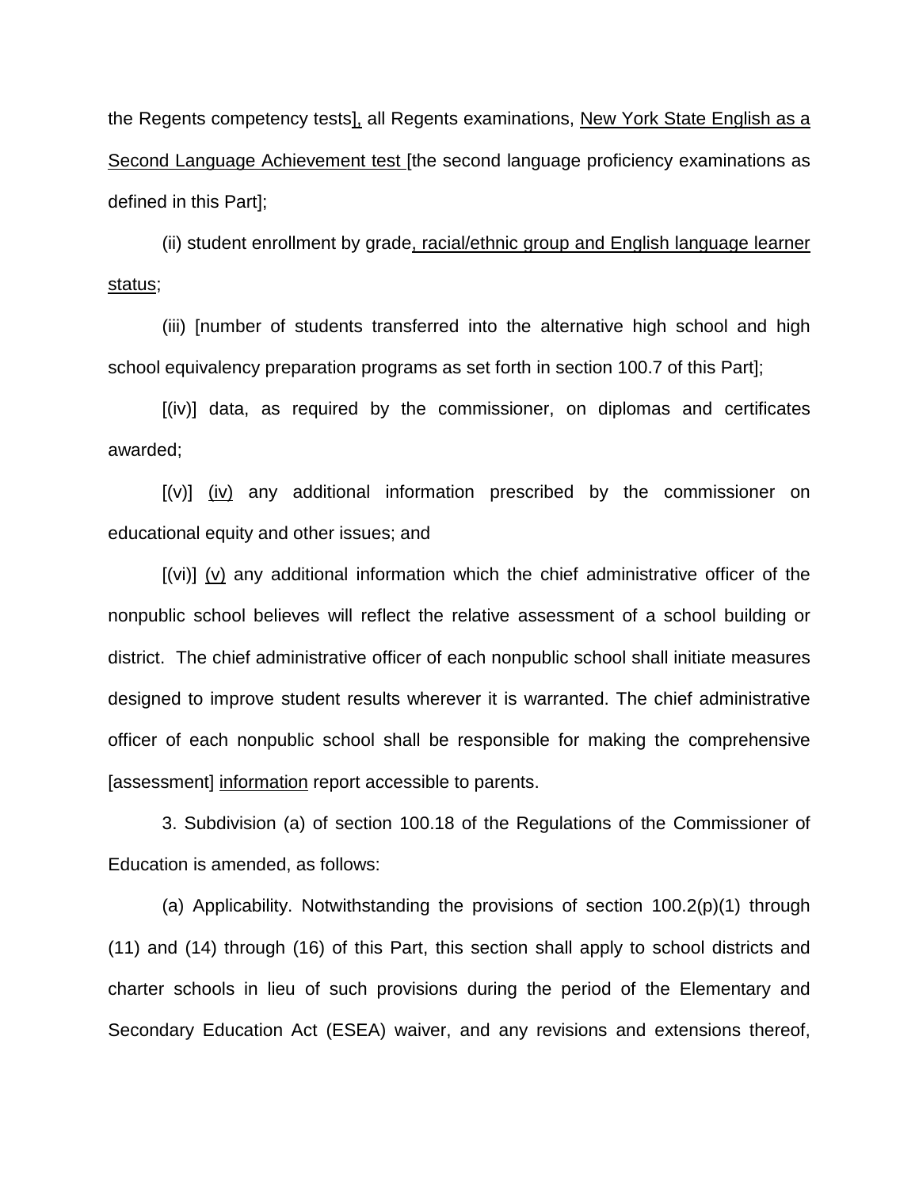the Regents competency tests], all Regents examinations, New York State English as a Second Language Achievement test [the second language proficiency examinations as defined in this Part];

(ii) student enrollment by grade, racial/ethnic group and English language learner status;

(iii) [number of students transferred into the alternative high school and high school equivalency preparation programs as set forth in section 100.7 of this Part];

[(iv)] data, as required by the commissioner, on diplomas and certificates awarded;

[(v)] (iv) any additional information prescribed by the commissioner on educational equity and other issues; and

[(vi)] (v) any additional information which the chief administrative officer of the nonpublic school believes will reflect the relative assessment of a school building or district. The chief administrative officer of each nonpublic school shall initiate measures designed to improve student results wherever it is warranted. The chief administrative officer of each nonpublic school shall be responsible for making the comprehensive [assessment] information report accessible to parents.

3. Subdivision (a) of section 100.18 of the Regulations of the Commissioner of Education is amended, as follows:

(a) Applicability. Notwithstanding the provisions of section 100.2(p)(1) through (11) and (14) through (16) of this Part, this section shall apply to school districts and charter schools in lieu of such provisions during the period of the Elementary and Secondary Education Act (ESEA) waiver, and any revisions and extensions thereof,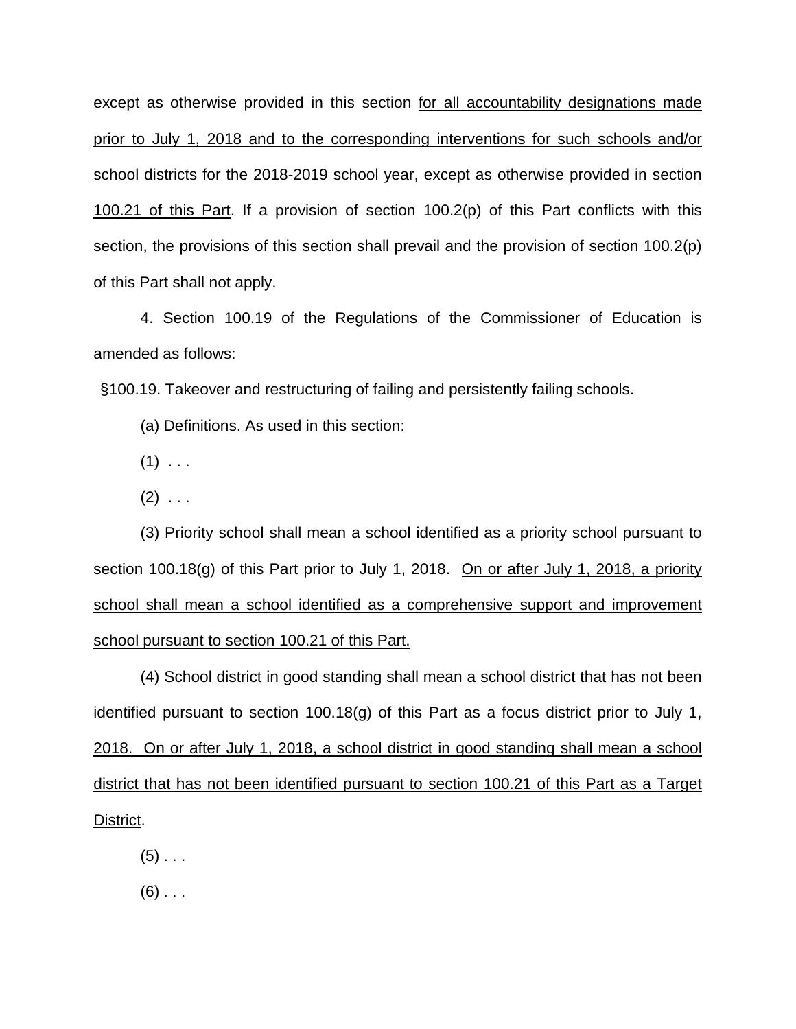except as otherwise provided in this section for all accountability designations made prior to July 1, 2018 and to the corresponding interventions for such schools and/or school districts for the 2018-2019 school year, except as otherwise provided in section 100.21 of this Part. If a provision of section 100.2(p) of this Part conflicts with this section, the provisions of this section shall prevail and the provision of section 100.2(p) of this Part shall not apply.

4. Section 100.19 of the Regulations of the Commissioner of Education is amended as follows:

§100.19. Takeover and restructuring of failing and persistently failing schools.

(a) Definitions. As used in this section:

(1) . . .

(2) . . .

(3) Priority school shall mean a school identified as a priority school pursuant to section 100.18(g) of this Part prior to July 1, 2018. On or after July 1, 2018, a priority school shall mean a school identified as a comprehensive support and improvement school pursuant to section 100.21 of this Part.

(4) School district in good standing shall mean a school district that has not been identified pursuant to section 100.18(g) of this Part as a focus district prior to July 1, 2018. On or after July 1, 2018, a school district in good standing shall mean a school district that has not been identified pursuant to section 100.21 of this Part as a Target District.

(5) . . .

(6) . . .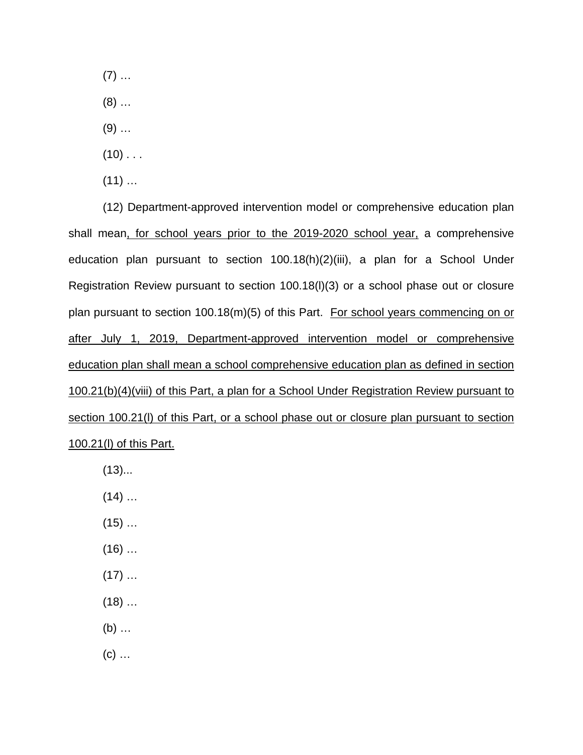(7) …

(8) …

(9) …

(10) . . .

(11) …

(12) Department-approved intervention model or comprehensive education plan shall mean<u>, for school years prior to the 2019-2020 school year,</u> a comprehensive education plan pursuant to section 100.18(h)(2)(iii), a plan for a School Under Registration Review pursuant to section 100.18(l)(3) or a school phase out or closure plan pursuant to section 100.18(m)(5) of this Part. <u>For school years commencing on or after July 1, 2019, Department-approved intervention model or comprehensive education plan shall mean a school comprehensive education plan as defined in section 100.21(b)(4)(viii) of this Part, a plan for a School Under Registration Review pursuant to section 100.21(l) of this Part, or a school phase out or closure plan pursuant to section 100.21(l) of this Part.</u>

(13)...

(14) …

(15) …

(16) …

(17) …

(18) …

(b) …

(c) …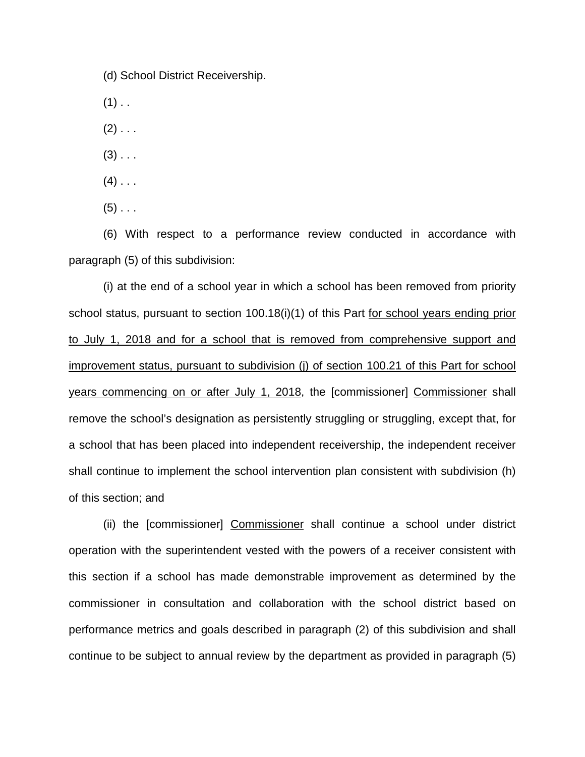(d) School District Receivership.

(1) . .

(2) . . .

(3) . . .

(4) . . .

(5) . . .

(6) With respect to a performance review conducted in accordance with paragraph (5) of this subdivision:

(i) at the end of a school year in which a school has been removed from priority school status, pursuant to section 100.18(i)(1) of this Part <u>for school years ending prior to July 1, 2018 and for a school that is removed from comprehensive support and improvement status, pursuant to subdivision (j) of section 100.21 of this Part for school years commencing on or after July 1, 2018</u>, the [commissioner] <u>Commissioner</u> shall remove the school's designation as persistently struggling or struggling, except that, for a school that has been placed into independent receivership, the independent receiver shall continue to implement the school intervention plan consistent with subdivision (h) of this section; and

(ii) the [commissioner] <u>Commissioner</u> shall continue a school under district operation with the superintendent vested with the powers of a receiver consistent with this section if a school has made demonstrable improvement as determined by the commissioner in consultation and collaboration with the school district based on performance metrics and goals described in paragraph (2) of this subdivision and shall continue to be subject to annual review by the department as provided in paragraph (5)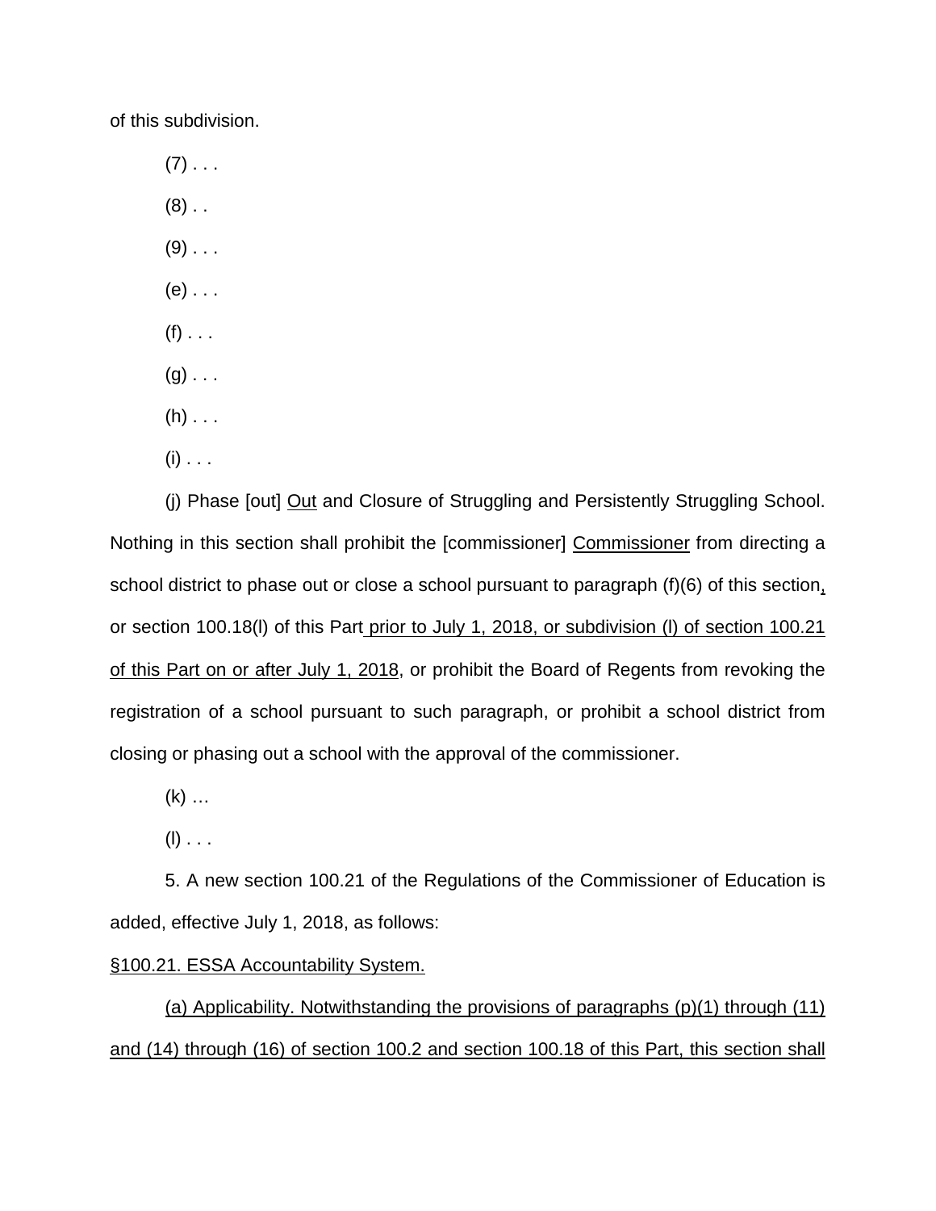of this subdivision.

(7) . . .

(8) . .

(9) . . .

(e) . . .

(f) . . .

(g) . . .

(h) . . .

(i) . . .

(j) Phase [out] <u>Out</u> and Closure of Struggling and Persistently Struggling School. Nothing in this section shall prohibit the [commissioner] <u>Commissioner</u> from directing a school district to phase out or close a school pursuant to paragraph (f)(6) of this section<u>,</u> or section 100.18(l) of this Part<u> prior to July 1, 2018, or subdivision (l) of section 100.21 of this Part on or after July 1, 2018</u>, or prohibit the Board of Regents from revoking the registration of a school pursuant to such paragraph, or prohibit a school district from closing or phasing out a school with the approval of the commissioner.

(k) …

(l) . . .

5. A new section 100.21 of the Regulations of the Commissioner of Education is added, effective July 1, 2018, as follows:

<u>§100.21. ESSA Accountability System.</u>

<u>(a) Applicability. Notwithstanding the provisions of paragraphs (p)(1) through (11) and (14) through (16) of section 100.2 and section 100.18 of this Part, this section shall</u>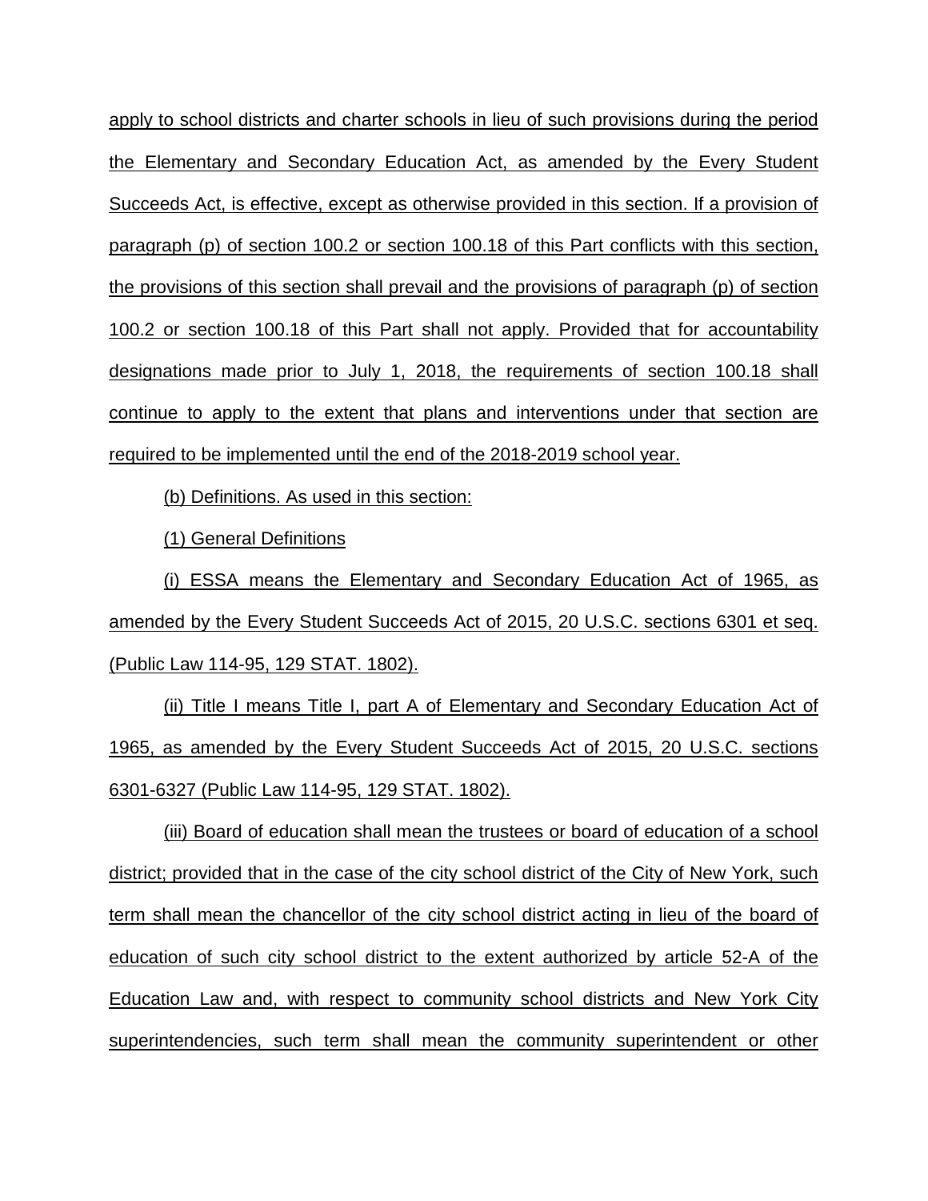apply to school districts and charter schools in lieu of such provisions during the period the Elementary and Secondary Education Act, as amended by the Every Student Succeeds Act, is effective, except as otherwise provided in this section. If a provision of paragraph (p) of section 100.2 or section 100.18 of this Part conflicts with this section, the provisions of this section shall prevail and the provisions of paragraph (p) of section 100.2 or section 100.18 of this Part shall not apply. Provided that for accountability designations made prior to July 1, 2018, the requirements of section 100.18 shall continue to apply to the extent that plans and interventions under that section are required to be implemented until the end of the 2018-2019 school year.

(b) Definitions. As used in this section:

(1) General Definitions

(i) ESSA means the Elementary and Secondary Education Act of 1965, as amended by the Every Student Succeeds Act of 2015, 20 U.S.C. sections 6301 et seq. (Public Law 114-95, 129 STAT. 1802).

(ii) Title I means Title I, part A of Elementary and Secondary Education Act of 1965, as amended by the Every Student Succeeds Act of 2015, 20 U.S.C. sections 6301-6327 (Public Law 114-95, 129 STAT. 1802).

(iii) Board of education shall mean the trustees or board of education of a school district; provided that in the case of the city school district of the City of New York, such term shall mean the chancellor of the city school district acting in lieu of the board of education of such city school district to the extent authorized by article 52-A of the Education Law and, with respect to community school districts and New York City superintendencies, such term shall mean the community superintendent or other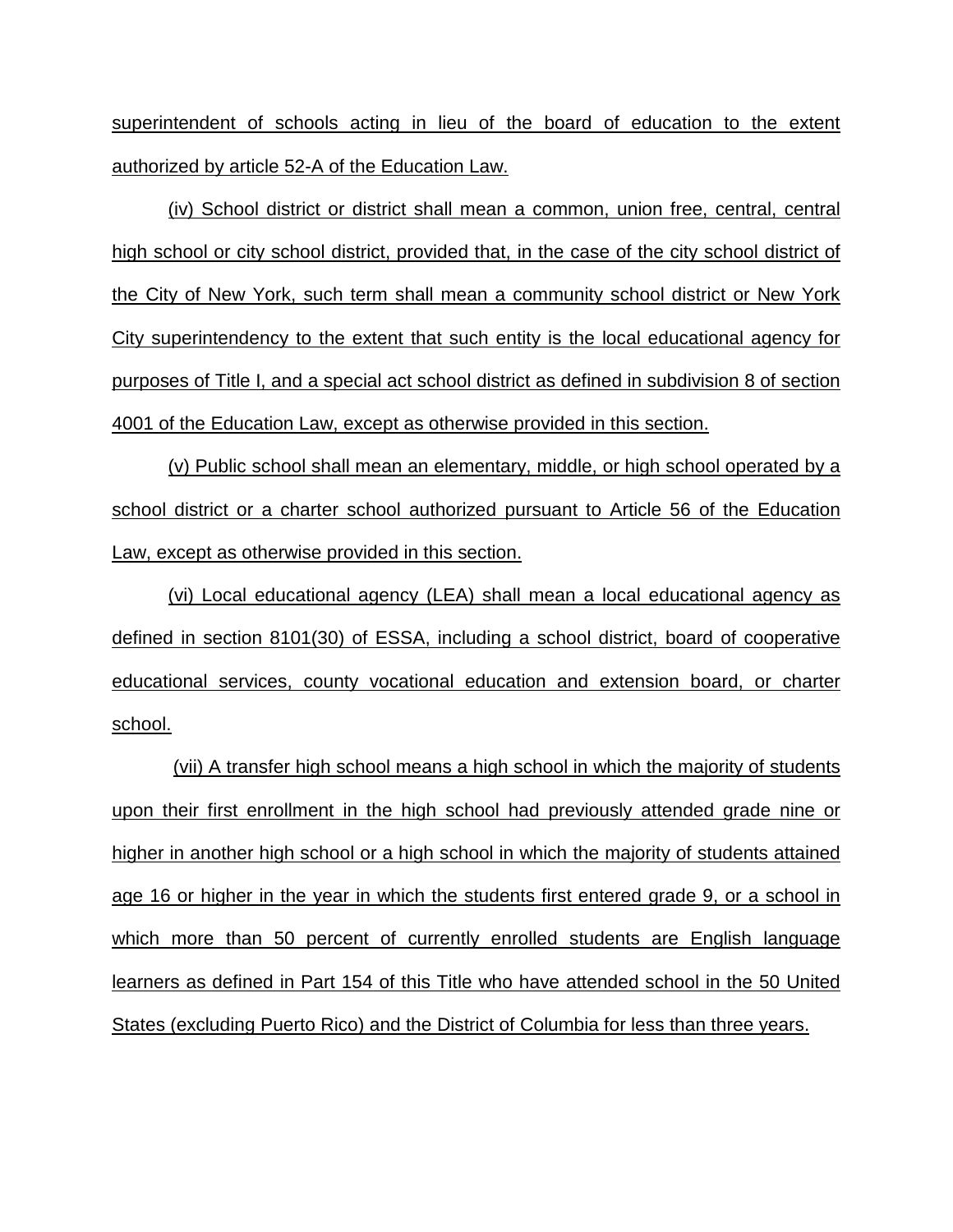superintendent of schools acting in lieu of the board of education to the extent authorized by article 52-A of the Education Law.

(iv) School district or district shall mean a common, union free, central, central high school or city school district, provided that, in the case of the city school district of the City of New York, such term shall mean a community school district or New York City superintendency to the extent that such entity is the local educational agency for purposes of Title I, and a special act school district as defined in subdivision 8 of section 4001 of the Education Law, except as otherwise provided in this section.

(v) Public school shall mean an elementary, middle, or high school operated by a school district or a charter school authorized pursuant to Article 56 of the Education Law, except as otherwise provided in this section.

(vi) Local educational agency (LEA) shall mean a local educational agency as defined in section 8101(30) of ESSA, including a school district, board of cooperative educational services, county vocational education and extension board, or charter school.

(vii) A transfer high school means a high school in which the majority of students upon their first enrollment in the high school had previously attended grade nine or higher in another high school or a high school in which the majority of students attained age 16 or higher in the year in which the students first entered grade 9, or a school in which more than 50 percent of currently enrolled students are English language learners as defined in Part 154 of this Title who have attended school in the 50 United States (excluding Puerto Rico) and the District of Columbia for less than three years.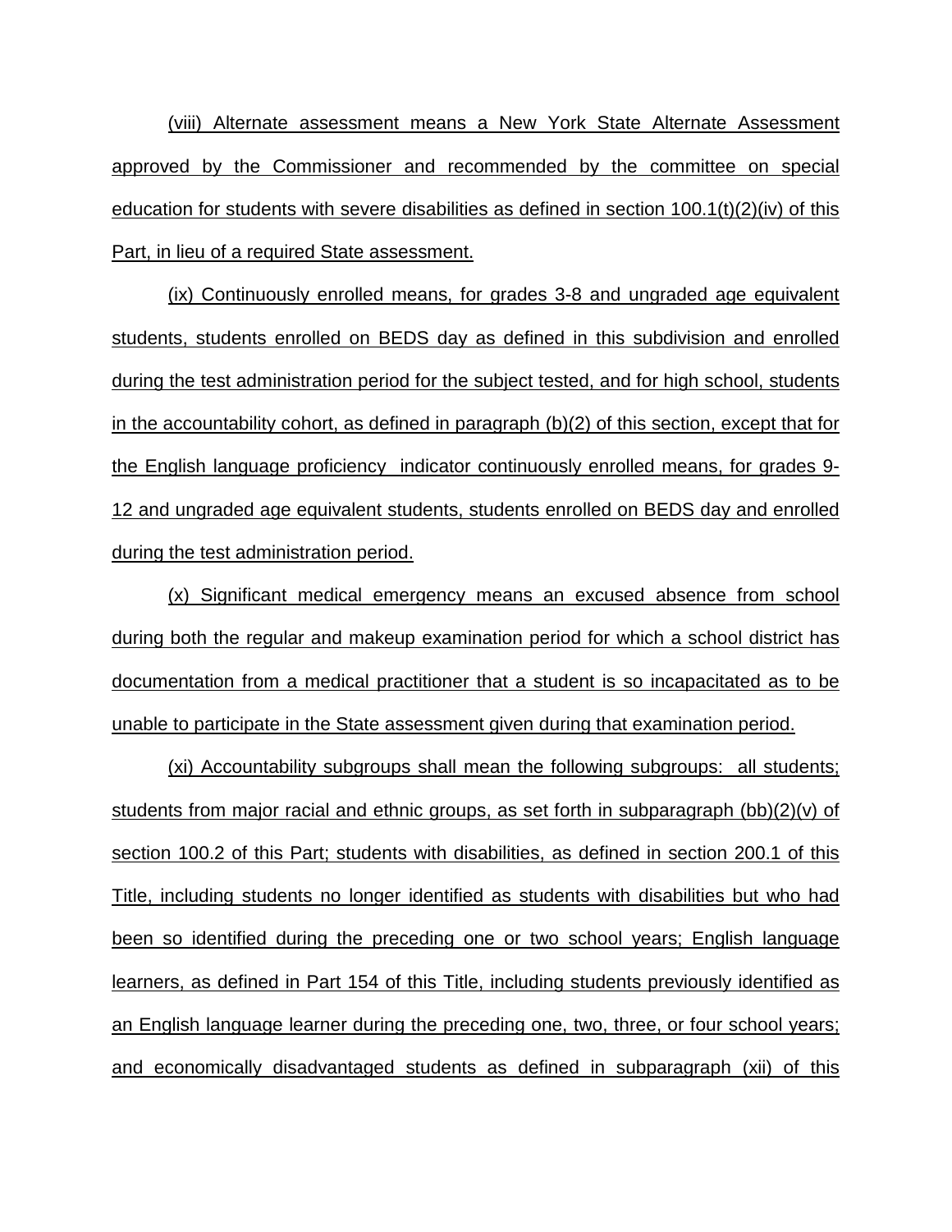(viii) Alternate assessment means a New York State Alternate Assessment approved by the Commissioner and recommended by the committee on special education for students with severe disabilities as defined in section 100.1(t)(2)(iv) of this Part, in lieu of a required State assessment.

(ix) Continuously enrolled means, for grades 3-8 and ungraded age equivalent students, students enrolled on BEDS day as defined in this subdivision and enrolled during the test administration period for the subject tested, and for high school, students in the accountability cohort, as defined in paragraph (b)(2) of this section, except that for the English language proficiency indicator continuously enrolled means, for grades 9-12 and ungraded age equivalent students, students enrolled on BEDS day and enrolled during the test administration period.

(x) Significant medical emergency means an excused absence from school during both the regular and makeup examination period for which a school district has documentation from a medical practitioner that a student is so incapacitated as to be unable to participate in the State assessment given during that examination period.

(xi) Accountability subgroups shall mean the following subgroups: all students; students from major racial and ethnic groups, as set forth in subparagraph (bb)(2)(v) of section 100.2 of this Part; students with disabilities, as defined in section 200.1 of this Title, including students no longer identified as students with disabilities but who had been so identified during the preceding one or two school years; English language learners, as defined in Part 154 of this Title, including students previously identified as an English language learner during the preceding one, two, three, or four school years; and economically disadvantaged students as defined in subparagraph (xii) of this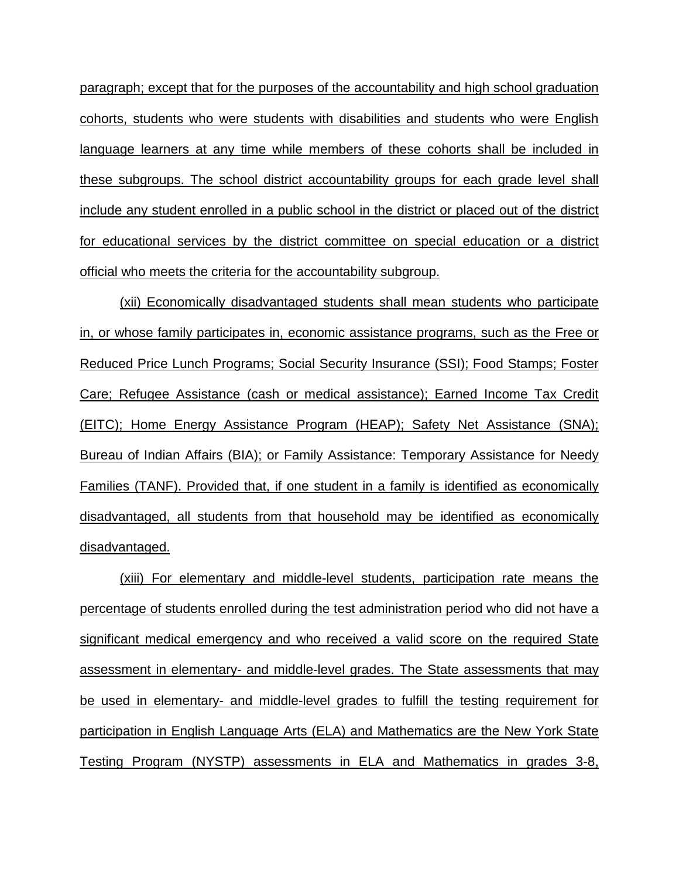paragraph; except that for the purposes of the accountability and high school graduation cohorts, students who were students with disabilities and students who were English language learners at any time while members of these cohorts shall be included in these subgroups. The school district accountability groups for each grade level shall include any student enrolled in a public school in the district or placed out of the district for educational services by the district committee on special education or a district official who meets the criteria for the accountability subgroup.

(xii) Economically disadvantaged students shall mean students who participate in, or whose family participates in, economic assistance programs, such as the Free or Reduced Price Lunch Programs; Social Security Insurance (SSI); Food Stamps; Foster Care; Refugee Assistance (cash or medical assistance); Earned Income Tax Credit (EITC); Home Energy Assistance Program (HEAP); Safety Net Assistance (SNA); Bureau of Indian Affairs (BIA); or Family Assistance: Temporary Assistance for Needy Families (TANF). Provided that, if one student in a family is identified as economically disadvantaged, all students from that household may be identified as economically disadvantaged.

(xiii) For elementary and middle-level students, participation rate means the percentage of students enrolled during the test administration period who did not have a significant medical emergency and who received a valid score on the required State assessment in elementary- and middle-level grades. The State assessments that may be used in elementary- and middle-level grades to fulfill the testing requirement for participation in English Language Arts (ELA) and Mathematics are the New York State Testing Program (NYSTP) assessments in ELA and Mathematics in grades 3-8,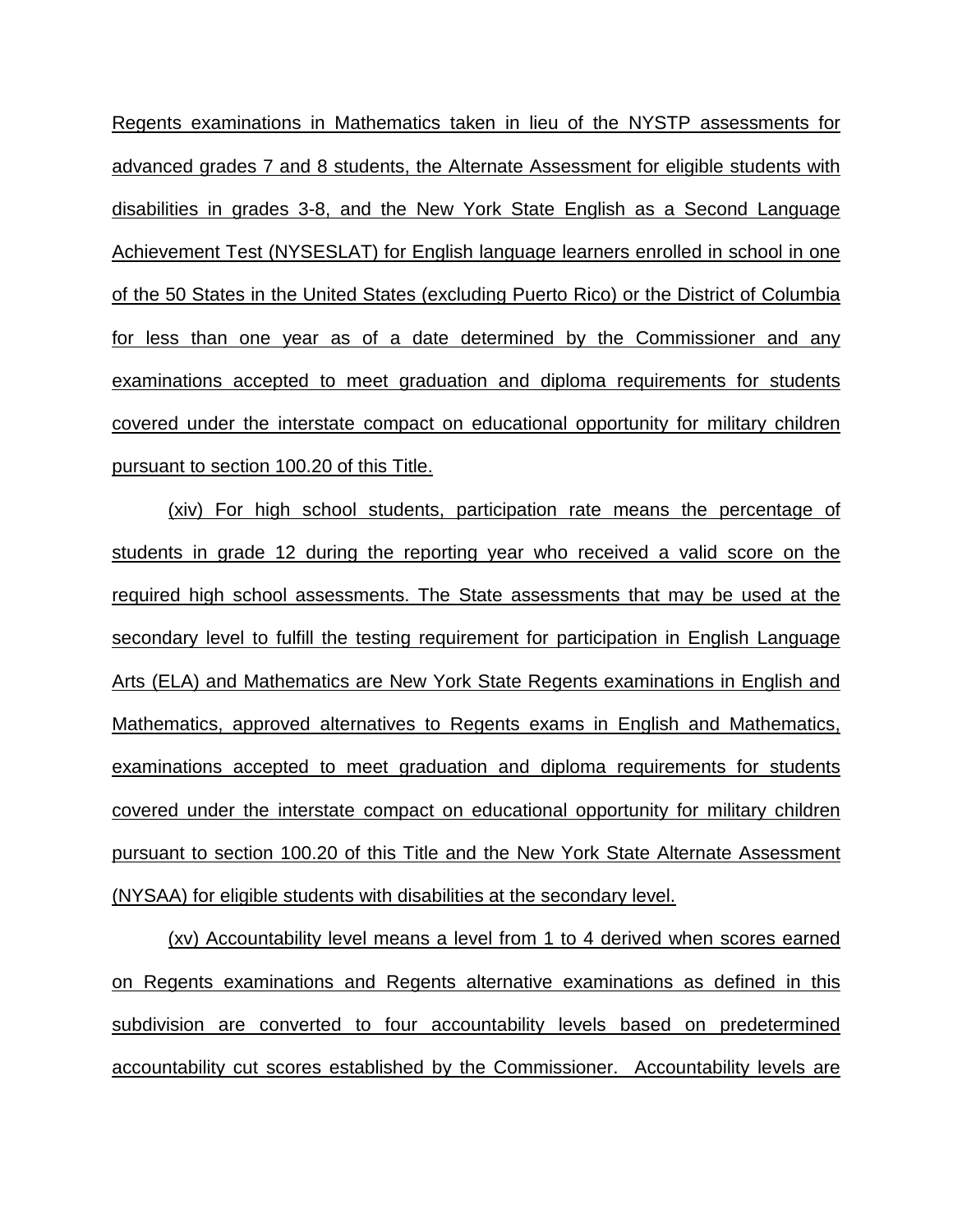Regents examinations in Mathematics taken in lieu of the NYSTP assessments for advanced grades 7 and 8 students, the Alternate Assessment for eligible students with disabilities in grades 3-8, and the New York State English as a Second Language Achievement Test (NYSESLAT) for English language learners enrolled in school in one of the 50 States in the United States (excluding Puerto Rico) or the District of Columbia for less than one year as of a date determined by the Commissioner and any examinations accepted to meet graduation and diploma requirements for students covered under the interstate compact on educational opportunity for military children pursuant to section 100.20 of this Title.

(xiv) For high school students, participation rate means the percentage of students in grade 12 during the reporting year who received a valid score on the required high school assessments. The State assessments that may be used at the secondary level to fulfill the testing requirement for participation in English Language Arts (ELA) and Mathematics are New York State Regents examinations in English and Mathematics, approved alternatives to Regents exams in English and Mathematics, examinations accepted to meet graduation and diploma requirements for students covered under the interstate compact on educational opportunity for military children pursuant to section 100.20 of this Title and the New York State Alternate Assessment (NYSAA) for eligible students with disabilities at the secondary level.

(xv) Accountability level means a level from 1 to 4 derived when scores earned on Regents examinations and Regents alternative examinations as defined in this subdivision are converted to four accountability levels based on predetermined accountability cut scores established by the Commissioner. Accountability levels are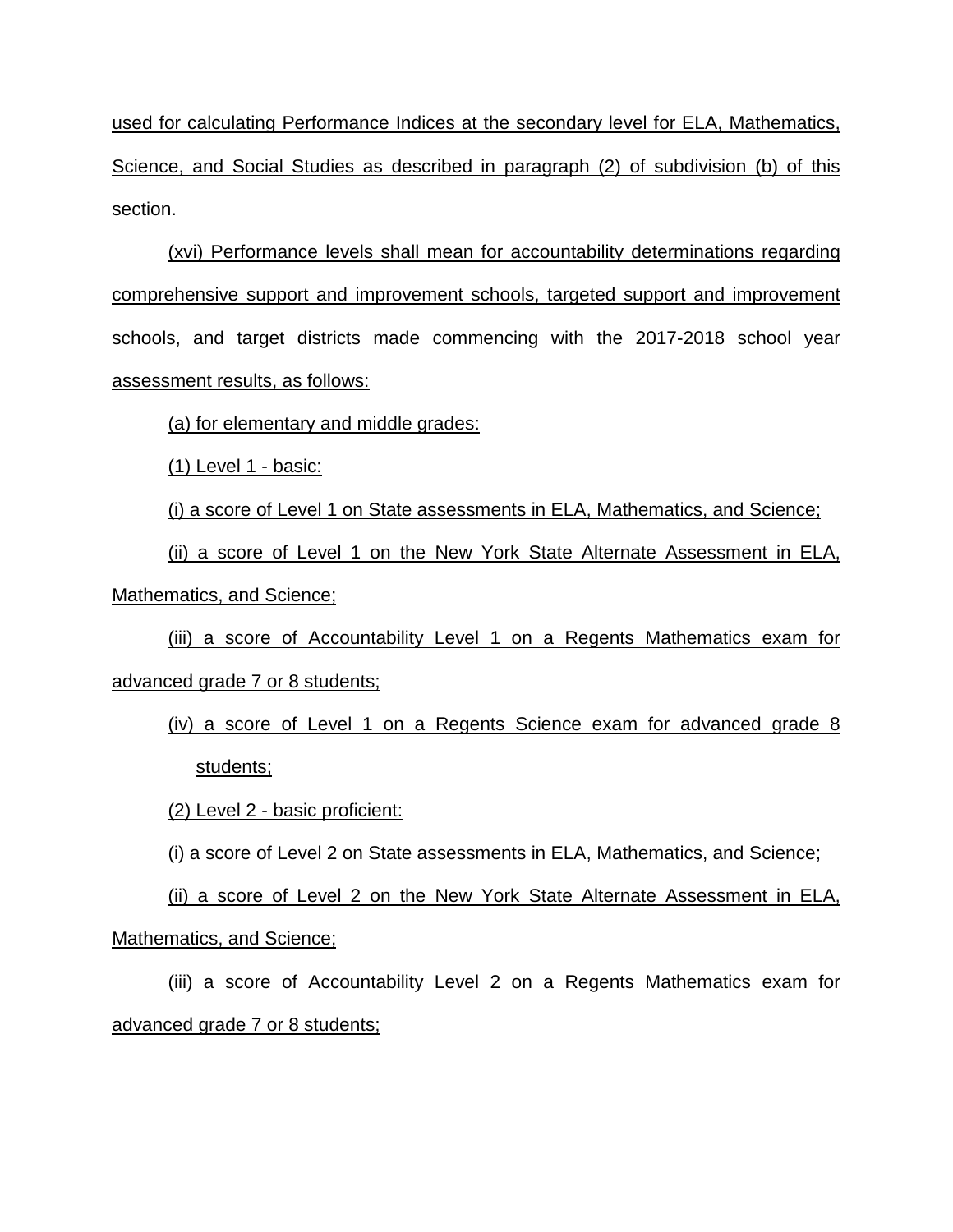used for calculating Performance Indices at the secondary level for ELA, Mathematics, Science, and Social Studies as described in paragraph (2) of subdivision (b) of this section.

(xvi) Performance levels shall mean for accountability determinations regarding comprehensive support and improvement schools, targeted support and improvement schools, and target districts made commencing with the 2017-2018 school year assessment results, as follows:

(a) for elementary and middle grades:

(1) Level 1 - basic:

(i) a score of Level 1 on State assessments in ELA, Mathematics, and Science;

(ii) a score of Level 1 on the New York State Alternate Assessment in ELA, Mathematics, and Science;

(iii) a score of Accountability Level 1 on a Regents Mathematics exam for advanced grade 7 or 8 students;

(iv) a score of Level 1 on a Regents Science exam for advanced grade 8 students;

(2) Level 2 - basic proficient:

(i) a score of Level 2 on State assessments in ELA, Mathematics, and Science;

(ii) a score of Level 2 on the New York State Alternate Assessment in ELA, Mathematics, and Science;

(iii) a score of Accountability Level 2 on a Regents Mathematics exam for advanced grade 7 or 8 students;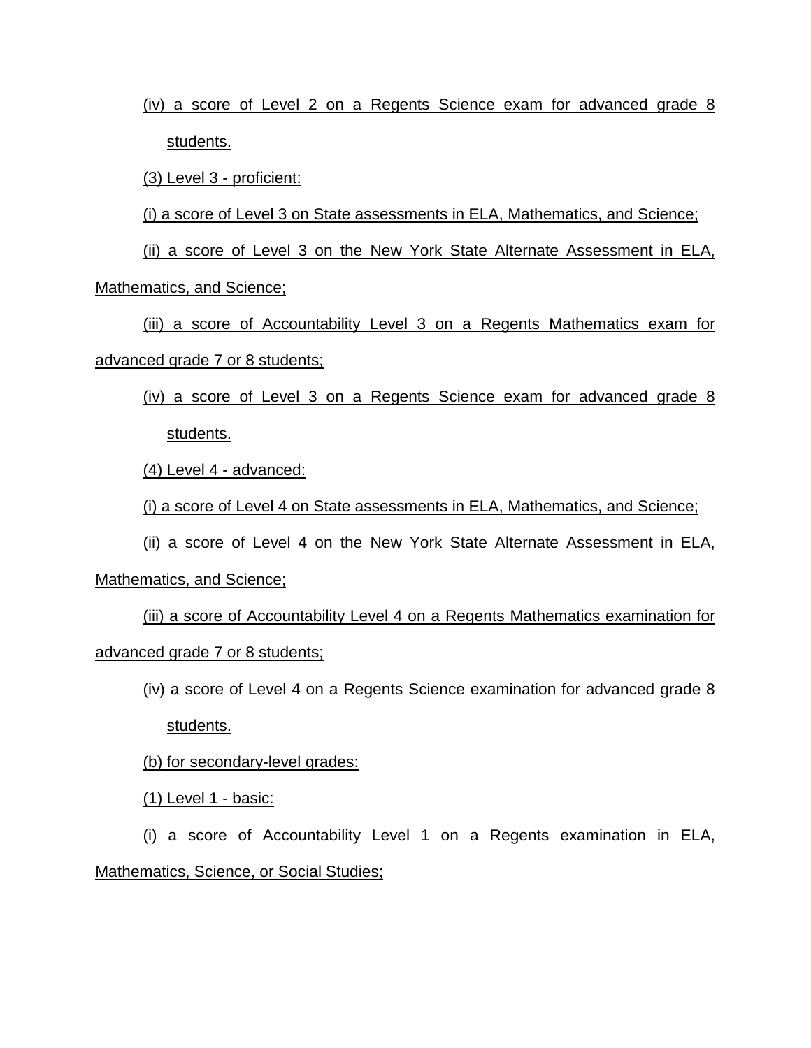(iv) a score of Level 2 on a Regents Science exam for advanced grade 8 students.

(3) Level 3 - proficient:

(i) a score of Level 3 on State assessments in ELA, Mathematics, and Science;

(ii) a score of Level 3 on the New York State Alternate Assessment in ELA, Mathematics, and Science;

(iii) a score of Accountability Level 3 on a Regents Mathematics exam for advanced grade 7 or 8 students;

(iv) a score of Level 3 on a Regents Science exam for advanced grade 8 students.

(4) Level 4 - advanced:

(i) a score of Level 4 on State assessments in ELA, Mathematics, and Science;

(ii) a score of Level 4 on the New York State Alternate Assessment in ELA, Mathematics, and Science;

(iii) a score of Accountability Level 4 on a Regents Mathematics examination for advanced grade 7 or 8 students;

(iv) a score of Level 4 on a Regents Science examination for advanced grade 8 students.

(b) for secondary-level grades:

(1) Level 1 - basic:

(i) a score of Accountability Level 1 on a Regents examination in ELA, Mathematics, Science, or Social Studies;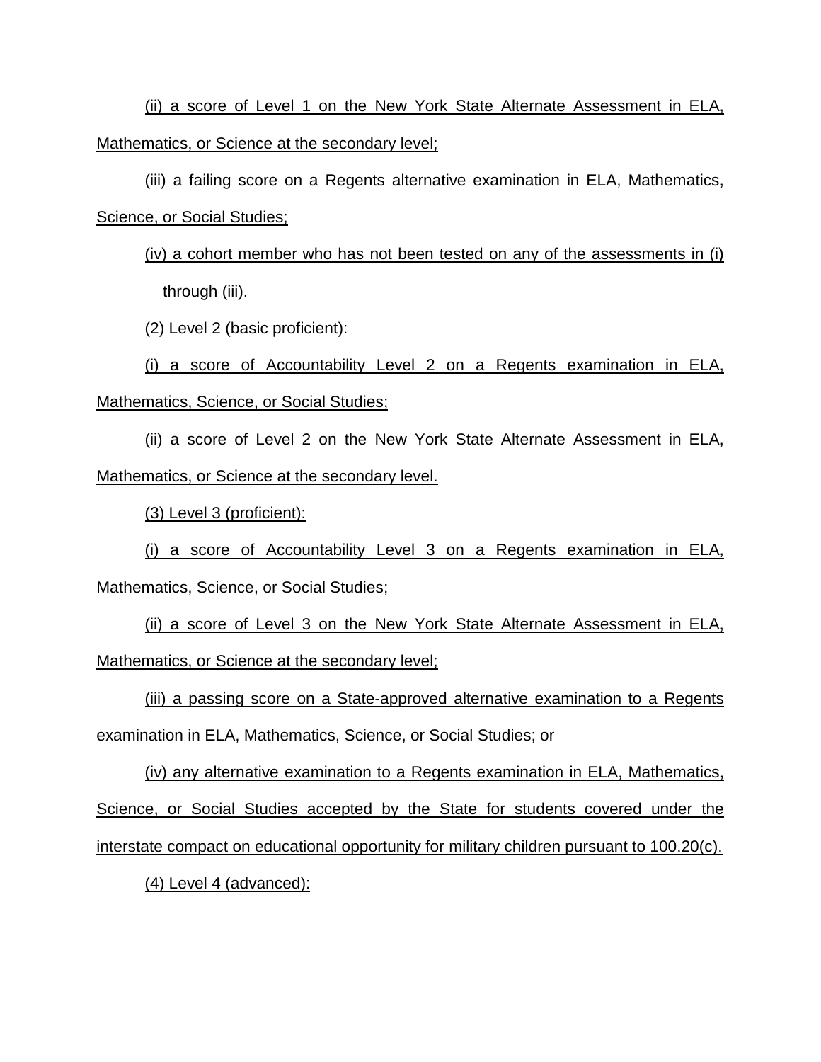(ii) a score of Level 1 on the New York State Alternate Assessment in ELA, Mathematics, or Science at the secondary level;

(iii) a failing score on a Regents alternative examination in ELA, Mathematics, Science, or Social Studies;

(iv) a cohort member who has not been tested on any of the assessments in (i) through (iii).

(2) Level 2 (basic proficient):

(i) a score of Accountability Level 2 on a Regents examination in ELA, Mathematics, Science, or Social Studies;

(ii) a score of Level 2 on the New York State Alternate Assessment in ELA, Mathematics, or Science at the secondary level.

(3) Level 3 (proficient):

(i) a score of Accountability Level 3 on a Regents examination in ELA, Mathematics, Science, or Social Studies;

(ii) a score of Level 3 on the New York State Alternate Assessment in ELA, Mathematics, or Science at the secondary level;

(iii) a passing score on a State-approved alternative examination to a Regents examination in ELA, Mathematics, Science, or Social Studies; or

(iv) any alternative examination to a Regents examination in ELA, Mathematics, Science, or Social Studies accepted by the State for students covered under the interstate compact on educational opportunity for military children pursuant to 100.20(c).

(4) Level 4 (advanced):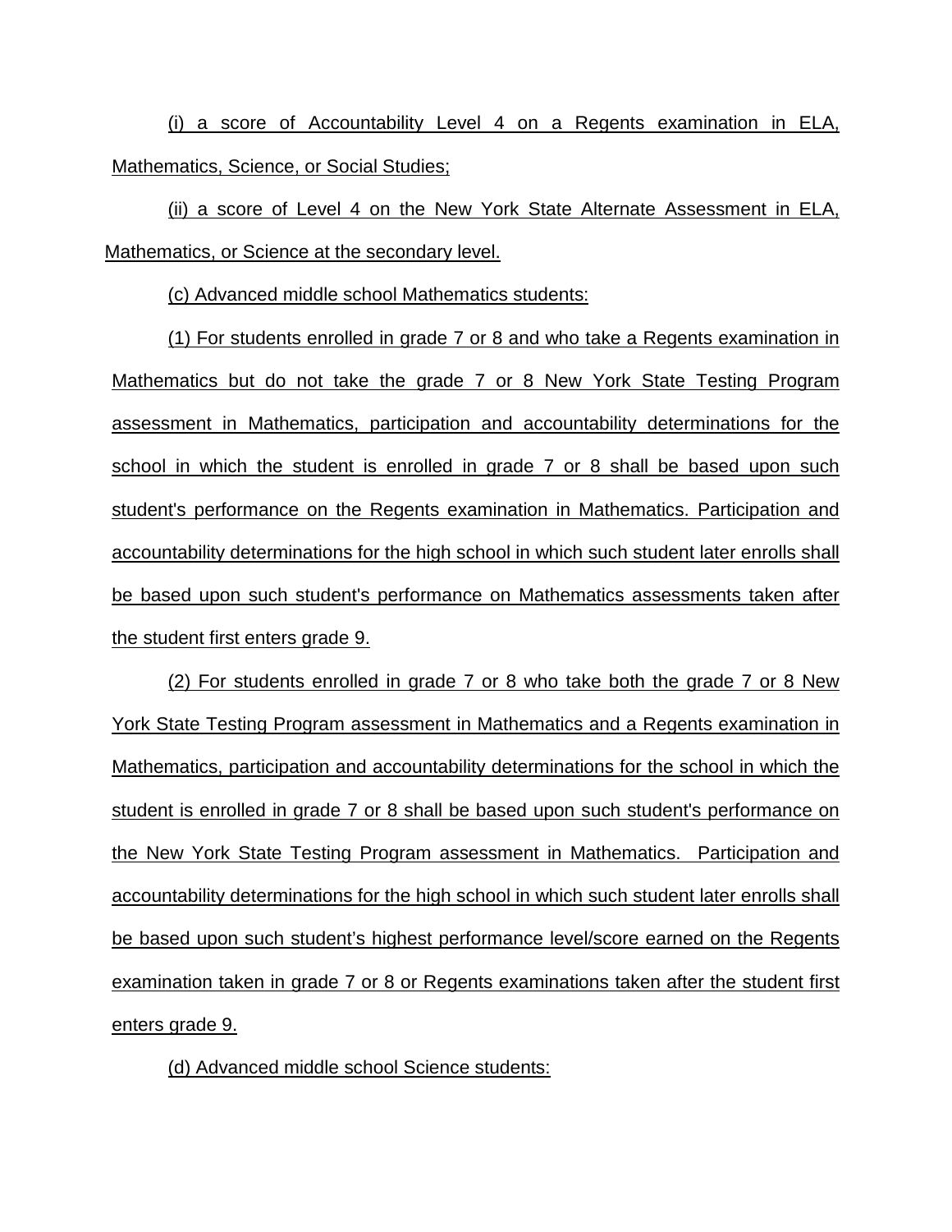(i) a score of Accountability Level 4 on a Regents examination in ELA, Mathematics, Science, or Social Studies;

(ii) a score of Level 4 on the New York State Alternate Assessment in ELA, Mathematics, or Science at the secondary level.

(c) Advanced middle school Mathematics students:

(1) For students enrolled in grade 7 or 8 and who take a Regents examination in Mathematics but do not take the grade 7 or 8 New York State Testing Program assessment in Mathematics, participation and accountability determinations for the school in which the student is enrolled in grade 7 or 8 shall be based upon such student's performance on the Regents examination in Mathematics. Participation and accountability determinations for the high school in which such student later enrolls shall be based upon such student's performance on Mathematics assessments taken after the student first enters grade 9.

(2) For students enrolled in grade 7 or 8 who take both the grade 7 or 8 New York State Testing Program assessment in Mathematics and a Regents examination in Mathematics, participation and accountability determinations for the school in which the student is enrolled in grade 7 or 8 shall be based upon such student's performance on the New York State Testing Program assessment in Mathematics. Participation and accountability determinations for the high school in which such student later enrolls shall be based upon such student's highest performance level/score earned on the Regents examination taken in grade 7 or 8 or Regents examinations taken after the student first enters grade 9.

(d) Advanced middle school Science students: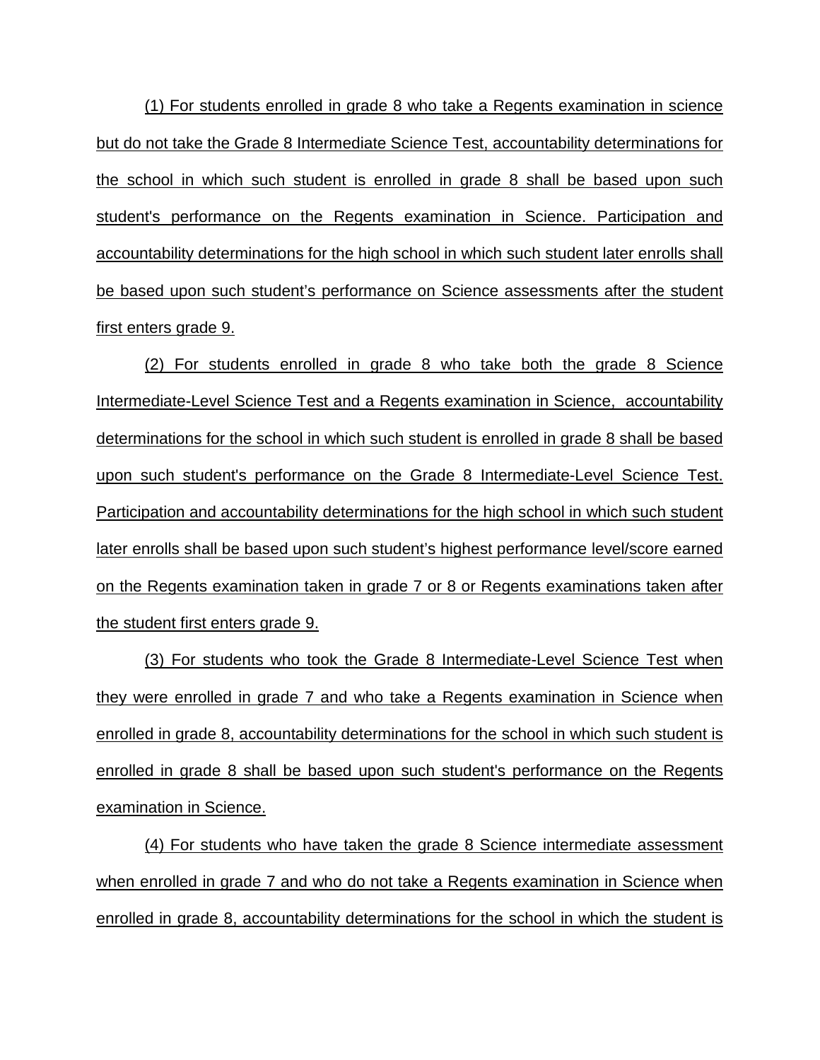(1) For students enrolled in grade 8 who take a Regents examination in science but do not take the Grade 8 Intermediate Science Test, accountability determinations for the school in which such student is enrolled in grade 8 shall be based upon such student's performance on the Regents examination in Science. Participation and accountability determinations for the high school in which such student later enrolls shall be based upon such student's performance on Science assessments after the student first enters grade 9.

(2) For students enrolled in grade 8 who take both the grade 8 Science Intermediate-Level Science Test and a Regents examination in Science, accountability determinations for the school in which such student is enrolled in grade 8 shall be based upon such student's performance on the Grade 8 Intermediate-Level Science Test. Participation and accountability determinations for the high school in which such student later enrolls shall be based upon such student's highest performance level/score earned on the Regents examination taken in grade 7 or 8 or Regents examinations taken after the student first enters grade 9.

(3) For students who took the Grade 8 Intermediate-Level Science Test when they were enrolled in grade 7 and who take a Regents examination in Science when enrolled in grade 8, accountability determinations for the school in which such student is enrolled in grade 8 shall be based upon such student's performance on the Regents examination in Science.

(4) For students who have taken the grade 8 Science intermediate assessment when enrolled in grade 7 and who do not take a Regents examination in Science when enrolled in grade 8, accountability determinations for the school in which the student is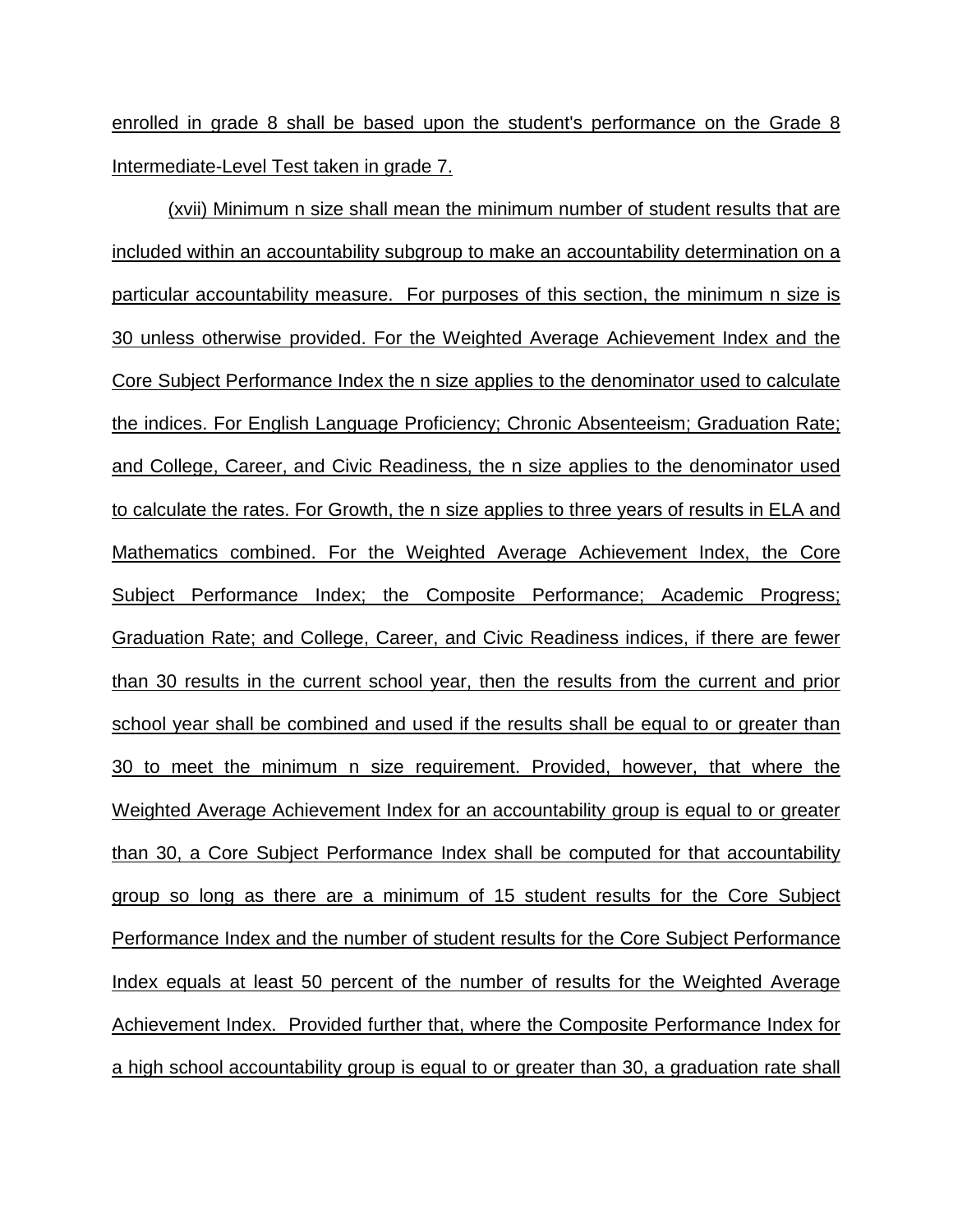enrolled in grade 8 shall be based upon the student's performance on the Grade 8 Intermediate-Level Test taken in grade 7.

(xvii) Minimum n size shall mean the minimum number of student results that are included within an accountability subgroup to make an accountability determination on a particular accountability measure. For purposes of this section, the minimum n size is 30 unless otherwise provided. For the Weighted Average Achievement Index and the Core Subject Performance Index the n size applies to the denominator used to calculate the indices. For English Language Proficiency; Chronic Absenteeism; Graduation Rate; and College, Career, and Civic Readiness, the n size applies to the denominator used to calculate the rates. For Growth, the n size applies to three years of results in ELA and Mathematics combined. For the Weighted Average Achievement Index, the Core Subject Performance Index; the Composite Performance; Academic Progress; Graduation Rate; and College, Career, and Civic Readiness indices, if there are fewer than 30 results in the current school year, then the results from the current and prior school year shall be combined and used if the results shall be equal to or greater than 30 to meet the minimum n size requirement. Provided, however, that where the Weighted Average Achievement Index for an accountability group is equal to or greater than 30, a Core Subject Performance Index shall be computed for that accountability group so long as there are a minimum of 15 student results for the Core Subject Performance Index and the number of student results for the Core Subject Performance Index equals at least 50 percent of the number of results for the Weighted Average Achievement Index. Provided further that, where the Composite Performance Index for a high school accountability group is equal to or greater than 30, a graduation rate shall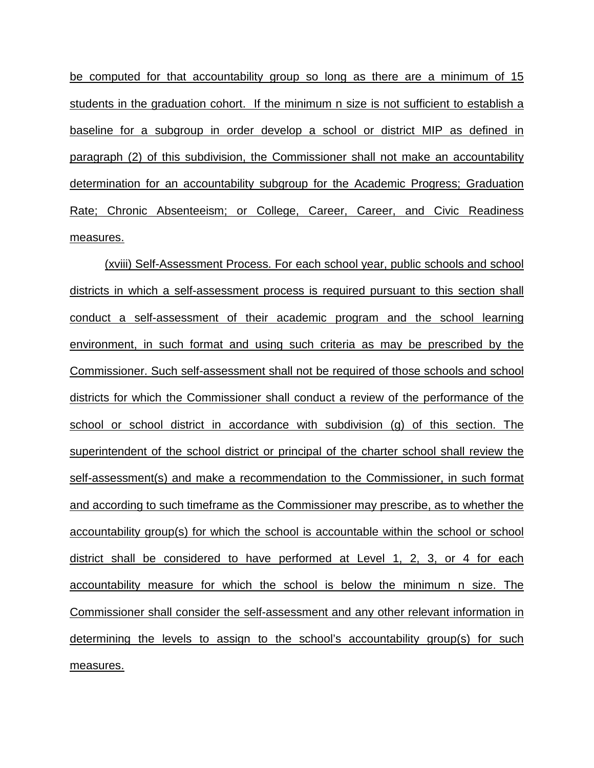be computed for that accountability group so long as there are a minimum of 15 students in the graduation cohort. If the minimum n size is not sufficient to establish a baseline for a subgroup in order develop a school or district MIP as defined in paragraph (2) of this subdivision, the Commissioner shall not make an accountability determination for an accountability subgroup for the Academic Progress; Graduation Rate; Chronic Absenteeism; or College, Career, Career, and Civic Readiness measures.

(xviii) Self-Assessment Process. For each school year, public schools and school districts in which a self-assessment process is required pursuant to this section shall conduct a self-assessment of their academic program and the school learning environment, in such format and using such criteria as may be prescribed by the Commissioner. Such self-assessment shall not be required of those schools and school districts for which the Commissioner shall conduct a review of the performance of the school or school district in accordance with subdivision (g) of this section. The superintendent of the school district or principal of the charter school shall review the self-assessment(s) and make a recommendation to the Commissioner, in such format and according to such timeframe as the Commissioner may prescribe, as to whether the accountability group(s) for which the school is accountable within the school or school district shall be considered to have performed at Level 1, 2, 3, or 4 for each accountability measure for which the school is below the minimum n size. The Commissioner shall consider the self-assessment and any other relevant information in determining the levels to assign to the school's accountability group(s) for such measures.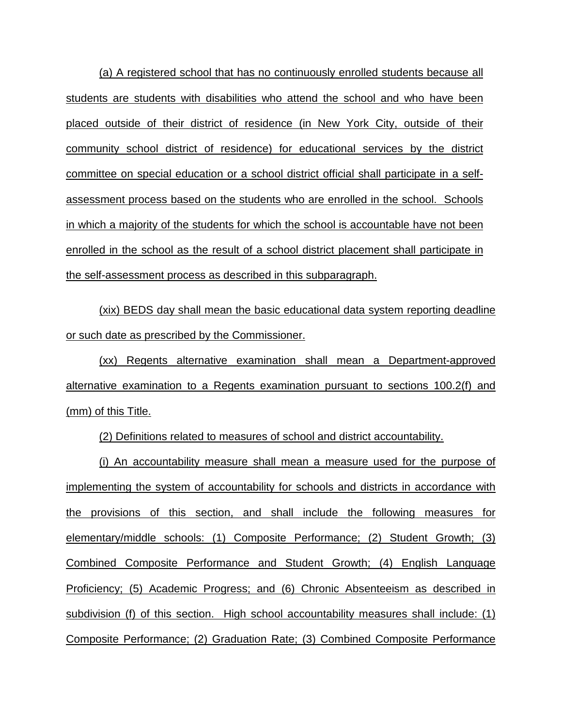(a) A registered school that has no continuously enrolled students because all students are students with disabilities who attend the school and who have been placed outside of their district of residence (in New York City, outside of their community school district of residence) for educational services by the district committee on special education or a school district official shall participate in a self-assessment process based on the students who are enrolled in the school. Schools in which a majority of the students for which the school is accountable have not been enrolled in the school as the result of a school district placement shall participate in the self-assessment process as described in this subparagraph.

(xix) BEDS day shall mean the basic educational data system reporting deadline or such date as prescribed by the Commissioner.

(xx) Regents alternative examination shall mean a Department-approved alternative examination to a Regents examination pursuant to sections 100.2(f) and (mm) of this Title.

(2) Definitions related to measures of school and district accountability.

(i) An accountability measure shall mean a measure used for the purpose of implementing the system of accountability for schools and districts in accordance with the provisions of this section, and shall include the following measures for elementary/middle schools: (1) Composite Performance; (2) Student Growth; (3) Combined Composite Performance and Student Growth; (4) English Language Proficiency; (5) Academic Progress; and (6) Chronic Absenteeism as described in subdivision (f) of this section. High school accountability measures shall include: (1) Composite Performance; (2) Graduation Rate; (3) Combined Composite Performance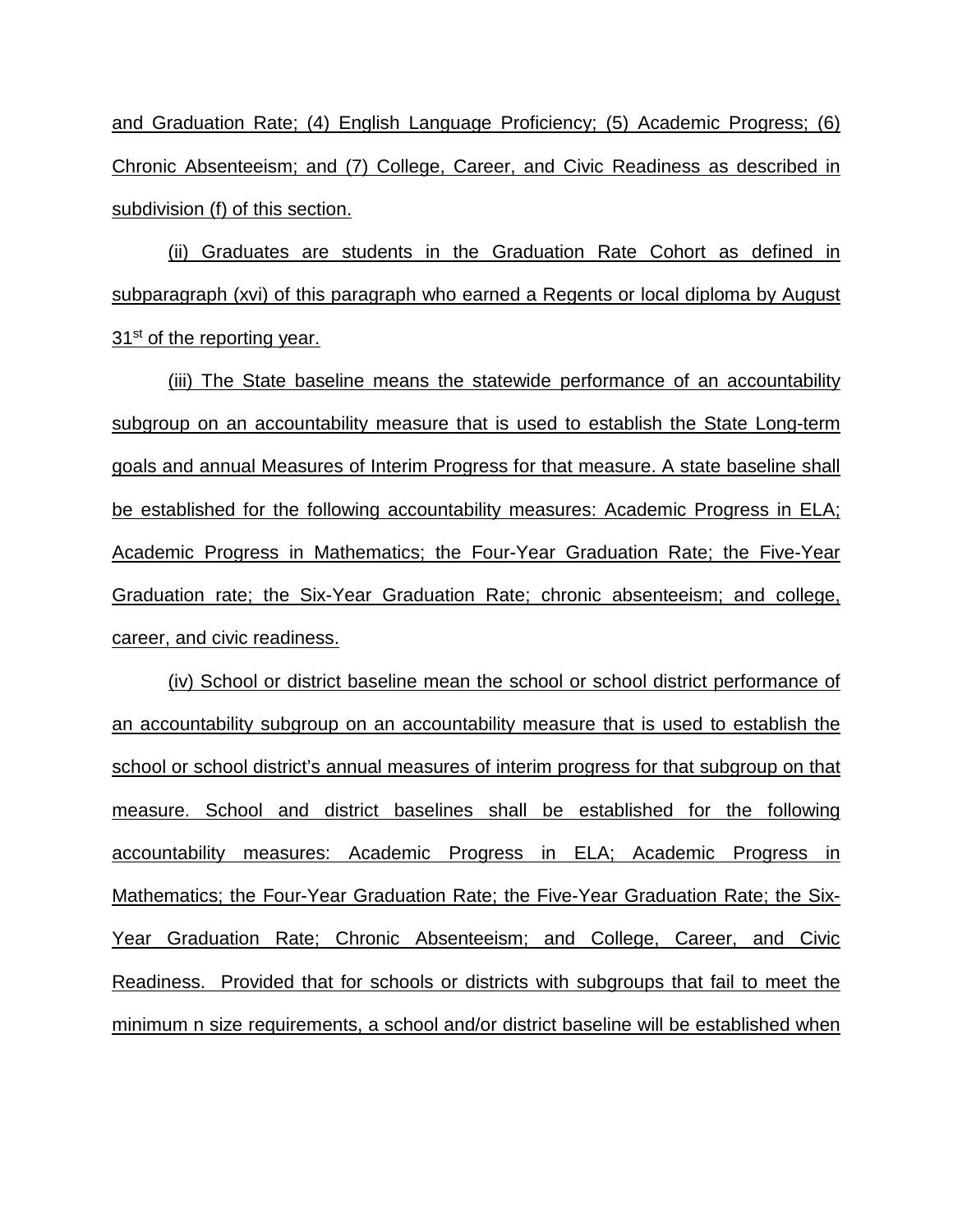and Graduation Rate; (4) English Language Proficiency; (5) Academic Progress; (6) Chronic Absenteeism; and (7) College, Career, and Civic Readiness as described in subdivision (f) of this section.

(ii) Graduates are students in the Graduation Rate Cohort as defined in subparagraph (xvi) of this paragraph who earned a Regents or local diploma by August 31st of the reporting year.

(iii) The State baseline means the statewide performance of an accountability subgroup on an accountability measure that is used to establish the State Long-term goals and annual Measures of Interim Progress for that measure. A state baseline shall be established for the following accountability measures: Academic Progress in ELA; Academic Progress in Mathematics; the Four-Year Graduation Rate; the Five-Year Graduation rate; the Six-Year Graduation Rate; chronic absenteeism; and college, career, and civic readiness.

(iv) School or district baseline mean the school or school district performance of an accountability subgroup on an accountability measure that is used to establish the school or school district's annual measures of interim progress for that subgroup on that measure. School and district baselines shall be established for the following accountability measures: Academic Progress in ELA; Academic Progress in Mathematics; the Four-Year Graduation Rate; the Five-Year Graduation Rate; the Six-Year Graduation Rate; Chronic Absenteeism; and College, Career, and Civic Readiness. Provided that for schools or districts with subgroups that fail to meet the minimum n size requirements, a school and/or district baseline will be established when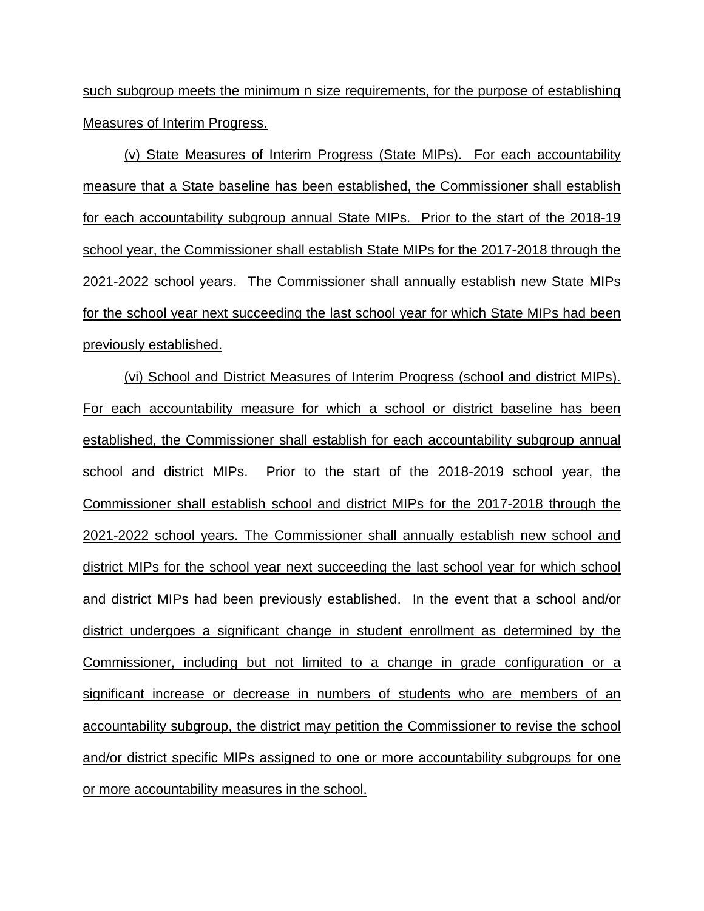such subgroup meets the minimum n size requirements, for the purpose of establishing Measures of Interim Progress.

(v) State Measures of Interim Progress (State MIPs). For each accountability measure that a State baseline has been established, the Commissioner shall establish for each accountability subgroup annual State MIPs. Prior to the start of the 2018-19 school year, the Commissioner shall establish State MIPs for the 2017-2018 through the 2021-2022 school years. The Commissioner shall annually establish new State MIPs for the school year next succeeding the last school year for which State MIPs had been previously established.

(vi) School and District Measures of Interim Progress (school and district MIPs). For each accountability measure for which a school or district baseline has been established, the Commissioner shall establish for each accountability subgroup annual school and district MIPs. Prior to the start of the 2018-2019 school year, the Commissioner shall establish school and district MIPs for the 2017-2018 through the 2021-2022 school years. The Commissioner shall annually establish new school and district MIPs for the school year next succeeding the last school year for which school and district MIPs had been previously established. In the event that a school and/or district undergoes a significant change in student enrollment as determined by the Commissioner, including but not limited to a change in grade configuration or a significant increase or decrease in numbers of students who are members of an accountability subgroup, the district may petition the Commissioner to revise the school and/or district specific MIPs assigned to one or more accountability subgroups for one or more accountability measures in the school.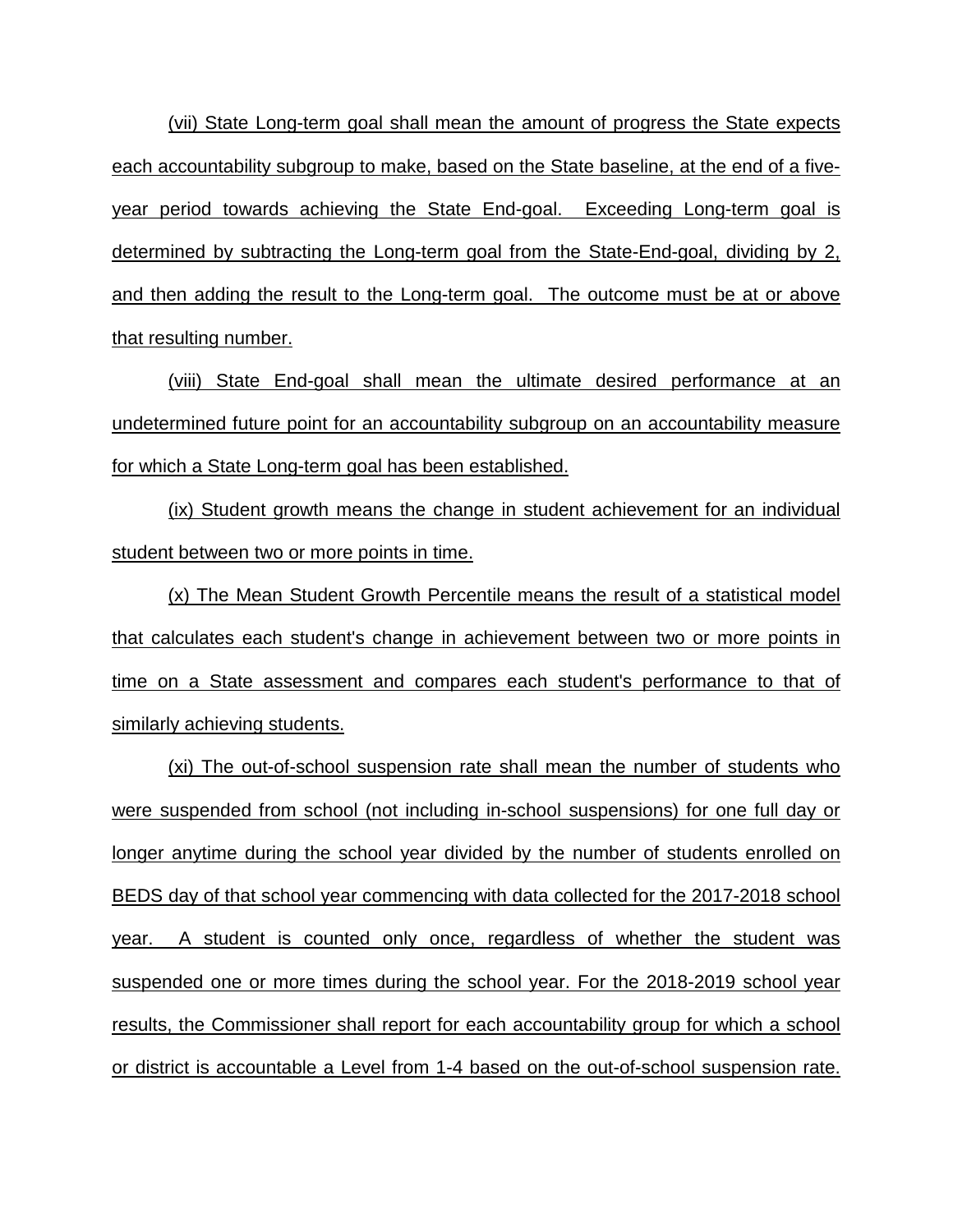(vii) State Long-term goal shall mean the amount of progress the State expects each accountability subgroup to make, based on the State baseline, at the end of a five-year period towards achieving the State End-goal. Exceeding Long-term goal is determined by subtracting the Long-term goal from the State-End-goal, dividing by 2, and then adding the result to the Long-term goal. The outcome must be at or above that resulting number.

(viii) State End-goal shall mean the ultimate desired performance at an undetermined future point for an accountability subgroup on an accountability measure for which a State Long-term goal has been established.

(ix) Student growth means the change in student achievement for an individual student between two or more points in time.

(x) The Mean Student Growth Percentile means the result of a statistical model that calculates each student's change in achievement between two or more points in time on a State assessment and compares each student's performance to that of similarly achieving students.

(xi) The out-of-school suspension rate shall mean the number of students who were suspended from school (not including in-school suspensions) for one full day or longer anytime during the school year divided by the number of students enrolled on BEDS day of that school year commencing with data collected for the 2017-2018 school year. A student is counted only once, regardless of whether the student was suspended one or more times during the school year. For the 2018-2019 school year results, the Commissioner shall report for each accountability group for which a school or district is accountable a Level from 1-4 based on the out-of-school suspension rate.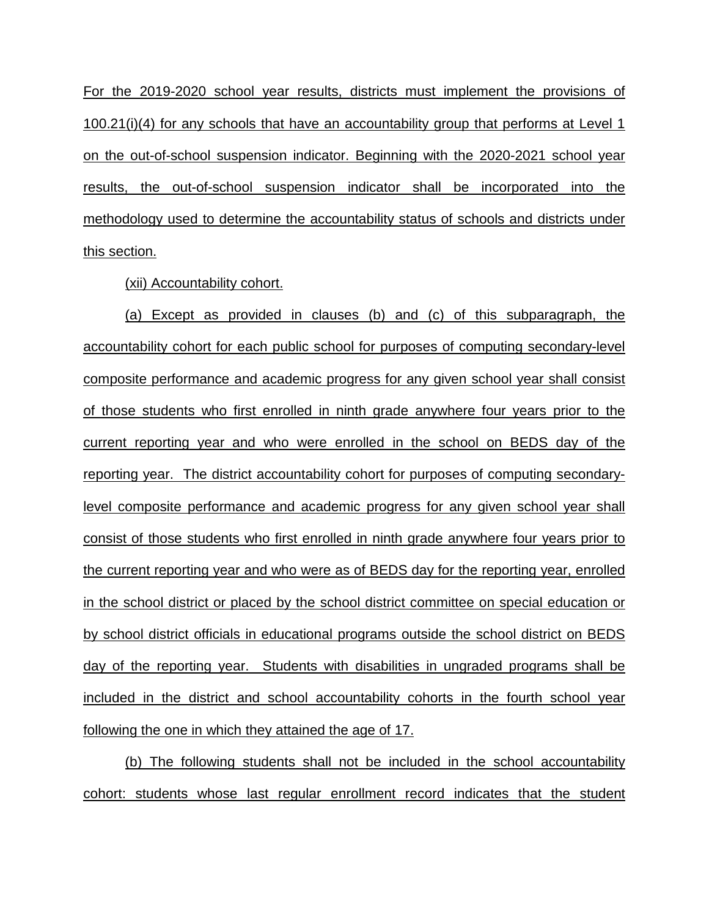For the 2019-2020 school year results, districts must implement the provisions of 100.21(i)(4) for any schools that have an accountability group that performs at Level 1 on the out-of-school suspension indicator. Beginning with the 2020-2021 school year results, the out-of-school suspension indicator shall be incorporated into the methodology used to determine the accountability status of schools and districts under this section.

(xii) Accountability cohort.

(a) Except as provided in clauses (b) and (c) of this subparagraph, the accountability cohort for each public school for purposes of computing secondary-level composite performance and academic progress for any given school year shall consist of those students who first enrolled in ninth grade anywhere four years prior to the current reporting year and who were enrolled in the school on BEDS day of the reporting year. The district accountability cohort for purposes of computing secondary-level composite performance and academic progress for any given school year shall consist of those students who first enrolled in ninth grade anywhere four years prior to the current reporting year and who were as of BEDS day for the reporting year, enrolled in the school district or placed by the school district committee on special education or by school district officials in educational programs outside the school district on BEDS day of the reporting year. Students with disabilities in ungraded programs shall be included in the district and school accountability cohorts in the fourth school year following the one in which they attained the age of 17.

(b) The following students shall not be included in the school accountability cohort: students whose last regular enrollment record indicates that the student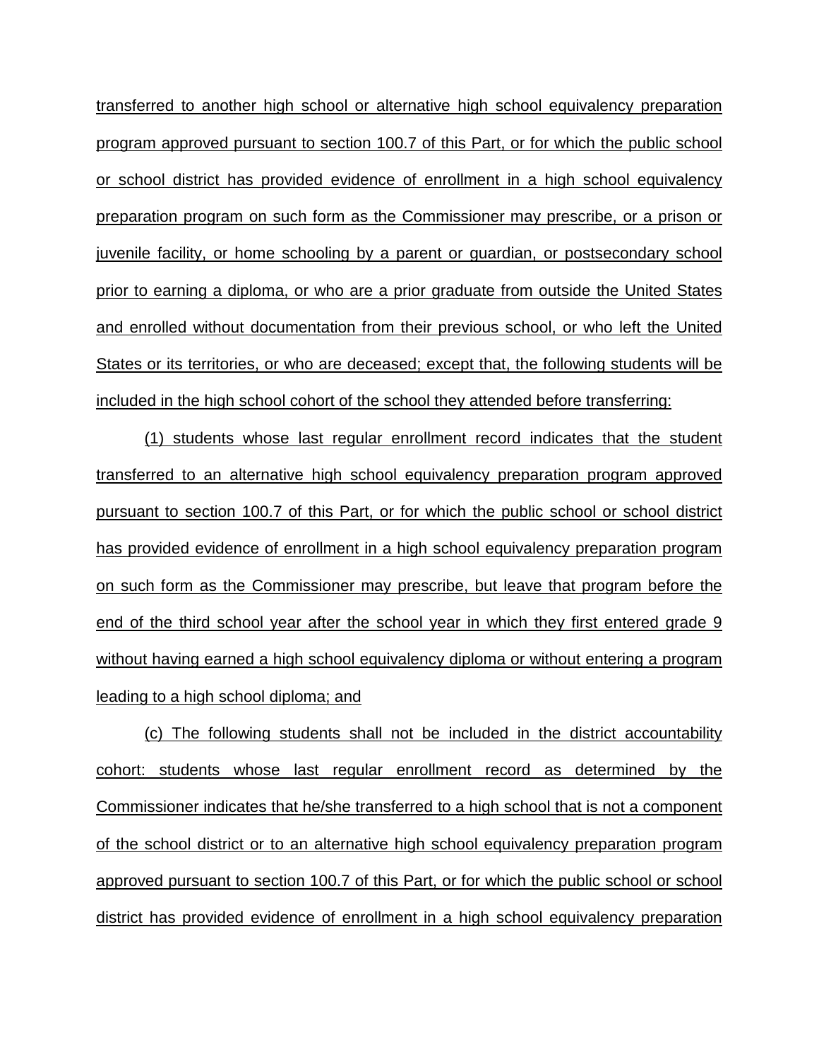transferred to another high school or alternative high school equivalency preparation program approved pursuant to section 100.7 of this Part, or for which the public school or school district has provided evidence of enrollment in a high school equivalency preparation program on such form as the Commissioner may prescribe, or a prison or juvenile facility, or home schooling by a parent or guardian, or postsecondary school prior to earning a diploma, or who are a prior graduate from outside the United States and enrolled without documentation from their previous school, or who left the United States or its territories, or who are deceased; except that, the following students will be included in the high school cohort of the school they attended before transferring:

(1) students whose last regular enrollment record indicates that the student transferred to an alternative high school equivalency preparation program approved pursuant to section 100.7 of this Part, or for which the public school or school district has provided evidence of enrollment in a high school equivalency preparation program on such form as the Commissioner may prescribe, but leave that program before the end of the third school year after the school year in which they first entered grade 9 without having earned a high school equivalency diploma or without entering a program leading to a high school diploma; and

(c) The following students shall not be included in the district accountability cohort: students whose last regular enrollment record as determined by the Commissioner indicates that he/she transferred to a high school that is not a component of the school district or to an alternative high school equivalency preparation program approved pursuant to section 100.7 of this Part, or for which the public school or school district has provided evidence of enrollment in a high school equivalency preparation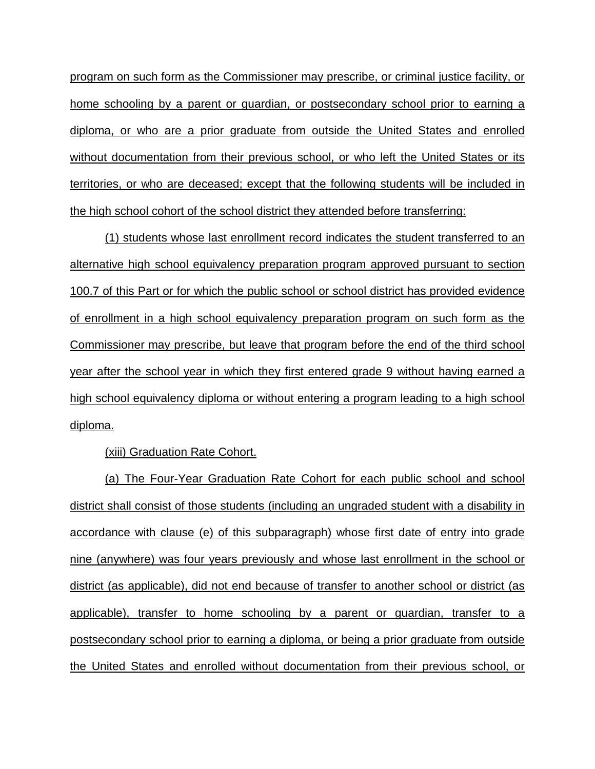program on such form as the Commissioner may prescribe, or criminal justice facility, or home schooling by a parent or guardian, or postsecondary school prior to earning a diploma, or who are a prior graduate from outside the United States and enrolled without documentation from their previous school, or who left the United States or its territories, or who are deceased; except that the following students will be included in the high school cohort of the school district they attended before transferring:

(1) students whose last enrollment record indicates the student transferred to an alternative high school equivalency preparation program approved pursuant to section 100.7 of this Part or for which the public school or school district has provided evidence of enrollment in a high school equivalency preparation program on such form as the Commissioner may prescribe, but leave that program before the end of the third school year after the school year in which they first entered grade 9 without having earned a high school equivalency diploma or without entering a program leading to a high school diploma.

(xiii) Graduation Rate Cohort.

(a) The Four-Year Graduation Rate Cohort for each public school and school district shall consist of those students (including an ungraded student with a disability in accordance with clause (e) of this subparagraph) whose first date of entry into grade nine (anywhere) was four years previously and whose last enrollment in the school or district (as applicable), did not end because of transfer to another school or district (as applicable), transfer to home schooling by a parent or guardian, transfer to a postsecondary school prior to earning a diploma, or being a prior graduate from outside the United States and enrolled without documentation from their previous school, or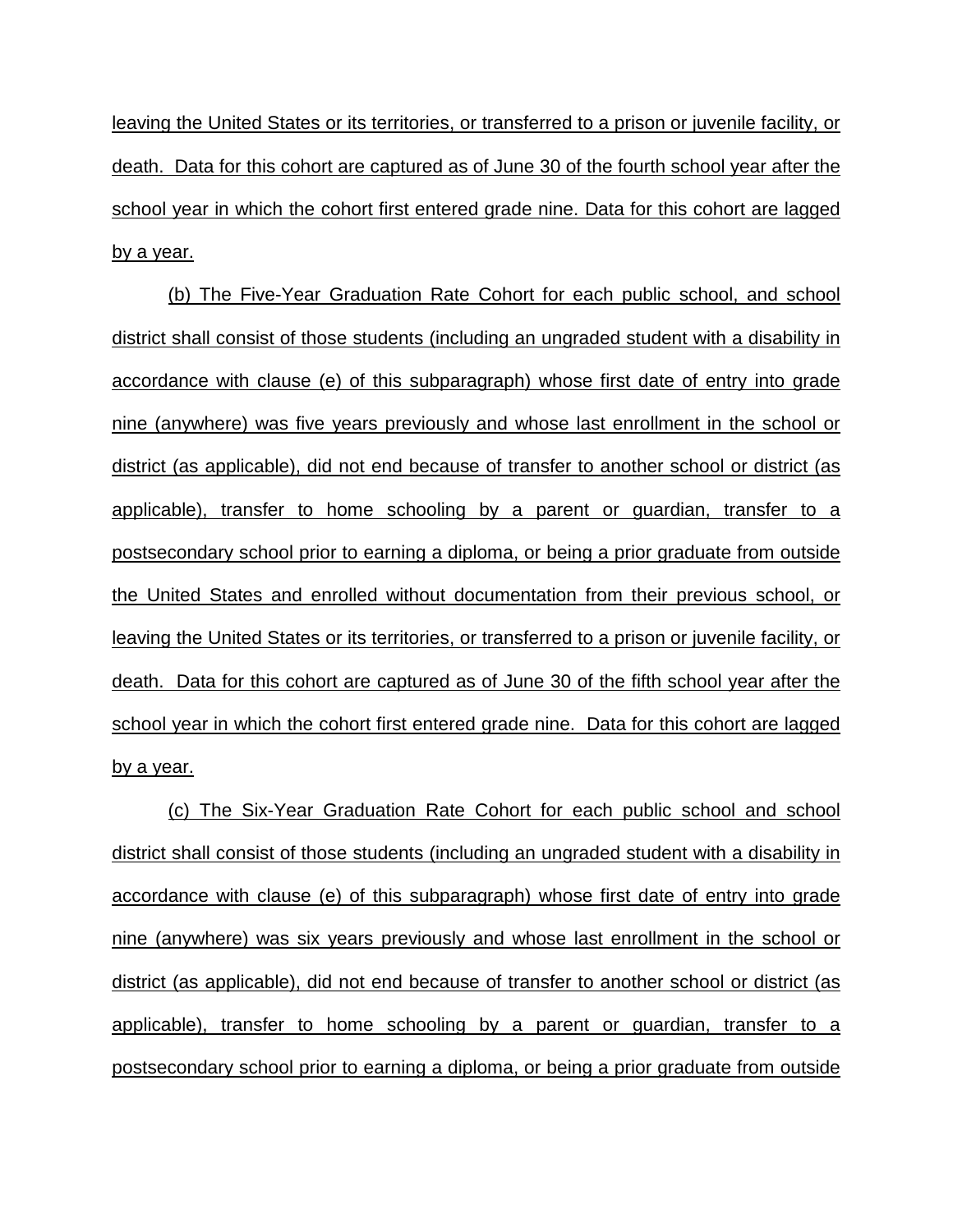leaving the United States or its territories, or transferred to a prison or juvenile facility, or death. Data for this cohort are captured as of June 30 of the fourth school year after the school year in which the cohort first entered grade nine. Data for this cohort are lagged by a year.

(b) The Five-Year Graduation Rate Cohort for each public school, and school district shall consist of those students (including an ungraded student with a disability in accordance with clause (e) of this subparagraph) whose first date of entry into grade nine (anywhere) was five years previously and whose last enrollment in the school or district (as applicable), did not end because of transfer to another school or district (as applicable), transfer to home schooling by a parent or guardian, transfer to a postsecondary school prior to earning a diploma, or being a prior graduate from outside the United States and enrolled without documentation from their previous school, or leaving the United States or its territories, or transferred to a prison or juvenile facility, or death. Data for this cohort are captured as of June 30 of the fifth school year after the school year in which the cohort first entered grade nine. Data for this cohort are lagged by a year.

(c) The Six-Year Graduation Rate Cohort for each public school and school district shall consist of those students (including an ungraded student with a disability in accordance with clause (e) of this subparagraph) whose first date of entry into grade nine (anywhere) was six years previously and whose last enrollment in the school or district (as applicable), did not end because of transfer to another school or district (as applicable), transfer to home schooling by a parent or guardian, transfer to a postsecondary school prior to earning a diploma, or being a prior graduate from outside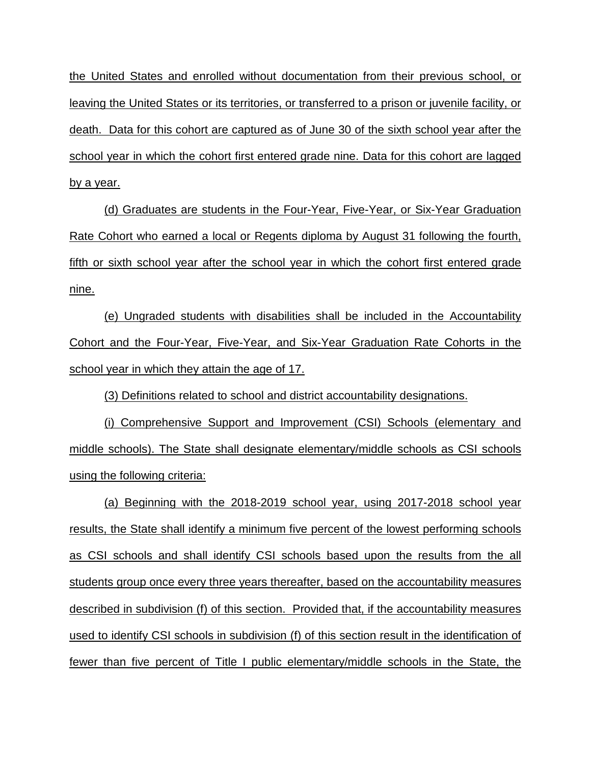the United States and enrolled without documentation from their previous school, or leaving the United States or its territories, or transferred to a prison or juvenile facility, or death. Data for this cohort are captured as of June 30 of the sixth school year after the school year in which the cohort first entered grade nine. Data for this cohort are lagged by a year.

(d) Graduates are students in the Four-Year, Five-Year, or Six-Year Graduation Rate Cohort who earned a local or Regents diploma by August 31 following the fourth, fifth or sixth school year after the school year in which the cohort first entered grade nine.

(e) Ungraded students with disabilities shall be included in the Accountability Cohort and the Four-Year, Five-Year, and Six-Year Graduation Rate Cohorts in the school year in which they attain the age of 17.

(3) Definitions related to school and district accountability designations.

(i) Comprehensive Support and Improvement (CSI) Schools (elementary and middle schools). The State shall designate elementary/middle schools as CSI schools using the following criteria:

(a) Beginning with the 2018-2019 school year, using 2017-2018 school year results, the State shall identify a minimum five percent of the lowest performing schools as CSI schools and shall identify CSI schools based upon the results from the all students group once every three years thereafter, based on the accountability measures described in subdivision (f) of this section. Provided that, if the accountability measures used to identify CSI schools in subdivision (f) of this section result in the identification of fewer than five percent of Title I public elementary/middle schools in the State, the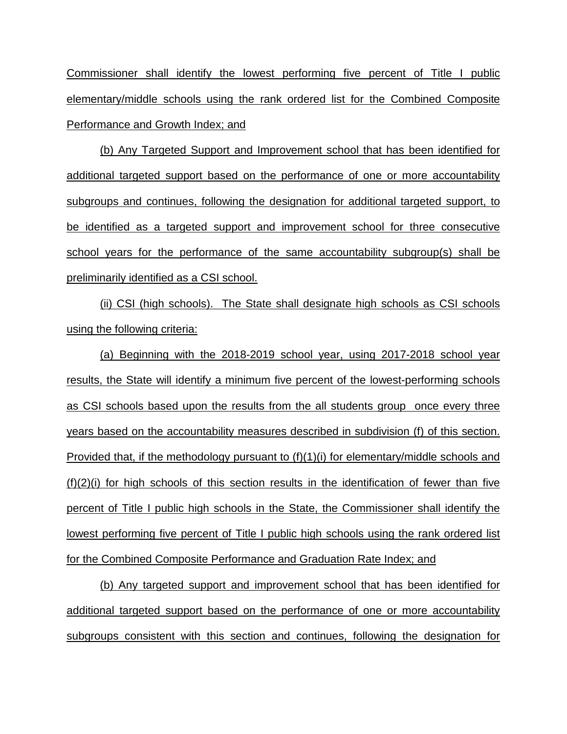Commissioner shall identify the lowest performing five percent of Title I public elementary/middle schools using the rank ordered list for the Combined Composite Performance and Growth Index; and

(b) Any Targeted Support and Improvement school that has been identified for additional targeted support based on the performance of one or more accountability subgroups and continues, following the designation for additional targeted support, to be identified as a targeted support and improvement school for three consecutive school years for the performance of the same accountability subgroup(s) shall be preliminarily identified as a CSI school.

(ii) CSI (high schools). The State shall designate high schools as CSI schools using the following criteria:

(a) Beginning with the 2018-2019 school year, using 2017-2018 school year results, the State will identify a minimum five percent of the lowest-performing schools as CSI schools based upon the results from the all students group once every three years based on the accountability measures described in subdivision (f) of this section. Provided that, if the methodology pursuant to (f)(1)(i) for elementary/middle schools and (f)(2)(i) for high schools of this section results in the identification of fewer than five percent of Title I public high schools in the State, the Commissioner shall identify the lowest performing five percent of Title I public high schools using the rank ordered list for the Combined Composite Performance and Graduation Rate Index; and

(b) Any targeted support and improvement school that has been identified for additional targeted support based on the performance of one or more accountability subgroups consistent with this section and continues, following the designation for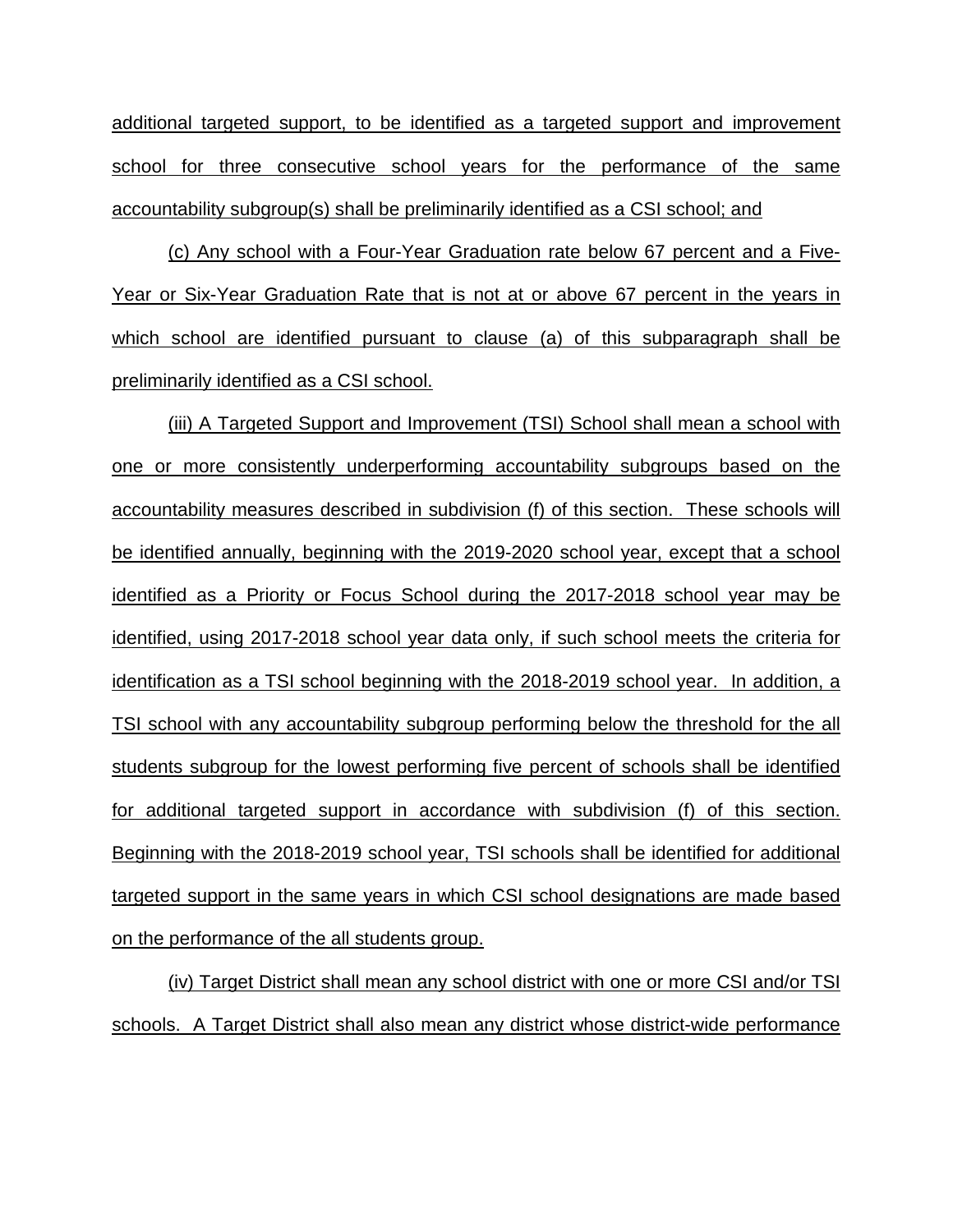additional targeted support, to be identified as a targeted support and improvement school for three consecutive school years for the performance of the same accountability subgroup(s) shall be preliminarily identified as a CSI school; and

(c) Any school with a Four-Year Graduation rate below 67 percent and a Five-Year or Six-Year Graduation Rate that is not at or above 67 percent in the years in which school are identified pursuant to clause (a) of this subparagraph shall be preliminarily identified as a CSI school.

(iii) A Targeted Support and Improvement (TSI) School shall mean a school with one or more consistently underperforming accountability subgroups based on the accountability measures described in subdivision (f) of this section. These schools will be identified annually, beginning with the 2019-2020 school year, except that a school identified as a Priority or Focus School during the 2017-2018 school year may be identified, using 2017-2018 school year data only, if such school meets the criteria for identification as a TSI school beginning with the 2018-2019 school year. In addition, a TSI school with any accountability subgroup performing below the threshold for the all students subgroup for the lowest performing five percent of schools shall be identified for additional targeted support in accordance with subdivision (f) of this section. Beginning with the 2018-2019 school year, TSI schools shall be identified for additional targeted support in the same years in which CSI school designations are made based on the performance of the all students group.

(iv) Target District shall mean any school district with one or more CSI and/or TSI schools. A Target District shall also mean any district whose district-wide performance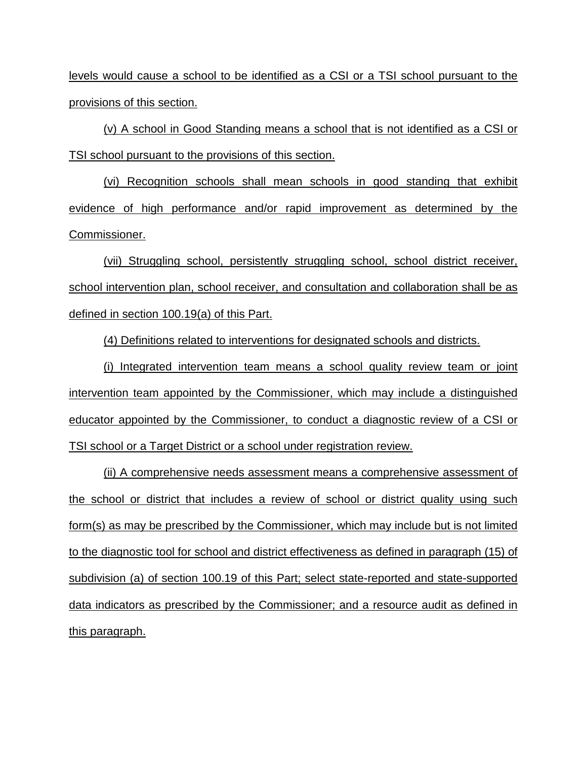levels would cause a school to be identified as a CSI or a TSI school pursuant to the provisions of this section.

(v) A school in Good Standing means a school that is not identified as a CSI or TSI school pursuant to the provisions of this section.

(vi) Recognition schools shall mean schools in good standing that exhibit evidence of high performance and/or rapid improvement as determined by the Commissioner.

(vii) Struggling school, persistently struggling school, school district receiver, school intervention plan, school receiver, and consultation and collaboration shall be as defined in section 100.19(a) of this Part.

(4) Definitions related to interventions for designated schools and districts.

(i) Integrated intervention team means a school quality review team or joint intervention team appointed by the Commissioner, which may include a distinguished educator appointed by the Commissioner, to conduct a diagnostic review of a CSI or TSI school or a Target District or a school under registration review.

(ii) A comprehensive needs assessment means a comprehensive assessment of the school or district that includes a review of school or district quality using such form(s) as may be prescribed by the Commissioner, which may include but is not limited to the diagnostic tool for school and district effectiveness as defined in paragraph (15) of subdivision (a) of section 100.19 of this Part; select state-reported and state-supported data indicators as prescribed by the Commissioner; and a resource audit as defined in this paragraph.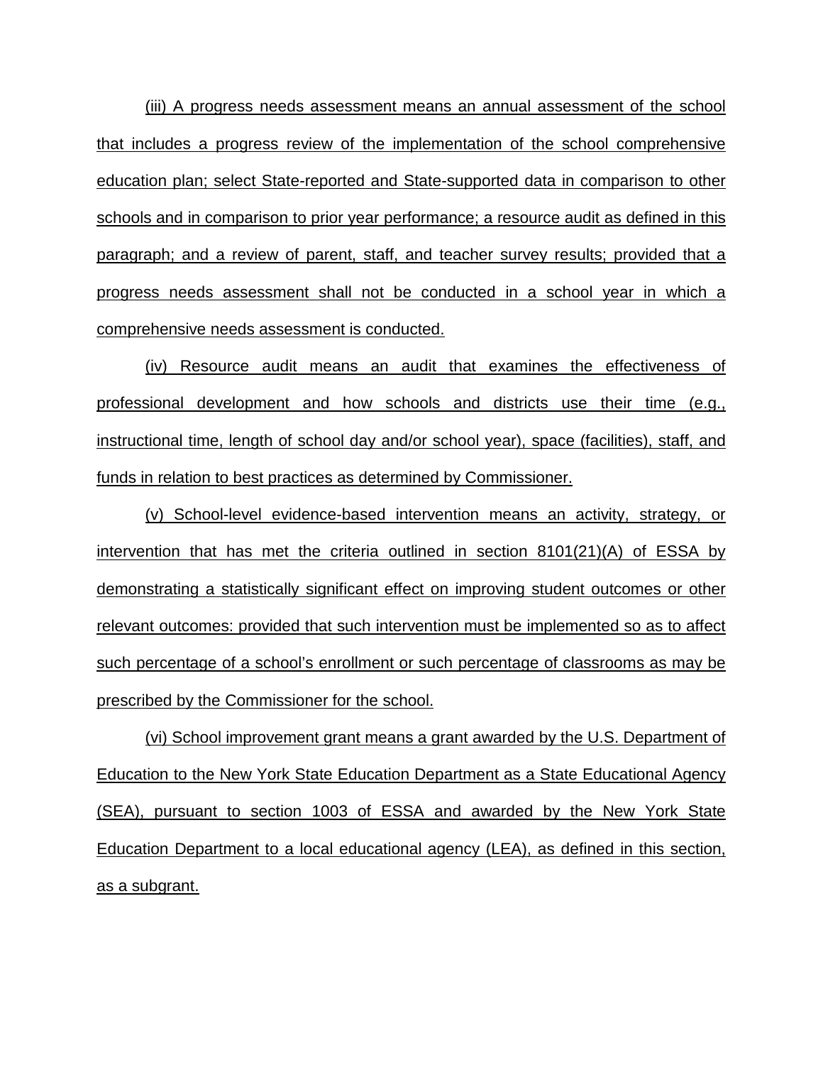(iii) A progress needs assessment means an annual assessment of the school that includes a progress review of the implementation of the school comprehensive education plan; select State-reported and State-supported data in comparison to other schools and in comparison to prior year performance; a resource audit as defined in this paragraph; and a review of parent, staff, and teacher survey results; provided that a progress needs assessment shall not be conducted in a school year in which a comprehensive needs assessment is conducted.

(iv) Resource audit means an audit that examines the effectiveness of professional development and how schools and districts use their time (e.g., instructional time, length of school day and/or school year), space (facilities), staff, and funds in relation to best practices as determined by Commissioner.

(v) School-level evidence-based intervention means an activity, strategy, or intervention that has met the criteria outlined in section 8101(21)(A) of ESSA by demonstrating a statistically significant effect on improving student outcomes or other relevant outcomes: provided that such intervention must be implemented so as to affect such percentage of a school's enrollment or such percentage of classrooms as may be prescribed by the Commissioner for the school.

(vi) School improvement grant means a grant awarded by the U.S. Department of Education to the New York State Education Department as a State Educational Agency (SEA), pursuant to section 1003 of ESSA and awarded by the New York State Education Department to a local educational agency (LEA), as defined in this section, as a subgrant.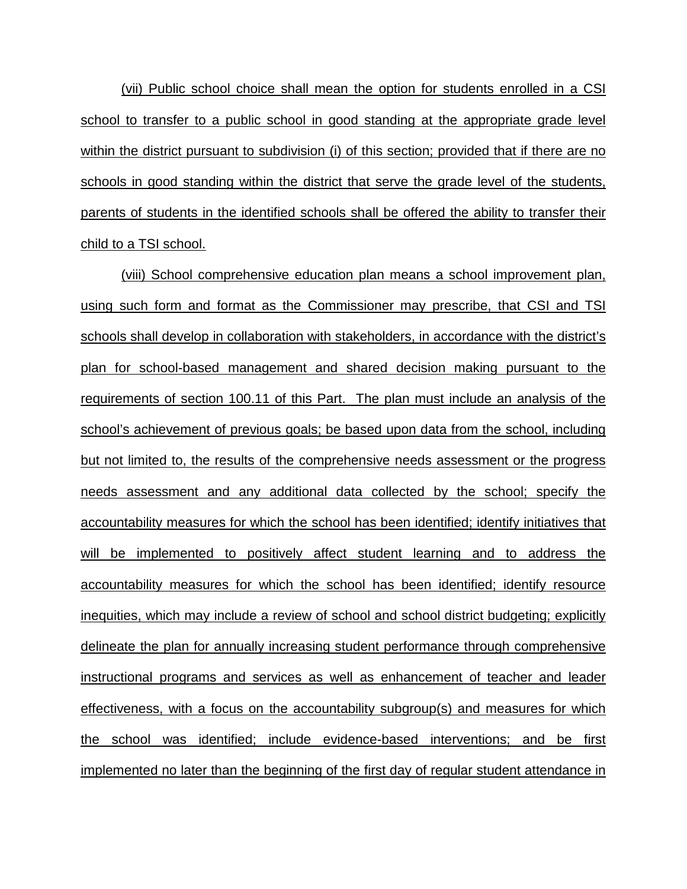(vii) Public school choice shall mean the option for students enrolled in a CSI school to transfer to a public school in good standing at the appropriate grade level within the district pursuant to subdivision (i) of this section; provided that if there are no schools in good standing within the district that serve the grade level of the students, parents of students in the identified schools shall be offered the ability to transfer their child to a TSI school.

(viii) School comprehensive education plan means a school improvement plan, using such form and format as the Commissioner may prescribe, that CSI and TSI schools shall develop in collaboration with stakeholders, in accordance with the district's plan for school-based management and shared decision making pursuant to the requirements of section 100.11 of this Part. The plan must include an analysis of the school's achievement of previous goals; be based upon data from the school, including but not limited to, the results of the comprehensive needs assessment or the progress needs assessment and any additional data collected by the school; specify the accountability measures for which the school has been identified; identify initiatives that will be implemented to positively affect student learning and to address the accountability measures for which the school has been identified; identify resource inequities, which may include a review of school and school district budgeting; explicitly delineate the plan for annually increasing student performance through comprehensive instructional programs and services as well as enhancement of teacher and leader effectiveness, with a focus on the accountability subgroup(s) and measures for which the school was identified; include evidence-based interventions; and be first implemented no later than the beginning of the first day of regular student attendance in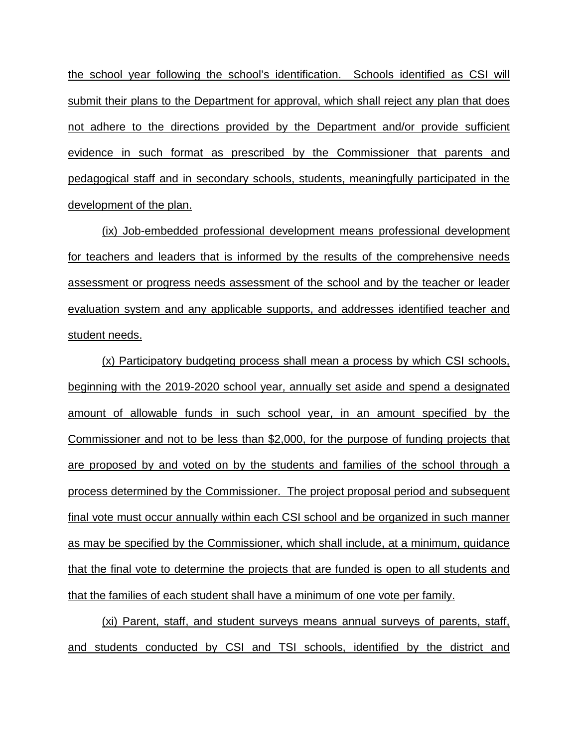the school year following the school's identification. Schools identified as CSI will submit their plans to the Department for approval, which shall reject any plan that does not adhere to the directions provided by the Department and/or provide sufficient evidence in such format as prescribed by the Commissioner that parents and pedagogical staff and in secondary schools, students, meaningfully participated in the development of the plan.

(ix) Job-embedded professional development means professional development for teachers and leaders that is informed by the results of the comprehensive needs assessment or progress needs assessment of the school and by the teacher or leader evaluation system and any applicable supports, and addresses identified teacher and student needs.

(x) Participatory budgeting process shall mean a process by which CSI schools, beginning with the 2019-2020 school year, annually set aside and spend a designated amount of allowable funds in such school year, in an amount specified by the Commissioner and not to be less than $2,000, for the purpose of funding projects that are proposed by and voted on by the students and families of the school through a process determined by the Commissioner. The project proposal period and subsequent final vote must occur annually within each CSI school and be organized in such manner as may be specified by the Commissioner, which shall include, at a minimum, guidance that the final vote to determine the projects that are funded is open to all students and that the families of each student shall have a minimum of one vote per family.

(xi) Parent, staff, and student surveys means annual surveys of parents, staff, and students conducted by CSI and TSI schools, identified by the district and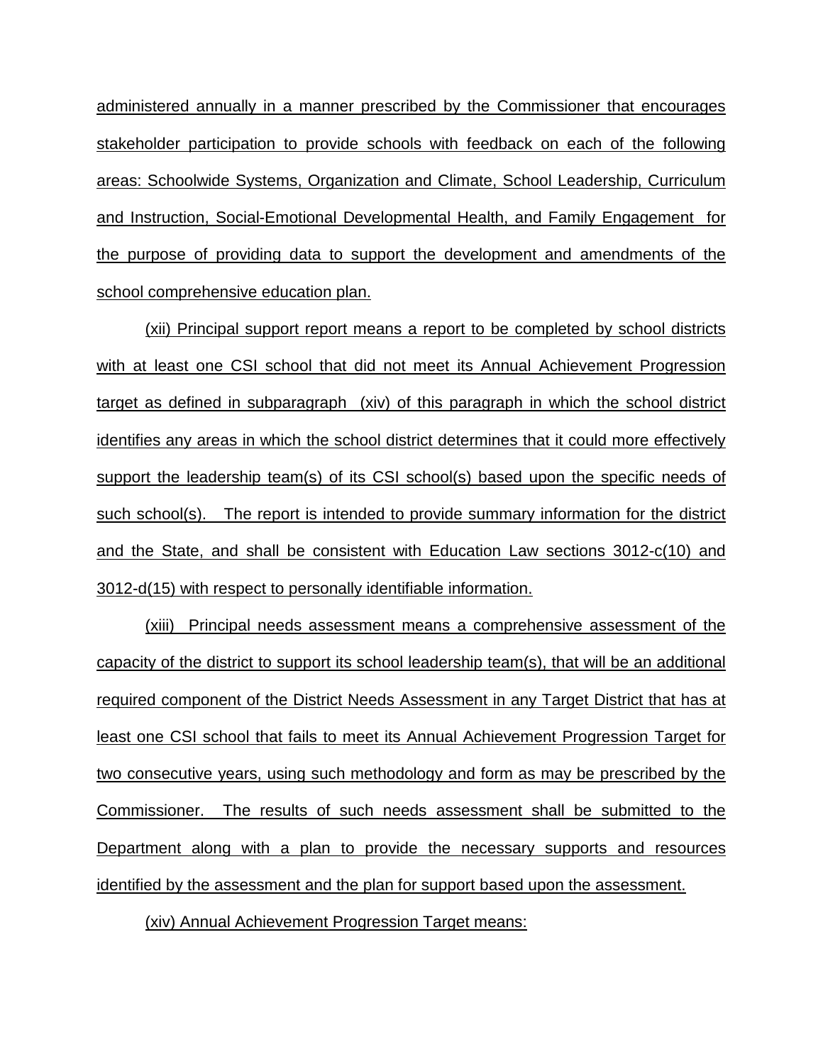administered annually in a manner prescribed by the Commissioner that encourages stakeholder participation to provide schools with feedback on each of the following areas: Schoolwide Systems, Organization and Climate, School Leadership, Curriculum and Instruction, Social-Emotional Developmental Health, and Family Engagement for the purpose of providing data to support the development and amendments of the school comprehensive education plan.

(xii) Principal support report means a report to be completed by school districts with at least one CSI school that did not meet its Annual Achievement Progression target as defined in subparagraph (xiv) of this paragraph in which the school district identifies any areas in which the school district determines that it could more effectively support the leadership team(s) of its CSI school(s) based upon the specific needs of such school(s). The report is intended to provide summary information for the district and the State, and shall be consistent with Education Law sections 3012-c(10) and 3012-d(15) with respect to personally identifiable information.

(xiii) Principal needs assessment means a comprehensive assessment of the capacity of the district to support its school leadership team(s), that will be an additional required component of the District Needs Assessment in any Target District that has at least one CSI school that fails to meet its Annual Achievement Progression Target for two consecutive years, using such methodology and form as may be prescribed by the Commissioner. The results of such needs assessment shall be submitted to the Department along with a plan to provide the necessary supports and resources identified by the assessment and the plan for support based upon the assessment.

(xiv) Annual Achievement Progression Target means: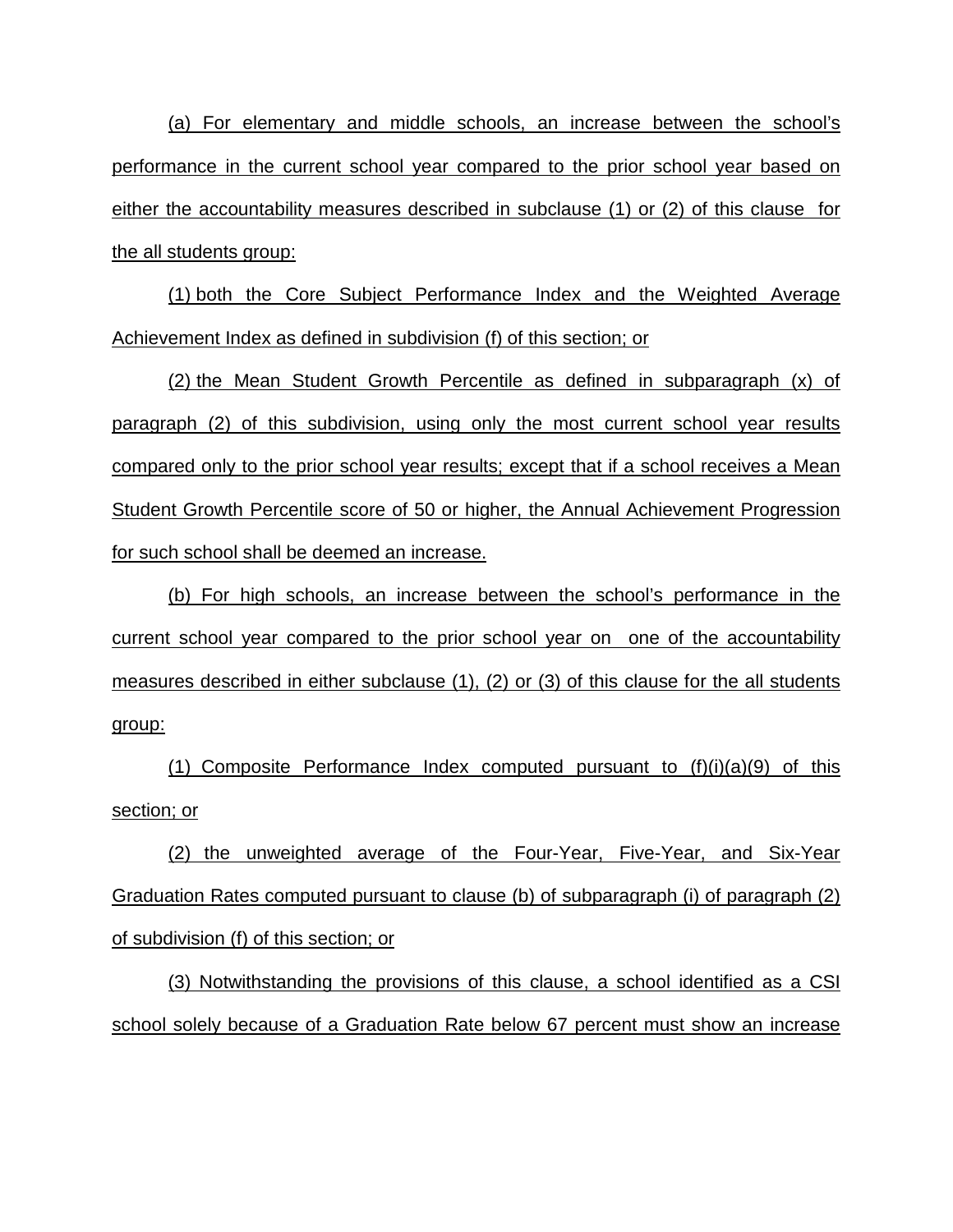(a) For elementary and middle schools, an increase between the school's performance in the current school year compared to the prior school year based on either the accountability measures described in subclause (1) or (2) of this clause for the all students group:

(1) both the Core Subject Performance Index and the Weighted Average Achievement Index as defined in subdivision (f) of this section; or

(2) the Mean Student Growth Percentile as defined in subparagraph (x) of paragraph (2) of this subdivision, using only the most current school year results compared only to the prior school year results; except that if a school receives a Mean Student Growth Percentile score of 50 or higher, the Annual Achievement Progression for such school shall be deemed an increase.

(b) For high schools, an increase between the school's performance in the current school year compared to the prior school year on one of the accountability measures described in either subclause (1), (2) or (3) of this clause for the all students group:

(1) Composite Performance Index computed pursuant to (f)(i)(a)(9) of this section; or

(2) the unweighted average of the Four-Year, Five-Year, and Six-Year Graduation Rates computed pursuant to clause (b) of subparagraph (i) of paragraph (2) of subdivision (f) of this section; or

(3) Notwithstanding the provisions of this clause, a school identified as a CSI school solely because of a Graduation Rate below 67 percent must show an increase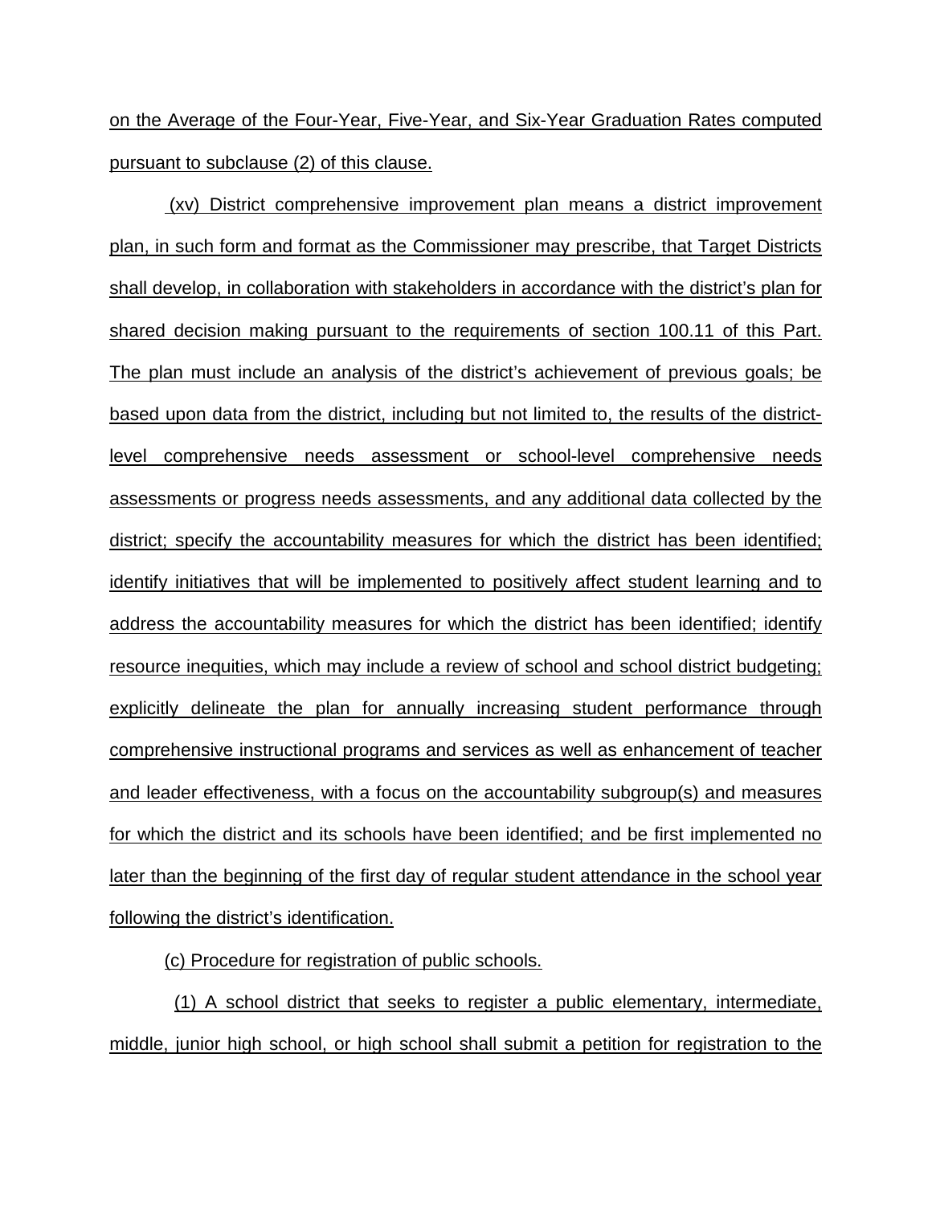on the Average of the Four-Year, Five-Year, and Six-Year Graduation Rates computed pursuant to subclause (2) of this clause.

(xv) District comprehensive improvement plan means a district improvement plan, in such form and format as the Commissioner may prescribe, that Target Districts shall develop, in collaboration with stakeholders in accordance with the district's plan for shared decision making pursuant to the requirements of section 100.11 of this Part. The plan must include an analysis of the district's achievement of previous goals; be based upon data from the district, including but not limited to, the results of the district-level comprehensive needs assessment or school-level comprehensive needs assessments or progress needs assessments, and any additional data collected by the district; specify the accountability measures for which the district has been identified; identify initiatives that will be implemented to positively affect student learning and to address the accountability measures for which the district has been identified; identify resource inequities, which may include a review of school and school district budgeting; explicitly delineate the plan for annually increasing student performance through comprehensive instructional programs and services as well as enhancement of teacher and leader effectiveness, with a focus on the accountability subgroup(s) and measures for which the district and its schools have been identified; and be first implemented no later than the beginning of the first day of regular student attendance in the school year following the district's identification.

(c) Procedure for registration of public schools.

(1) A school district that seeks to register a public elementary, intermediate, middle, junior high school, or high school shall submit a petition for registration to the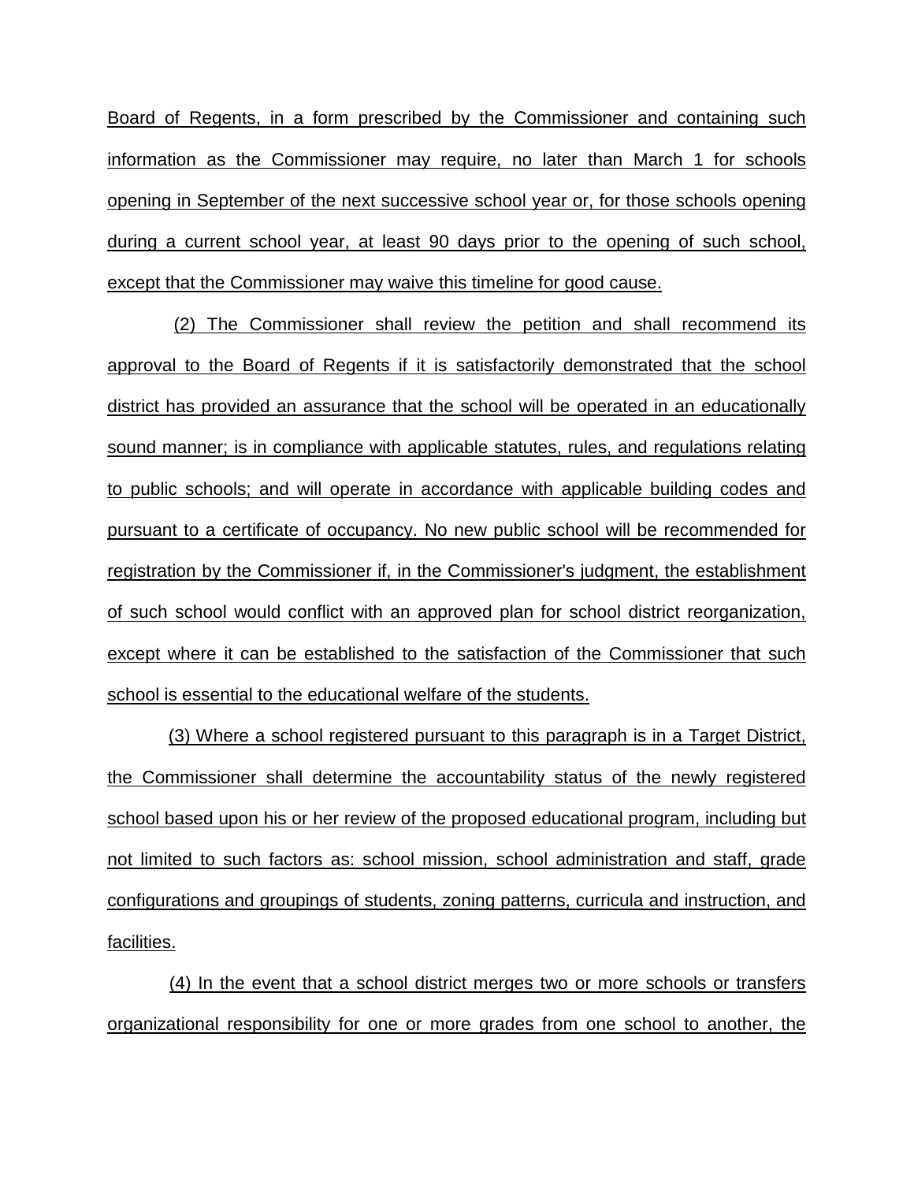Board of Regents, in a form prescribed by the Commissioner and containing such information as the Commissioner may require, no later than March 1 for schools opening in September of the next successive school year or, for those schools opening during a current school year, at least 90 days prior to the opening of such school, except that the Commissioner may waive this timeline for good cause.

(2) The Commissioner shall review the petition and shall recommend its approval to the Board of Regents if it is satisfactorily demonstrated that the school district has provided an assurance that the school will be operated in an educationally sound manner; is in compliance with applicable statutes, rules, and regulations relating to public schools; and will operate in accordance with applicable building codes and pursuant to a certificate of occupancy. No new public school will be recommended for registration by the Commissioner if, in the Commissioner's judgment, the establishment of such school would conflict with an approved plan for school district reorganization, except where it can be established to the satisfaction of the Commissioner that such school is essential to the educational welfare of the students.

(3) Where a school registered pursuant to this paragraph is in a Target District, the Commissioner shall determine the accountability status of the newly registered school based upon his or her review of the proposed educational program, including but not limited to such factors as: school mission, school administration and staff, grade configurations and groupings of students, zoning patterns, curricula and instruction, and facilities.

(4) In the event that a school district merges two or more schools or transfers organizational responsibility for one or more grades from one school to another, the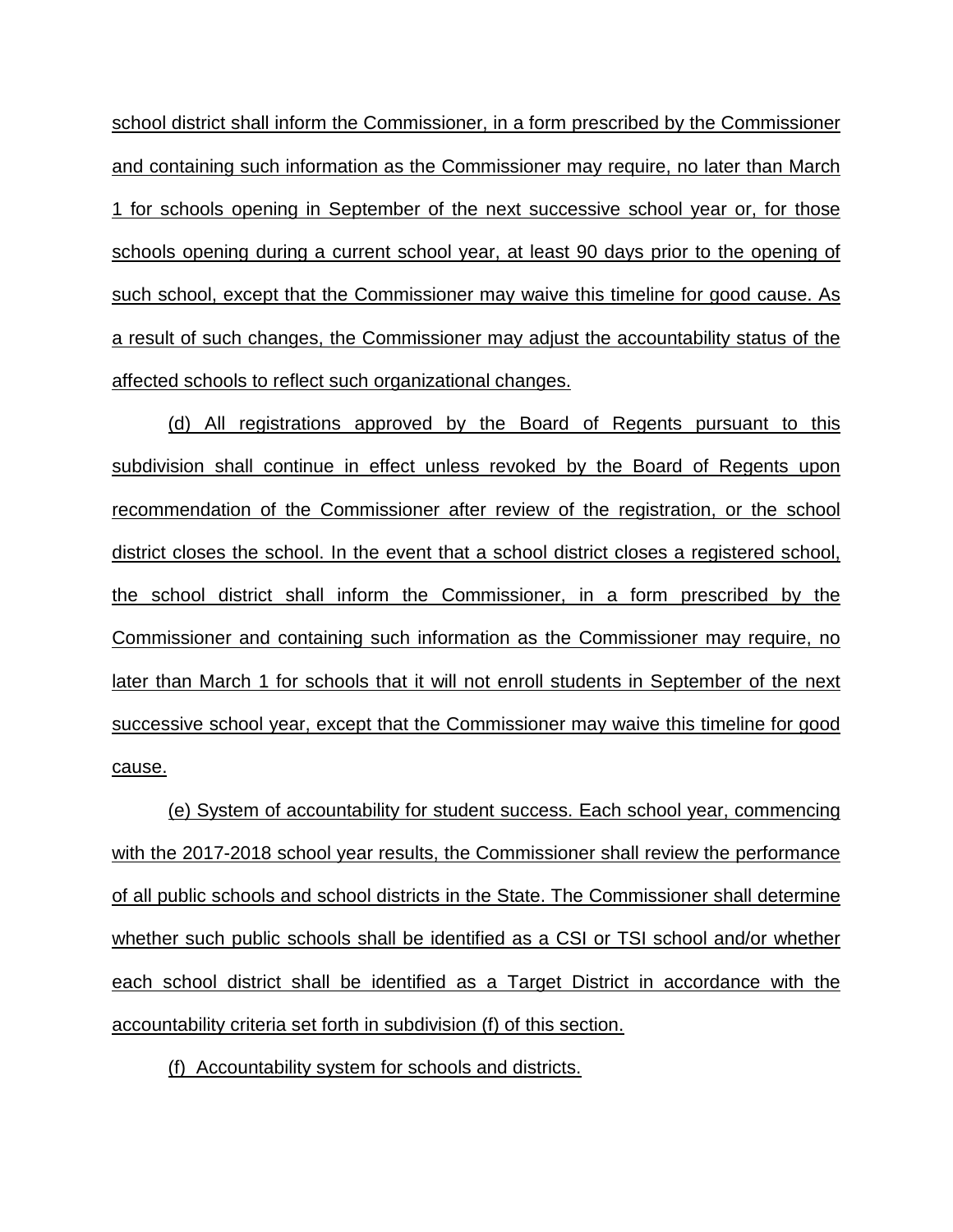school district shall inform the Commissioner, in a form prescribed by the Commissioner and containing such information as the Commissioner may require, no later than March 1 for schools opening in September of the next successive school year or, for those schools opening during a current school year, at least 90 days prior to the opening of such school, except that the Commissioner may waive this timeline for good cause. As a result of such changes, the Commissioner may adjust the accountability status of the affected schools to reflect such organizational changes.

(d) All registrations approved by the Board of Regents pursuant to this subdivision shall continue in effect unless revoked by the Board of Regents upon recommendation of the Commissioner after review of the registration, or the school district closes the school. In the event that a school district closes a registered school, the school district shall inform the Commissioner, in a form prescribed by the Commissioner and containing such information as the Commissioner may require, no later than March 1 for schools that it will not enroll students in September of the next successive school year, except that the Commissioner may waive this timeline for good cause.

(e) System of accountability for student success. Each school year, commencing with the 2017-2018 school year results, the Commissioner shall review the performance of all public schools and school districts in the State. The Commissioner shall determine whether such public schools shall be identified as a CSI or TSI school and/or whether each school district shall be identified as a Target District in accordance with the accountability criteria set forth in subdivision (f) of this section.

(f) Accountability system for schools and districts.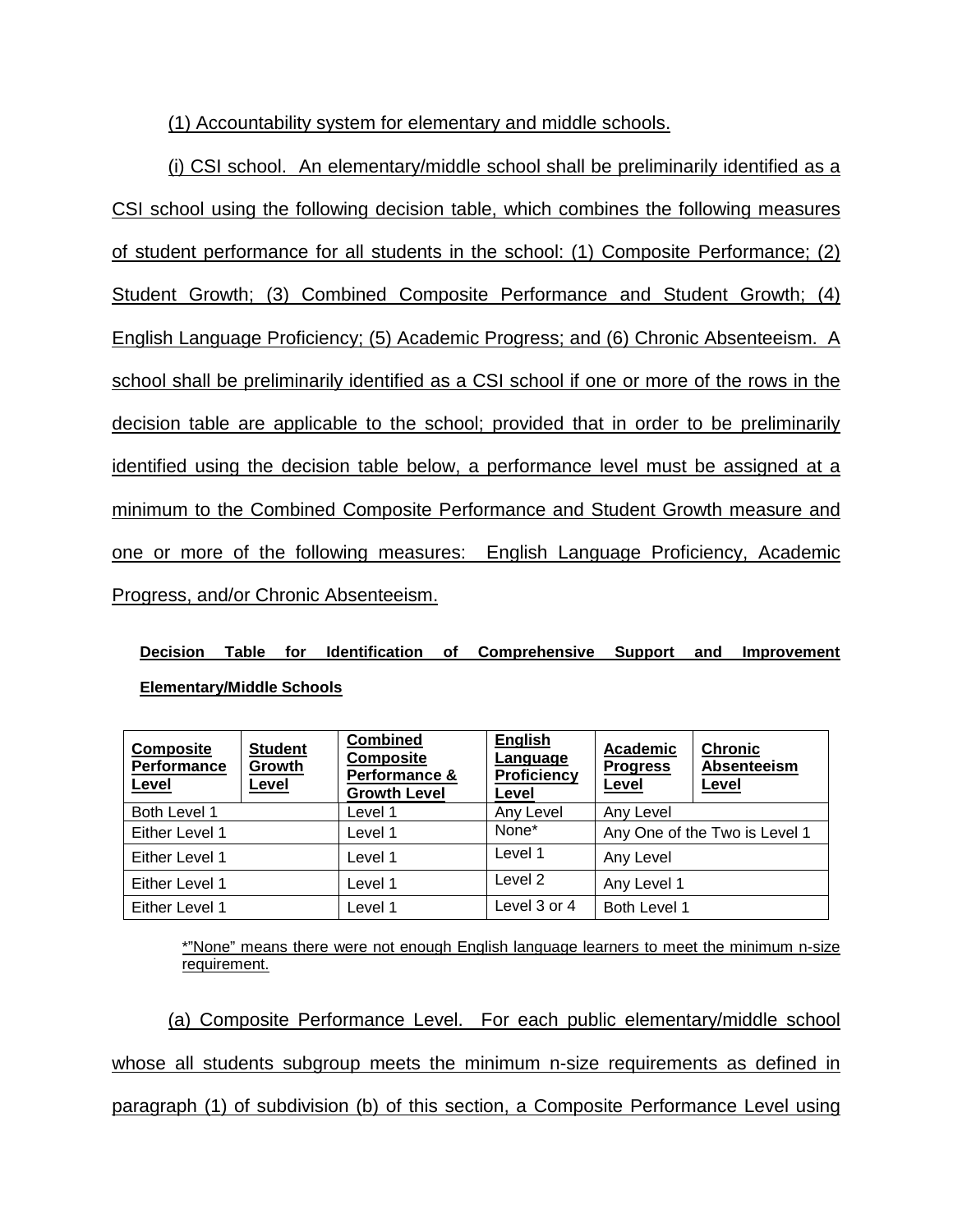(1) Accountability system for elementary and middle schools.

(i) CSI school. An elementary/middle school shall be preliminarily identified as a CSI school using the following decision table, which combines the following measures of student performance for all students in the school: (1) Composite Performance; (2) Student Growth; (3) Combined Composite Performance and Student Growth; (4) English Language Proficiency; (5) Academic Progress; and (6) Chronic Absenteeism. A school shall be preliminarily identified as a CSI school if one or more of the rows in the decision table are applicable to the school; provided that in order to be preliminarily identified using the decision table below, a performance level must be assigned at a minimum to the Combined Composite Performance and Student Growth measure and one or more of the following measures: English Language Proficiency, Academic Progress, and/or Chronic Absenteeism.

**Decision Table for Identification of Comprehensive Support and Improvement Elementary/Middle Schools**

| Composite Performance Level | Student Growth Level | Combined Composite Performance & Growth Level | English Language Proficiency Level | Academic Progress Level | Chronic Absenteeism Level |
|---|---|---|---|---|---|
| Both Level 1 | | Level 1 | Any Level | Any Level | |
| Either Level 1 | | Level 1 | None* | Any One of the Two is Level 1 | |
| Either Level 1 | | Level 1 | Level 1 | Any Level | |
| Either Level 1 | | Level 1 | Level 2 | Any Level 1 | |
| Either Level 1 | | Level 1 | Level 3 or 4 | Both Level 1 | |

*"None" means there were not enough English language learners to meet the minimum n-size requirement.

(a) Composite Performance Level. For each public elementary/middle school whose all students subgroup meets the minimum n-size requirements as defined in paragraph (1) of subdivision (b) of this section, a Composite Performance Level using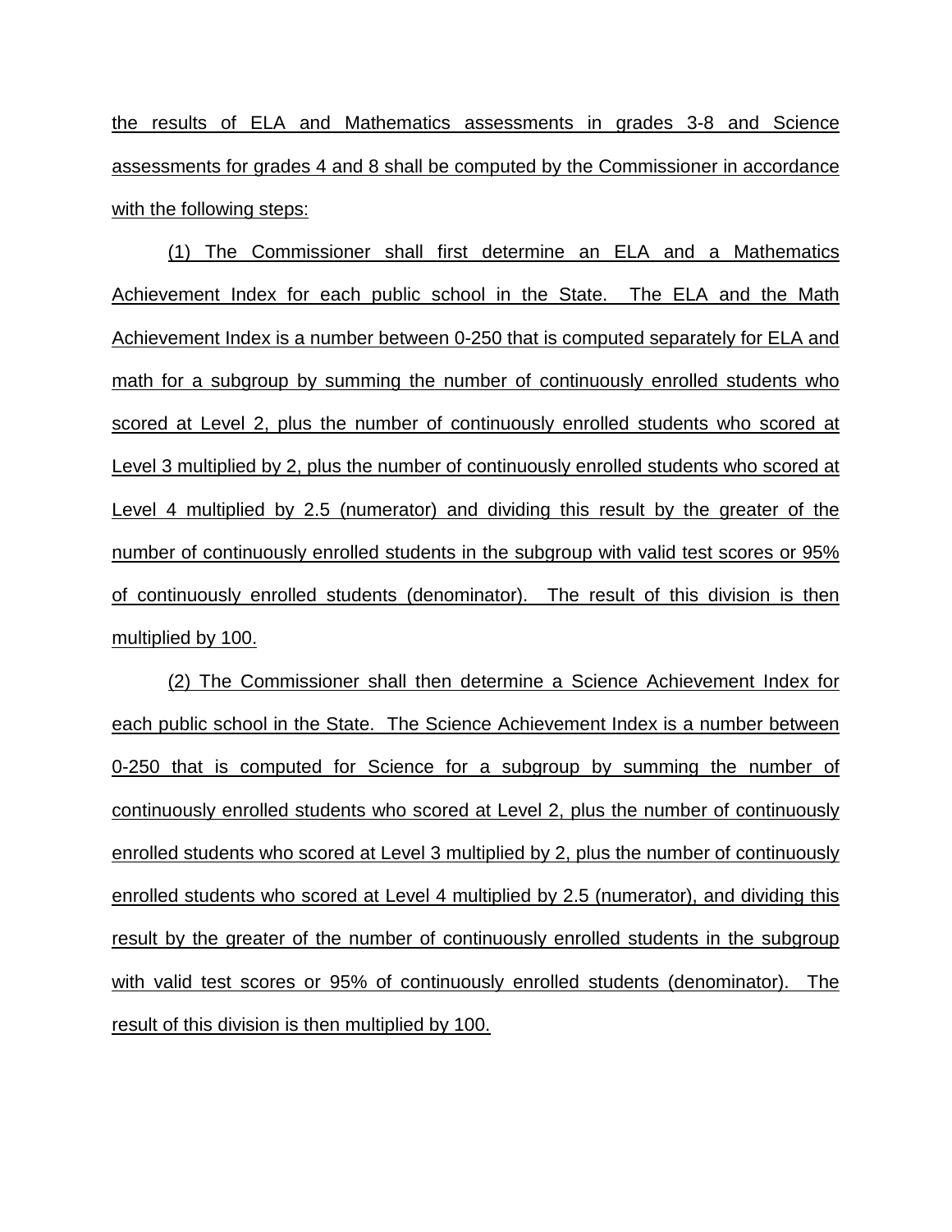the results of ELA and Mathematics assessments in grades 3-8 and Science assessments for grades 4 and 8 shall be computed by the Commissioner in accordance with the following steps:

(1) The Commissioner shall first determine an ELA and a Mathematics Achievement Index for each public school in the State. The ELA and the Math Achievement Index is a number between 0-250 that is computed separately for ELA and math for a subgroup by summing the number of continuously enrolled students who scored at Level 2, plus the number of continuously enrolled students who scored at Level 3 multiplied by 2, plus the number of continuously enrolled students who scored at Level 4 multiplied by 2.5 (numerator) and dividing this result by the greater of the number of continuously enrolled students in the subgroup with valid test scores or 95% of continuously enrolled students (denominator). The result of this division is then multiplied by 100.

(2) The Commissioner shall then determine a Science Achievement Index for each public school in the State. The Science Achievement Index is a number between 0-250 that is computed for Science for a subgroup by summing the number of continuously enrolled students who scored at Level 2, plus the number of continuously enrolled students who scored at Level 3 multiplied by 2, plus the number of continuously enrolled students who scored at Level 4 multiplied by 2.5 (numerator), and dividing this result by the greater of the number of continuously enrolled students in the subgroup with valid test scores or 95% of continuously enrolled students (denominator). The result of this division is then multiplied by 100.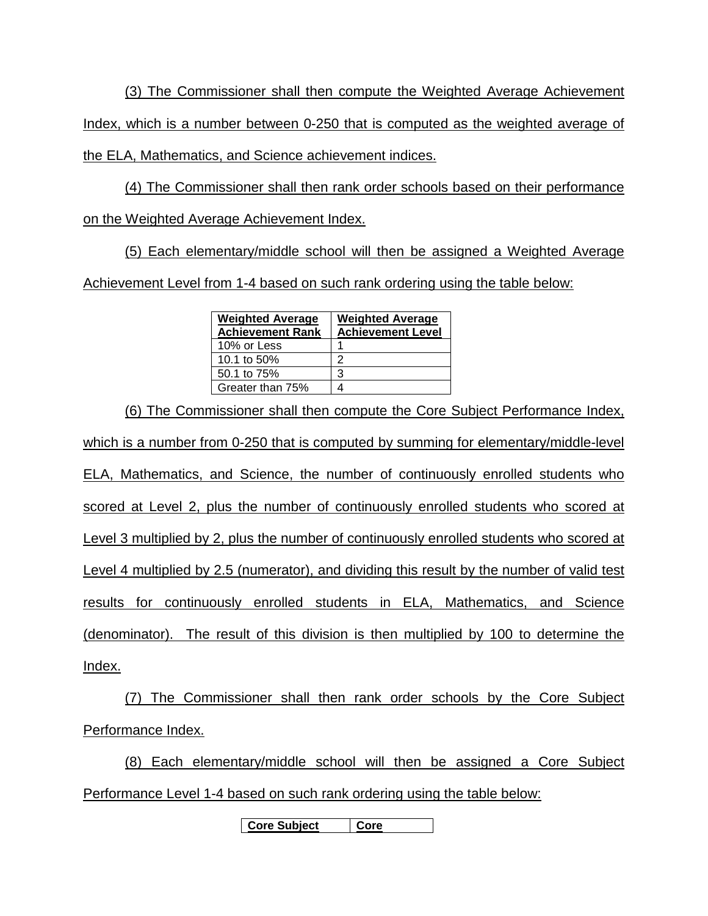(3) The Commissioner shall then compute the Weighted Average Achievement Index, which is a number between 0-250 that is computed as the weighted average of the ELA, Mathematics, and Science achievement indices.

(4) The Commissioner shall then rank order schools based on their performance on the Weighted Average Achievement Index.

(5) Each elementary/middle school will then be assigned a Weighted Average Achievement Level from 1-4 based on such rank ordering using the table below:

| Weighted Average Achievement Rank | Weighted Average Achievement Level |
|---|---|
| 10% or Less | 1 |
| 10.1 to 50% | 2 |
| 50.1 to 75% | 3 |
| Greater than 75% | 4 |

(6) The Commissioner shall then compute the Core Subject Performance Index, which is a number from 0-250 that is computed by summing for elementary/middle-level ELA, Mathematics, and Science, the number of continuously enrolled students who scored at Level 2, plus the number of continuously enrolled students who scored at Level 3 multiplied by 2, plus the number of continuously enrolled students who scored at Level 4 multiplied by 2.5 (numerator), and dividing this result by the number of valid test results for continuously enrolled students in ELA, Mathematics, and Science (denominator). The result of this division is then multiplied by 100 to determine the Index.

(7) The Commissioner shall then rank order schools by the Core Subject Performance Index.

(8) Each elementary/middle school will then be assigned a Core Subject Performance Level 1-4 based on such rank ordering using the table below:

| Core Subject | Core |
|---|---|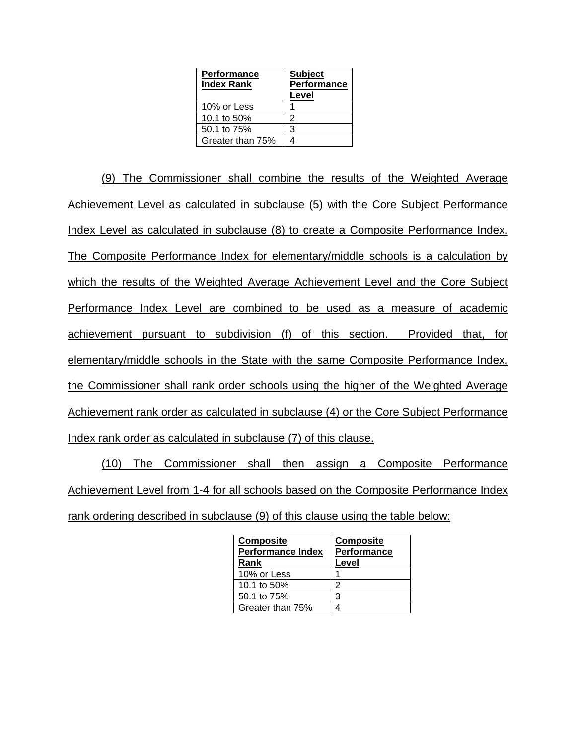| Performance Index Rank | Subject Performance Level |
|---|---|
| 10% or Less | 1 |
| 10.1 to 50% | 2 |
| 50.1 to 75% | 3 |
| Greater than 75% | 4 |

(9) The Commissioner shall combine the results of the Weighted Average Achievement Level as calculated in subclause (5) with the Core Subject Performance Index Level as calculated in subclause (8) to create a Composite Performance Index. The Composite Performance Index for elementary/middle schools is a calculation by which the results of the Weighted Average Achievement Level and the Core Subject Performance Index Level are combined to be used as a measure of academic achievement pursuant to subdivision (f) of this section. Provided that, for elementary/middle schools in the State with the same Composite Performance Index, the Commissioner shall rank order schools using the higher of the Weighted Average Achievement rank order as calculated in subclause (4) or the Core Subject Performance Index rank order as calculated in subclause (7) of this clause.

(10) The Commissioner shall then assign a Composite Performance Achievement Level from 1-4 for all schools based on the Composite Performance Index rank ordering described in subclause (9) of this clause using the table below:

| Composite Performance Index Rank | Composite Performance Level |
|---|---|
| 10% or Less | 1 |
| 10.1 to 50% | 2 |
| 50.1 to 75% | 3 |
| Greater than 75% | 4 |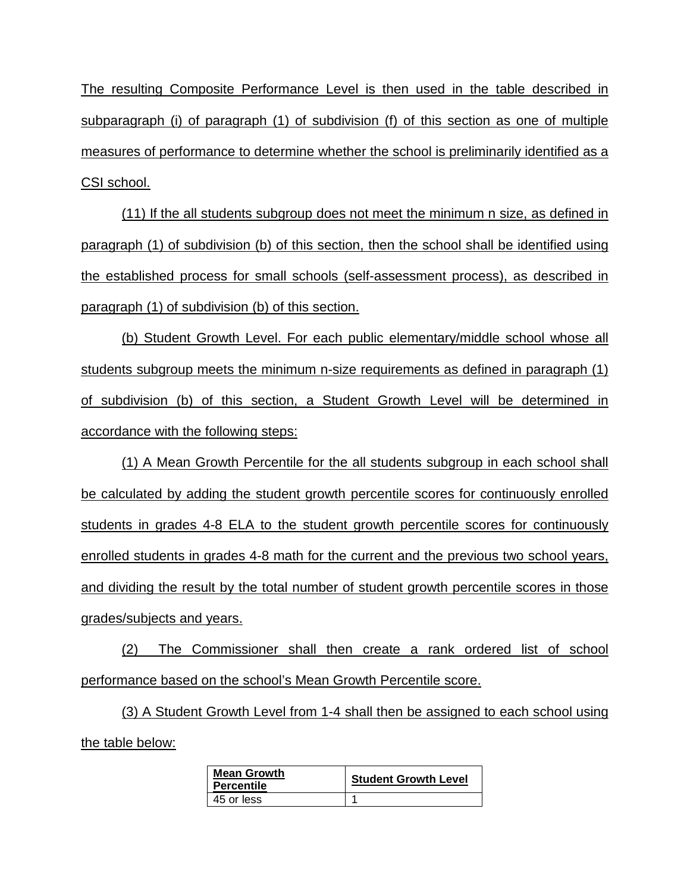The resulting Composite Performance Level is then used in the table described in subparagraph (i) of paragraph (1) of subdivision (f) of this section as one of multiple measures of performance to determine whether the school is preliminarily identified as a CSI school.

(11) If the all students subgroup does not meet the minimum n size, as defined in paragraph (1) of subdivision (b) of this section, then the school shall be identified using the established process for small schools (self-assessment process), as described in paragraph (1) of subdivision (b) of this section.

(b) Student Growth Level. For each public elementary/middle school whose all students subgroup meets the minimum n-size requirements as defined in paragraph (1) of subdivision (b) of this section, a Student Growth Level will be determined in accordance with the following steps:

(1) A Mean Growth Percentile for the all students subgroup in each school shall be calculated by adding the student growth percentile scores for continuously enrolled students in grades 4-8 ELA to the student growth percentile scores for continuously enrolled students in grades 4-8 math for the current and the previous two school years, and dividing the result by the total number of student growth percentile scores in those grades/subjects and years.

(2) The Commissioner shall then create a rank ordered list of school performance based on the school's Mean Growth Percentile score.

(3) A Student Growth Level from 1-4 shall then be assigned to each school using the table below:

| **Mean Growth Percentile** | **Student Growth Level** |
|---|---|
| 45 or less | 1 |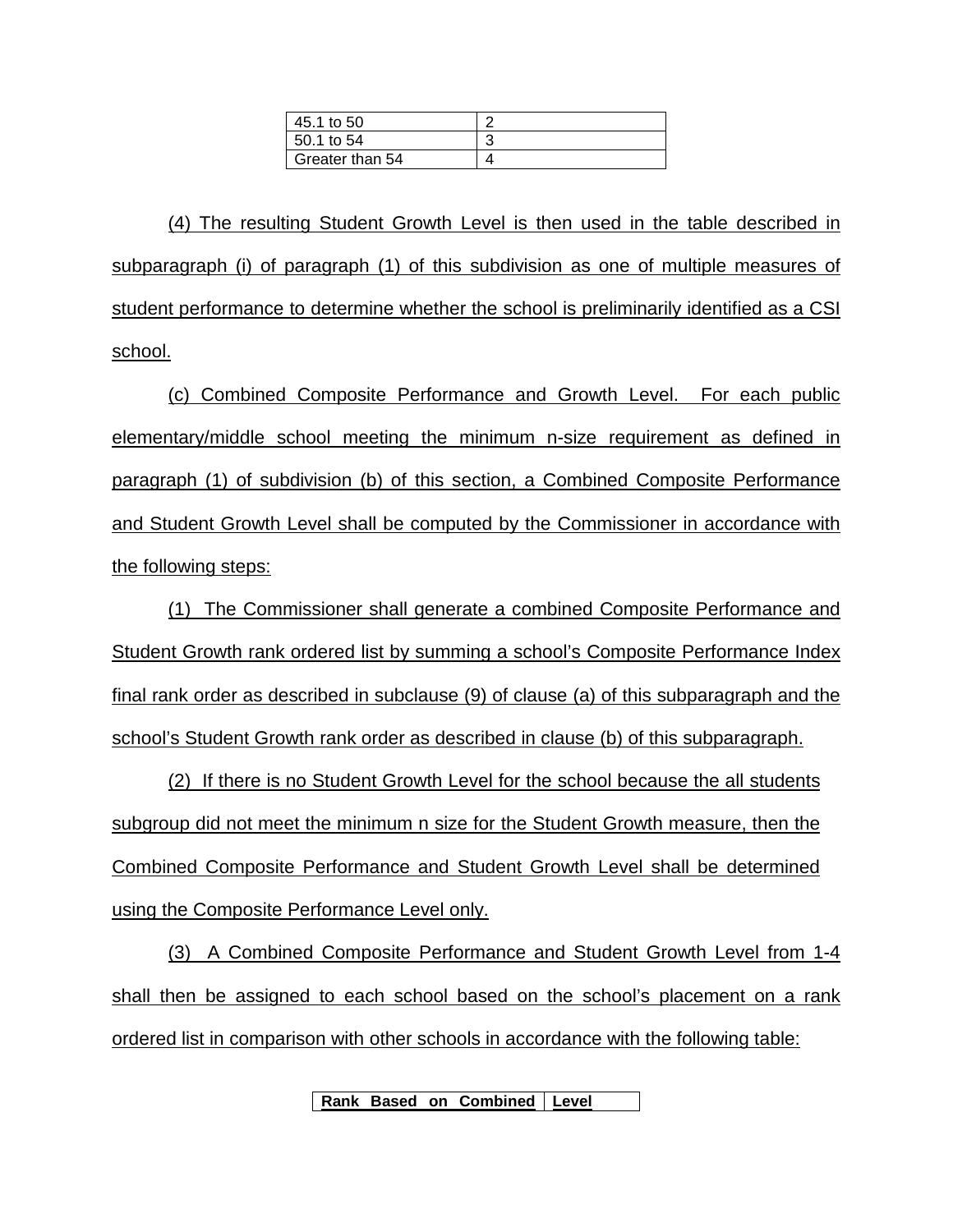| 45.1 to 50 | 2 |
|---|---|
| 50.1 to 54 | 3 |
| Greater than 54 | 4 |

(4) The resulting Student Growth Level is then used in the table described in subparagraph (i) of paragraph (1) of this subdivision as one of multiple measures of student performance to determine whether the school is preliminarily identified as a CSI school.

(c) Combined Composite Performance and Growth Level. For each public elementary/middle school meeting the minimum n-size requirement as defined in paragraph (1) of subdivision (b) of this section, a Combined Composite Performance and Student Growth Level shall be computed by the Commissioner in accordance with the following steps:

(1) The Commissioner shall generate a combined Composite Performance and Student Growth rank ordered list by summing a school's Composite Performance Index final rank order as described in subclause (9) of clause (a) of this subparagraph and the school's Student Growth rank order as described in clause (b) of this subparagraph.

(2) If there is no Student Growth Level for the school because the all students subgroup did not meet the minimum n size for the Student Growth measure, then the Combined Composite Performance and Student Growth Level shall be determined using the Composite Performance Level only.

(3) A Combined Composite Performance and Student Growth Level from 1-4 shall then be assigned to each school based on the school's placement on a rank ordered list in comparison with other schools in accordance with the following table:

| Rank Based on Combined | Level |
|---|---|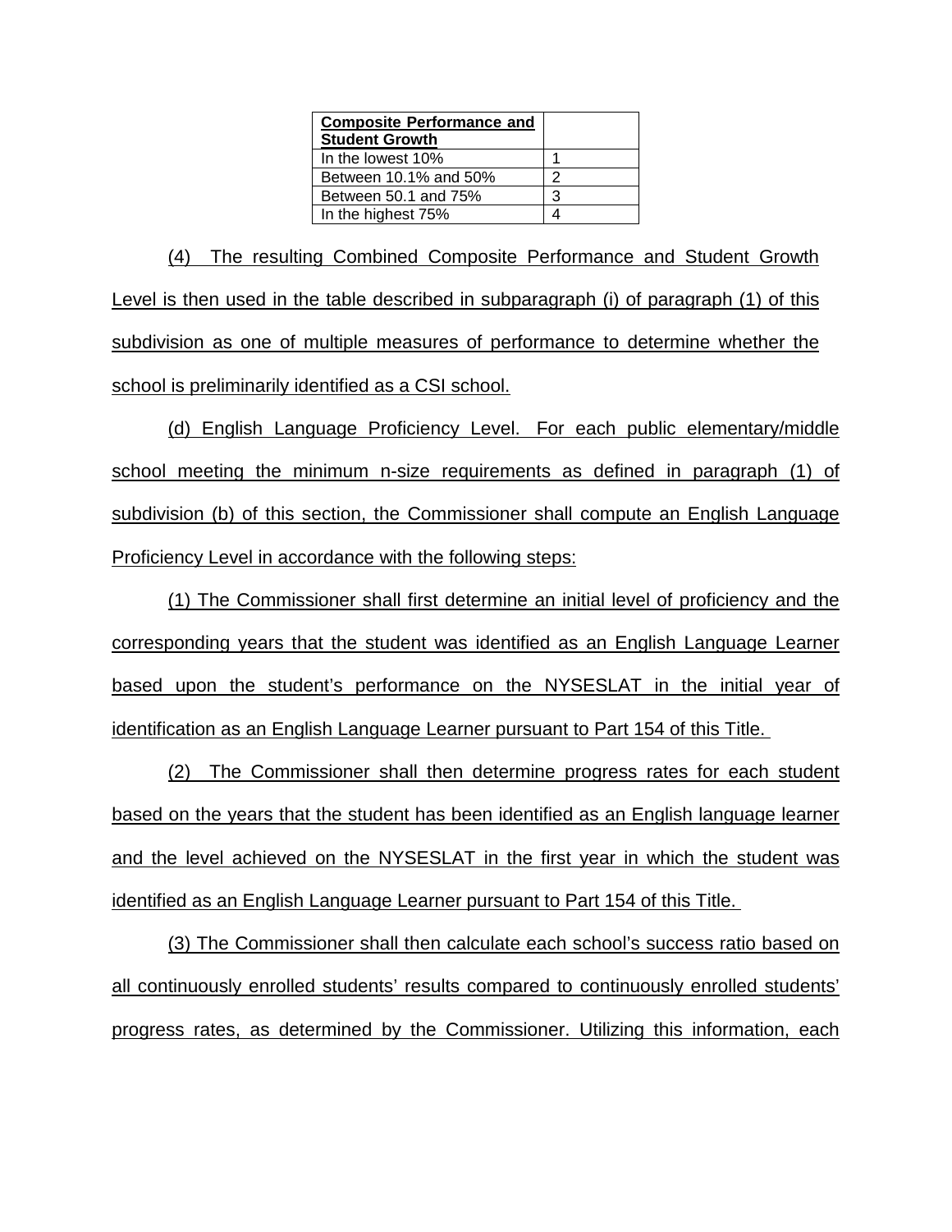| **Composite Performance and Student Growth** | |
|---|---|
| In the lowest 10% | 1 |
| Between 10.1% and 50% | 2 |
| Between 50.1 and 75% | 3 |
| In the highest 75% | 4 |

(4) The resulting Combined Composite Performance and Student Growth Level is then used in the table described in subparagraph (i) of paragraph (1) of this subdivision as one of multiple measures of performance to determine whether the school is preliminarily identified as a CSI school.

(d) English Language Proficiency Level. For each public elementary/middle school meeting the minimum n-size requirements as defined in paragraph (1) of subdivision (b) of this section, the Commissioner shall compute an English Language Proficiency Level in accordance with the following steps:

(1) The Commissioner shall first determine an initial level of proficiency and the corresponding years that the student was identified as an English Language Learner based upon the student's performance on the NYSESLAT in the initial year of identification as an English Language Learner pursuant to Part 154 of this Title.

(2) The Commissioner shall then determine progress rates for each student based on the years that the student has been identified as an English language learner and the level achieved on the NYSESLAT in the first year in which the student was identified as an English Language Learner pursuant to Part 154 of this Title.

(3) The Commissioner shall then calculate each school's success ratio based on all continuously enrolled students' results compared to continuously enrolled students' progress rates, as determined by the Commissioner. Utilizing this information, each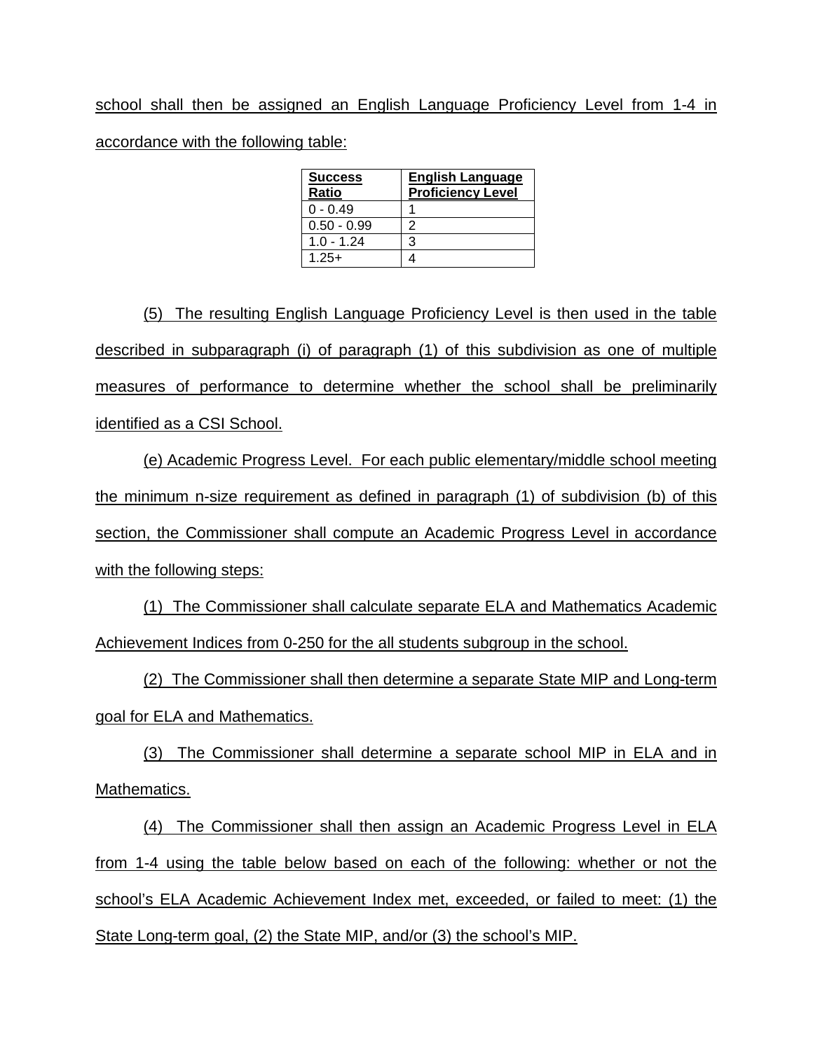school shall then be assigned an English Language Proficiency Level from 1-4 in accordance with the following table:

| Success Ratio | English Language Proficiency Level |
| --- | --- |
| 0 - 0.49 | 1 |
| 0.50 - 0.99 | 2 |
| 1.0 - 1.24 | 3 |
| 1.25+ | 4 |

(5) The resulting English Language Proficiency Level is then used in the table described in subparagraph (i) of paragraph (1) of this subdivision as one of multiple measures of performance to determine whether the school shall be preliminarily identified as a CSI School.

(e) Academic Progress Level. For each public elementary/middle school meeting the minimum n-size requirement as defined in paragraph (1) of subdivision (b) of this section, the Commissioner shall compute an Academic Progress Level in accordance with the following steps:

(1) The Commissioner shall calculate separate ELA and Mathematics Academic Achievement Indices from 0-250 for the all students subgroup in the school.

(2) The Commissioner shall then determine a separate State MIP and Long-term goal for ELA and Mathematics.

(3) The Commissioner shall determine a separate school MIP in ELA and in Mathematics.

(4) The Commissioner shall then assign an Academic Progress Level in ELA from 1-4 using the table below based on each of the following: whether or not the school's ELA Academic Achievement Index met, exceeded, or failed to meet: (1) the State Long-term goal, (2) the State MIP, and/or (3) the school's MIP.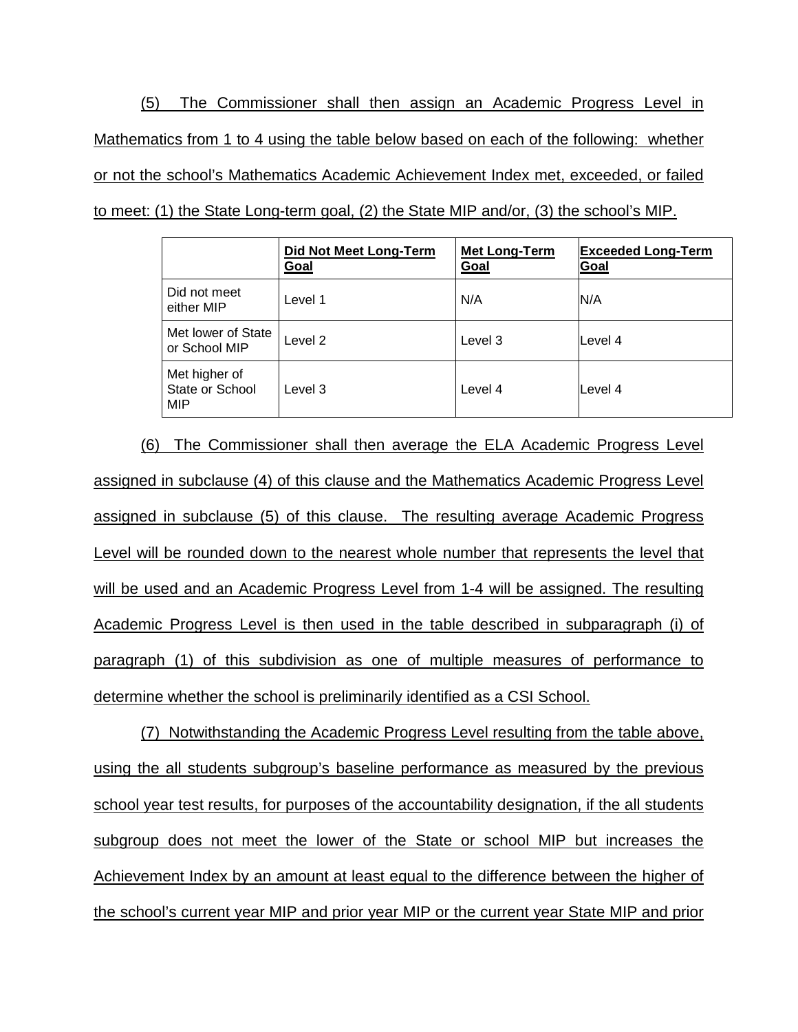(5) The Commissioner shall then assign an Academic Progress Level in Mathematics from 1 to 4 using the table below based on each of the following: whether or not the school's Mathematics Academic Achievement Index met, exceeded, or failed to meet: (1) the State Long-term goal, (2) the State MIP and/or, (3) the school's MIP.

| | **Did Not Meet Long-Term Goal** | **Met Long-Term Goal** | **Exceeded Long-Term Goal** |
|---|---|---|---|
| Did not meet either MIP | Level 1 | N/A | N/A |
| Met lower of State or School MIP | Level 2 | Level 3 | Level 4 |
| Met higher of State or School MIP | Level 3 | Level 4 | Level 4 |

(6) The Commissioner shall then average the ELA Academic Progress Level assigned in subclause (4) of this clause and the Mathematics Academic Progress Level assigned in subclause (5) of this clause. The resulting average Academic Progress Level will be rounded down to the nearest whole number that represents the level that will be used and an Academic Progress Level from 1-4 will be assigned. The resulting Academic Progress Level is then used in the table described in subparagraph (i) of paragraph (1) of this subdivision as one of multiple measures of performance to determine whether the school is preliminarily identified as a CSI School.

(7) Notwithstanding the Academic Progress Level resulting from the table above, using the all students subgroup's baseline performance as measured by the previous school year test results, for purposes of the accountability designation, if the all students subgroup does not meet the lower of the State or school MIP but increases the Achievement Index by an amount at least equal to the difference between the higher of the school's current year MIP and prior year MIP or the current year State MIP and prior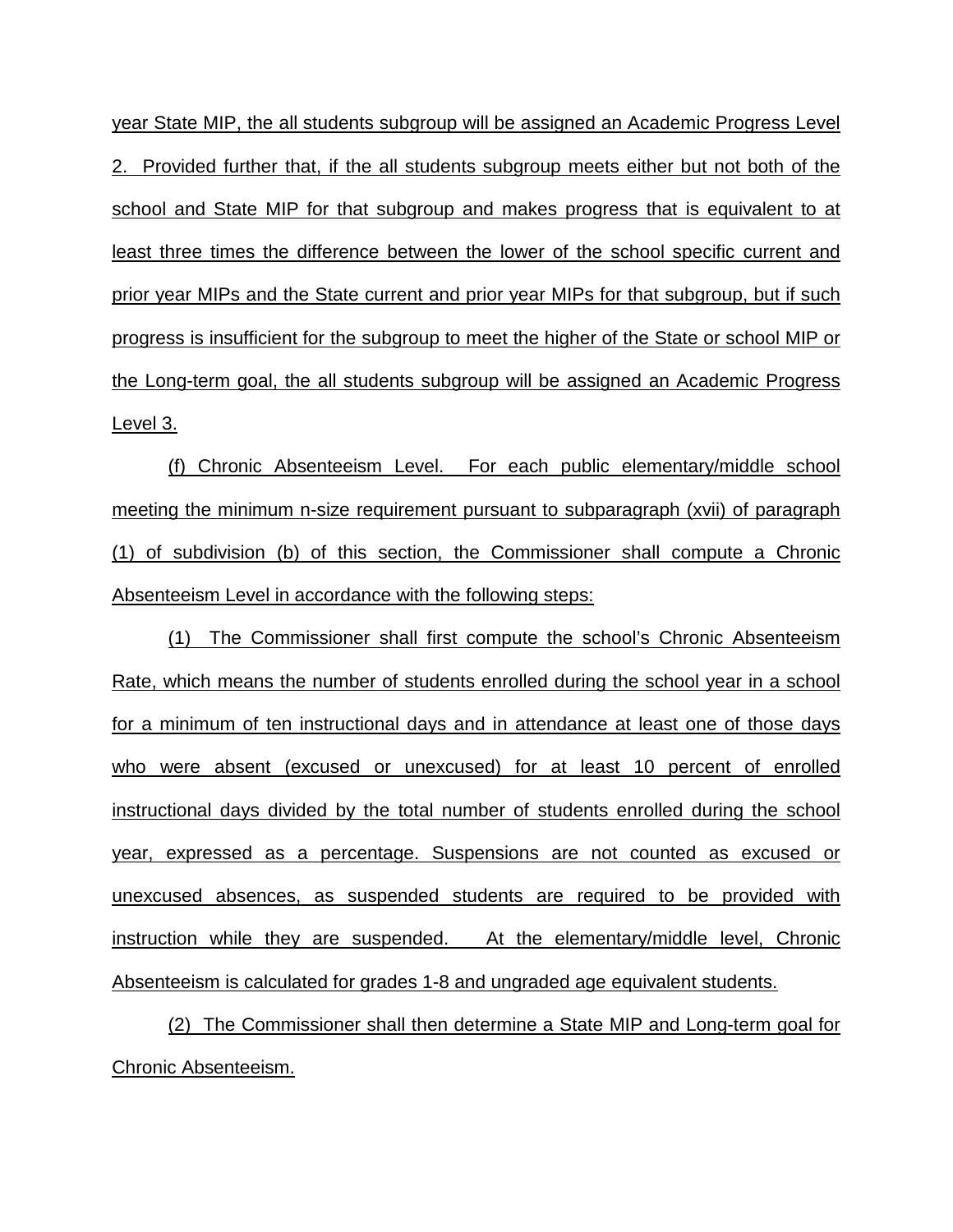year State MIP, the all students subgroup will be assigned an Academic Progress Level 2. Provided further that, if the all students subgroup meets either but not both of the school and State MIP for that subgroup and makes progress that is equivalent to at least three times the difference between the lower of the school specific current and prior year MIPs and the State current and prior year MIPs for that subgroup, but if such progress is insufficient for the subgroup to meet the higher of the State or school MIP or the Long-term goal, the all students subgroup will be assigned an Academic Progress Level 3.

(f) Chronic Absenteeism Level. For each public elementary/middle school meeting the minimum n-size requirement pursuant to subparagraph (xvii) of paragraph (1) of subdivision (b) of this section, the Commissioner shall compute a Chronic Absenteeism Level in accordance with the following steps:

(1) The Commissioner shall first compute the school's Chronic Absenteeism Rate, which means the number of students enrolled during the school year in a school for a minimum of ten instructional days and in attendance at least one of those days who were absent (excused or unexcused) for at least 10 percent of enrolled instructional days divided by the total number of students enrolled during the school year, expressed as a percentage. Suspensions are not counted as excused or unexcused absences, as suspended students are required to be provided with instruction while they are suspended. At the elementary/middle level, Chronic Absenteeism is calculated for grades 1-8 and ungraded age equivalent students.

(2) The Commissioner shall then determine a State MIP and Long-term goal for Chronic Absenteeism.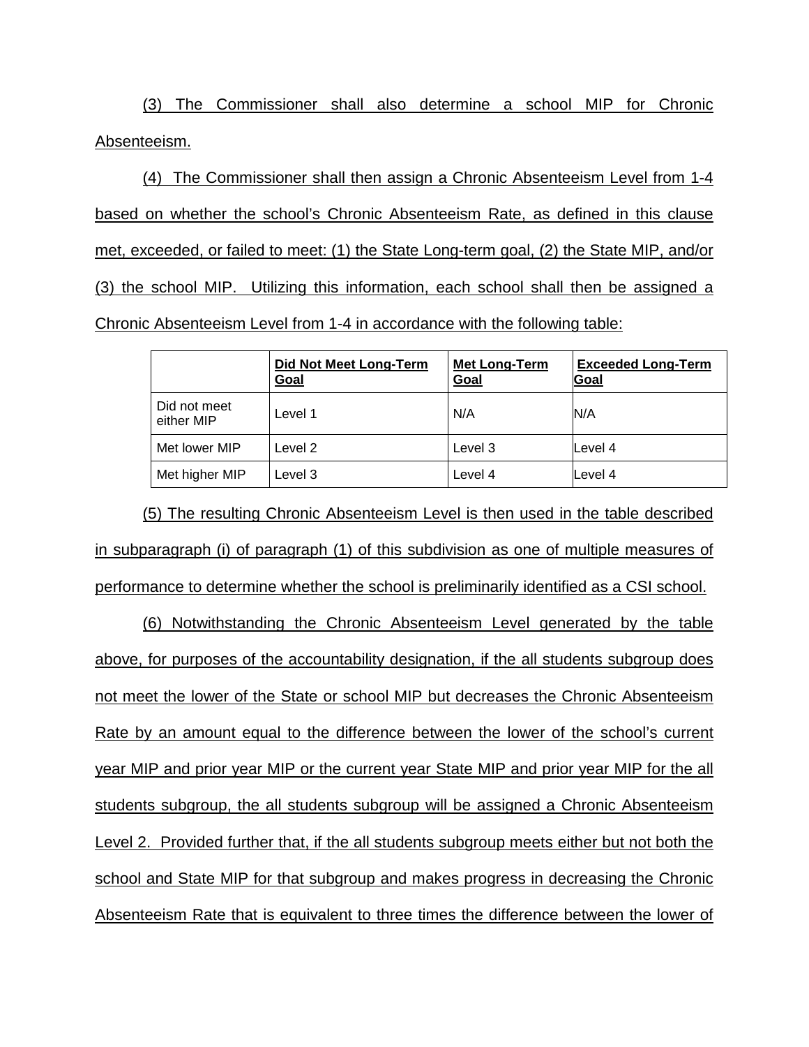(3) The Commissioner shall also determine a school MIP for Chronic Absenteeism.

(4) The Commissioner shall then assign a Chronic Absenteeism Level from 1-4 based on whether the school's Chronic Absenteeism Rate, as defined in this clause met, exceeded, or failed to meet: (1) the State Long-term goal, (2) the State MIP, and/or (3) the school MIP. Utilizing this information, each school shall then be assigned a Chronic Absenteeism Level from 1-4 in accordance with the following table:

| | **Did Not Meet Long-Term Goal** | **Met Long-Term Goal** | **Exceeded Long-Term Goal** |
|---|---|---|---|
| Did not meet either MIP | Level 1 | N/A | N/A |
| Met lower MIP | Level 2 | Level 3 | Level 4 |
| Met higher MIP | Level 3 | Level 4 | Level 4 |

(5) The resulting Chronic Absenteeism Level is then used in the table described in subparagraph (i) of paragraph (1) of this subdivision as one of multiple measures of performance to determine whether the school is preliminarily identified as a CSI school.

(6) Notwithstanding the Chronic Absenteeism Level generated by the table above, for purposes of the accountability designation, if the all students subgroup does not meet the lower of the State or school MIP but decreases the Chronic Absenteeism Rate by an amount equal to the difference between the lower of the school's current year MIP and prior year MIP or the current year State MIP and prior year MIP for the all students subgroup, the all students subgroup will be assigned a Chronic Absenteeism Level 2. Provided further that, if the all students subgroup meets either but not both the school and State MIP for that subgroup and makes progress in decreasing the Chronic Absenteeism Rate that is equivalent to three times the difference between the lower of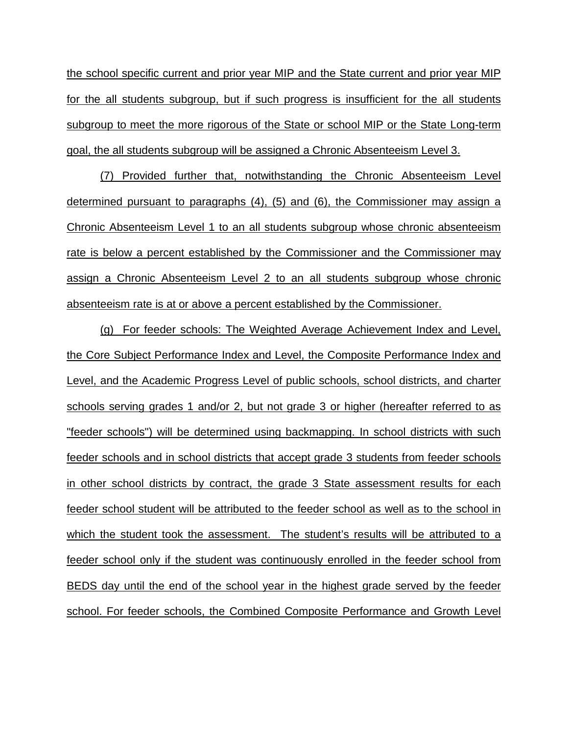the school specific current and prior year MIP and the State current and prior year MIP for the all students subgroup, but if such progress is insufficient for the all students subgroup to meet the more rigorous of the State or school MIP or the State Long-term goal, the all students subgroup will be assigned a Chronic Absenteeism Level 3.

(7) Provided further that, notwithstanding the Chronic Absenteeism Level determined pursuant to paragraphs (4), (5) and (6), the Commissioner may assign a Chronic Absenteeism Level 1 to an all students subgroup whose chronic absenteeism rate is below a percent established by the Commissioner and the Commissioner may assign a Chronic Absenteeism Level 2 to an all students subgroup whose chronic absenteeism rate is at or above a percent established by the Commissioner.

(g) For feeder schools: The Weighted Average Achievement Index and Level, the Core Subject Performance Index and Level, the Composite Performance Index and Level, and the Academic Progress Level of public schools, school districts, and charter schools serving grades 1 and/or 2, but not grade 3 or higher (hereafter referred to as "feeder schools") will be determined using backmapping. In school districts with such feeder schools and in school districts that accept grade 3 students from feeder schools in other school districts by contract, the grade 3 State assessment results for each feeder school student will be attributed to the feeder school as well as to the school in which the student took the assessment. The student's results will be attributed to a feeder school only if the student was continuously enrolled in the feeder school from BEDS day until the end of the school year in the highest grade served by the feeder school. For feeder schools, the Combined Composite Performance and Growth Level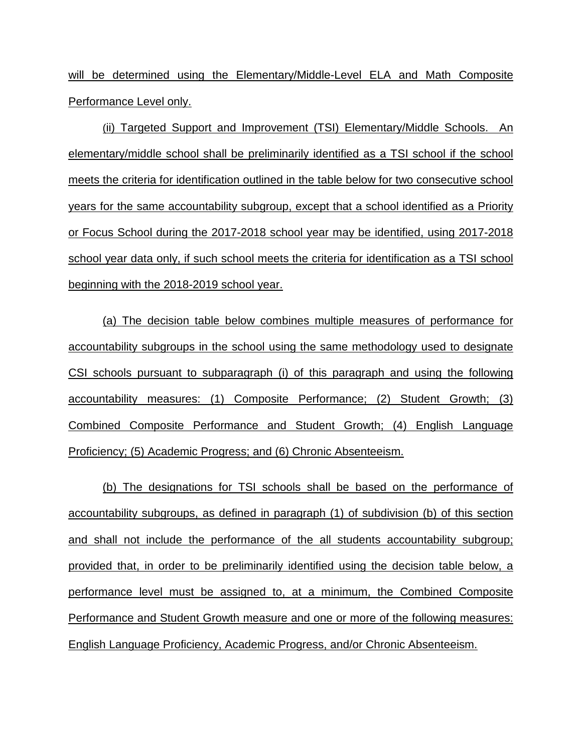will be determined using the Elementary/Middle-Level ELA and Math Composite Performance Level only.

(ii) Targeted Support and Improvement (TSI) Elementary/Middle Schools. An elementary/middle school shall be preliminarily identified as a TSI school if the school meets the criteria for identification outlined in the table below for two consecutive school years for the same accountability subgroup, except that a school identified as a Priority or Focus School during the 2017-2018 school year may be identified, using 2017-2018 school year data only, if such school meets the criteria for identification as a TSI school beginning with the 2018-2019 school year.

(a) The decision table below combines multiple measures of performance for accountability subgroups in the school using the same methodology used to designate CSI schools pursuant to subparagraph (i) of this paragraph and using the following accountability measures: (1) Composite Performance; (2) Student Growth; (3) Combined Composite Performance and Student Growth; (4) English Language Proficiency; (5) Academic Progress; and (6) Chronic Absenteeism.

(b) The designations for TSI schools shall be based on the performance of accountability subgroups, as defined in paragraph (1) of subdivision (b) of this section and shall not include the performance of the all students accountability subgroup; provided that, in order to be preliminarily identified using the decision table below, a performance level must be assigned to, at a minimum, the Combined Composite Performance and Student Growth measure and one or more of the following measures: English Language Proficiency, Academic Progress, and/or Chronic Absenteeism.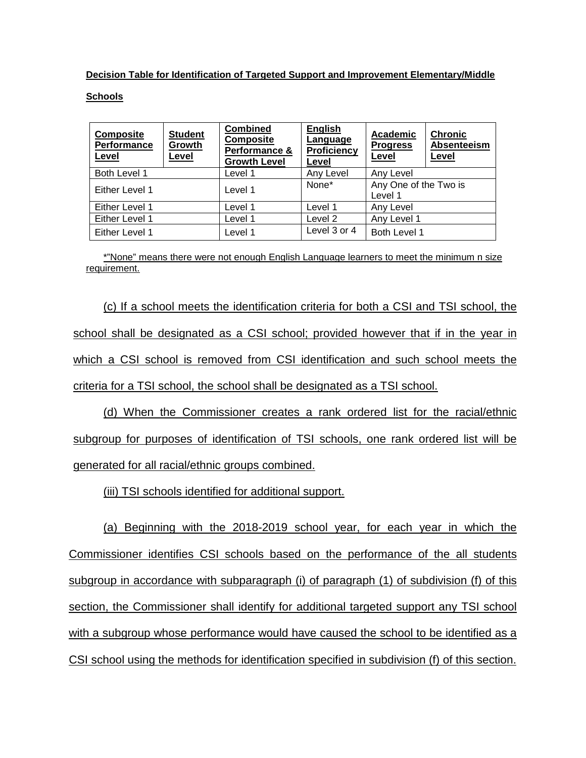**Decision Table for Identification of Targeted Support and Improvement Elementary/Middle Schools**

| Composite Performance Level | Student Growth Level | Combined Composite Performance & Growth Level | English Language Proficiency Level | Academic Progress Level | Chronic Absenteeism Level |
|---|---|---|---|---|---|
| Both Level 1 | | Level 1 | Any Level | Any Level | |
| Either Level 1 | | Level 1 | None* | Any One of the Two is Level 1 | |
| Either Level 1 | | Level 1 | Level 1 | Any Level | |
| Either Level 1 | | Level 1 | Level 2 | Any Level 1 | |
| Either Level 1 | | Level 1 | Level 3 or 4 | Both Level 1 | |

*"None" means there were not enough English Language learners to meet the minimum n size requirement.

(c) If a school meets the identification criteria for both a CSI and TSI school, the school shall be designated as a CSI school; provided however that if in the year in which a CSI school is removed from CSI identification and such school meets the criteria for a TSI school, the school shall be designated as a TSI school.

(d) When the Commissioner creates a rank ordered list for the racial/ethnic subgroup for purposes of identification of TSI schools, one rank ordered list will be generated for all racial/ethnic groups combined.

(iii) TSI schools identified for additional support.

(a) Beginning with the 2018-2019 school year, for each year in which the Commissioner identifies CSI schools based on the performance of the all students subgroup in accordance with subparagraph (i) of paragraph (1) of subdivision (f) of this section, the Commissioner shall identify for additional targeted support any TSI school with a subgroup whose performance would have caused the school to be identified as a CSI school using the methods for identification specified in subdivision (f) of this section.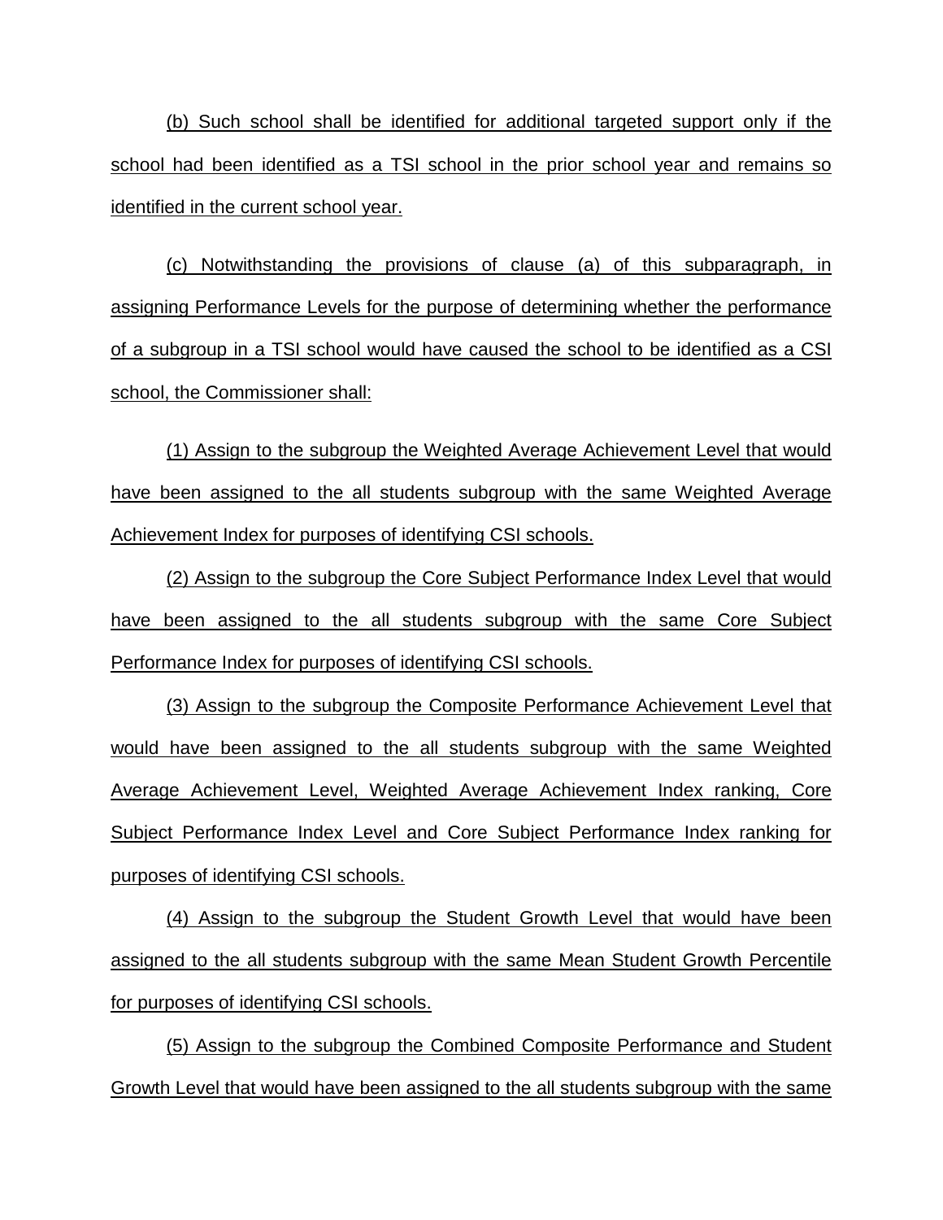(b) Such school shall be identified for additional targeted support only if the school had been identified as a TSI school in the prior school year and remains so identified in the current school year.

(c) Notwithstanding the provisions of clause (a) of this subparagraph, in assigning Performance Levels for the purpose of determining whether the performance of a subgroup in a TSI school would have caused the school to be identified as a CSI school, the Commissioner shall:

(1) Assign to the subgroup the Weighted Average Achievement Level that would have been assigned to the all students subgroup with the same Weighted Average Achievement Index for purposes of identifying CSI schools.

(2) Assign to the subgroup the Core Subject Performance Index Level that would have been assigned to the all students subgroup with the same Core Subject Performance Index for purposes of identifying CSI schools.

(3) Assign to the subgroup the Composite Performance Achievement Level that would have been assigned to the all students subgroup with the same Weighted Average Achievement Level, Weighted Average Achievement Index ranking, Core Subject Performance Index Level and Core Subject Performance Index ranking for purposes of identifying CSI schools.

(4) Assign to the subgroup the Student Growth Level that would have been assigned to the all students subgroup with the same Mean Student Growth Percentile for purposes of identifying CSI schools.

(5) Assign to the subgroup the Combined Composite Performance and Student Growth Level that would have been assigned to the all students subgroup with the same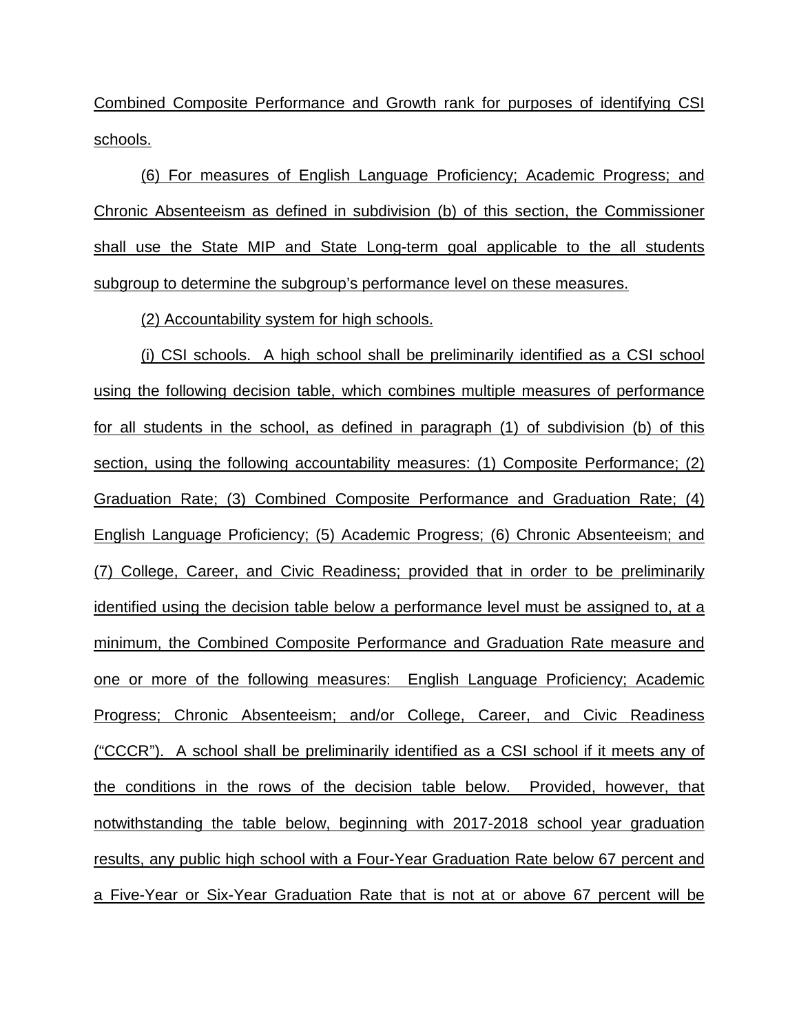Combined Composite Performance and Growth rank for purposes of identifying CSI schools.

(6) For measures of English Language Proficiency; Academic Progress; and Chronic Absenteeism as defined in subdivision (b) of this section, the Commissioner shall use the State MIP and State Long-term goal applicable to the all students subgroup to determine the subgroup's performance level on these measures.

(2) Accountability system for high schools.

(i) CSI schools. A high school shall be preliminarily identified as a CSI school using the following decision table, which combines multiple measures of performance for all students in the school, as defined in paragraph (1) of subdivision (b) of this section, using the following accountability measures: (1) Composite Performance; (2) Graduation Rate; (3) Combined Composite Performance and Graduation Rate; (4) English Language Proficiency; (5) Academic Progress; (6) Chronic Absenteeism; and (7) College, Career, and Civic Readiness; provided that in order to be preliminarily identified using the decision table below a performance level must be assigned to, at a minimum, the Combined Composite Performance and Graduation Rate measure and one or more of the following measures: English Language Proficiency; Academic Progress; Chronic Absenteeism; and/or College, Career, and Civic Readiness ("CCCR"). A school shall be preliminarily identified as a CSI school if it meets any of the conditions in the rows of the decision table below. Provided, however, that notwithstanding the table below, beginning with 2017-2018 school year graduation results, any public high school with a Four-Year Graduation Rate below 67 percent and a Five-Year or Six-Year Graduation Rate that is not at or above 67 percent will be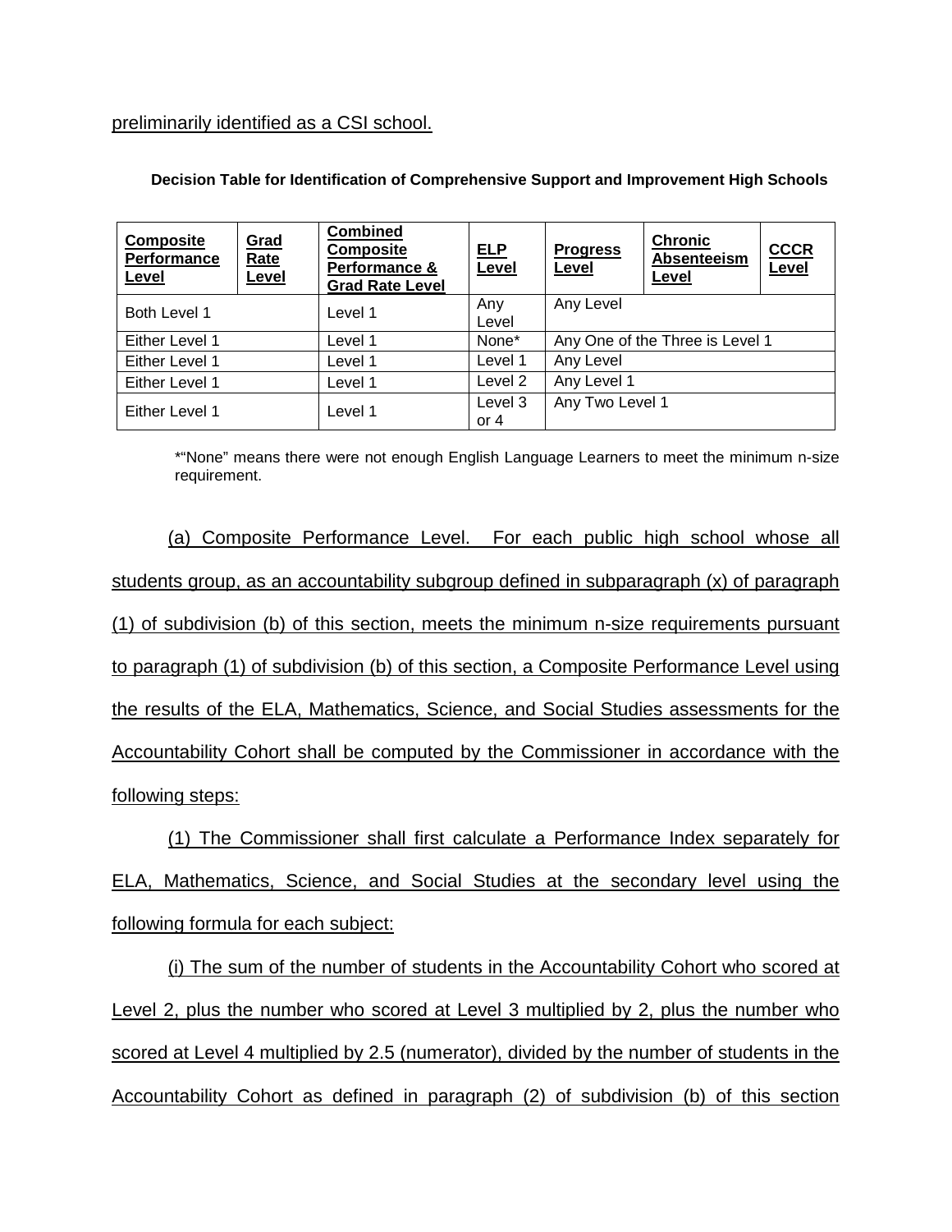preliminarily identified as a CSI school.

**Decision Table for Identification of Comprehensive Support and Improvement High Schools**

| Composite Performance Level | Grad Rate Level | Combined Composite Performance & Grad Rate Level | ELP Level | Progress Level | Chronic Absenteeism Level | CCCR Level |
|---|---|---|---|---|---|---|
| Both Level 1 | | Level 1 | Any Level | Any Level | | |
| Either Level 1 | | Level 1 | None* | Any One of the Three is Level 1 | | |
| Either Level 1 | | Level 1 | Level 1 | Any Level | | |
| Either Level 1 | | Level 1 | Level 2 | Any Level 1 | | |
| Either Level 1 | | Level 1 | Level 3 or 4 | Any Two Level 1 | | |

*"None" means there were not enough English Language Learners to meet the minimum n-size requirement.

(a) Composite Performance Level. For each public high school whose all students group, as an accountability subgroup defined in subparagraph (x) of paragraph (1) of subdivision (b) of this section, meets the minimum n-size requirements pursuant to paragraph (1) of subdivision (b) of this section, a Composite Performance Level using the results of the ELA, Mathematics, Science, and Social Studies assessments for the Accountability Cohort shall be computed by the Commissioner in accordance with the following steps:

(1) The Commissioner shall first calculate a Performance Index separately for ELA, Mathematics, Science, and Social Studies at the secondary level using the following formula for each subject:

(i) The sum of the number of students in the Accountability Cohort who scored at Level 2, plus the number who scored at Level 3 multiplied by 2, plus the number who scored at Level 4 multiplied by 2.5 (numerator), divided by the number of students in the Accountability Cohort as defined in paragraph (2) of subdivision (b) of this section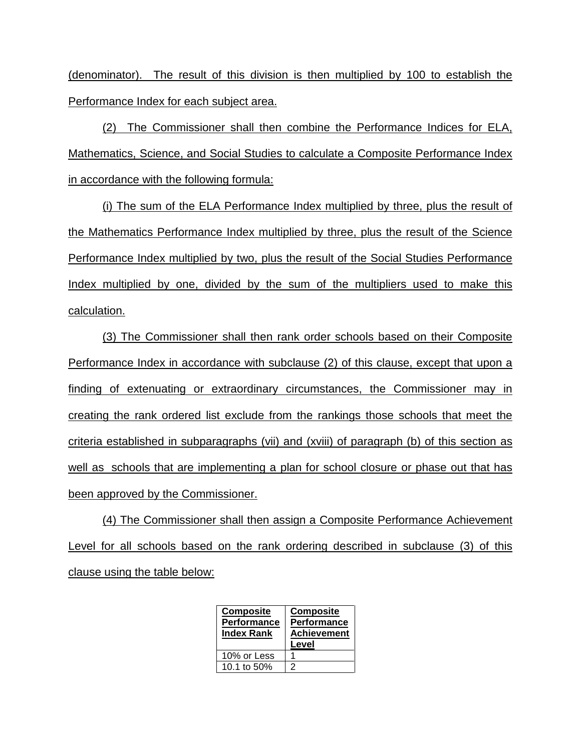(denominator). The result of this division is then multiplied by 100 to establish the Performance Index for each subject area.

(2) The Commissioner shall then combine the Performance Indices for ELA, Mathematics, Science, and Social Studies to calculate a Composite Performance Index in accordance with the following formula:

(i) The sum of the ELA Performance Index multiplied by three, plus the result of the Mathematics Performance Index multiplied by three, plus the result of the Science Performance Index multiplied by two, plus the result of the Social Studies Performance Index multiplied by one, divided by the sum of the multipliers used to make this calculation.

(3) The Commissioner shall then rank order schools based on their Composite Performance Index in accordance with subclause (2) of this clause, except that upon a finding of extenuating or extraordinary circumstances, the Commissioner may in creating the rank ordered list exclude from the rankings those schools that meet the criteria established in subparagraphs (vii) and (xviii) of paragraph (b) of this section as well as schools that are implementing a plan for school closure or phase out that has been approved by the Commissioner.

(4) The Commissioner shall then assign a Composite Performance Achievement Level for all schools based on the rank ordering described in subclause (3) of this clause using the table below:

| Composite Performance Index Rank | Composite Performance Achievement Level |
|---|---|
| 10% or Less | 1 |
| 10.1 to 50% | 2 |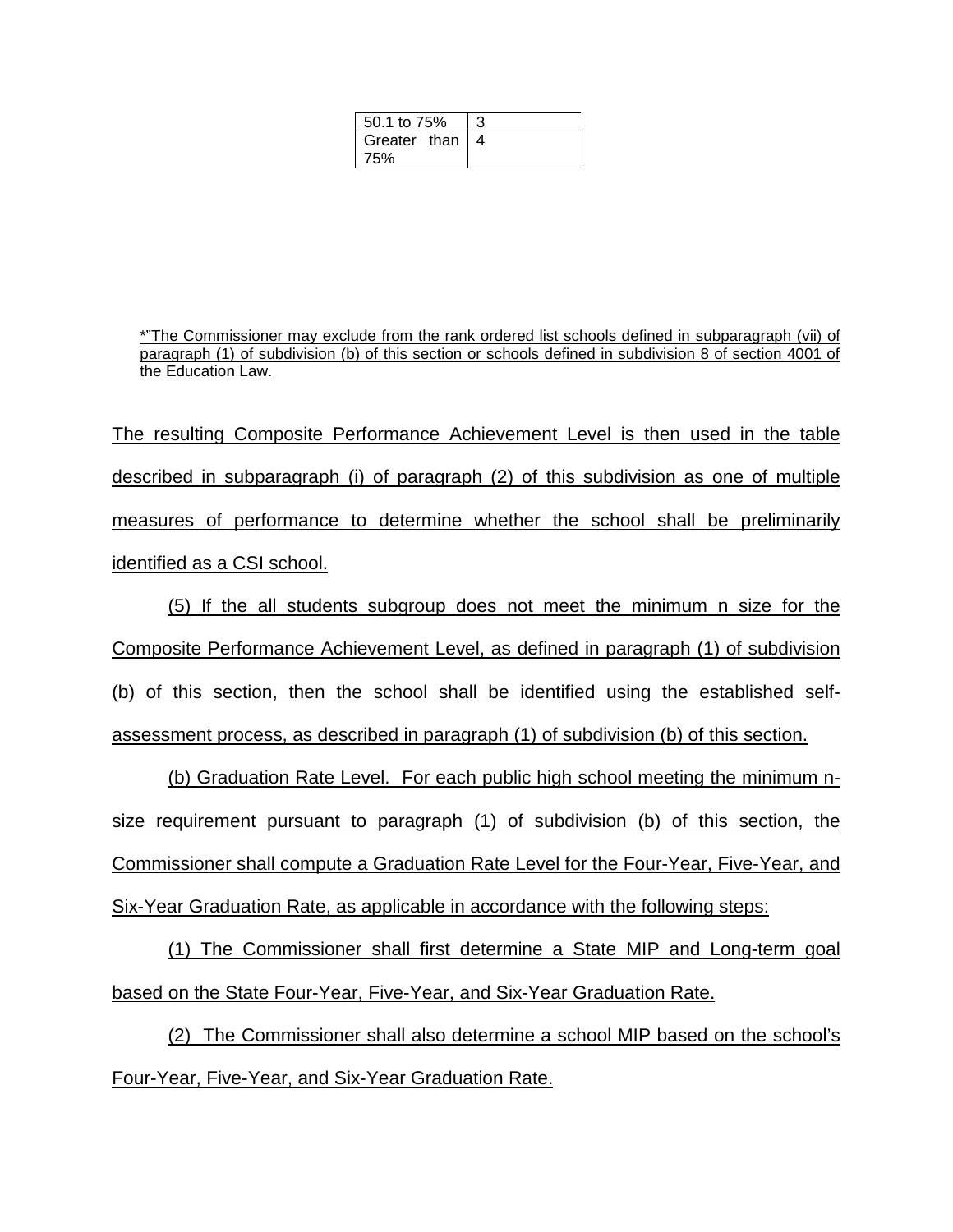| 50.1 to 75% | 3 |
|---|---|
| Greater than 75% | 4 |

*"The Commissioner may exclude from the rank ordered list schools defined in subparagraph (vii) of paragraph (1) of subdivision (b) of this section or schools defined in subdivision 8 of section 4001 of the Education Law.

The resulting Composite Performance Achievement Level is then used in the table described in subparagraph (i) of paragraph (2) of this subdivision as one of multiple measures of performance to determine whether the school shall be preliminarily identified as a CSI school.

(5) If the all students subgroup does not meet the minimum n size for the Composite Performance Achievement Level, as defined in paragraph (1) of subdivision (b) of this section, then the school shall be identified using the established self-assessment process, as described in paragraph (1) of subdivision (b) of this section.

(b) Graduation Rate Level. For each public high school meeting the minimum n-size requirement pursuant to paragraph (1) of subdivision (b) of this section, the Commissioner shall compute a Graduation Rate Level for the Four-Year, Five-Year, and Six-Year Graduation Rate, as applicable in accordance with the following steps:

(1) The Commissioner shall first determine a State MIP and Long-term goal based on the State Four-Year, Five-Year, and Six-Year Graduation Rate.

(2) The Commissioner shall also determine a school MIP based on the school's Four-Year, Five-Year, and Six-Year Graduation Rate.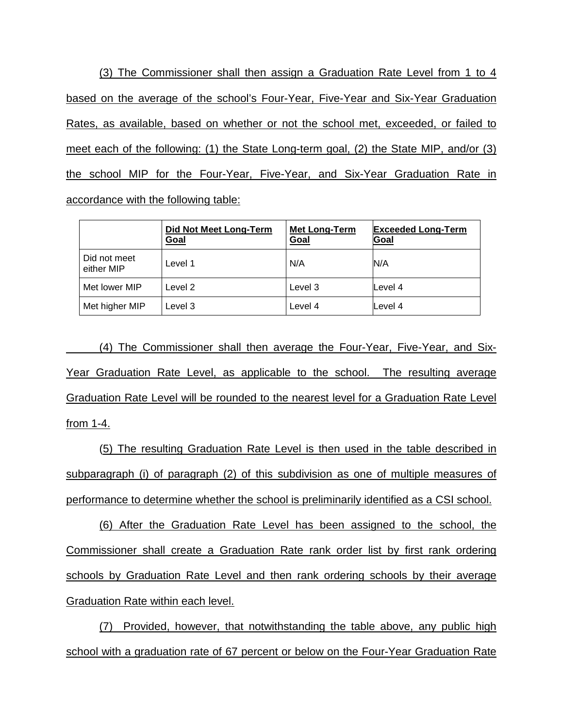(3) The Commissioner shall then assign a Graduation Rate Level from 1 to 4 based on the average of the school's Four-Year, Five-Year and Six-Year Graduation Rates, as available, based on whether or not the school met, exceeded, or failed to meet each of the following: (1) the State Long-term goal, (2) the State MIP, and/or (3) the school MIP for the Four-Year, Five-Year, and Six-Year Graduation Rate in accordance with the following table:

| | Did Not Meet Long-Term Goal | Met Long-Term Goal | Exceeded Long-Term Goal |
|---|---|---|---|
| Did not meet either MIP | Level 1 | N/A | N/A |
| Met lower MIP | Level 2 | Level 3 | Level 4 |
| Met higher MIP | Level 3 | Level 4 | Level 4 |

(4) The Commissioner shall then average the Four-Year, Five-Year, and Six-Year Graduation Rate Level, as applicable to the school. The resulting average Graduation Rate Level will be rounded to the nearest level for a Graduation Rate Level from 1-4.

(5) The resulting Graduation Rate Level is then used in the table described in subparagraph (i) of paragraph (2) of this subdivision as one of multiple measures of performance to determine whether the school is preliminarily identified as a CSI school.

(6) After the Graduation Rate Level has been assigned to the school, the Commissioner shall create a Graduation Rate rank order list by first rank ordering schools by Graduation Rate Level and then rank ordering schools by their average Graduation Rate within each level.

(7) Provided, however, that notwithstanding the table above, any public high school with a graduation rate of 67 percent or below on the Four-Year Graduation Rate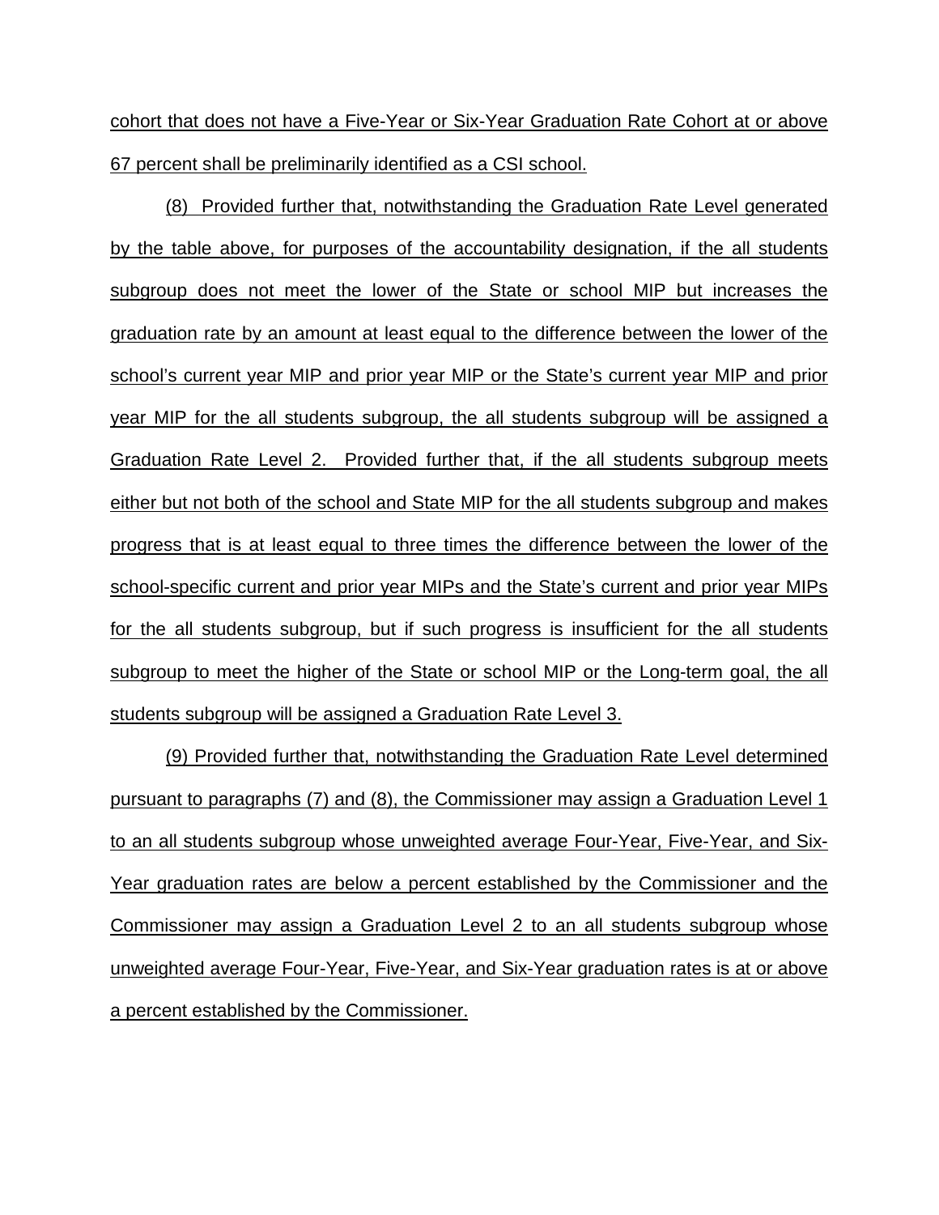cohort that does not have a Five-Year or Six-Year Graduation Rate Cohort at or above 67 percent shall be preliminarily identified as a CSI school.

(8) Provided further that, notwithstanding the Graduation Rate Level generated by the table above, for purposes of the accountability designation, if the all students subgroup does not meet the lower of the State or school MIP but increases the graduation rate by an amount at least equal to the difference between the lower of the school's current year MIP and prior year MIP or the State's current year MIP and prior year MIP for the all students subgroup, the all students subgroup will be assigned a Graduation Rate Level 2. Provided further that, if the all students subgroup meets either but not both of the school and State MIP for the all students subgroup and makes progress that is at least equal to three times the difference between the lower of the school-specific current and prior year MIPs and the State's current and prior year MIPs for the all students subgroup, but if such progress is insufficient for the all students subgroup to meet the higher of the State or school MIP or the Long-term goal, the all students subgroup will be assigned a Graduation Rate Level 3.

(9) Provided further that, notwithstanding the Graduation Rate Level determined pursuant to paragraphs (7) and (8), the Commissioner may assign a Graduation Level 1 to an all students subgroup whose unweighted average Four-Year, Five-Year, and Six-Year graduation rates are below a percent established by the Commissioner and the Commissioner may assign a Graduation Level 2 to an all students subgroup whose unweighted average Four-Year, Five-Year, and Six-Year graduation rates is at or above a percent established by the Commissioner.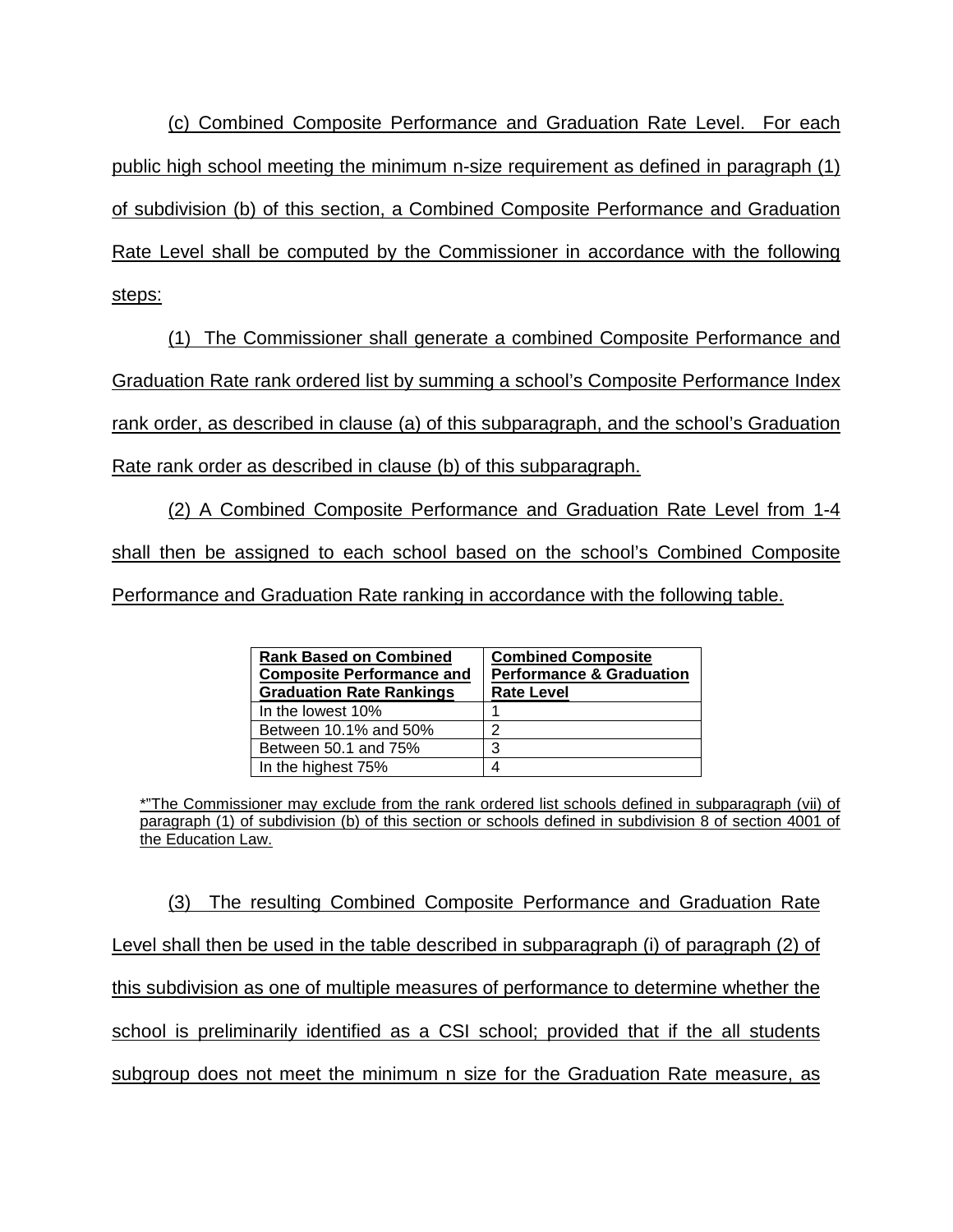(c) Combined Composite Performance and Graduation Rate Level. For each public high school meeting the minimum n-size requirement as defined in paragraph (1) of subdivision (b) of this section, a Combined Composite Performance and Graduation Rate Level shall be computed by the Commissioner in accordance with the following steps:

(1) The Commissioner shall generate a combined Composite Performance and Graduation Rate rank ordered list by summing a school's Composite Performance Index rank order, as described in clause (a) of this subparagraph, and the school's Graduation Rate rank order as described in clause (b) of this subparagraph.

(2) A Combined Composite Performance and Graduation Rate Level from 1-4 shall then be assigned to each school based on the school's Combined Composite Performance and Graduation Rate ranking in accordance with the following table.

| **Rank Based on Combined Composite Performance and Graduation Rate Rankings** | **Combined Composite Performance & Graduation Rate Level** |
|---|---|
| In the lowest 10% | 1 |
| Between 10.1% and 50% | 2 |
| Between 50.1 and 75% | 3 |
| In the highest 75% | 4 |

*"The Commissioner may exclude from the rank ordered list schools defined in subparagraph (vii) of paragraph (1) of subdivision (b) of this section or schools defined in subdivision 8 of section 4001 of the Education Law.

(3) The resulting Combined Composite Performance and Graduation Rate Level shall then be used in the table described in subparagraph (i) of paragraph (2) of this subdivision as one of multiple measures of performance to determine whether the school is preliminarily identified as a CSI school; provided that if the all students subgroup does not meet the minimum n size for the Graduation Rate measure, as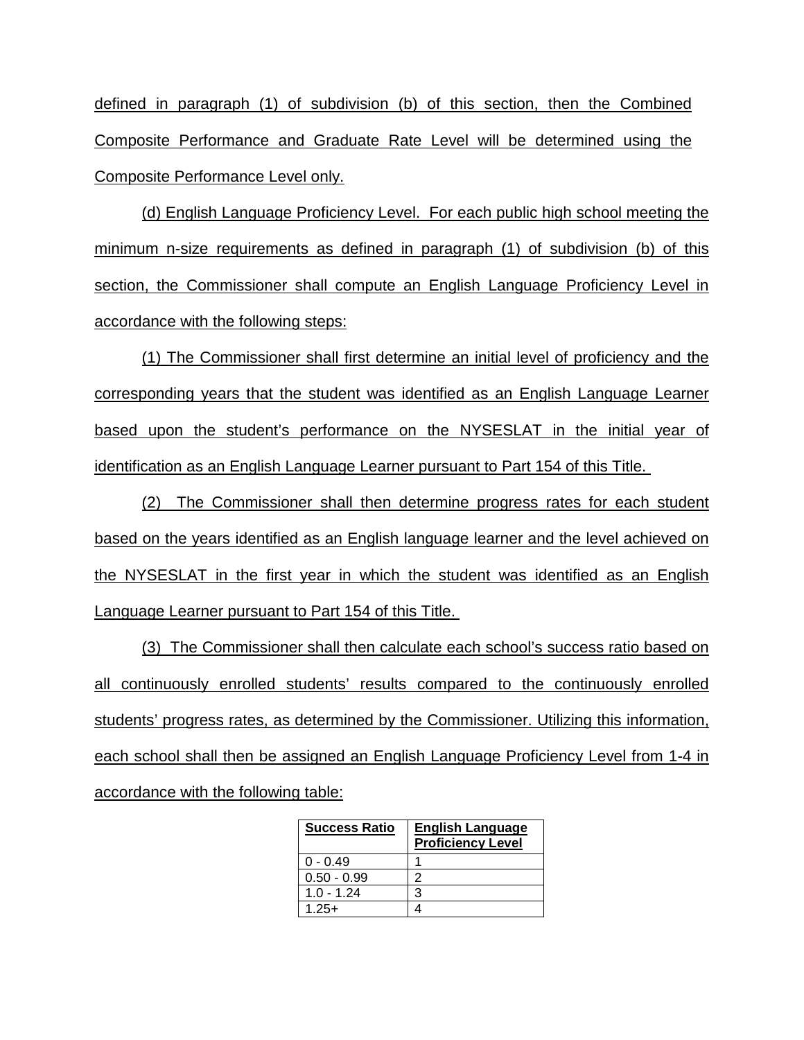defined in paragraph (1) of subdivision (b) of this section, then the Combined Composite Performance and Graduate Rate Level will be determined using the Composite Performance Level only.

(d) English Language Proficiency Level. For each public high school meeting the minimum n-size requirements as defined in paragraph (1) of subdivision (b) of this section, the Commissioner shall compute an English Language Proficiency Level in accordance with the following steps:

(1) The Commissioner shall first determine an initial level of proficiency and the corresponding years that the student was identified as an English Language Learner based upon the student's performance on the NYSESLAT in the initial year of identification as an English Language Learner pursuant to Part 154 of this Title.

(2) The Commissioner shall then determine progress rates for each student based on the years identified as an English language learner and the level achieved on the NYSESLAT in the first year in which the student was identified as an English Language Learner pursuant to Part 154 of this Title.

(3) The Commissioner shall then calculate each school's success ratio based on all continuously enrolled students' results compared to the continuously enrolled students' progress rates, as determined by the Commissioner. Utilizing this information, each school shall then be assigned an English Language Proficiency Level from 1-4 in accordance with the following table:

| Success Ratio | English Language Proficiency Level |
|---|---|
| 0 - 0.49 | 1 |
| 0.50 - 0.99 | 2 |
| 1.0 - 1.24 | 3 |
| 1.25+ | 4 |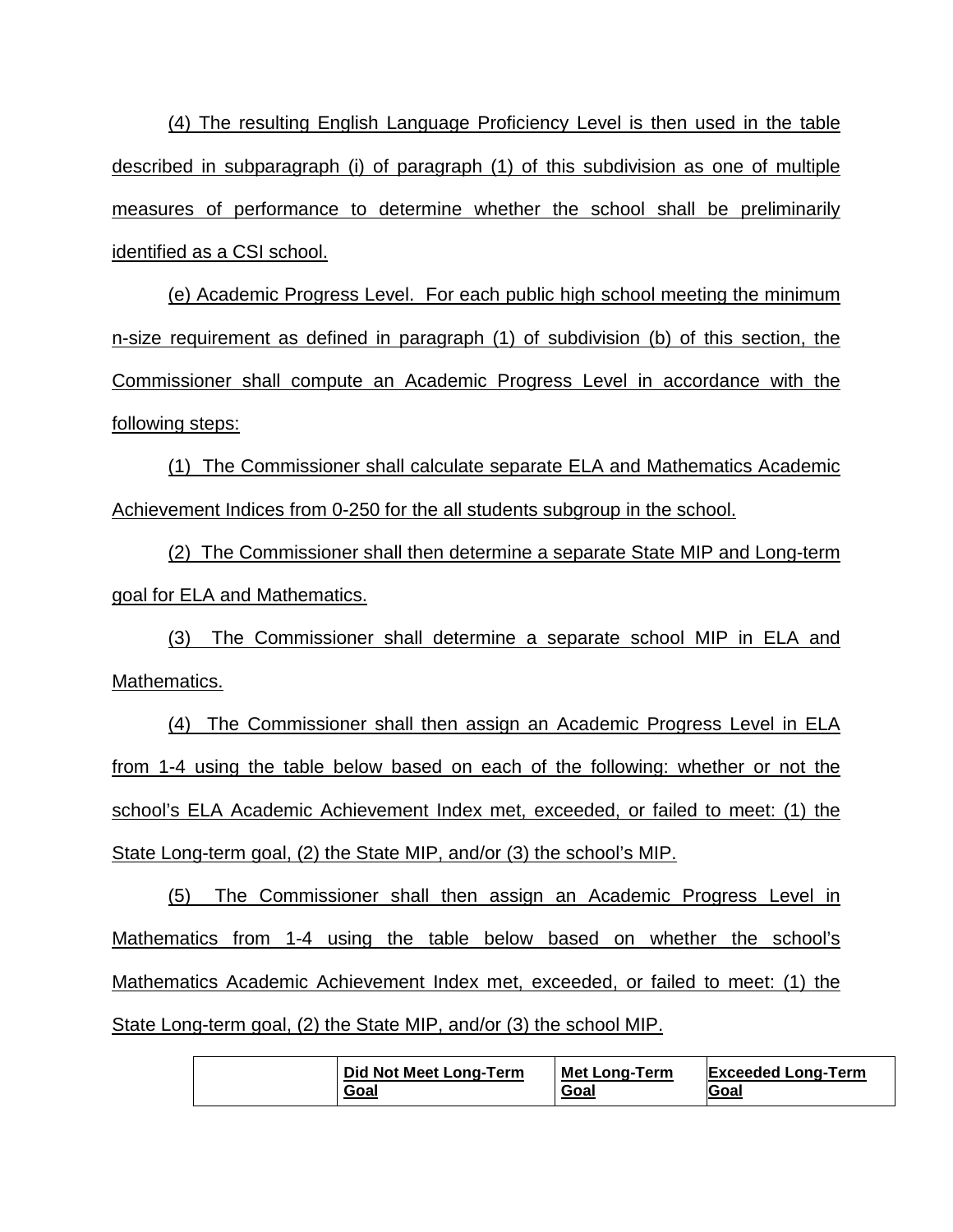(4) The resulting English Language Proficiency Level is then used in the table described in subparagraph (i) of paragraph (1) of this subdivision as one of multiple measures of performance to determine whether the school shall be preliminarily identified as a CSI school.

(e) Academic Progress Level. For each public high school meeting the minimum n-size requirement as defined in paragraph (1) of subdivision (b) of this section, the Commissioner shall compute an Academic Progress Level in accordance with the following steps:

(1) The Commissioner shall calculate separate ELA and Mathematics Academic Achievement Indices from 0-250 for the all students subgroup in the school.

(2) The Commissioner shall then determine a separate State MIP and Long-term goal for ELA and Mathematics.

(3) The Commissioner shall determine a separate school MIP in ELA and Mathematics.

(4) The Commissioner shall then assign an Academic Progress Level in ELA from 1-4 using the table below based on each of the following: whether or not the school's ELA Academic Achievement Index met, exceeded, or failed to meet: (1) the State Long-term goal, (2) the State MIP, and/or (3) the school's MIP.

(5) The Commissioner shall then assign an Academic Progress Level in Mathematics from 1-4 using the table below based on whether the school's Mathematics Academic Achievement Index met, exceeded, or failed to meet: (1) the State Long-term goal, (2) the State MIP, and/or (3) the school MIP.

| | **Did Not Meet Long-Term Goal** | **Met Long-Term Goal** | **Exceeded Long-Term Goal** |
|---|---|---|---|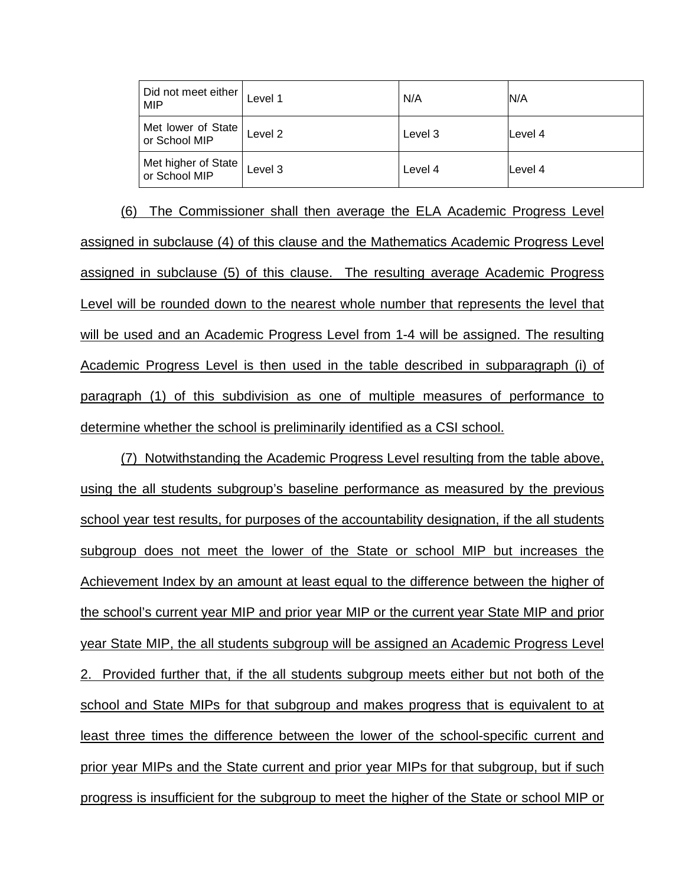| Did not meet either MIP | Level 1 | N/A | N/A |
|---|---|---|---|
| Met lower of State or School MIP | Level 2 | Level 3 | Level 4 |
| Met higher of State or School MIP | Level 3 | Level 4 | Level 4 |

(6) The Commissioner shall then average the ELA Academic Progress Level assigned in subclause (4) of this clause and the Mathematics Academic Progress Level assigned in subclause (5) of this clause. The resulting average Academic Progress Level will be rounded down to the nearest whole number that represents the level that will be used and an Academic Progress Level from 1-4 will be assigned. The resulting Academic Progress Level is then used in the table described in subparagraph (i) of paragraph (1) of this subdivision as one of multiple measures of performance to determine whether the school is preliminarily identified as a CSI school.

(7) Notwithstanding the Academic Progress Level resulting from the table above, using the all students subgroup's baseline performance as measured by the previous school year test results, for purposes of the accountability designation, if the all students subgroup does not meet the lower of the State or school MIP but increases the Achievement Index by an amount at least equal to the difference between the higher of the school's current year MIP and prior year MIP or the current year State MIP and prior year State MIP, the all students subgroup will be assigned an Academic Progress Level 2. Provided further that, if the all students subgroup meets either but not both of the school and State MIPs for that subgroup and makes progress that is equivalent to at least three times the difference between the lower of the school-specific current and prior year MIPs and the State current and prior year MIPs for that subgroup, but if such progress is insufficient for the subgroup to meet the higher of the State or school MIP or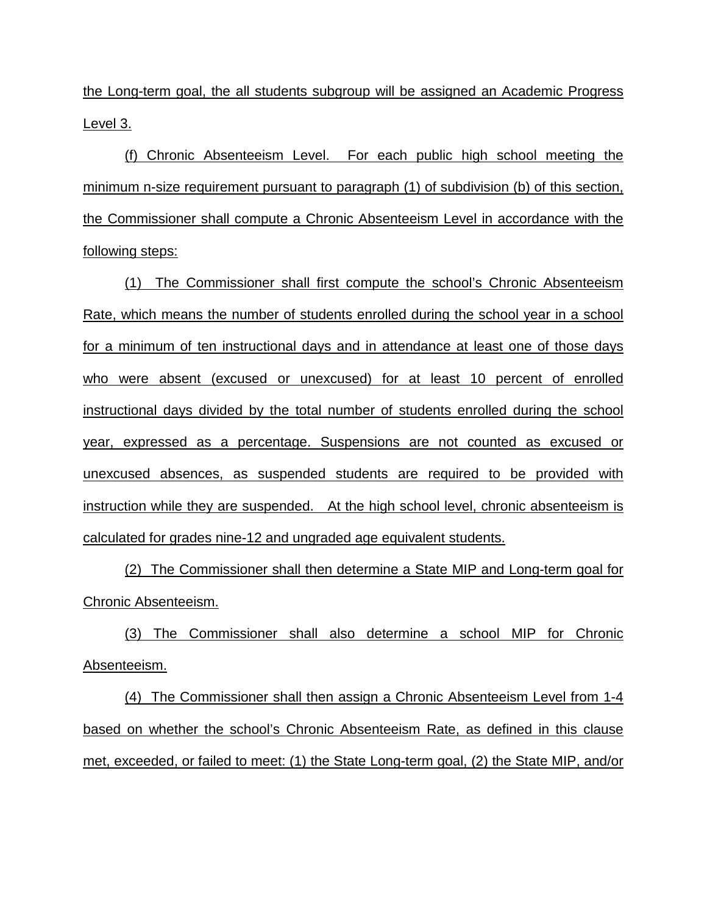the Long-term goal, the all students subgroup will be assigned an Academic Progress Level 3.

(f) Chronic Absenteeism Level. For each public high school meeting the minimum n-size requirement pursuant to paragraph (1) of subdivision (b) of this section, the Commissioner shall compute a Chronic Absenteeism Level in accordance with the following steps:

(1) The Commissioner shall first compute the school's Chronic Absenteeism Rate, which means the number of students enrolled during the school year in a school for a minimum of ten instructional days and in attendance at least one of those days who were absent (excused or unexcused) for at least 10 percent of enrolled instructional days divided by the total number of students enrolled during the school year, expressed as a percentage. Suspensions are not counted as excused or unexcused absences, as suspended students are required to be provided with instruction while they are suspended. At the high school level, chronic absenteeism is calculated for grades nine-12 and ungraded age equivalent students.

(2) The Commissioner shall then determine a State MIP and Long-term goal for Chronic Absenteeism.

(3) The Commissioner shall also determine a school MIP for Chronic Absenteeism.

(4) The Commissioner shall then assign a Chronic Absenteeism Level from 1-4 based on whether the school's Chronic Absenteeism Rate, as defined in this clause met, exceeded, or failed to meet: (1) the State Long-term goal, (2) the State MIP, and/or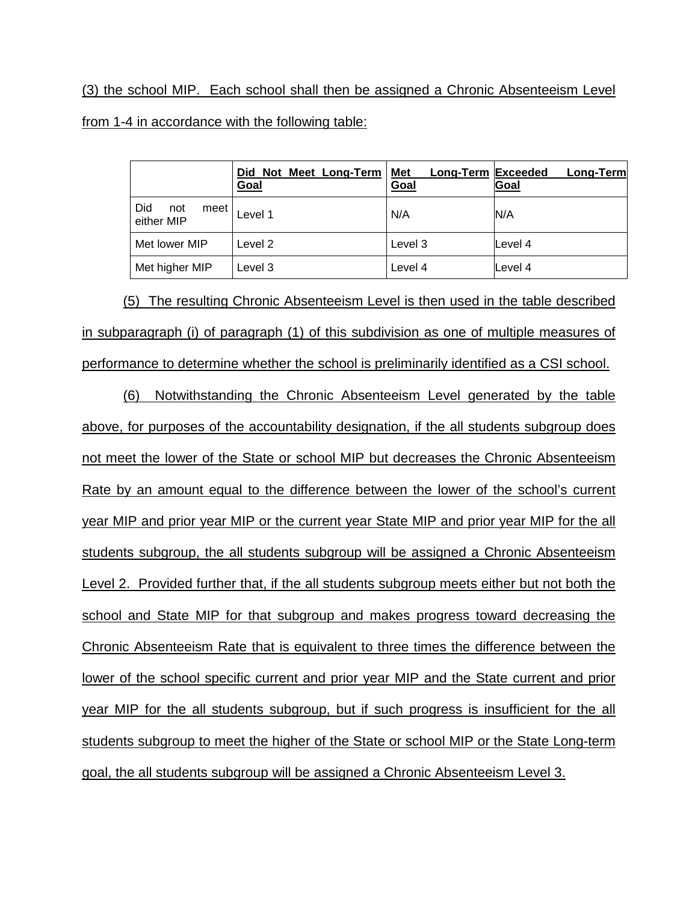(3) the school MIP. Each school shall then be assigned a Chronic Absenteeism Level from 1-4 in accordance with the following table:

| | **Did Not Meet Long-Term Goal** | **Met Long-Term Goal** | **Exceeded Long-Term Goal** |
|---|---|---|---|
| Did not meet either MIP | Level 1 | N/A | N/A |
| Met lower MIP | Level 2 | Level 3 | Level 4 |
| Met higher MIP | Level 3 | Level 4 | Level 4 |

(5) The resulting Chronic Absenteeism Level is then used in the table described in subparagraph (i) of paragraph (1) of this subdivision as one of multiple measures of performance to determine whether the school is preliminarily identified as a CSI school.

(6) Notwithstanding the Chronic Absenteeism Level generated by the table above, for purposes of the accountability designation, if the all students subgroup does not meet the lower of the State or school MIP but decreases the Chronic Absenteeism Rate by an amount equal to the difference between the lower of the school's current year MIP and prior year MIP or the current year State MIP and prior year MIP for the all students subgroup, the all students subgroup will be assigned a Chronic Absenteeism Level 2. Provided further that, if the all students subgroup meets either but not both the school and State MIP for that subgroup and makes progress toward decreasing the Chronic Absenteeism Rate that is equivalent to three times the difference between the lower of the school specific current and prior year MIP and the State current and prior year MIP for the all students subgroup, but if such progress is insufficient for the all students subgroup to meet the higher of the State or school MIP or the State Long-term goal, the all students subgroup will be assigned a Chronic Absenteeism Level 3.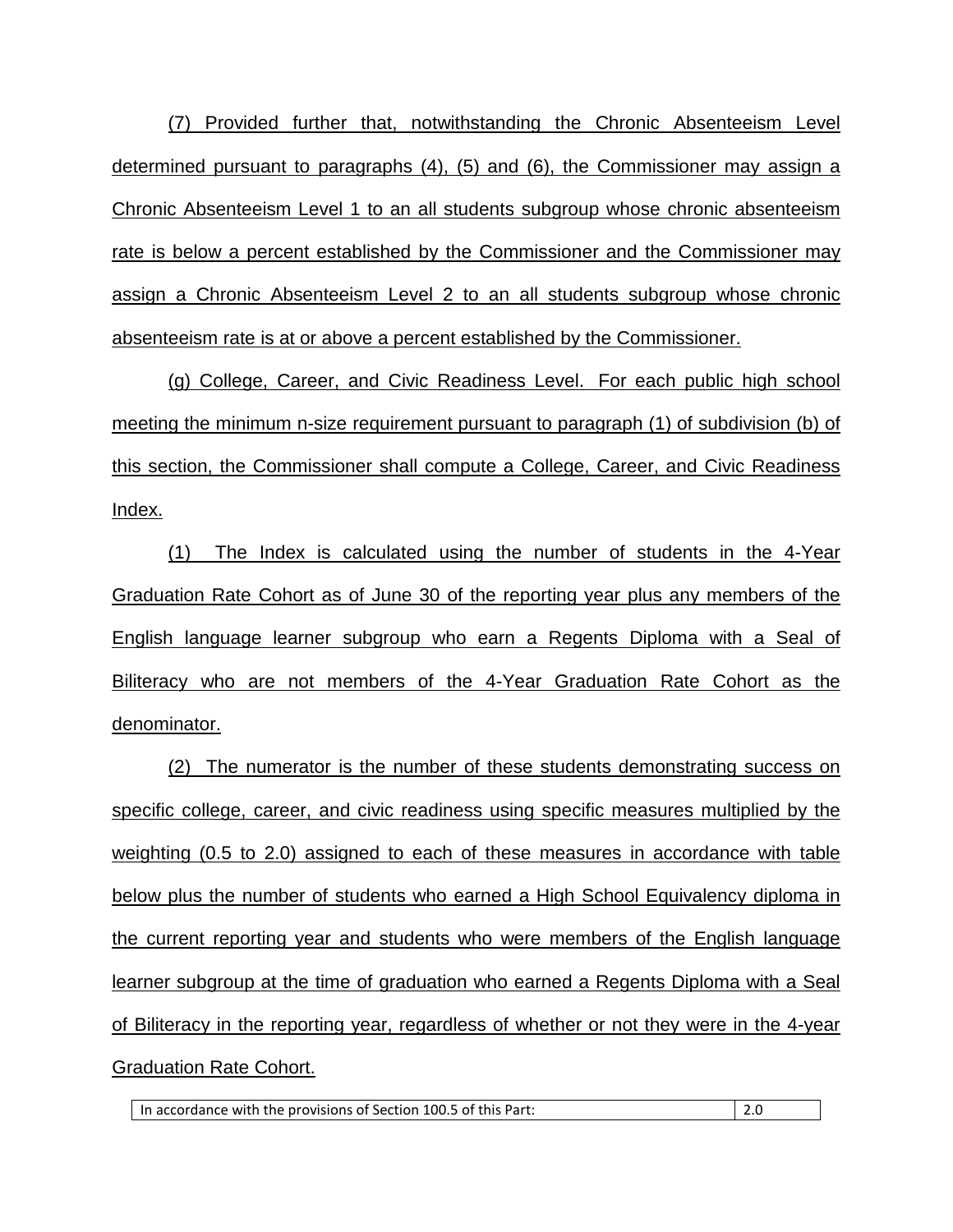(7) Provided further that, notwithstanding the Chronic Absenteeism Level determined pursuant to paragraphs (4), (5) and (6), the Commissioner may assign a Chronic Absenteeism Level 1 to an all students subgroup whose chronic absenteeism rate is below a percent established by the Commissioner and the Commissioner may assign a Chronic Absenteeism Level 2 to an all students subgroup whose chronic absenteeism rate is at or above a percent established by the Commissioner.

(g) College, Career, and Civic Readiness Level. For each public high school meeting the minimum n-size requirement pursuant to paragraph (1) of subdivision (b) of this section, the Commissioner shall compute a College, Career, and Civic Readiness Index.

(1) The Index is calculated using the number of students in the 4-Year Graduation Rate Cohort as of June 30 of the reporting year plus any members of the English language learner subgroup who earn a Regents Diploma with a Seal of Biliteracy who are not members of the 4-Year Graduation Rate Cohort as the denominator.

(2) The numerator is the number of these students demonstrating success on specific college, career, and civic readiness using specific measures multiplied by the weighting (0.5 to 2.0) assigned to each of these measures in accordance with table below plus the number of students who earned a High School Equivalency diploma in the current reporting year and students who were members of the English language learner subgroup at the time of graduation who earned a Regents Diploma with a Seal of Biliteracy in the reporting year, regardless of whether or not they were in the 4-year Graduation Rate Cohort.

| In accordance with the provisions of Section 100.5 of this Part: | 2.0 |
|---|---|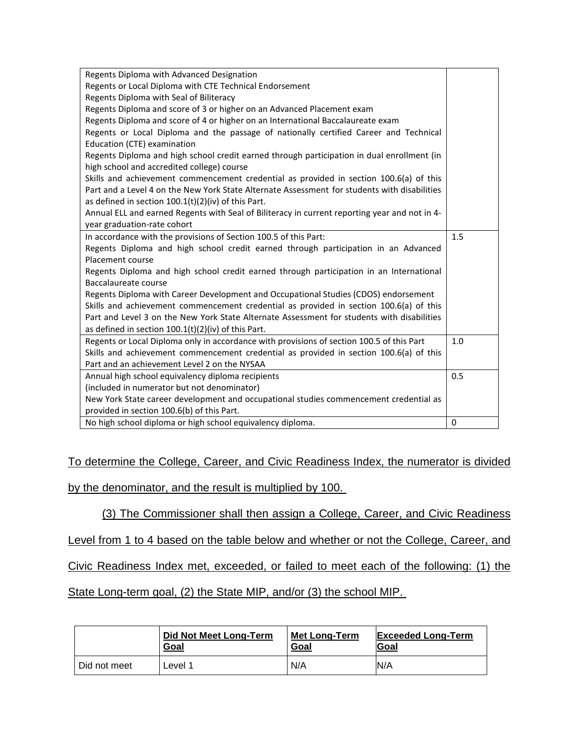| | |
|---|---|
| Regents Diploma with Advanced Designation<br>Regents or Local Diploma with CTE Technical Endorsement<br>Regents Diploma with Seal of Biliteracy<br>Regents Diploma and score of 3 or higher on an Advanced Placement exam<br>Regents Diploma and score of 4 or higher on an International Baccalaureate exam<br>Regents or Local Diploma and the passage of nationally certified Career and Technical Education (CTE) examination<br>Regents Diploma and high school credit earned through participation in dual enrollment (in high school and accredited college) course<br>Skills and achievement commencement credential as provided in section 100.6(a) of this Part and a Level 4 on the New York State Alternate Assessment for students with disabilities as defined in section 100.1(t)(2)(iv) of this Part.<br>Annual ELL and earned Regents with Seal of Biliteracy in current reporting year and not in 4-year graduation-rate cohort | |
| In accordance with the provisions of Section 100.5 of this Part:<br>Regents Diploma and high school credit earned through participation in an Advanced Placement course<br>Regents Diploma and high school credit earned through participation in an International Baccalaureate course<br>Regents Diploma with Career Development and Occupational Studies (CDOS) endorsement<br>Skills and achievement commencement credential as provided in section 100.6(a) of this Part and Level 3 on the New York State Alternate Assessment for students with disabilities as defined in section 100.1(t)(2)(iv) of this Part. | 1.5 |
| Regents or Local Diploma only in accordance with provisions of section 100.5 of this Part<br>Skills and achievement commencement credential as provided in section 100.6(a) of this Part and an achievement Level 2 on the NYSAA | 1.0 |
| Annual high school equivalency diploma recipients<br>(included in numerator but not denominator)<br>New York State career development and occupational studies commencement credential as provided in section 100.6(b) of this Part. | 0.5 |
| No high school diploma or high school equivalency diploma. | 0 |

To determine the College, Career, and Civic Readiness Index, the numerator is divided by the denominator, and the result is multiplied by 100.

(3) The Commissioner shall then assign a College, Career, and Civic Readiness Level from 1 to 4 based on the table below and whether or not the College, Career, and Civic Readiness Index met, exceeded, or failed to meet each of the following: (1) the State Long-term goal, (2) the State MIP, and/or (3) the school MIP.

| | Did Not Meet Long-Term Goal | Met Long-Term Goal | Exceeded Long-Term Goal |
|---|---|---|---|
| Did not meet | Level 1 | N/A | N/A |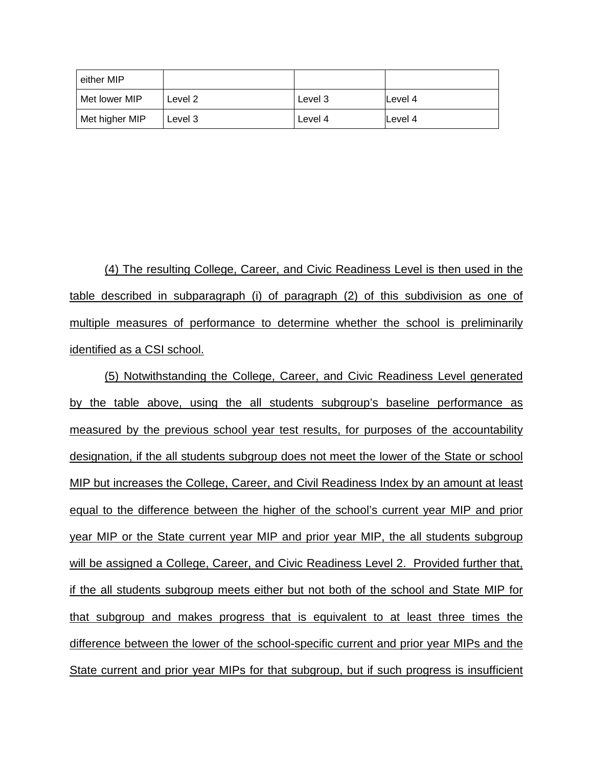| either MIP | | | |
|---|---|---|---|
| Met lower MIP | Level 2 | Level 3 | Level 4 |
| Met higher MIP | Level 3 | Level 4 | Level 4 |

(4) The resulting College, Career, and Civic Readiness Level is then used in the table described in subparagraph (i) of paragraph (2) of this subdivision as one of multiple measures of performance to determine whether the school is preliminarily identified as a CSI school.

(5) Notwithstanding the College, Career, and Civic Readiness Level generated by the table above, using the all students subgroup's baseline performance as measured by the previous school year test results, for purposes of the accountability designation, if the all students subgroup does not meet the lower of the State or school MIP but increases the College, Career, and Civil Readiness Index by an amount at least equal to the difference between the higher of the school's current year MIP and prior year MIP or the State current year MIP and prior year MIP, the all students subgroup will be assigned a College, Career, and Civic Readiness Level 2. Provided further that, if the all students subgroup meets either but not both of the school and State MIP for that subgroup and makes progress that is equivalent to at least three times the difference between the lower of the school-specific current and prior year MIPs and the State current and prior year MIPs for that subgroup, but if such progress is insufficient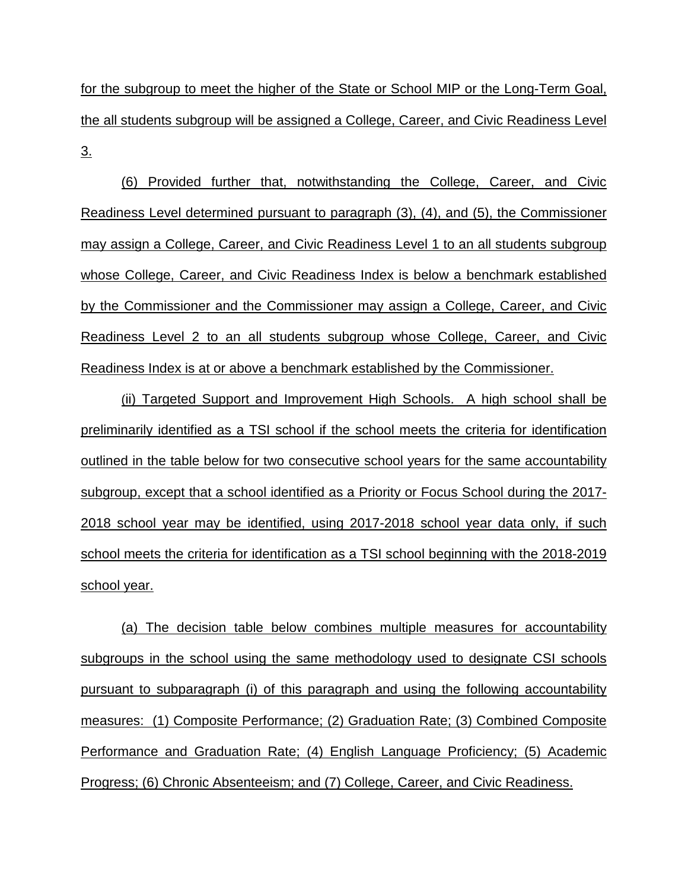for the subgroup to meet the higher of the State or School MIP or the Long-Term Goal, the all students subgroup will be assigned a College, Career, and Civic Readiness Level 3.

(6) Provided further that, notwithstanding the College, Career, and Civic Readiness Level determined pursuant to paragraph (3), (4), and (5), the Commissioner may assign a College, Career, and Civic Readiness Level 1 to an all students subgroup whose College, Career, and Civic Readiness Index is below a benchmark established by the Commissioner and the Commissioner may assign a College, Career, and Civic Readiness Level 2 to an all students subgroup whose College, Career, and Civic Readiness Index is at or above a benchmark established by the Commissioner.

(ii) Targeted Support and Improvement High Schools. A high school shall be preliminarily identified as a TSI school if the school meets the criteria for identification outlined in the table below for two consecutive school years for the same accountability subgroup, except that a school identified as a Priority or Focus School during the 2017-2018 school year may be identified, using 2017-2018 school year data only, if such school meets the criteria for identification as a TSI school beginning with the 2018-2019 school year.

(a) The decision table below combines multiple measures for accountability subgroups in the school using the same methodology used to designate CSI schools pursuant to subparagraph (i) of this paragraph and using the following accountability measures: (1) Composite Performance; (2) Graduation Rate; (3) Combined Composite Performance and Graduation Rate; (4) English Language Proficiency; (5) Academic Progress; (6) Chronic Absenteeism; and (7) College, Career, and Civic Readiness.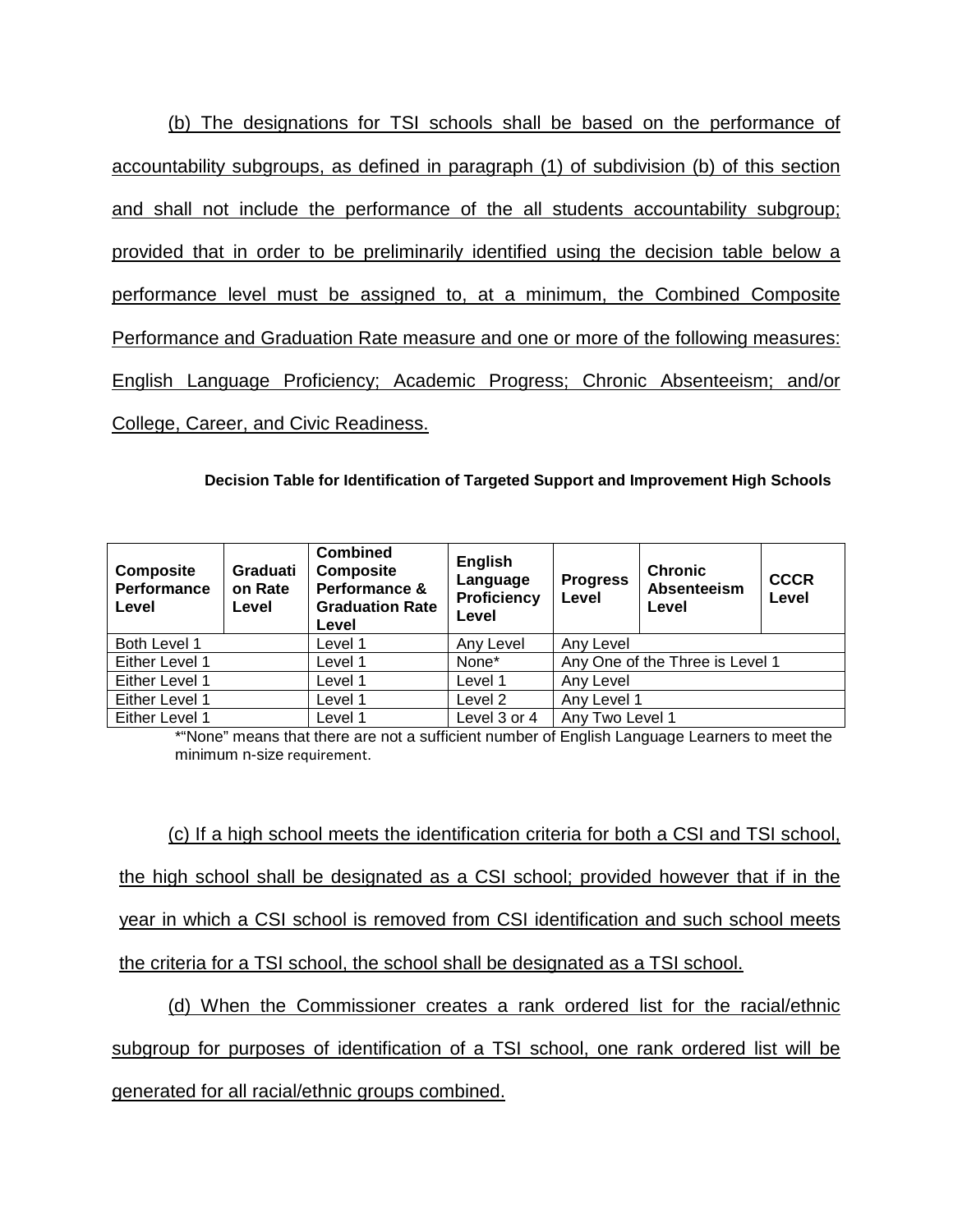(b) The designations for TSI schools shall be based on the performance of accountability subgroups, as defined in paragraph (1) of subdivision (b) of this section and shall not include the performance of the all students accountability subgroup; provided that in order to be preliminarily identified using the decision table below a performance level must be assigned to, at a minimum, the Combined Composite Performance and Graduation Rate measure and one or more of the following measures: English Language Proficiency; Academic Progress; Chronic Absenteeism; and/or College, Career, and Civic Readiness.

**Decision Table for Identification of Targeted Support and Improvement High Schools**

| Composite Performance Level | Graduation Rate Level | Combined Composite Performance & Graduation Rate Level | English Language Proficiency Level | Progress Level | Chronic Absenteeism Level | CCCR Level |
|---|---|---|---|---|---|---|
| Both Level 1 | | Level 1 | Any Level | Any Level | | |
| Either Level 1 | | Level 1 | None* | Any One of the Three is Level 1 | | |
| Either Level 1 | | Level 1 | Level 1 | Any Level | | |
| Either Level 1 | | Level 1 | Level 2 | Any Level 1 | | |
| Either Level 1 | | Level 1 | Level 3 or 4 | Any Two Level 1 | | |

*"None" means that there are not a sufficient number of English Language Learners to meet the minimum n-size requirement.

(c) If a high school meets the identification criteria for both a CSI and TSI school, the high school shall be designated as a CSI school; provided however that if in the year in which a CSI school is removed from CSI identification and such school meets the criteria for a TSI school, the school shall be designated as a TSI school.

(d) When the Commissioner creates a rank ordered list for the racial/ethnic subgroup for purposes of identification of a TSI school, one rank ordered list will be generated for all racial/ethnic groups combined.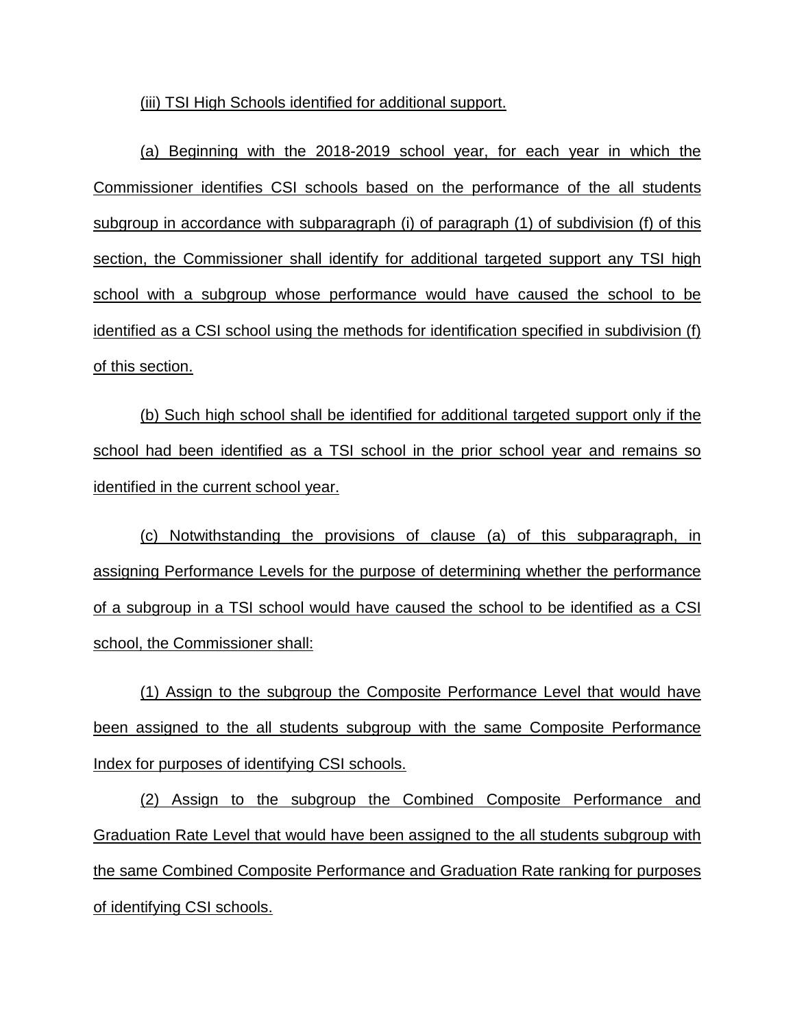(iii) TSI High Schools identified for additional support.

(a) Beginning with the 2018-2019 school year, for each year in which the Commissioner identifies CSI schools based on the performance of the all students subgroup in accordance with subparagraph (i) of paragraph (1) of subdivision (f) of this section, the Commissioner shall identify for additional targeted support any TSI high school with a subgroup whose performance would have caused the school to be identified as a CSI school using the methods for identification specified in subdivision (f) of this section.

(b) Such high school shall be identified for additional targeted support only if the school had been identified as a TSI school in the prior school year and remains so identified in the current school year.

(c) Notwithstanding the provisions of clause (a) of this subparagraph, in assigning Performance Levels for the purpose of determining whether the performance of a subgroup in a TSI school would have caused the school to be identified as a CSI school, the Commissioner shall:

(1) Assign to the subgroup the Composite Performance Level that would have been assigned to the all students subgroup with the same Composite Performance Index for purposes of identifying CSI schools.

(2) Assign to the subgroup the Combined Composite Performance and Graduation Rate Level that would have been assigned to the all students subgroup with the same Combined Composite Performance and Graduation Rate ranking for purposes of identifying CSI schools.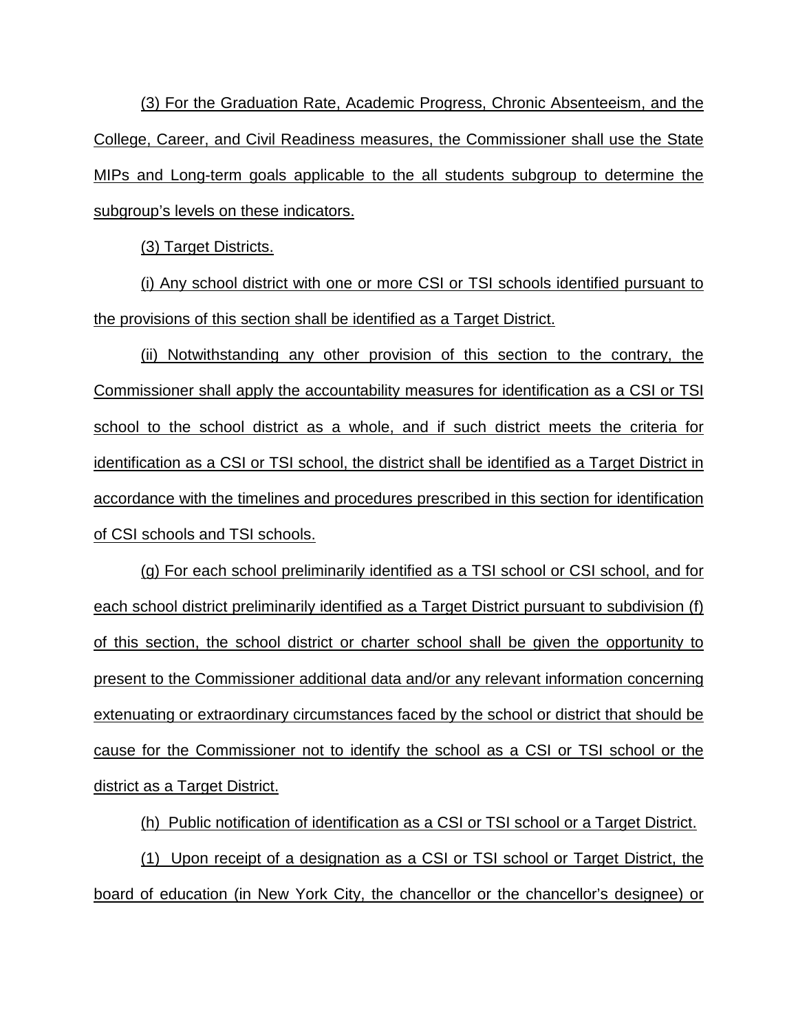(3) For the Graduation Rate, Academic Progress, Chronic Absenteeism, and the College, Career, and Civil Readiness measures, the Commissioner shall use the State MIPs and Long-term goals applicable to the all students subgroup to determine the subgroup's levels on these indicators.

(3) Target Districts.

(i) Any school district with one or more CSI or TSI schools identified pursuant to the provisions of this section shall be identified as a Target District.

(ii) Notwithstanding any other provision of this section to the contrary, the Commissioner shall apply the accountability measures for identification as a CSI or TSI school to the school district as a whole, and if such district meets the criteria for identification as a CSI or TSI school, the district shall be identified as a Target District in accordance with the timelines and procedures prescribed in this section for identification of CSI schools and TSI schools.

(g) For each school preliminarily identified as a TSI school or CSI school, and for each school district preliminarily identified as a Target District pursuant to subdivision (f) of this section, the school district or charter school shall be given the opportunity to present to the Commissioner additional data and/or any relevant information concerning extenuating or extraordinary circumstances faced by the school or district that should be cause for the Commissioner not to identify the school as a CSI or TSI school or the district as a Target District.

(h) Public notification of identification as a CSI or TSI school or a Target District.

(1) Upon receipt of a designation as a CSI or TSI school or Target District, the board of education (in New York City, the chancellor or the chancellor's designee) or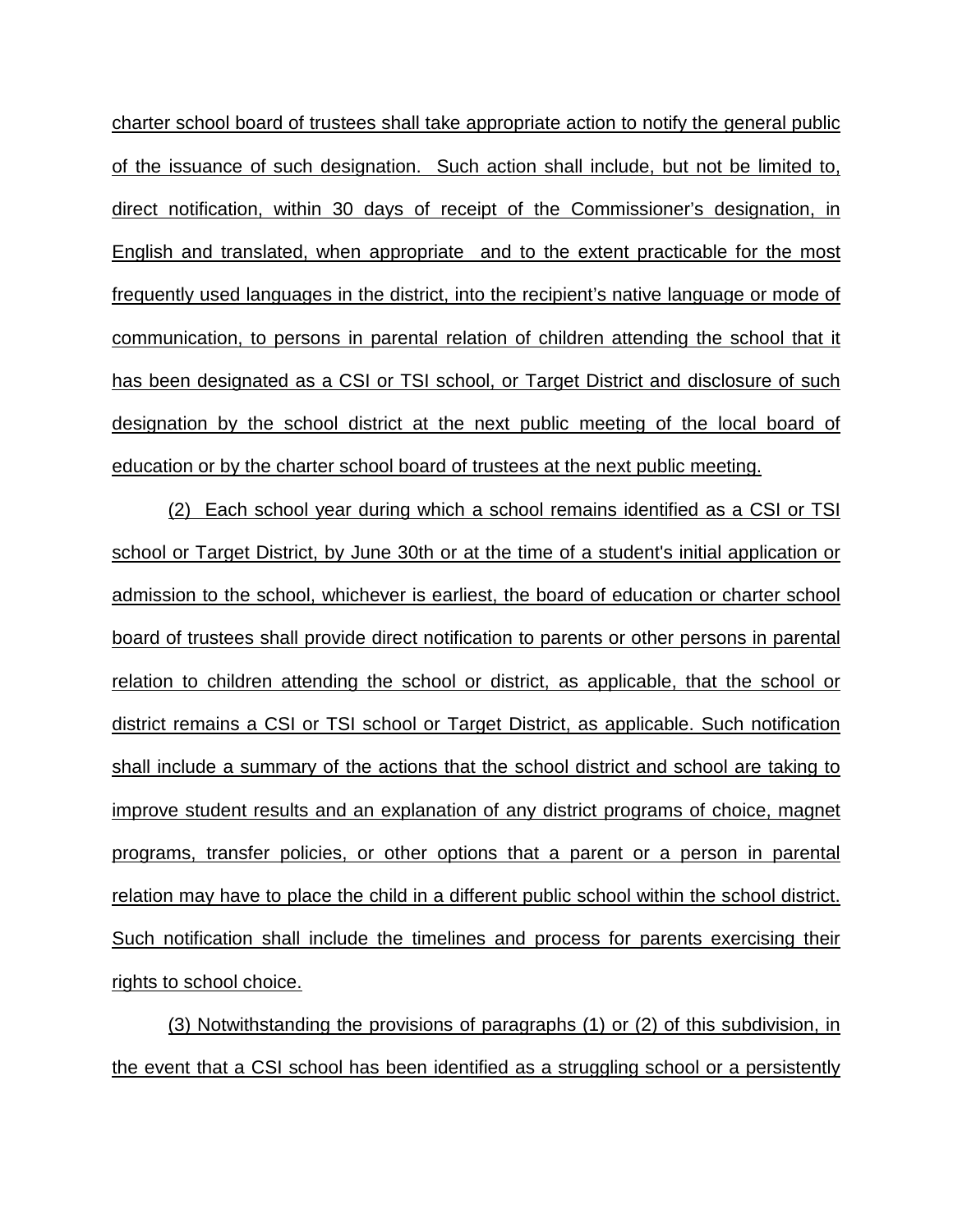charter school board of trustees shall take appropriate action to notify the general public of the issuance of such designation. Such action shall include, but not be limited to, direct notification, within 30 days of receipt of the Commissioner's designation, in English and translated, when appropriate and to the extent practicable for the most frequently used languages in the district, into the recipient's native language or mode of communication, to persons in parental relation of children attending the school that it has been designated as a CSI or TSI school, or Target District and disclosure of such designation by the school district at the next public meeting of the local board of education or by the charter school board of trustees at the next public meeting.

(2) Each school year during which a school remains identified as a CSI or TSI school or Target District, by June 30th or at the time of a student's initial application or admission to the school, whichever is earliest, the board of education or charter school board of trustees shall provide direct notification to parents or other persons in parental relation to children attending the school or district, as applicable, that the school or district remains a CSI or TSI school or Target District, as applicable. Such notification shall include a summary of the actions that the school district and school are taking to improve student results and an explanation of any district programs of choice, magnet programs, transfer policies, or other options that a parent or a person in parental relation may have to place the child in a different public school within the school district. Such notification shall include the timelines and process for parents exercising their rights to school choice.

(3) Notwithstanding the provisions of paragraphs (1) or (2) of this subdivision, in the event that a CSI school has been identified as a struggling school or a persistently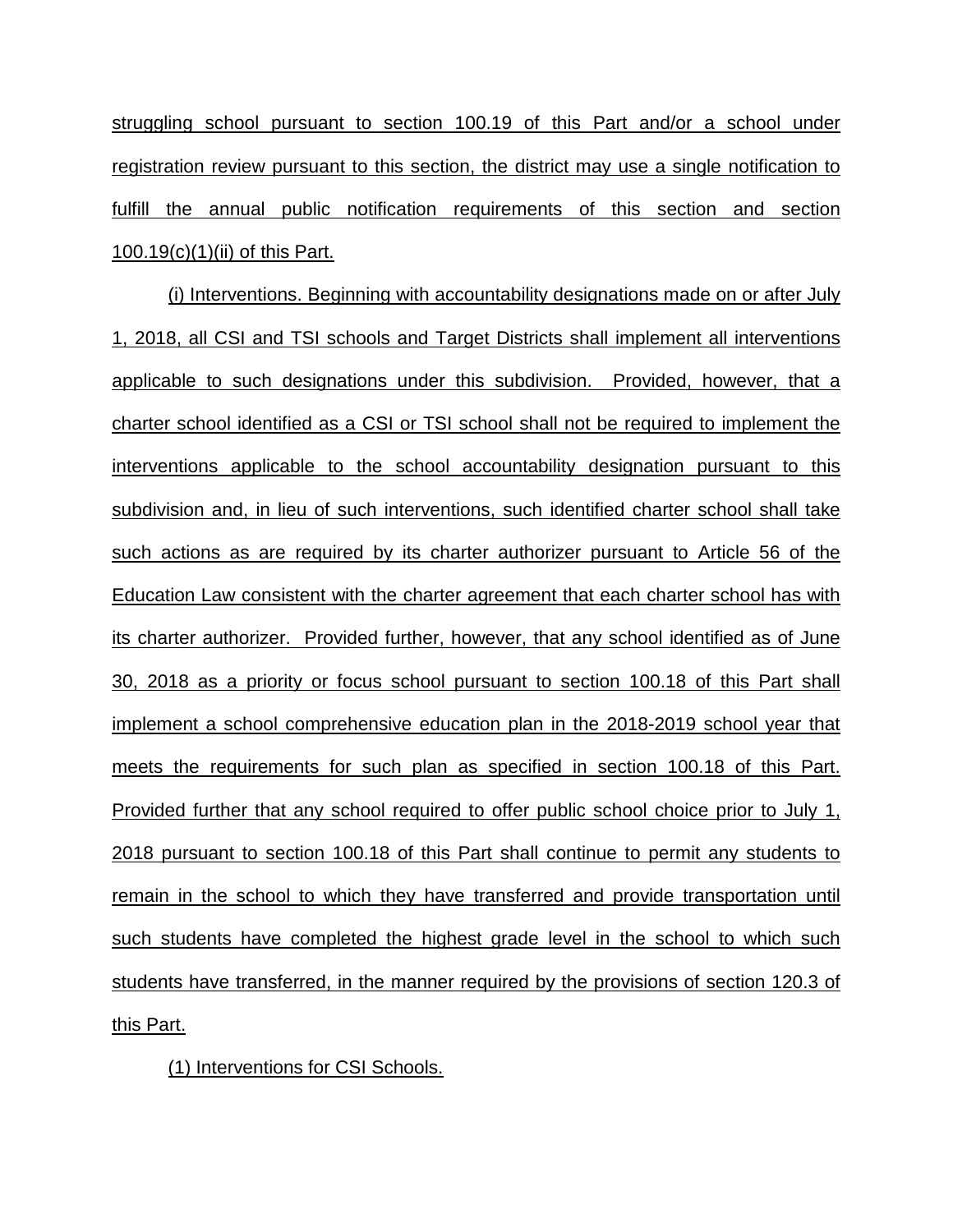struggling school pursuant to section 100.19 of this Part and/or a school under registration review pursuant to this section, the district may use a single notification to fulfill the annual public notification requirements of this section and section 100.19(c)(1)(ii) of this Part.

(i) Interventions. Beginning with accountability designations made on or after July 1, 2018, all CSI and TSI schools and Target Districts shall implement all interventions applicable to such designations under this subdivision. Provided, however, that a charter school identified as a CSI or TSI school shall not be required to implement the interventions applicable to the school accountability designation pursuant to this subdivision and, in lieu of such interventions, such identified charter school shall take such actions as are required by its charter authorizer pursuant to Article 56 of the Education Law consistent with the charter agreement that each charter school has with its charter authorizer. Provided further, however, that any school identified as of June 30, 2018 as a priority or focus school pursuant to section 100.18 of this Part shall implement a school comprehensive education plan in the 2018-2019 school year that meets the requirements for such plan as specified in section 100.18 of this Part. Provided further that any school required to offer public school choice prior to July 1, 2018 pursuant to section 100.18 of this Part shall continue to permit any students to remain in the school to which they have transferred and provide transportation until such students have completed the highest grade level in the school to which such students have transferred, in the manner required by the provisions of section 120.3 of this Part.

(1) Interventions for CSI Schools.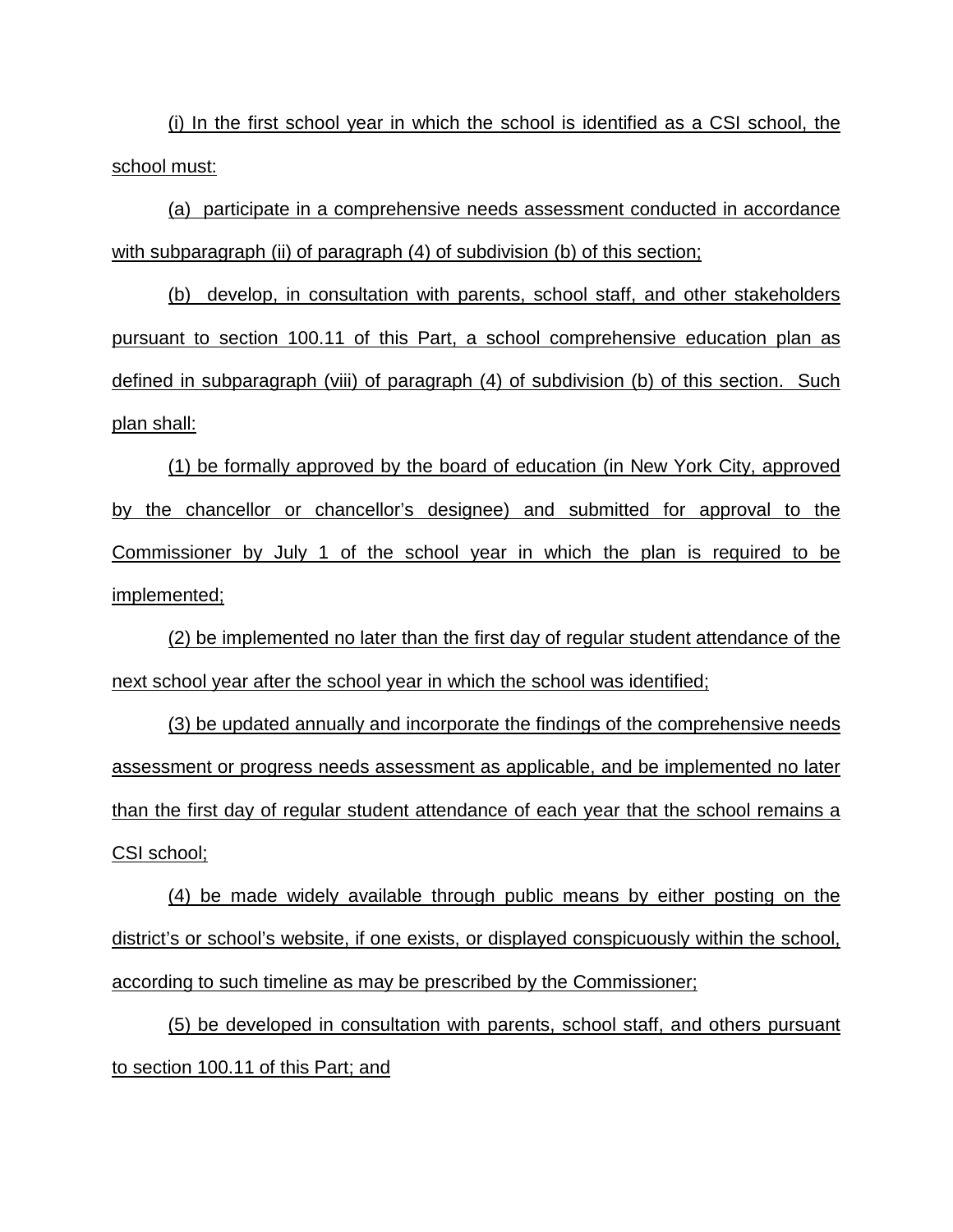(i) In the first school year in which the school is identified as a CSI school, the school must:

(a) participate in a comprehensive needs assessment conducted in accordance with subparagraph (ii) of paragraph (4) of subdivision (b) of this section;

(b) develop, in consultation with parents, school staff, and other stakeholders pursuant to section 100.11 of this Part, a school comprehensive education plan as defined in subparagraph (viii) of paragraph (4) of subdivision (b) of this section. Such plan shall:

(1) be formally approved by the board of education (in New York City, approved by the chancellor or chancellor's designee) and submitted for approval to the Commissioner by July 1 of the school year in which the plan is required to be implemented;

(2) be implemented no later than the first day of regular student attendance of the next school year after the school year in which the school was identified;

(3) be updated annually and incorporate the findings of the comprehensive needs assessment or progress needs assessment as applicable, and be implemented no later than the first day of regular student attendance of each year that the school remains a CSI school;

(4) be made widely available through public means by either posting on the district's or school's website, if one exists, or displayed conspicuously within the school, according to such timeline as may be prescribed by the Commissioner;

(5) be developed in consultation with parents, school staff, and others pursuant to section 100.11 of this Part; and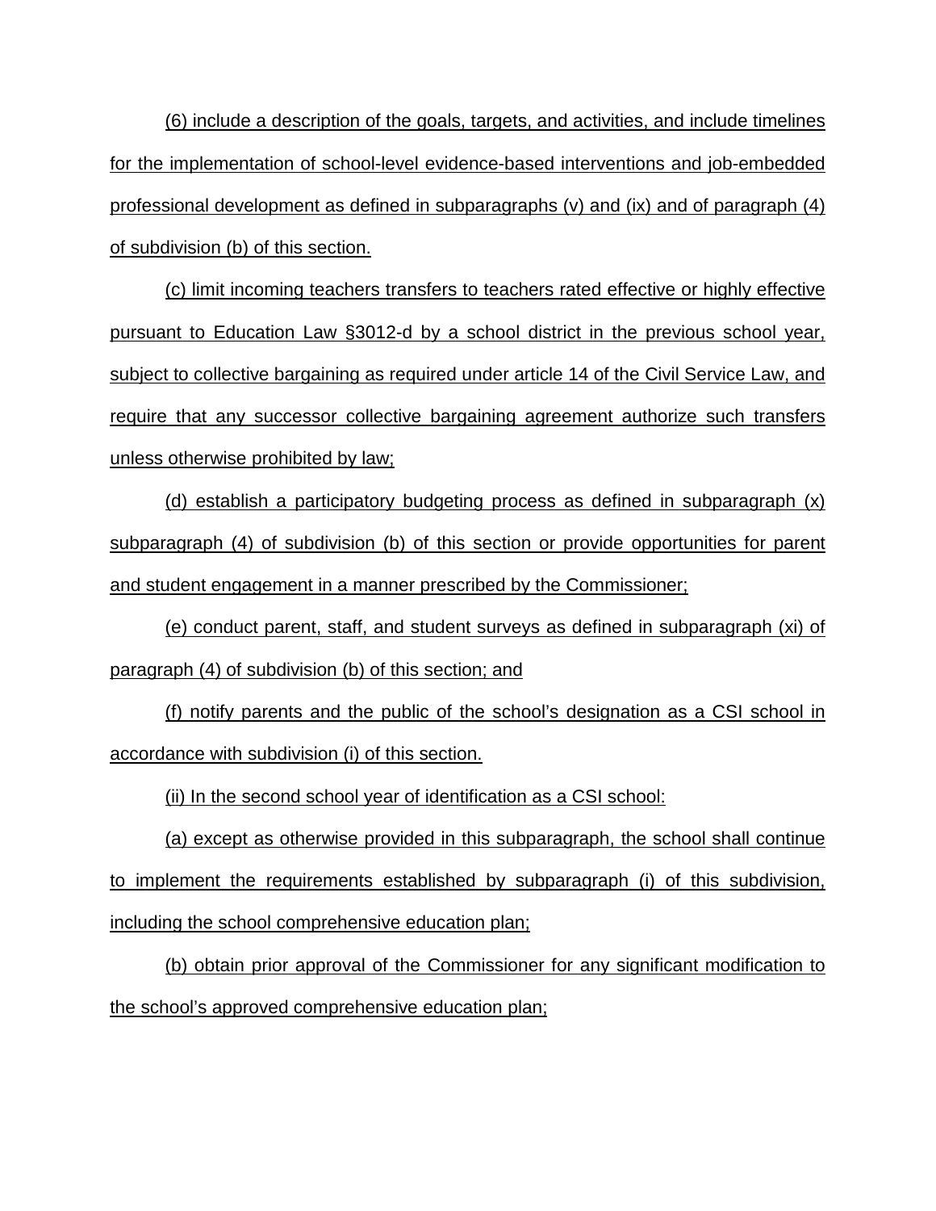(6) include a description of the goals, targets, and activities, and include timelines for the implementation of school-level evidence-based interventions and job-embedded professional development as defined in subparagraphs (v) and (ix) and of paragraph (4) of subdivision (b) of this section.

(c) limit incoming teachers transfers to teachers rated effective or highly effective pursuant to Education Law §3012-d by a school district in the previous school year, subject to collective bargaining as required under article 14 of the Civil Service Law, and require that any successor collective bargaining agreement authorize such transfers unless otherwise prohibited by law;

(d) establish a participatory budgeting process as defined in subparagraph (x) subparagraph (4) of subdivision (b) of this section or provide opportunities for parent and student engagement in a manner prescribed by the Commissioner;

(e) conduct parent, staff, and student surveys as defined in subparagraph (xi) of paragraph (4) of subdivision (b) of this section; and

(f) notify parents and the public of the school's designation as a CSI school in accordance with subdivision (i) of this section.

(ii) In the second school year of identification as a CSI school:

(a) except as otherwise provided in this subparagraph, the school shall continue to implement the requirements established by subparagraph (i) of this subdivision, including the school comprehensive education plan;

(b) obtain prior approval of the Commissioner for any significant modification to the school's approved comprehensive education plan;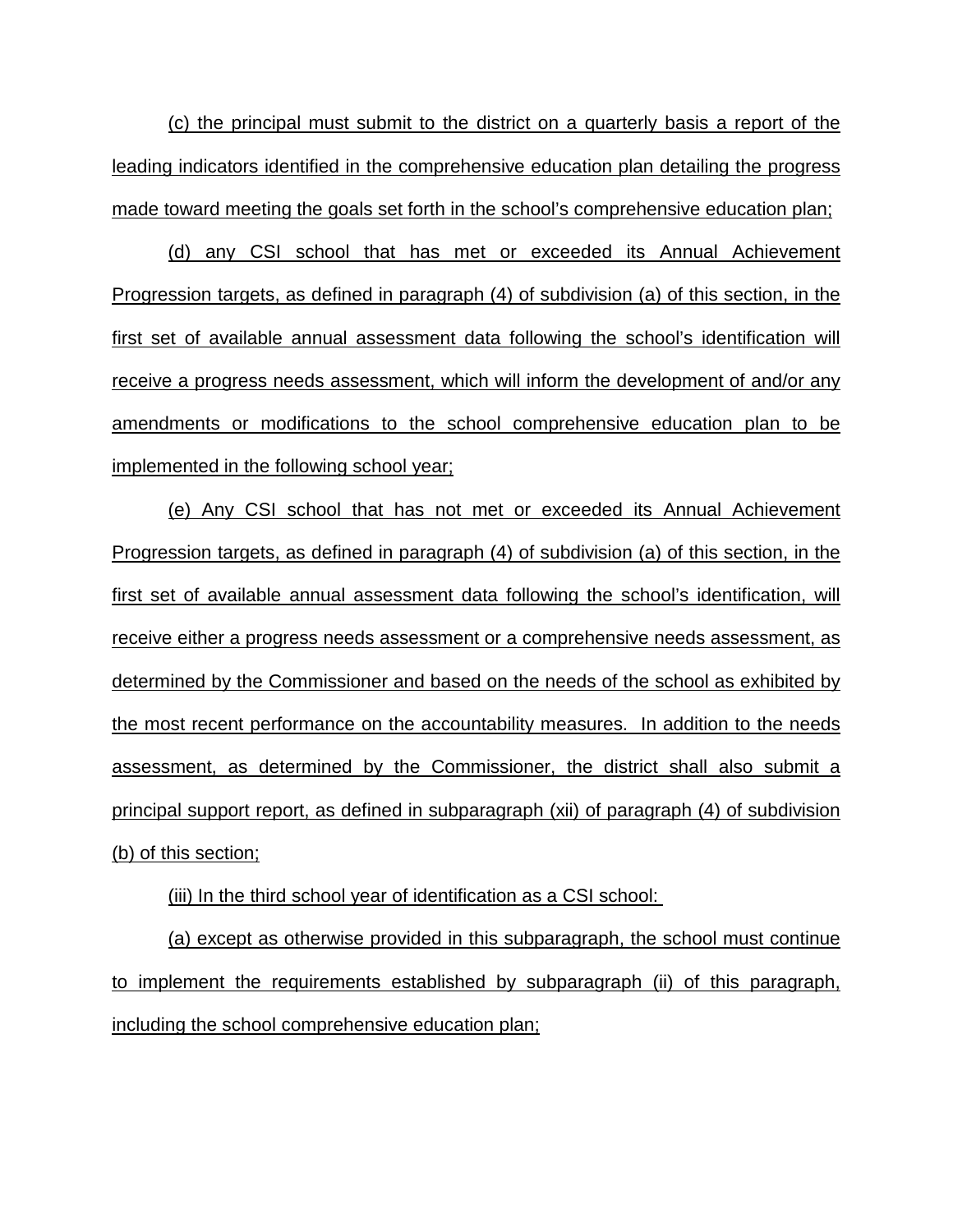(c) the principal must submit to the district on a quarterly basis a report of the leading indicators identified in the comprehensive education plan detailing the progress made toward meeting the goals set forth in the school's comprehensive education plan;

(d) any CSI school that has met or exceeded its Annual Achievement Progression targets, as defined in paragraph (4) of subdivision (a) of this section, in the first set of available annual assessment data following the school's identification will receive a progress needs assessment, which will inform the development of and/or any amendments or modifications to the school comprehensive education plan to be implemented in the following school year;

(e) Any CSI school that has not met or exceeded its Annual Achievement Progression targets, as defined in paragraph (4) of subdivision (a) of this section, in the first set of available annual assessment data following the school's identification, will receive either a progress needs assessment or a comprehensive needs assessment, as determined by the Commissioner and based on the needs of the school as exhibited by the most recent performance on the accountability measures. In addition to the needs assessment, as determined by the Commissioner, the district shall also submit a principal support report, as defined in subparagraph (xii) of paragraph (4) of subdivision (b) of this section;

(iii) In the third school year of identification as a CSI school:

(a) except as otherwise provided in this subparagraph, the school must continue to implement the requirements established by subparagraph (ii) of this paragraph, including the school comprehensive education plan;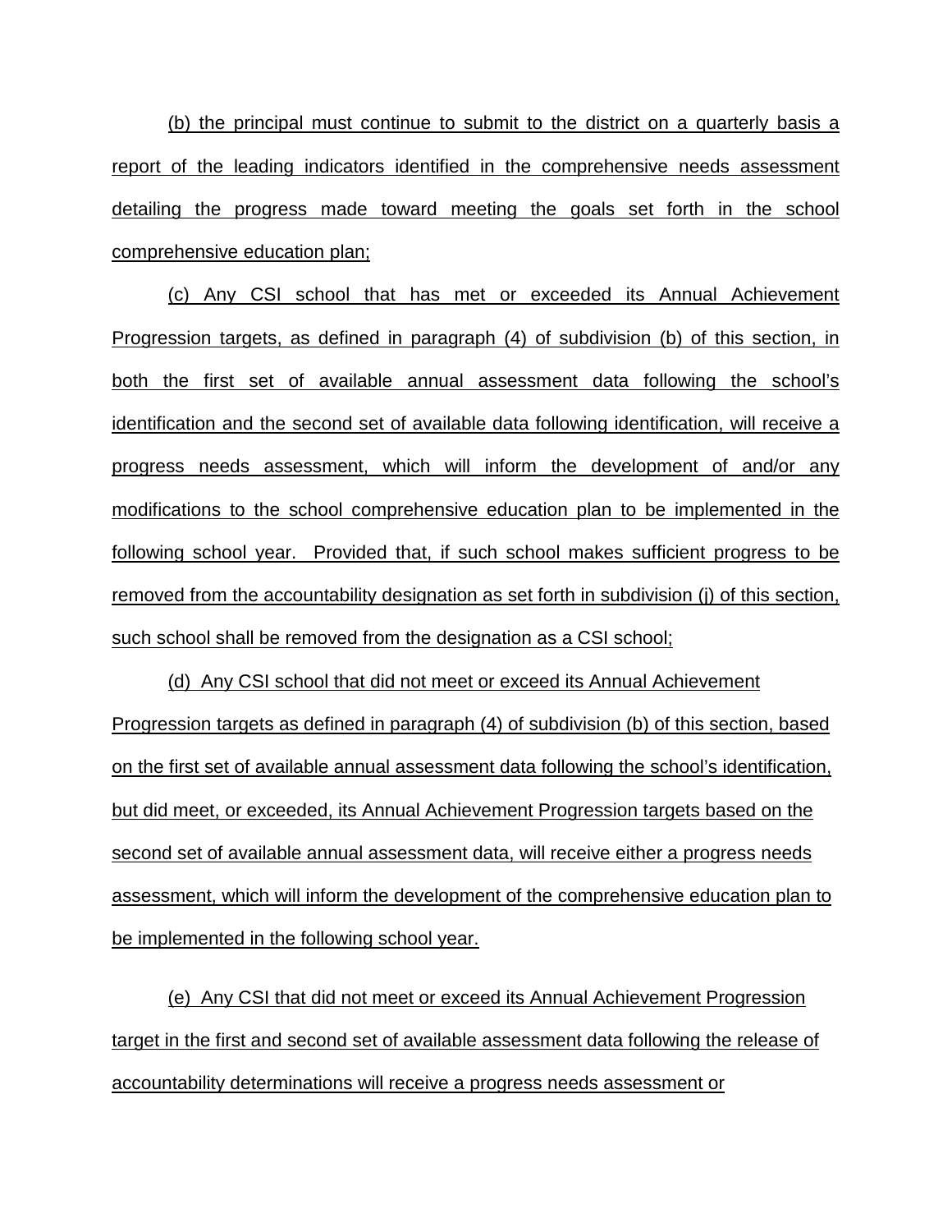(b) the principal must continue to submit to the district on a quarterly basis a report of the leading indicators identified in the comprehensive needs assessment detailing the progress made toward meeting the goals set forth in the school comprehensive education plan;

(c) Any CSI school that has met or exceeded its Annual Achievement Progression targets, as defined in paragraph (4) of subdivision (b) of this section, in both the first set of available annual assessment data following the school's identification and the second set of available data following identification, will receive a progress needs assessment, which will inform the development of and/or any modifications to the school comprehensive education plan to be implemented in the following school year. Provided that, if such school makes sufficient progress to be removed from the accountability designation as set forth in subdivision (j) of this section, such school shall be removed from the designation as a CSI school;

(d) Any CSI school that did not meet or exceed its Annual Achievement Progression targets as defined in paragraph (4) of subdivision (b) of this section, based on the first set of available annual assessment data following the school's identification, but did meet, or exceeded, its Annual Achievement Progression targets based on the second set of available annual assessment data, will receive either a progress needs assessment, which will inform the development of the comprehensive education plan to be implemented in the following school year.

(e) Any CSI that did not meet or exceed its Annual Achievement Progression target in the first and second set of available assessment data following the release of accountability determinations will receive a progress needs assessment or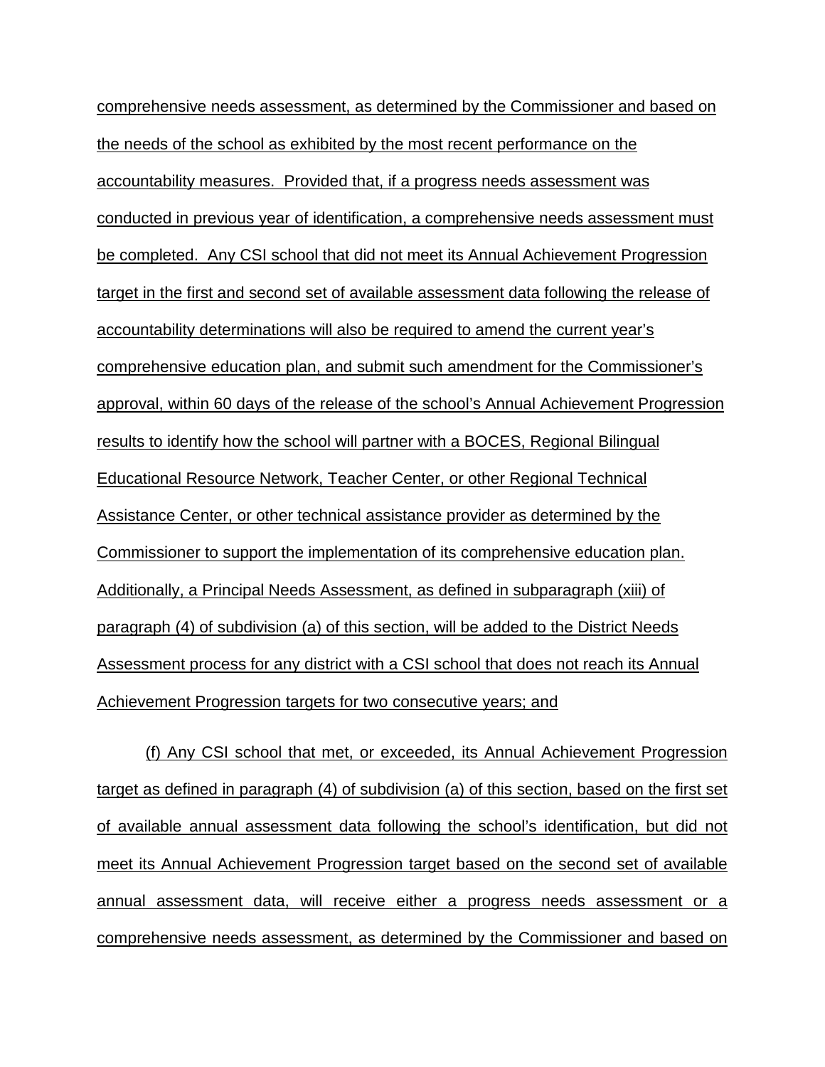comprehensive needs assessment, as determined by the Commissioner and based on the needs of the school as exhibited by the most recent performance on the accountability measures. Provided that, if a progress needs assessment was conducted in previous year of identification, a comprehensive needs assessment must be completed. Any CSI school that did not meet its Annual Achievement Progression target in the first and second set of available assessment data following the release of accountability determinations will also be required to amend the current year's comprehensive education plan, and submit such amendment for the Commissioner's approval, within 60 days of the release of the school's Annual Achievement Progression results to identify how the school will partner with a BOCES, Regional Bilingual Educational Resource Network, Teacher Center, or other Regional Technical Assistance Center, or other technical assistance provider as determined by the Commissioner to support the implementation of its comprehensive education plan. Additionally, a Principal Needs Assessment, as defined in subparagraph (xiii) of paragraph (4) of subdivision (a) of this section, will be added to the District Needs Assessment process for any district with a CSI school that does not reach its Annual Achievement Progression targets for two consecutive years; and

(f) Any CSI school that met, or exceeded, its Annual Achievement Progression target as defined in paragraph (4) of subdivision (a) of this section, based on the first set of available annual assessment data following the school's identification, but did not meet its Annual Achievement Progression target based on the second set of available annual assessment data, will receive either a progress needs assessment or a comprehensive needs assessment, as determined by the Commissioner and based on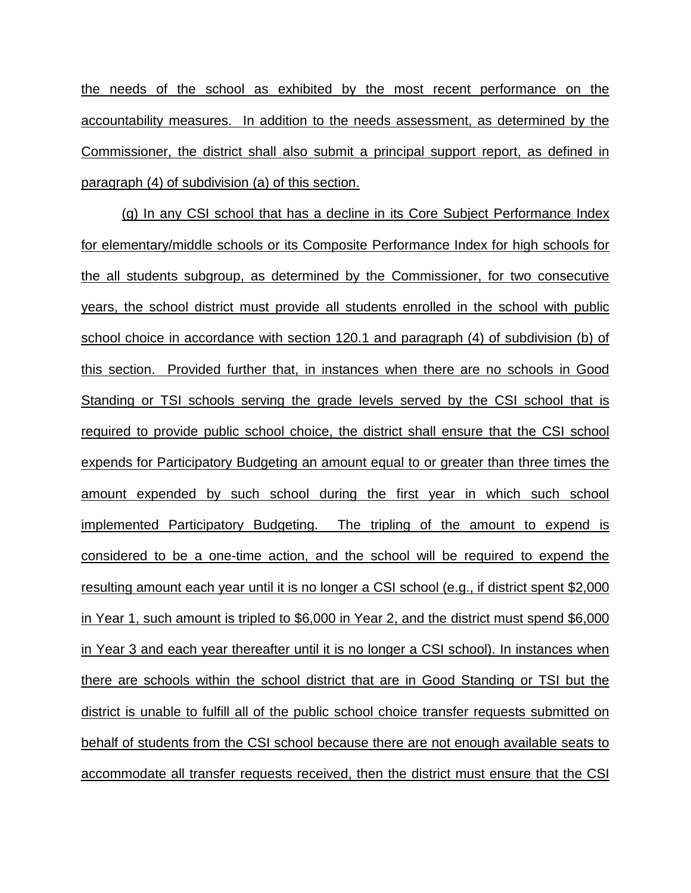the needs of the school as exhibited by the most recent performance on the accountability measures. In addition to the needs assessment, as determined by the Commissioner, the district shall also submit a principal support report, as defined in paragraph (4) of subdivision (a) of this section.

(g) In any CSI school that has a decline in its Core Subject Performance Index for elementary/middle schools or its Composite Performance Index for high schools for the all students subgroup, as determined by the Commissioner, for two consecutive years, the school district must provide all students enrolled in the school with public school choice in accordance with section 120.1 and paragraph (4) of subdivision (b) of this section. Provided further that, in instances when there are no schools in Good Standing or TSI schools serving the grade levels served by the CSI school that is required to provide public school choice, the district shall ensure that the CSI school expends for Participatory Budgeting an amount equal to or greater than three times the amount expended by such school during the first year in which such school implemented Participatory Budgeting. The tripling of the amount to expend is considered to be a one-time action, and the school will be required to expend the resulting amount each year until it is no longer a CSI school (e.g., if district spent $2,000 in Year 1, such amount is tripled to $6,000 in Year 2, and the district must spend $6,000 in Year 3 and each year thereafter until it is no longer a CSI school). In instances when there are schools within the school district that are in Good Standing or TSI but the district is unable to fulfill all of the public school choice transfer requests submitted on behalf of students from the CSI school because there are not enough available seats to accommodate all transfer requests received, then the district must ensure that the CSI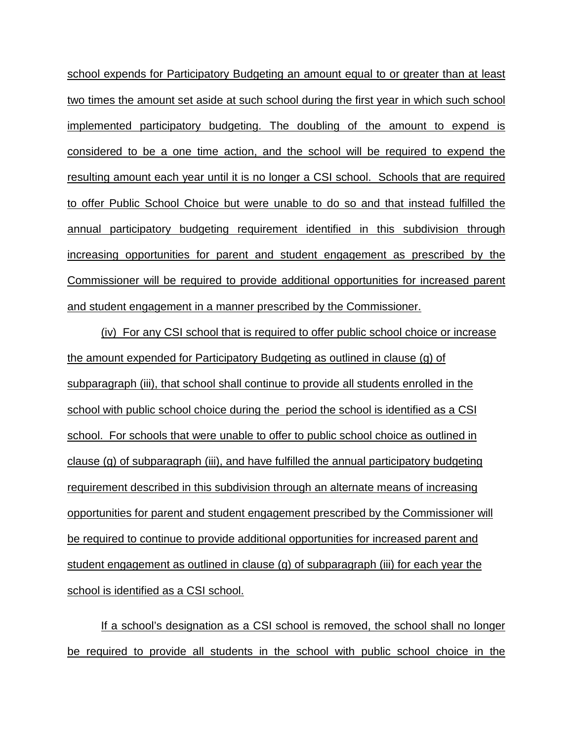school expends for Participatory Budgeting an amount equal to or greater than at least two times the amount set aside at such school during the first year in which such school implemented participatory budgeting. The doubling of the amount to expend is considered to be a one time action, and the school will be required to expend the resulting amount each year until it is no longer a CSI school. Schools that are required to offer Public School Choice but were unable to do so and that instead fulfilled the annual participatory budgeting requirement identified in this subdivision through increasing opportunities for parent and student engagement as prescribed by the Commissioner will be required to provide additional opportunities for increased parent and student engagement in a manner prescribed by the Commissioner.

(iv) For any CSI school that is required to offer public school choice or increase the amount expended for Participatory Budgeting as outlined in clause (g) of subparagraph (iii), that school shall continue to provide all students enrolled in the school with public school choice during the period the school is identified as a CSI school. For schools that were unable to offer to public school choice as outlined in clause (g) of subparagraph (iii), and have fulfilled the annual participatory budgeting requirement described in this subdivision through an alternate means of increasing opportunities for parent and student engagement prescribed by the Commissioner will be required to continue to provide additional opportunities for increased parent and student engagement as outlined in clause (g) of subparagraph (iii) for each year the school is identified as a CSI school.

If a school's designation as a CSI school is removed, the school shall no longer be required to provide all students in the school with public school choice in the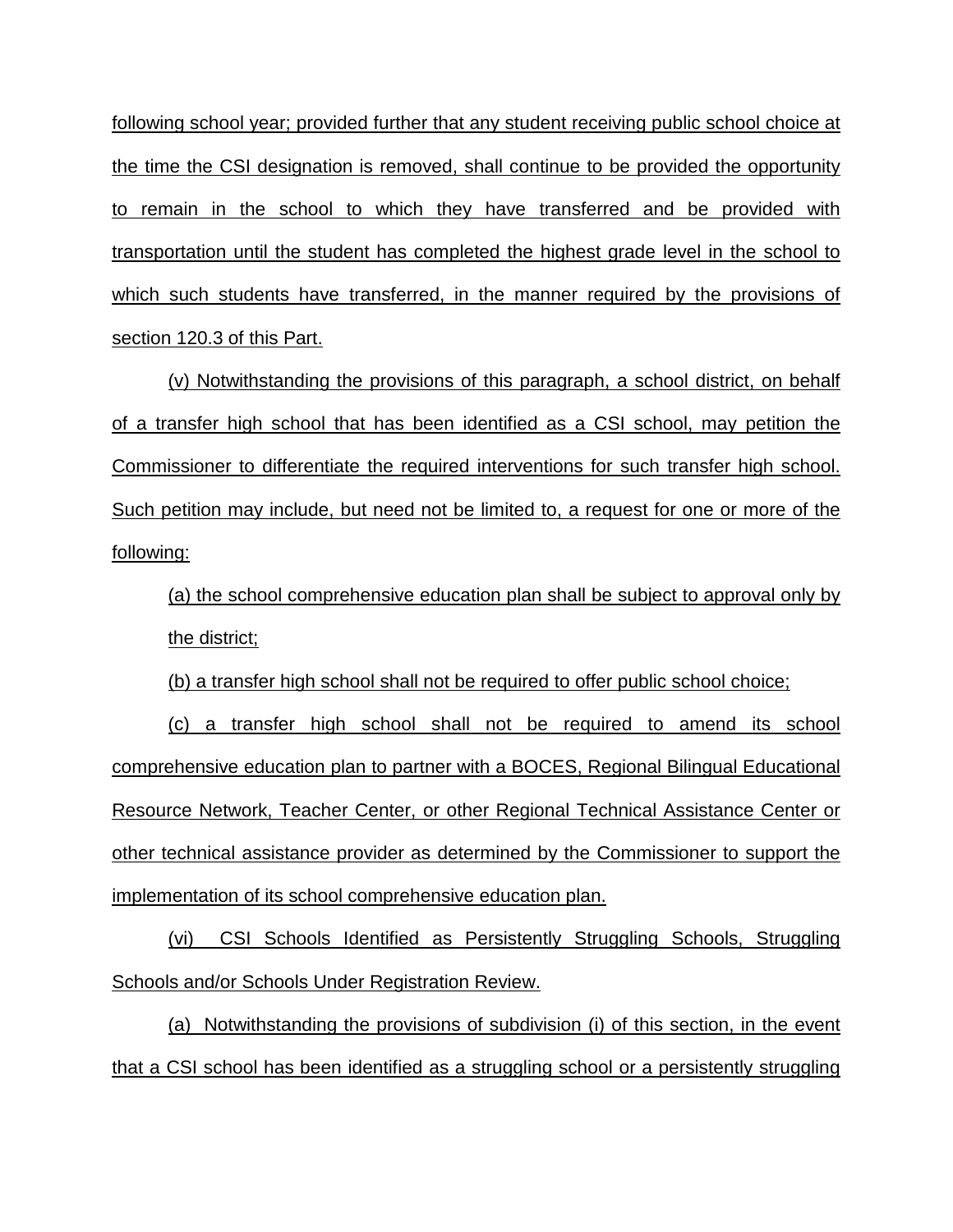following school year; provided further that any student receiving public school choice at the time the CSI designation is removed, shall continue to be provided the opportunity to remain in the school to which they have transferred and be provided with transportation until the student has completed the highest grade level in the school to which such students have transferred, in the manner required by the provisions of section 120.3 of this Part.

(v) Notwithstanding the provisions of this paragraph, a school district, on behalf of a transfer high school that has been identified as a CSI school, may petition the Commissioner to differentiate the required interventions for such transfer high school. Such petition may include, but need not be limited to, a request for one or more of the following:

(a) the school comprehensive education plan shall be subject to approval only by the district;

(b) a transfer high school shall not be required to offer public school choice;

(c) a transfer high school shall not be required to amend its school comprehensive education plan to partner with a BOCES, Regional Bilingual Educational Resource Network, Teacher Center, or other Regional Technical Assistance Center or other technical assistance provider as determined by the Commissioner to support the implementation of its school comprehensive education plan.

(vi) CSI Schools Identified as Persistently Struggling Schools, Struggling Schools and/or Schools Under Registration Review.

(a) Notwithstanding the provisions of subdivision (i) of this section, in the event that a CSI school has been identified as a struggling school or a persistently struggling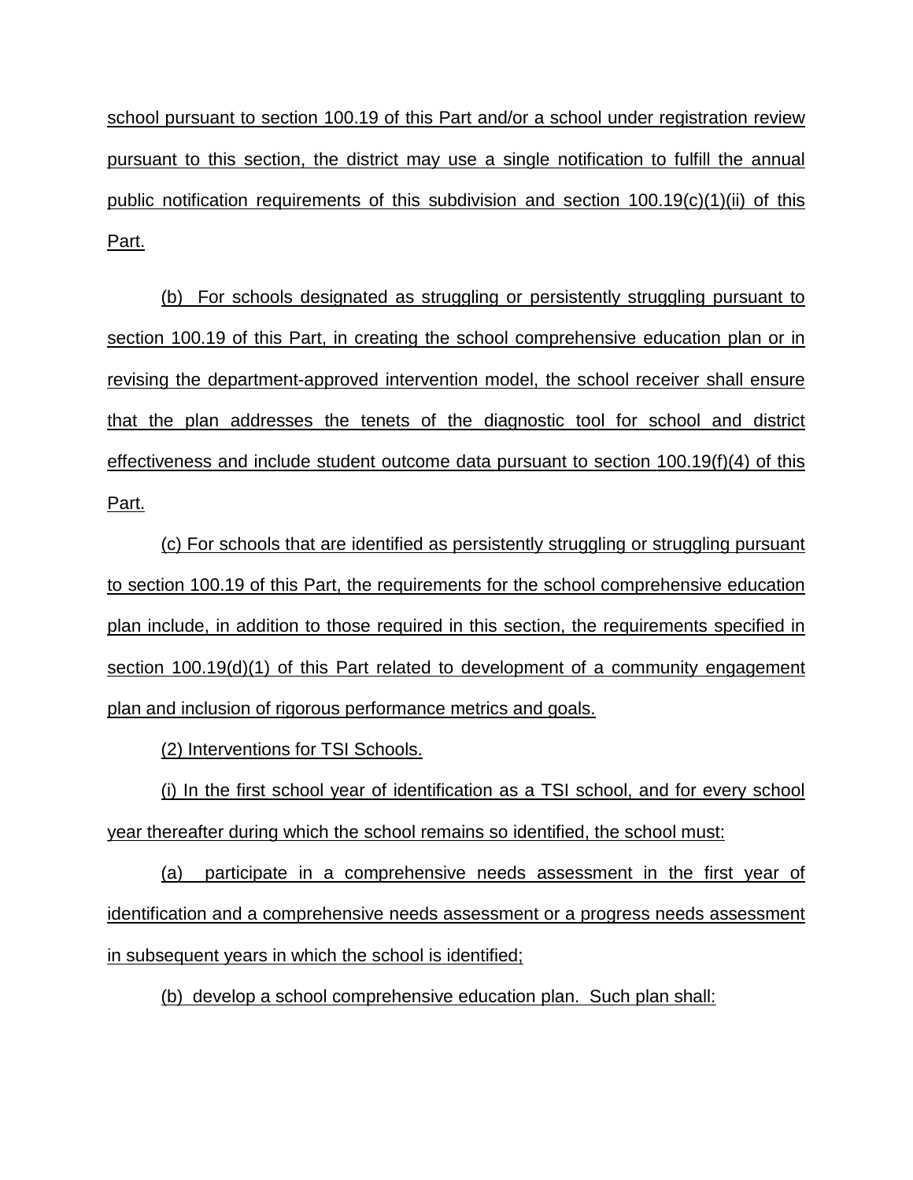school pursuant to section 100.19 of this Part and/or a school under registration review pursuant to this section, the district may use a single notification to fulfill the annual public notification requirements of this subdivision and section 100.19(c)(1)(ii) of this Part.

(b) For schools designated as struggling or persistently struggling pursuant to section 100.19 of this Part, in creating the school comprehensive education plan or in revising the department-approved intervention model, the school receiver shall ensure that the plan addresses the tenets of the diagnostic tool for school and district effectiveness and include student outcome data pursuant to section 100.19(f)(4) of this Part.

(c) For schools that are identified as persistently struggling or struggling pursuant to section 100.19 of this Part, the requirements for the school comprehensive education plan include, in addition to those required in this section, the requirements specified in section 100.19(d)(1) of this Part related to development of a community engagement plan and inclusion of rigorous performance metrics and goals.

(2) Interventions for TSI Schools.

(i) In the first school year of identification as a TSI school, and for every school year thereafter during which the school remains so identified, the school must:

(a) participate in a comprehensive needs assessment in the first year of identification and a comprehensive needs assessment or a progress needs assessment in subsequent years in which the school is identified;

(b) develop a school comprehensive education plan. Such plan shall: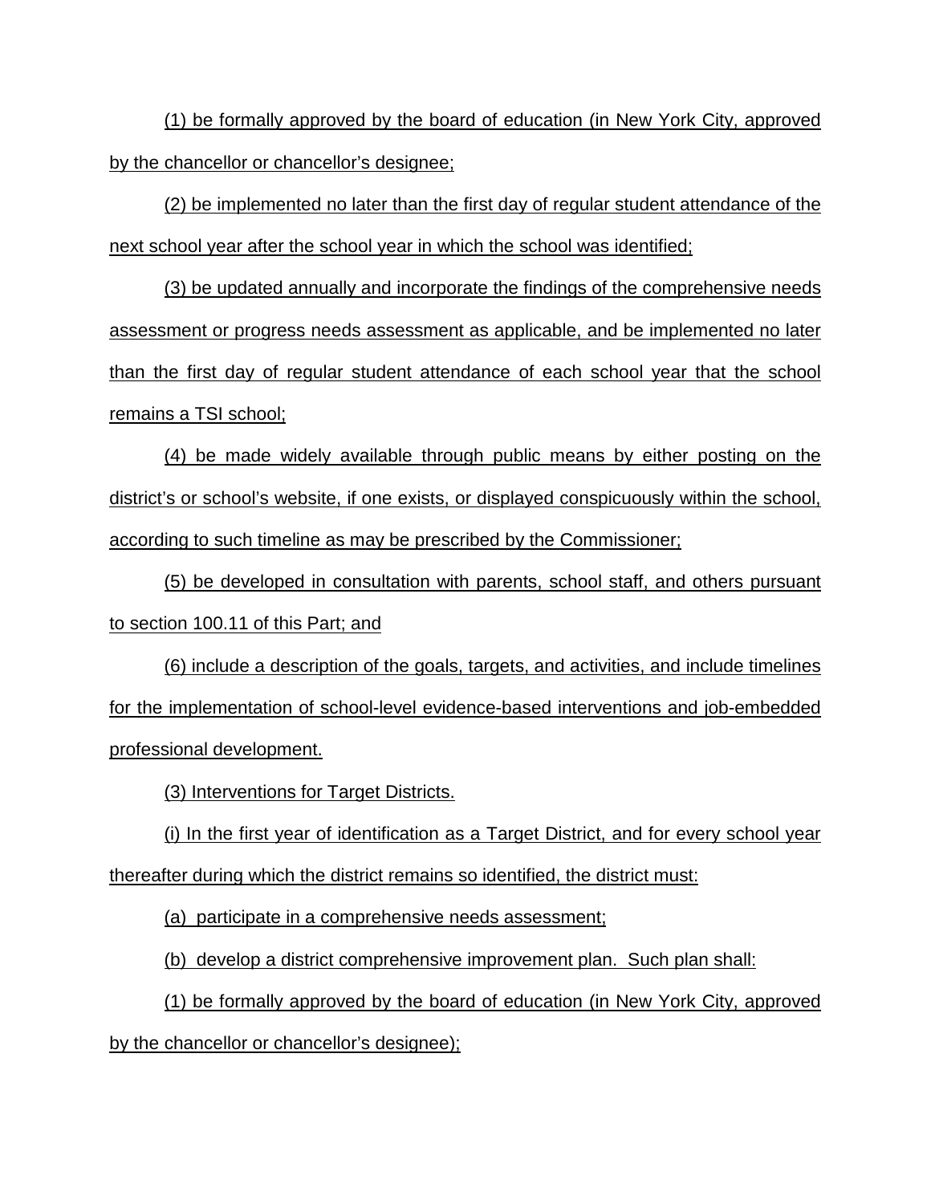(1) be formally approved by the board of education (in New York City, approved by the chancellor or chancellor's designee;

(2) be implemented no later than the first day of regular student attendance of the next school year after the school year in which the school was identified;

(3) be updated annually and incorporate the findings of the comprehensive needs assessment or progress needs assessment as applicable, and be implemented no later than the first day of regular student attendance of each school year that the school remains a TSI school;

(4) be made widely available through public means by either posting on the district's or school's website, if one exists, or displayed conspicuously within the school, according to such timeline as may be prescribed by the Commissioner;

(5) be developed in consultation with parents, school staff, and others pursuant to section 100.11 of this Part; and

(6) include a description of the goals, targets, and activities, and include timelines for the implementation of school-level evidence-based interventions and job-embedded professional development.

(3) Interventions for Target Districts.

(i) In the first year of identification as a Target District, and for every school year thereafter during which the district remains so identified, the district must:

(a) participate in a comprehensive needs assessment;

(b) develop a district comprehensive improvement plan. Such plan shall:

(1) be formally approved by the board of education (in New York City, approved by the chancellor or chancellor's designee);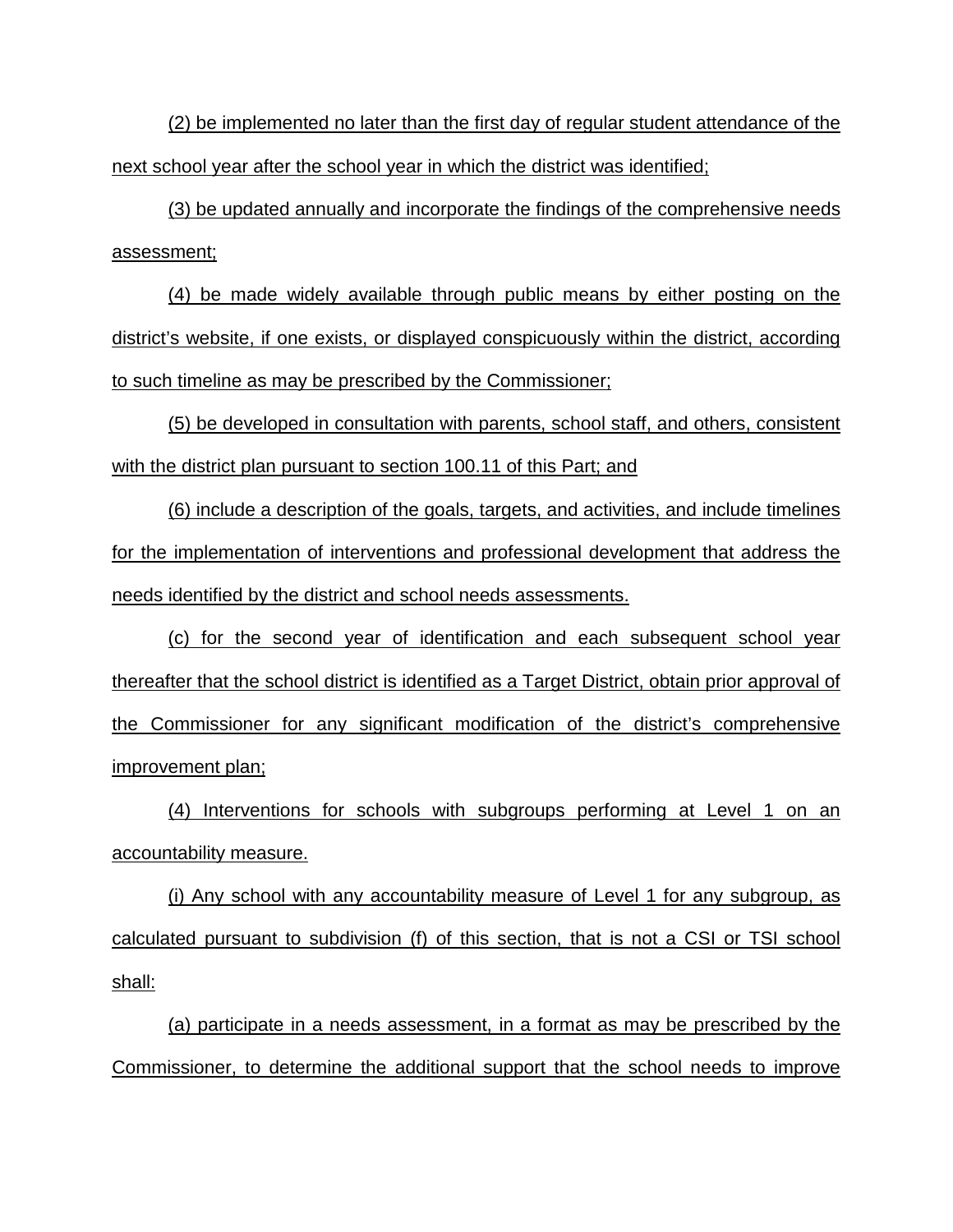(2) be implemented no later than the first day of regular student attendance of the next school year after the school year in which the district was identified;

(3) be updated annually and incorporate the findings of the comprehensive needs assessment;

(4) be made widely available through public means by either posting on the district's website, if one exists, or displayed conspicuously within the district, according to such timeline as may be prescribed by the Commissioner;

(5) be developed in consultation with parents, school staff, and others, consistent with the district plan pursuant to section 100.11 of this Part; and

(6) include a description of the goals, targets, and activities, and include timelines for the implementation of interventions and professional development that address the needs identified by the district and school needs assessments.

(c) for the second year of identification and each subsequent school year thereafter that the school district is identified as a Target District, obtain prior approval of the Commissioner for any significant modification of the district's comprehensive improvement plan;

(4) Interventions for schools with subgroups performing at Level 1 on an accountability measure.

(i) Any school with any accountability measure of Level 1 for any subgroup, as calculated pursuant to subdivision (f) of this section, that is not a CSI or TSI school shall:

(a) participate in a needs assessment, in a format as may be prescribed by the Commissioner, to determine the additional support that the school needs to improve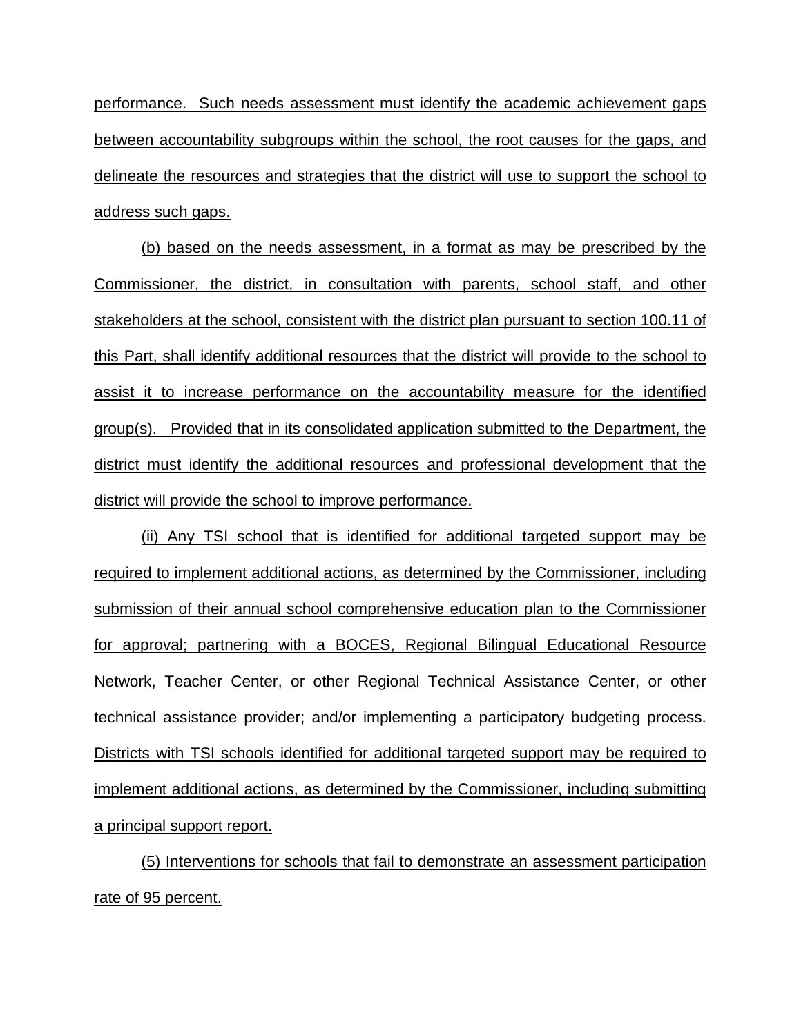performance. Such needs assessment must identify the academic achievement gaps between accountability subgroups within the school, the root causes for the gaps, and delineate the resources and strategies that the district will use to support the school to address such gaps.

(b) based on the needs assessment, in a format as may be prescribed by the Commissioner, the district, in consultation with parents, school staff, and other stakeholders at the school, consistent with the district plan pursuant to section 100.11 of this Part, shall identify additional resources that the district will provide to the school to assist it to increase performance on the accountability measure for the identified group(s). Provided that in its consolidated application submitted to the Department, the district must identify the additional resources and professional development that the district will provide the school to improve performance.

(ii) Any TSI school that is identified for additional targeted support may be required to implement additional actions, as determined by the Commissioner, including submission of their annual school comprehensive education plan to the Commissioner for approval; partnering with a BOCES, Regional Bilingual Educational Resource Network, Teacher Center, or other Regional Technical Assistance Center, or other technical assistance provider; and/or implementing a participatory budgeting process. Districts with TSI schools identified for additional targeted support may be required to implement additional actions, as determined by the Commissioner, including submitting a principal support report.

(5) Interventions for schools that fail to demonstrate an assessment participation rate of 95 percent.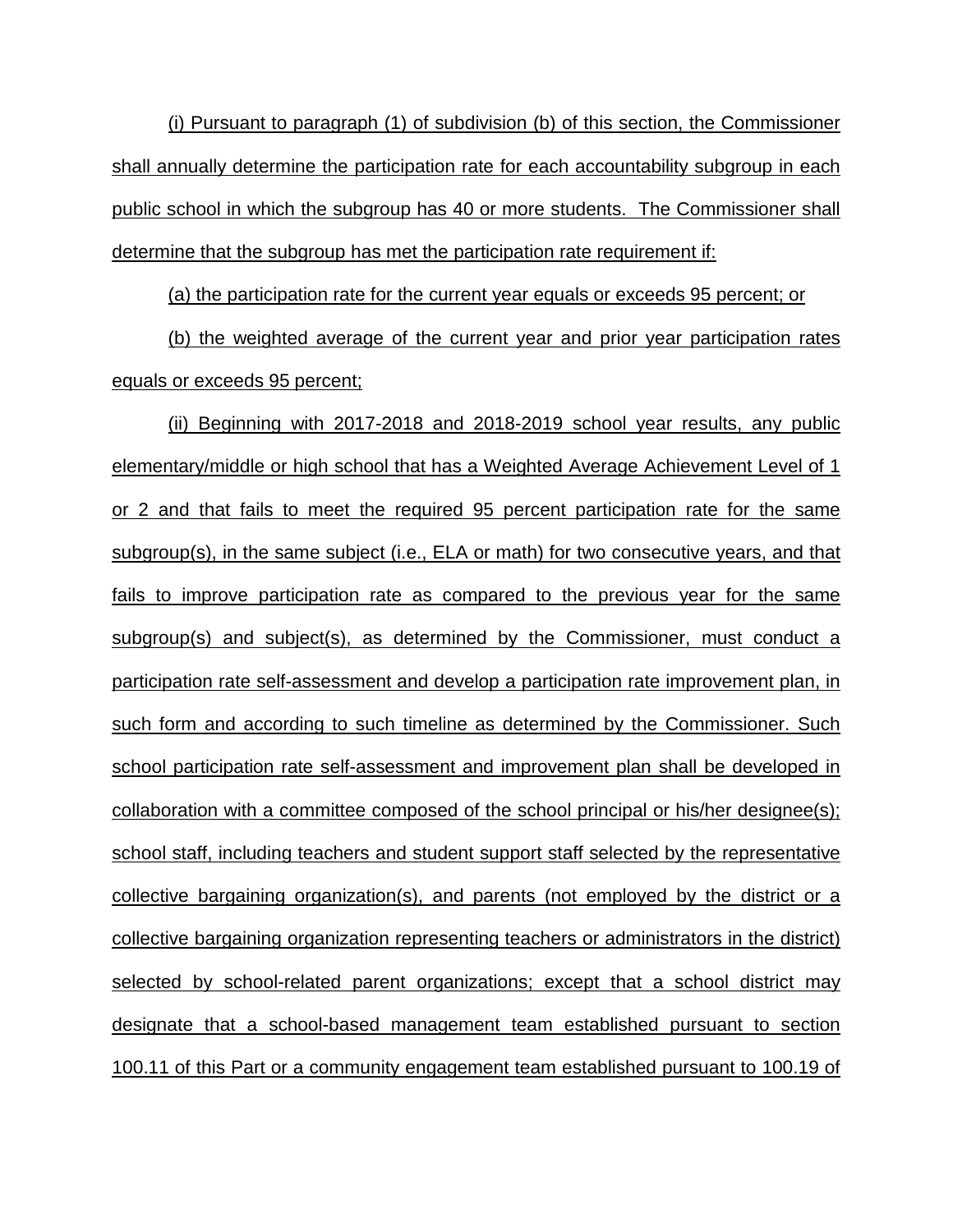(i) Pursuant to paragraph (1) of subdivision (b) of this section, the Commissioner shall annually determine the participation rate for each accountability subgroup in each public school in which the subgroup has 40 or more students. The Commissioner shall determine that the subgroup has met the participation rate requirement if:

(a) the participation rate for the current year equals or exceeds 95 percent; or

(b) the weighted average of the current year and prior year participation rates equals or exceeds 95 percent;

(ii) Beginning with 2017-2018 and 2018-2019 school year results, any public elementary/middle or high school that has a Weighted Average Achievement Level of 1 or 2 and that fails to meet the required 95 percent participation rate for the same subgroup(s), in the same subject (i.e., ELA or math) for two consecutive years, and that fails to improve participation rate as compared to the previous year for the same subgroup(s) and subject(s), as determined by the Commissioner, must conduct a participation rate self-assessment and develop a participation rate improvement plan, in such form and according to such timeline as determined by the Commissioner. Such school participation rate self-assessment and improvement plan shall be developed in collaboration with a committee composed of the school principal or his/her designee(s); school staff, including teachers and student support staff selected by the representative collective bargaining organization(s), and parents (not employed by the district or a collective bargaining organization representing teachers or administrators in the district) selected by school-related parent organizations; except that a school district may designate that a school-based management team established pursuant to section 100.11 of this Part or a community engagement team established pursuant to 100.19 of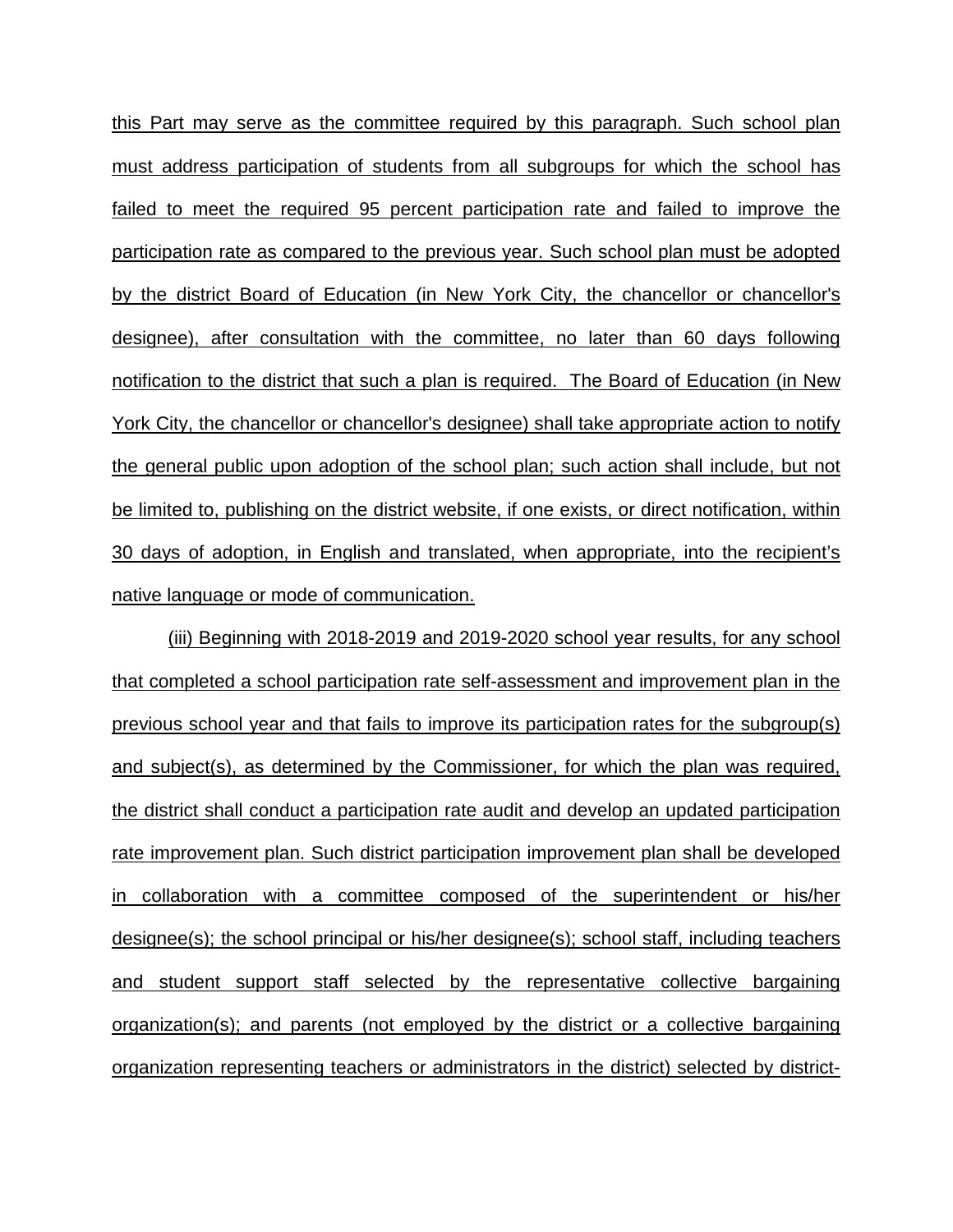this Part may serve as the committee required by this paragraph. Such school plan must address participation of students from all subgroups for which the school has failed to meet the required 95 percent participation rate and failed to improve the participation rate as compared to the previous year. Such school plan must be adopted by the district Board of Education (in New York City, the chancellor or chancellor's designee), after consultation with the committee, no later than 60 days following notification to the district that such a plan is required. The Board of Education (in New York City, the chancellor or chancellor's designee) shall take appropriate action to notify the general public upon adoption of the school plan; such action shall include, but not be limited to, publishing on the district website, if one exists, or direct notification, within 30 days of adoption, in English and translated, when appropriate, into the recipient's native language or mode of communication.

(iii) Beginning with 2018-2019 and 2019-2020 school year results, for any school that completed a school participation rate self-assessment and improvement plan in the previous school year and that fails to improve its participation rates for the subgroup(s) and subject(s), as determined by the Commissioner, for which the plan was required, the district shall conduct a participation rate audit and develop an updated participation rate improvement plan. Such district participation improvement plan shall be developed in collaboration with a committee composed of the superintendent or his/her designee(s); the school principal or his/her designee(s); school staff, including teachers and student support staff selected by the representative collective bargaining organization(s); and parents (not employed by the district or a collective bargaining organization representing teachers or administrators in the district) selected by district-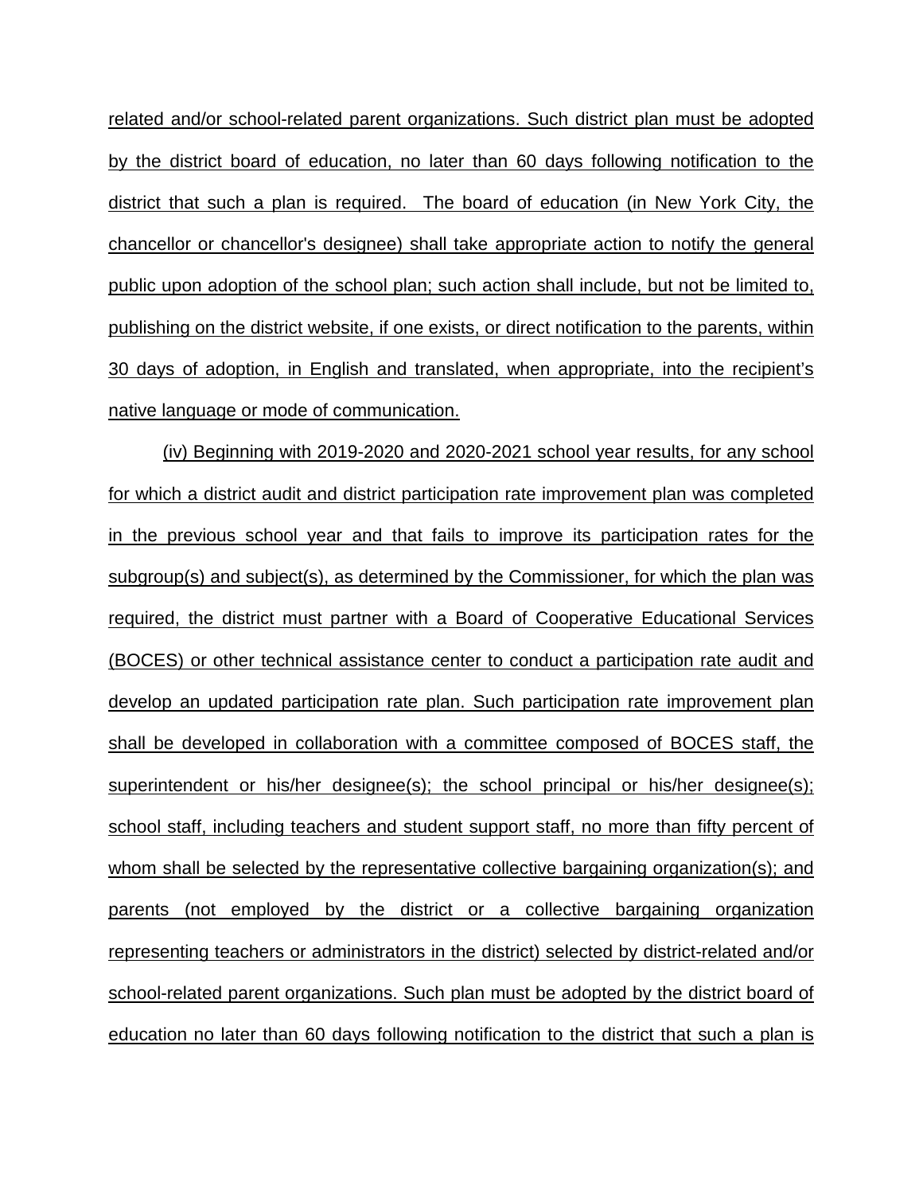related and/or school-related parent organizations. Such district plan must be adopted by the district board of education, no later than 60 days following notification to the district that such a plan is required. The board of education (in New York City, the chancellor or chancellor's designee) shall take appropriate action to notify the general public upon adoption of the school plan; such action shall include, but not be limited to, publishing on the district website, if one exists, or direct notification to the parents, within 30 days of adoption, in English and translated, when appropriate, into the recipient's native language or mode of communication.

(iv) Beginning with 2019-2020 and 2020-2021 school year results, for any school for which a district audit and district participation rate improvement plan was completed in the previous school year and that fails to improve its participation rates for the subgroup(s) and subject(s), as determined by the Commissioner, for which the plan was required, the district must partner with a Board of Cooperative Educational Services (BOCES) or other technical assistance center to conduct a participation rate audit and develop an updated participation rate plan. Such participation rate improvement plan shall be developed in collaboration with a committee composed of BOCES staff, the superintendent or his/her designee(s); the school principal or his/her designee(s); school staff, including teachers and student support staff, no more than fifty percent of whom shall be selected by the representative collective bargaining organization(s); and parents (not employed by the district or a collective bargaining organization representing teachers or administrators in the district) selected by district-related and/or school-related parent organizations. Such plan must be adopted by the district board of education no later than 60 days following notification to the district that such a plan is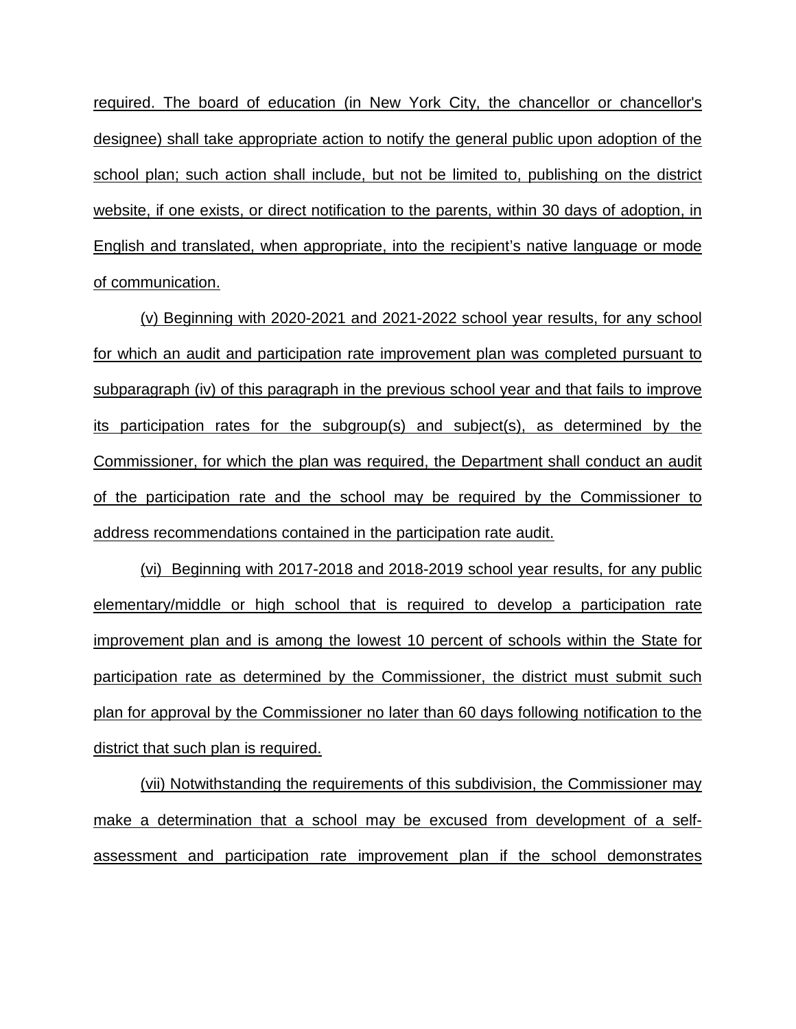required. The board of education (in New York City, the chancellor or chancellor's designee) shall take appropriate action to notify the general public upon adoption of the school plan; such action shall include, but not be limited to, publishing on the district website, if one exists, or direct notification to the parents, within 30 days of adoption, in English and translated, when appropriate, into the recipient's native language or mode of communication.

(v) Beginning with 2020-2021 and 2021-2022 school year results, for any school for which an audit and participation rate improvement plan was completed pursuant to subparagraph (iv) of this paragraph in the previous school year and that fails to improve its participation rates for the subgroup(s) and subject(s), as determined by the Commissioner, for which the plan was required, the Department shall conduct an audit of the participation rate and the school may be required by the Commissioner to address recommendations contained in the participation rate audit.

(vi) Beginning with 2017-2018 and 2018-2019 school year results, for any public elementary/middle or high school that is required to develop a participation rate improvement plan and is among the lowest 10 percent of schools within the State for participation rate as determined by the Commissioner, the district must submit such plan for approval by the Commissioner no later than 60 days following notification to the district that such plan is required.

(vii) Notwithstanding the requirements of this subdivision, the Commissioner may make a determination that a school may be excused from development of a self-assessment and participation rate improvement plan if the school demonstrates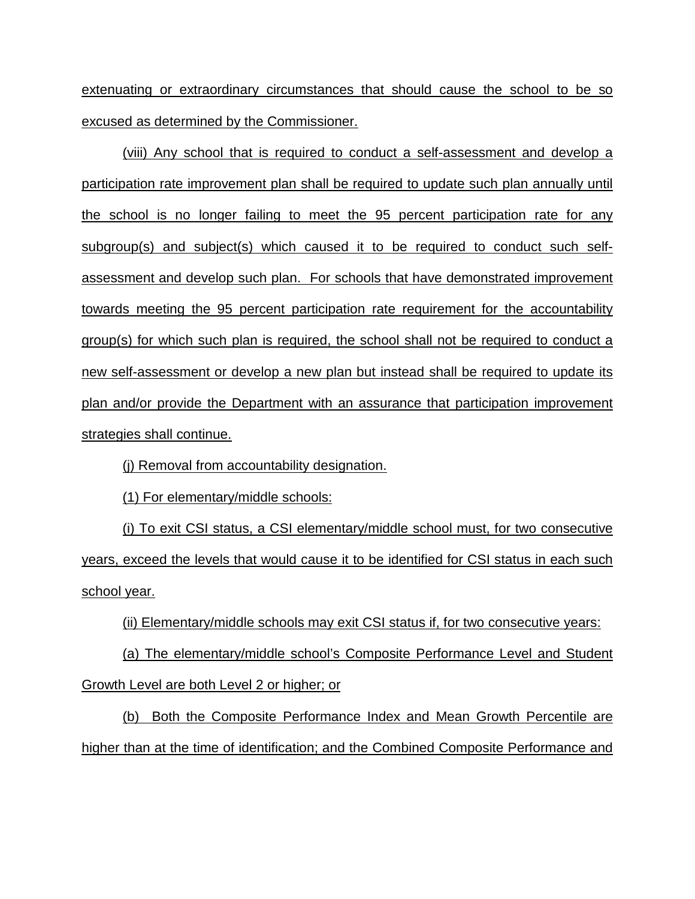extenuating or extraordinary circumstances that should cause the school to be so excused as determined by the Commissioner.

(viii) Any school that is required to conduct a self-assessment and develop a participation rate improvement plan shall be required to update such plan annually until the school is no longer failing to meet the 95 percent participation rate for any subgroup(s) and subject(s) which caused it to be required to conduct such self-assessment and develop such plan. For schools that have demonstrated improvement towards meeting the 95 percent participation rate requirement for the accountability group(s) for which such plan is required, the school shall not be required to conduct a new self-assessment or develop a new plan but instead shall be required to update its plan and/or provide the Department with an assurance that participation improvement strategies shall continue.

(j) Removal from accountability designation.

(1) For elementary/middle schools:

(i) To exit CSI status, a CSI elementary/middle school must, for two consecutive years, exceed the levels that would cause it to be identified for CSI status in each such school year.

(ii) Elementary/middle schools may exit CSI status if, for two consecutive years:

(a) The elementary/middle school's Composite Performance Level and Student Growth Level are both Level 2 or higher; or

(b) Both the Composite Performance Index and Mean Growth Percentile are higher than at the time of identification; and the Combined Composite Performance and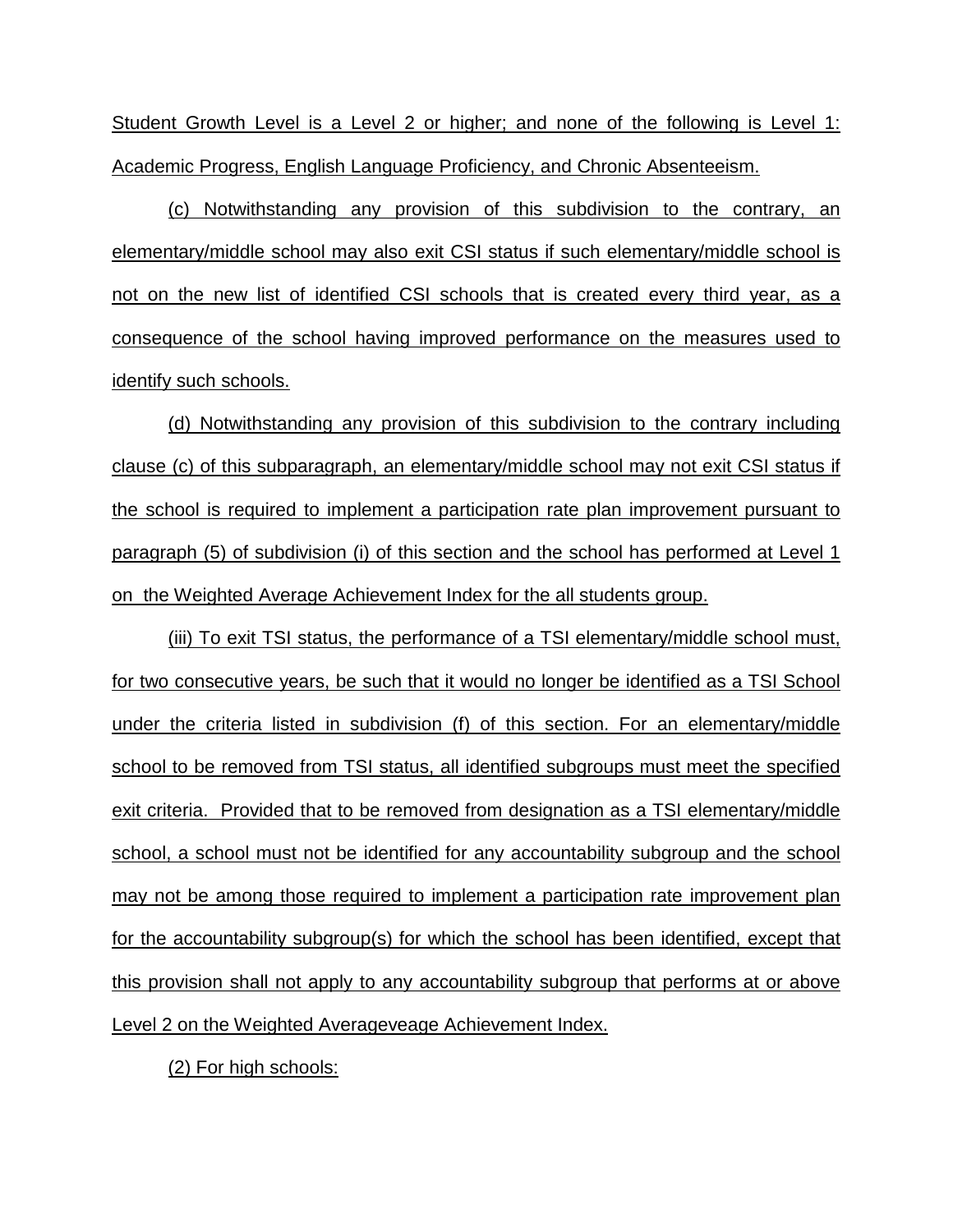Student Growth Level is a Level 2 or higher; and none of the following is Level 1: Academic Progress, English Language Proficiency, and Chronic Absenteeism.

(c) Notwithstanding any provision of this subdivision to the contrary, an elementary/middle school may also exit CSI status if such elementary/middle school is not on the new list of identified CSI schools that is created every third year, as a consequence of the school having improved performance on the measures used to identify such schools.

(d) Notwithstanding any provision of this subdivision to the contrary including clause (c) of this subparagraph, an elementary/middle school may not exit CSI status if the school is required to implement a participation rate plan improvement pursuant to paragraph (5) of subdivision (i) of this section and the school has performed at Level 1 on the Weighted Average Achievement Index for the all students group.

(iii) To exit TSI status, the performance of a TSI elementary/middle school must, for two consecutive years, be such that it would no longer be identified as a TSI School under the criteria listed in subdivision (f) of this section. For an elementary/middle school to be removed from TSI status, all identified subgroups must meet the specified exit criteria. Provided that to be removed from designation as a TSI elementary/middle school, a school must not be identified for any accountability subgroup and the school may not be among those required to implement a participation rate improvement plan for the accountability subgroup(s) for which the school has been identified, except that this provision shall not apply to any accountability subgroup that performs at or above Level 2 on the Weighted Averageveage Achievement Index.

(2) For high schools: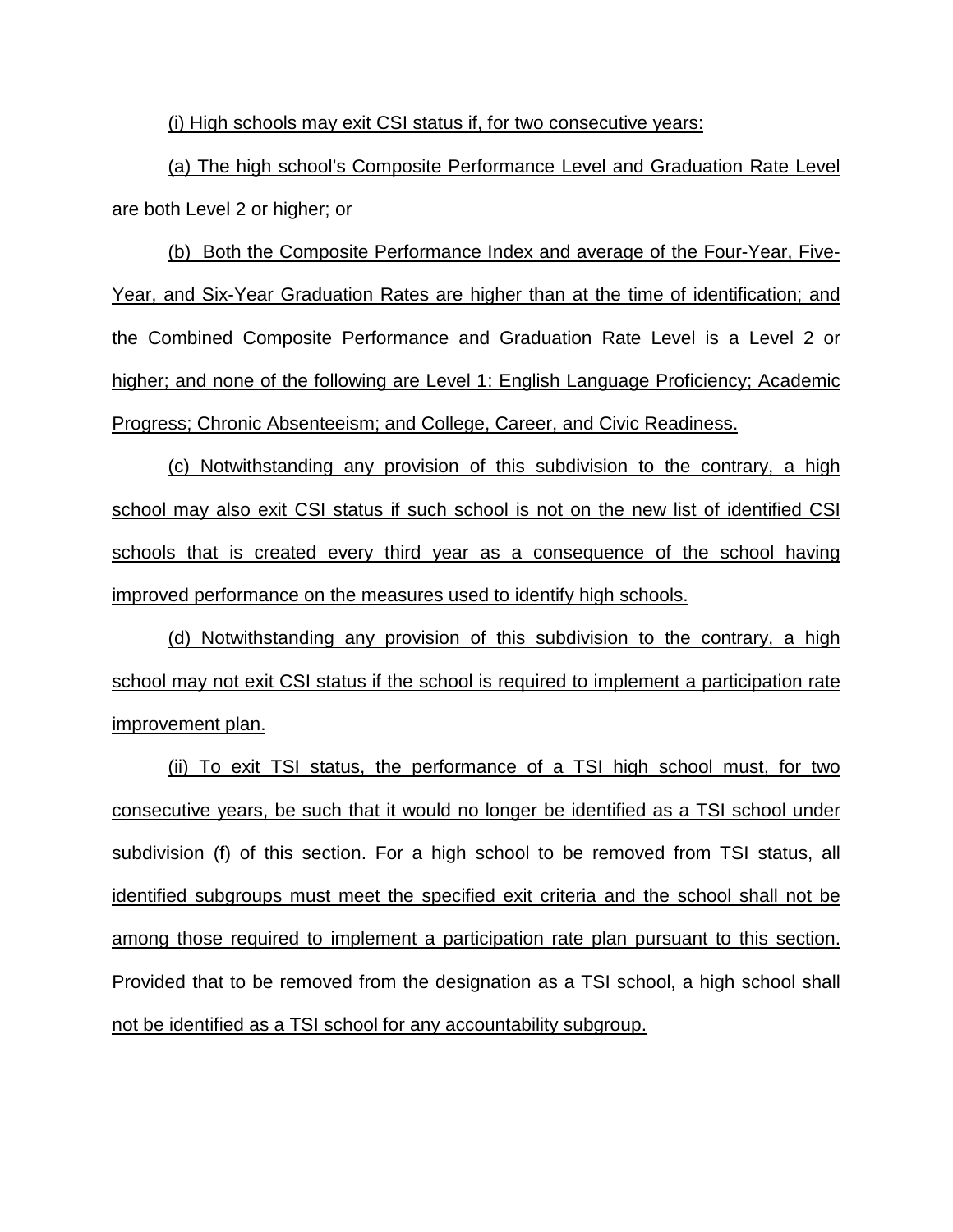(i) High schools may exit CSI status if, for two consecutive years:

(a) The high school's Composite Performance Level and Graduation Rate Level are both Level 2 or higher; or

(b) Both the Composite Performance Index and average of the Four-Year, Five-Year, and Six-Year Graduation Rates are higher than at the time of identification; and the Combined Composite Performance and Graduation Rate Level is a Level 2 or higher; and none of the following are Level 1: English Language Proficiency; Academic Progress; Chronic Absenteeism; and College, Career, and Civic Readiness.

(c) Notwithstanding any provision of this subdivision to the contrary, a high school may also exit CSI status if such school is not on the new list of identified CSI schools that is created every third year as a consequence of the school having improved performance on the measures used to identify high schools.

(d) Notwithstanding any provision of this subdivision to the contrary, a high school may not exit CSI status if the school is required to implement a participation rate improvement plan.

(ii) To exit TSI status, the performance of a TSI high school must, for two consecutive years, be such that it would no longer be identified as a TSI school under subdivision (f) of this section. For a high school to be removed from TSI status, all identified subgroups must meet the specified exit criteria and the school shall not be among those required to implement a participation rate plan pursuant to this section. Provided that to be removed from the designation as a TSI school, a high school shall not be identified as a TSI school for any accountability subgroup.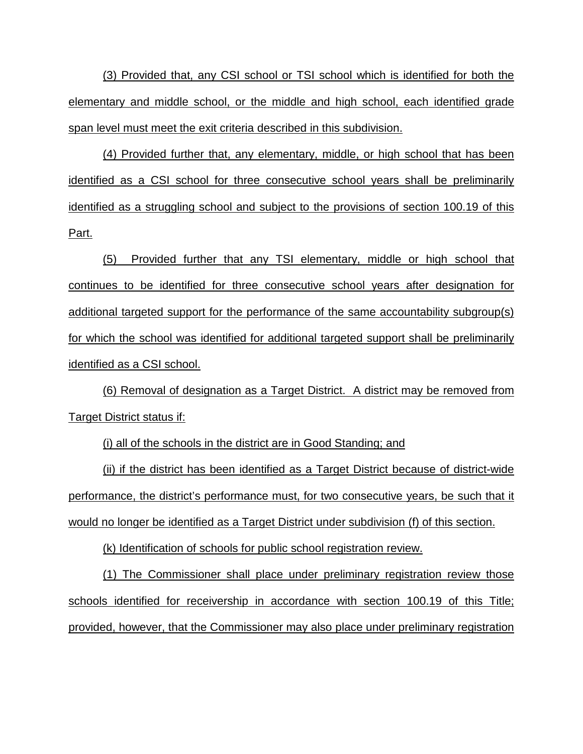(3) Provided that, any CSI school or TSI school which is identified for both the elementary and middle school, or the middle and high school, each identified grade span level must meet the exit criteria described in this subdivision.

(4) Provided further that, any elementary, middle, or high school that has been identified as a CSI school for three consecutive school years shall be preliminarily identified as a struggling school and subject to the provisions of section 100.19 of this Part.

(5) Provided further that any TSI elementary, middle or high school that continues to be identified for three consecutive school years after designation for additional targeted support for the performance of the same accountability subgroup(s) for which the school was identified for additional targeted support shall be preliminarily identified as a CSI school.

(6) Removal of designation as a Target District. A district may be removed from Target District status if:

(i) all of the schools in the district are in Good Standing; and

(ii) if the district has been identified as a Target District because of district-wide performance, the district's performance must, for two consecutive years, be such that it would no longer be identified as a Target District under subdivision (f) of this section.

(k) Identification of schools for public school registration review.

(1) The Commissioner shall place under preliminary registration review those schools identified for receivership in accordance with section 100.19 of this Title; provided, however, that the Commissioner may also place under preliminary registration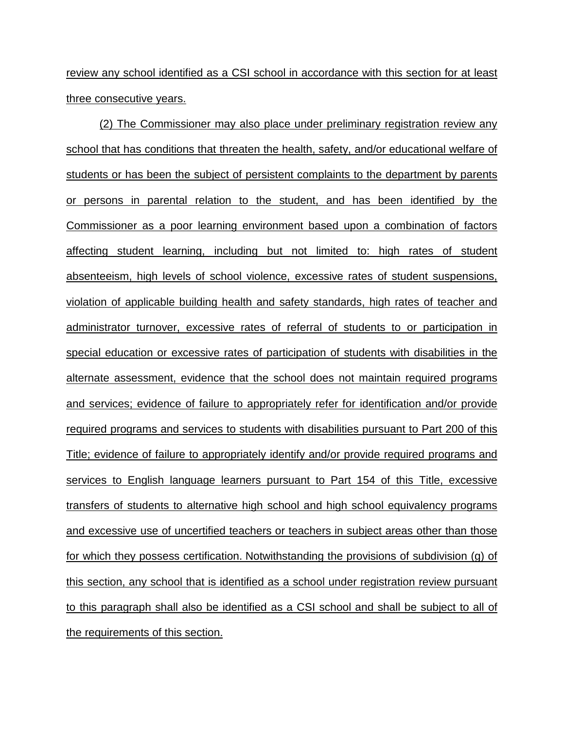review any school identified as a CSI school in accordance with this section for at least three consecutive years.

(2) The Commissioner may also place under preliminary registration review any school that has conditions that threaten the health, safety, and/or educational welfare of students or has been the subject of persistent complaints to the department by parents or persons in parental relation to the student, and has been identified by the Commissioner as a poor learning environment based upon a combination of factors affecting student learning, including but not limited to: high rates of student absenteeism, high levels of school violence, excessive rates of student suspensions, violation of applicable building health and safety standards, high rates of teacher and administrator turnover, excessive rates of referral of students to or participation in special education or excessive rates of participation of students with disabilities in the alternate assessment, evidence that the school does not maintain required programs and services; evidence of failure to appropriately refer for identification and/or provide required programs and services to students with disabilities pursuant to Part 200 of this Title; evidence of failure to appropriately identify and/or provide required programs and services to English language learners pursuant to Part 154 of this Title, excessive transfers of students to alternative high school and high school equivalency programs and excessive use of uncertified teachers or teachers in subject areas other than those for which they possess certification. Notwithstanding the provisions of subdivision (g) of this section, any school that is identified as a school under registration review pursuant to this paragraph shall also be identified as a CSI school and shall be subject to all of the requirements of this section.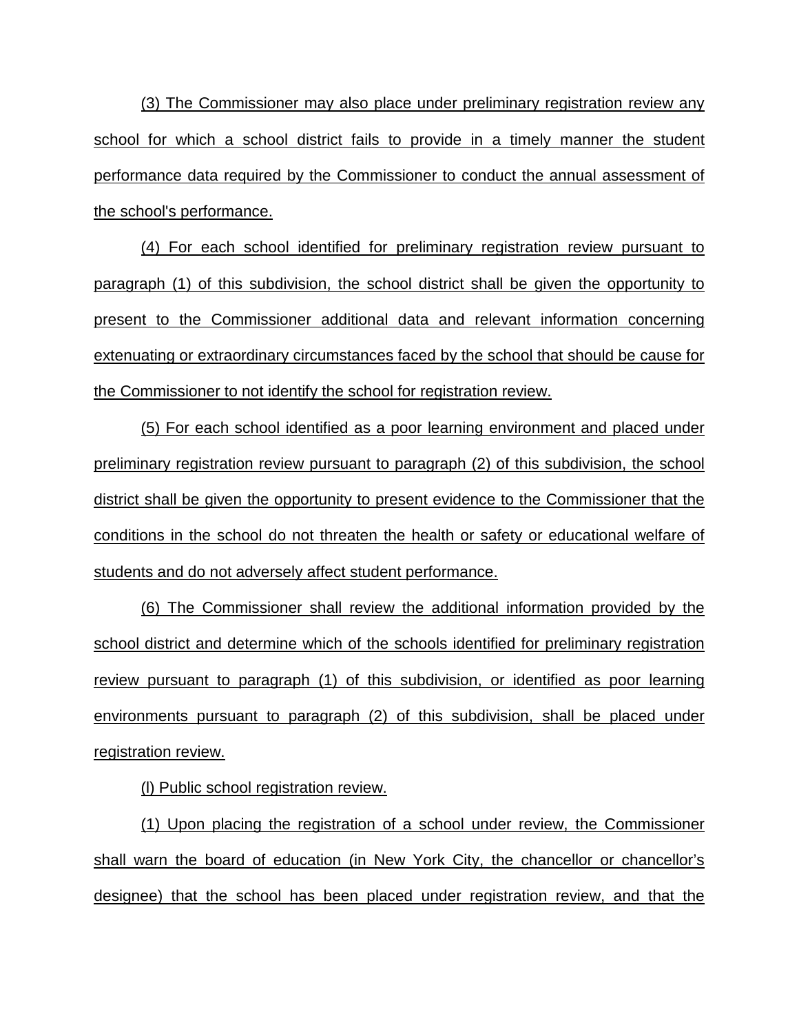(3) The Commissioner may also place under preliminary registration review any school for which a school district fails to provide in a timely manner the student performance data required by the Commissioner to conduct the annual assessment of the school's performance.

(4) For each school identified for preliminary registration review pursuant to paragraph (1) of this subdivision, the school district shall be given the opportunity to present to the Commissioner additional data and relevant information concerning extenuating or extraordinary circumstances faced by the school that should be cause for the Commissioner to not identify the school for registration review.

(5) For each school identified as a poor learning environment and placed under preliminary registration review pursuant to paragraph (2) of this subdivision, the school district shall be given the opportunity to present evidence to the Commissioner that the conditions in the school do not threaten the health or safety or educational welfare of students and do not adversely affect student performance.

(6) The Commissioner shall review the additional information provided by the school district and determine which of the schools identified for preliminary registration review pursuant to paragraph (1) of this subdivision, or identified as poor learning environments pursuant to paragraph (2) of this subdivision, shall be placed under registration review.

(l) Public school registration review.

(1) Upon placing the registration of a school under review, the Commissioner shall warn the board of education (in New York City, the chancellor or chancellor's designee) that the school has been placed under registration review, and that the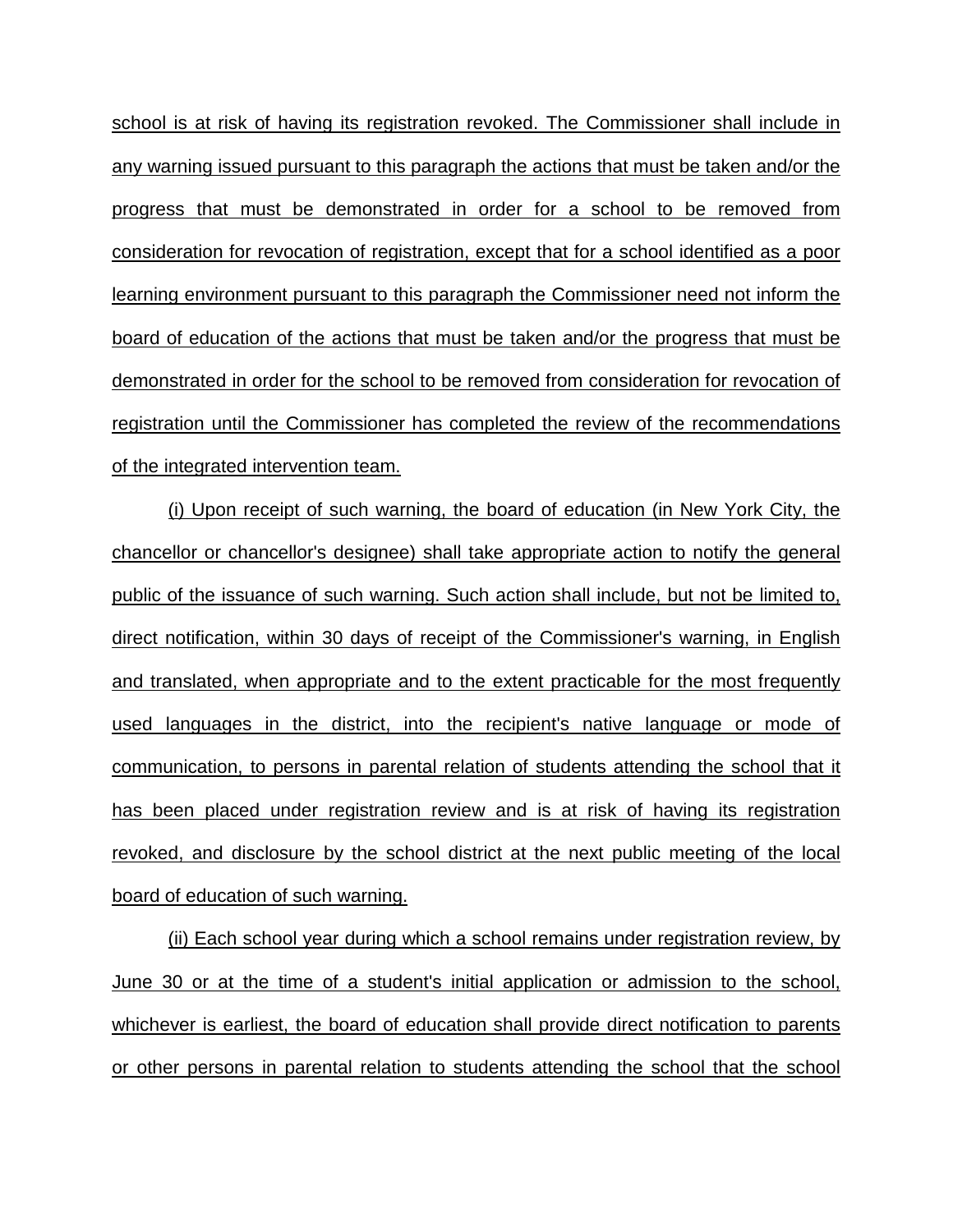school is at risk of having its registration revoked. The Commissioner shall include in any warning issued pursuant to this paragraph the actions that must be taken and/or the progress that must be demonstrated in order for a school to be removed from consideration for revocation of registration, except that for a school identified as a poor learning environment pursuant to this paragraph the Commissioner need not inform the board of education of the actions that must be taken and/or the progress that must be demonstrated in order for the school to be removed from consideration for revocation of registration until the Commissioner has completed the review of the recommendations of the integrated intervention team.

(i) Upon receipt of such warning, the board of education (in New York City, the chancellor or chancellor's designee) shall take appropriate action to notify the general public of the issuance of such warning. Such action shall include, but not be limited to, direct notification, within 30 days of receipt of the Commissioner's warning, in English and translated, when appropriate and to the extent practicable for the most frequently used languages in the district, into the recipient's native language or mode of communication, to persons in parental relation of students attending the school that it has been placed under registration review and is at risk of having its registration revoked, and disclosure by the school district at the next public meeting of the local board of education of such warning.

(ii) Each school year during which a school remains under registration review, by June 30 or at the time of a student's initial application or admission to the school, whichever is earliest, the board of education shall provide direct notification to parents or other persons in parental relation to students attending the school that the school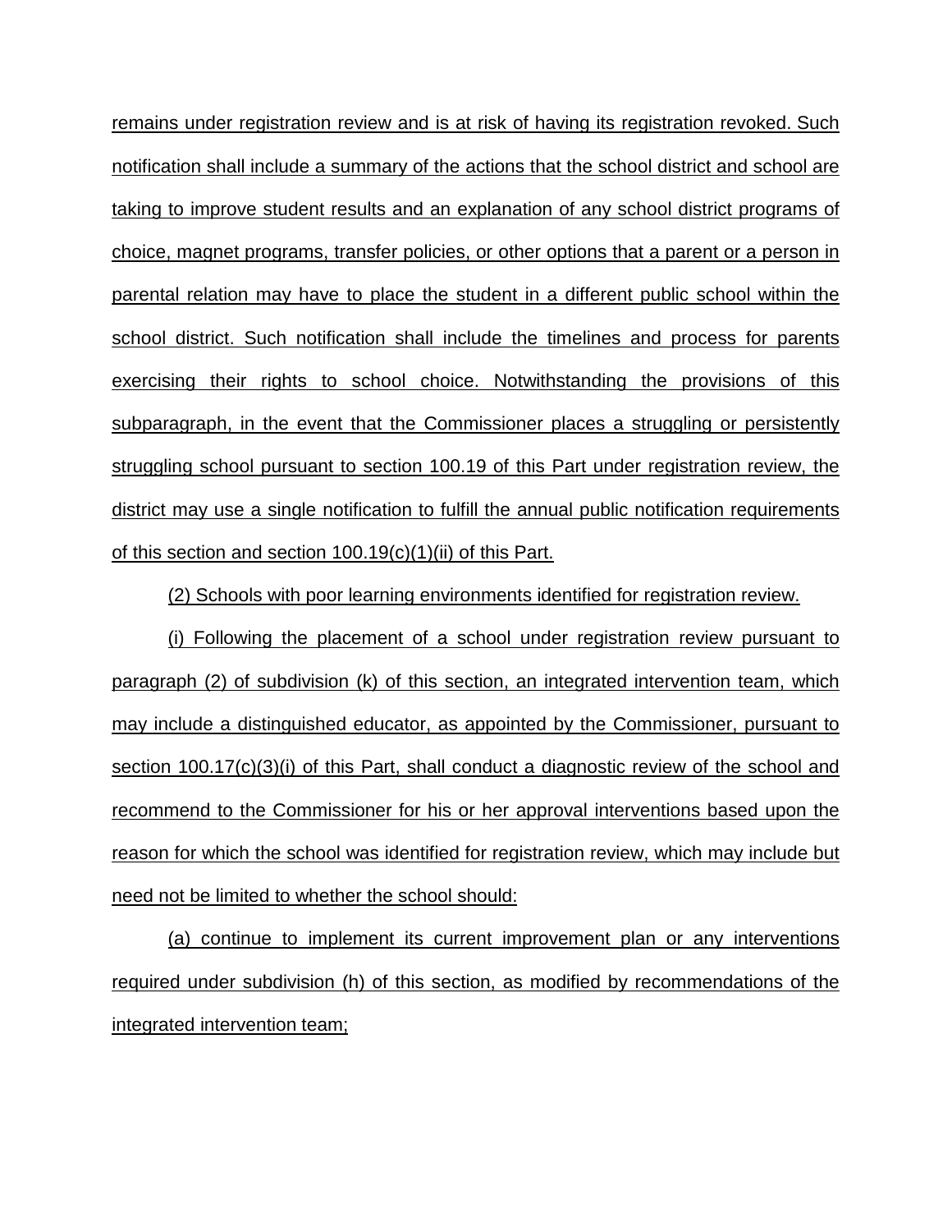remains under registration review and is at risk of having its registration revoked. Such notification shall include a summary of the actions that the school district and school are taking to improve student results and an explanation of any school district programs of choice, magnet programs, transfer policies, or other options that a parent or a person in parental relation may have to place the student in a different public school within the school district. Such notification shall include the timelines and process for parents exercising their rights to school choice. Notwithstanding the provisions of this subparagraph, in the event that the Commissioner places a struggling or persistently struggling school pursuant to section 100.19 of this Part under registration review, the district may use a single notification to fulfill the annual public notification requirements of this section and section 100.19(c)(1)(ii) of this Part.

(2) Schools with poor learning environments identified for registration review.

(i) Following the placement of a school under registration review pursuant to paragraph (2) of subdivision (k) of this section, an integrated intervention team, which may include a distinguished educator, as appointed by the Commissioner, pursuant to section 100.17(c)(3)(i) of this Part, shall conduct a diagnostic review of the school and recommend to the Commissioner for his or her approval interventions based upon the reason for which the school was identified for registration review, which may include but need not be limited to whether the school should:

(a) continue to implement its current improvement plan or any interventions required under subdivision (h) of this section, as modified by recommendations of the integrated intervention team;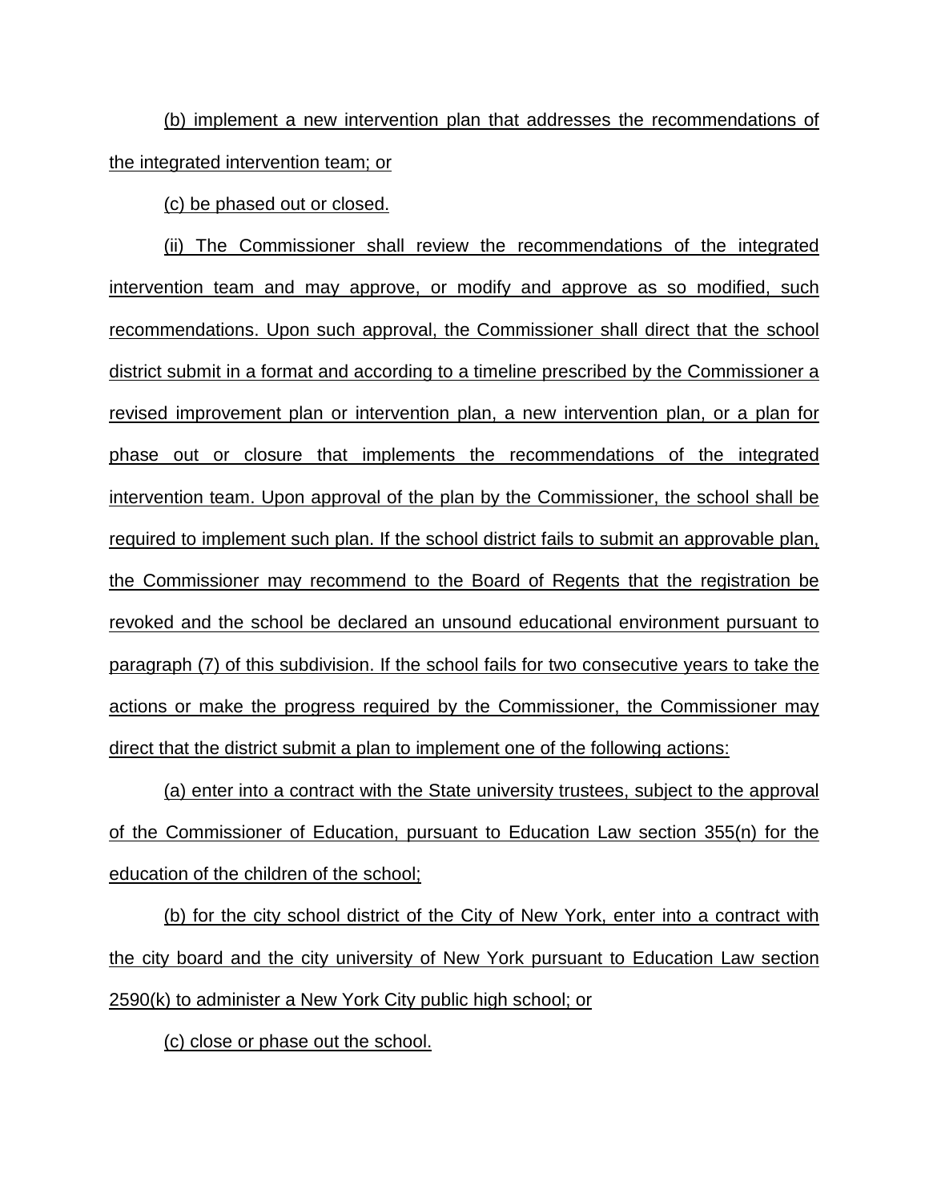(b) implement a new intervention plan that addresses the recommendations of the integrated intervention team; or

(c) be phased out or closed.

(ii) The Commissioner shall review the recommendations of the integrated intervention team and may approve, or modify and approve as so modified, such recommendations. Upon such approval, the Commissioner shall direct that the school district submit in a format and according to a timeline prescribed by the Commissioner a revised improvement plan or intervention plan, a new intervention plan, or a plan for phase out or closure that implements the recommendations of the integrated intervention team. Upon approval of the plan by the Commissioner, the school shall be required to implement such plan. If the school district fails to submit an approvable plan, the Commissioner may recommend to the Board of Regents that the registration be revoked and the school be declared an unsound educational environment pursuant to paragraph (7) of this subdivision. If the school fails for two consecutive years to take the actions or make the progress required by the Commissioner, the Commissioner may direct that the district submit a plan to implement one of the following actions:

(a) enter into a contract with the State university trustees, subject to the approval of the Commissioner of Education, pursuant to Education Law section 355(n) for the education of the children of the school;

(b) for the city school district of the City of New York, enter into a contract with the city board and the city university of New York pursuant to Education Law section 2590(k) to administer a New York City public high school; or

(c) close or phase out the school.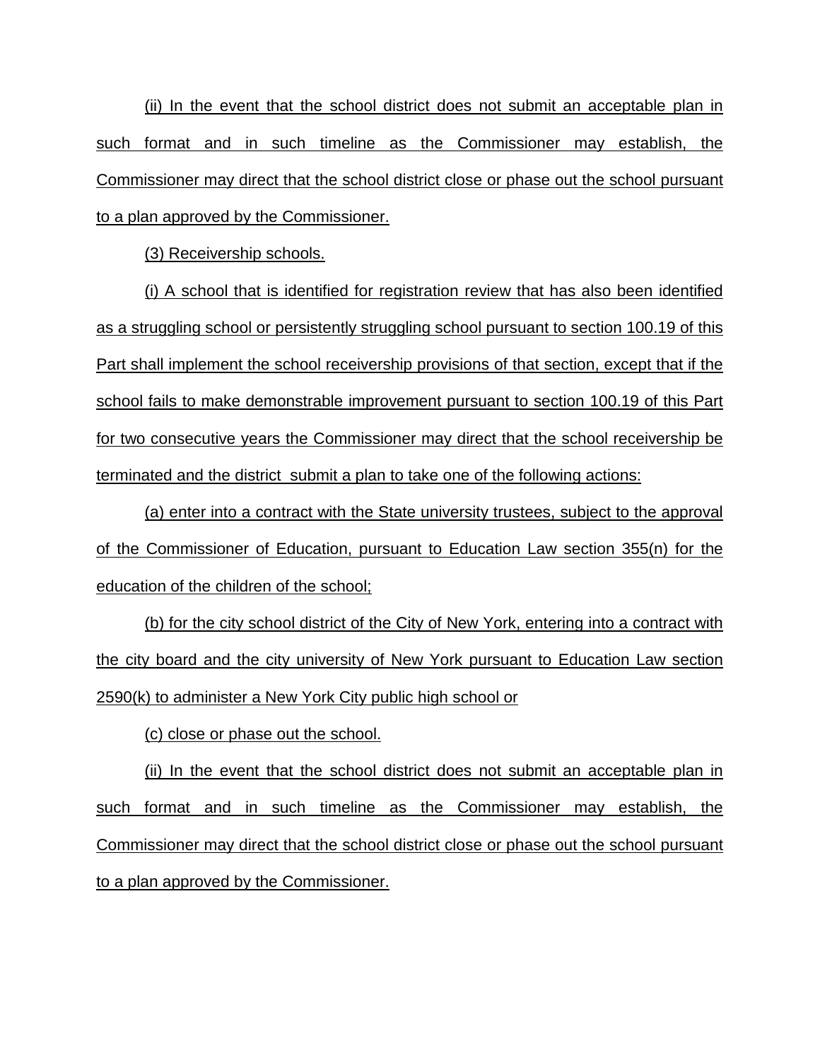(ii) In the event that the school district does not submit an acceptable plan in such format and in such timeline as the Commissioner may establish, the Commissioner may direct that the school district close or phase out the school pursuant to a plan approved by the Commissioner.

(3) Receivership schools.

(i) A school that is identified for registration review that has also been identified as a struggling school or persistently struggling school pursuant to section 100.19 of this Part shall implement the school receivership provisions of that section, except that if the school fails to make demonstrable improvement pursuant to section 100.19 of this Part for two consecutive years the Commissioner may direct that the school receivership be terminated and the district submit a plan to take one of the following actions:

(a) enter into a contract with the State university trustees, subject to the approval of the Commissioner of Education, pursuant to Education Law section 355(n) for the education of the children of the school;

(b) for the city school district of the City of New York, entering into a contract with the city board and the city university of New York pursuant to Education Law section 2590(k) to administer a New York City public high school or

(c) close or phase out the school.

(ii) In the event that the school district does not submit an acceptable plan in such format and in such timeline as the Commissioner may establish, the Commissioner may direct that the school district close or phase out the school pursuant to a plan approved by the Commissioner.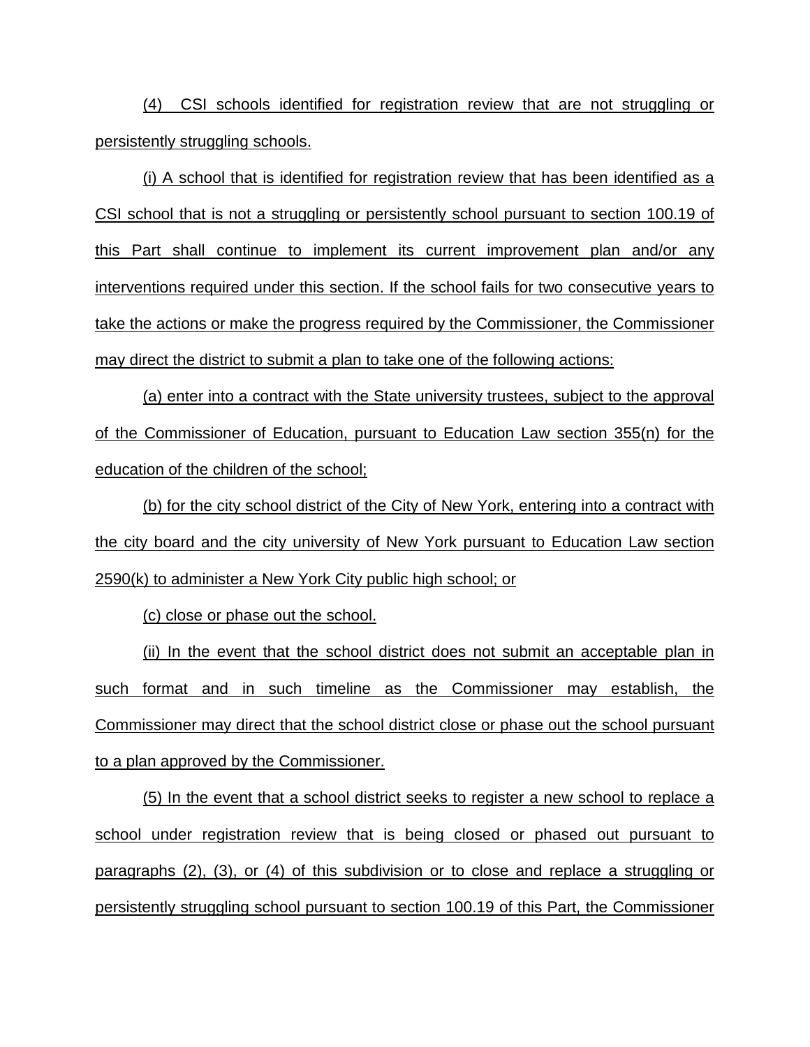(4) CSI schools identified for registration review that are not struggling or persistently struggling schools.

(i) A school that is identified for registration review that has been identified as a CSI school that is not a struggling or persistently school pursuant to section 100.19 of this Part shall continue to implement its current improvement plan and/or any interventions required under this section. If the school fails for two consecutive years to take the actions or make the progress required by the Commissioner, the Commissioner may direct the district to submit a plan to take one of the following actions:

(a) enter into a contract with the State university trustees, subject to the approval of the Commissioner of Education, pursuant to Education Law section 355(n) for the education of the children of the school;

(b) for the city school district of the City of New York, entering into a contract with the city board and the city university of New York pursuant to Education Law section 2590(k) to administer a New York City public high school; or

(c) close or phase out the school.

(ii) In the event that the school district does not submit an acceptable plan in such format and in such timeline as the Commissioner may establish, the Commissioner may direct that the school district close or phase out the school pursuant to a plan approved by the Commissioner.

(5) In the event that a school district seeks to register a new school to replace a school under registration review that is being closed or phased out pursuant to paragraphs (2), (3), or (4) of this subdivision or to close and replace a struggling or persistently struggling school pursuant to section 100.19 of this Part, the Commissioner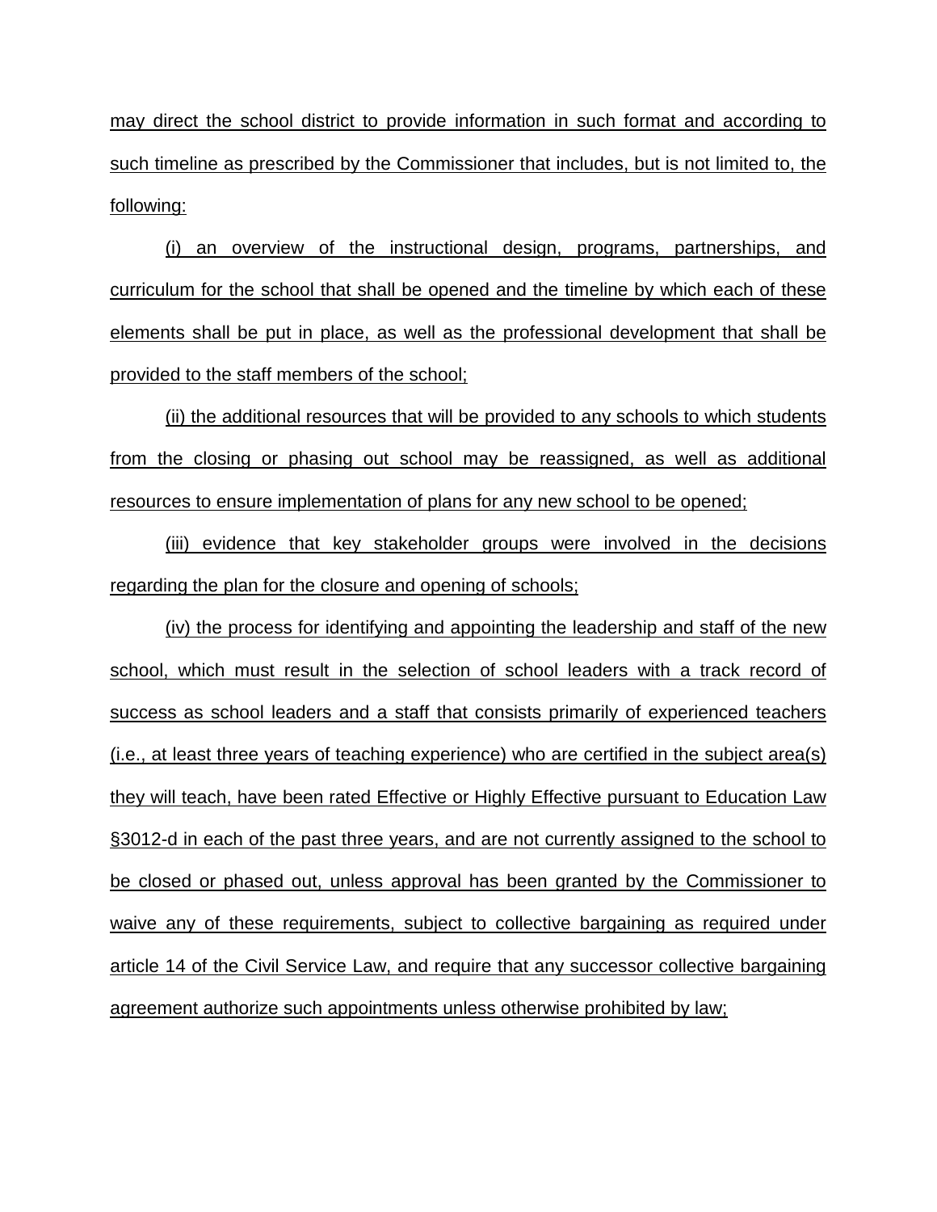may direct the school district to provide information in such format and according to such timeline as prescribed by the Commissioner that includes, but is not limited to, the following:

(i) an overview of the instructional design, programs, partnerships, and curriculum for the school that shall be opened and the timeline by which each of these elements shall be put in place, as well as the professional development that shall be provided to the staff members of the school;

(ii) the additional resources that will be provided to any schools to which students from the closing or phasing out school may be reassigned, as well as additional resources to ensure implementation of plans for any new school to be opened;

(iii) evidence that key stakeholder groups were involved in the decisions regarding the plan for the closure and opening of schools;

(iv) the process for identifying and appointing the leadership and staff of the new school, which must result in the selection of school leaders with a track record of success as school leaders and a staff that consists primarily of experienced teachers (i.e., at least three years of teaching experience) who are certified in the subject area(s) they will teach, have been rated Effective or Highly Effective pursuant to Education Law §3012-d in each of the past three years, and are not currently assigned to the school to be closed or phased out, unless approval has been granted by the Commissioner to waive any of these requirements, subject to collective bargaining as required under article 14 of the Civil Service Law, and require that any successor collective bargaining agreement authorize such appointments unless otherwise prohibited by law;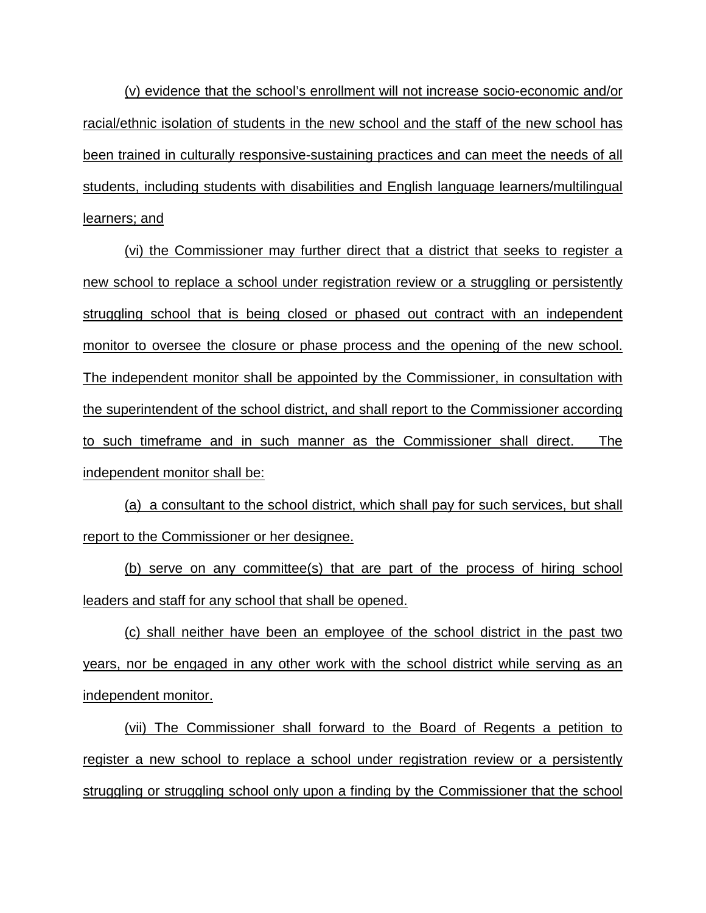(v) evidence that the school's enrollment will not increase socio-economic and/or racial/ethnic isolation of students in the new school and the staff of the new school has been trained in culturally responsive-sustaining practices and can meet the needs of all students, including students with disabilities and English language learners/multilingual learners; and

(vi) the Commissioner may further direct that a district that seeks to register a new school to replace a school under registration review or a struggling or persistently struggling school that is being closed or phased out contract with an independent monitor to oversee the closure or phase process and the opening of the new school. The independent monitor shall be appointed by the Commissioner, in consultation with the superintendent of the school district, and shall report to the Commissioner according to such timeframe and in such manner as the Commissioner shall direct. The independent monitor shall be:

(a) a consultant to the school district, which shall pay for such services, but shall report to the Commissioner or her designee.

(b) serve on any committee(s) that are part of the process of hiring school leaders and staff for any school that shall be opened.

(c) shall neither have been an employee of the school district in the past two years, nor be engaged in any other work with the school district while serving as an independent monitor.

(vii) The Commissioner shall forward to the Board of Regents a petition to register a new school to replace a school under registration review or a persistently struggling or struggling school only upon a finding by the Commissioner that the school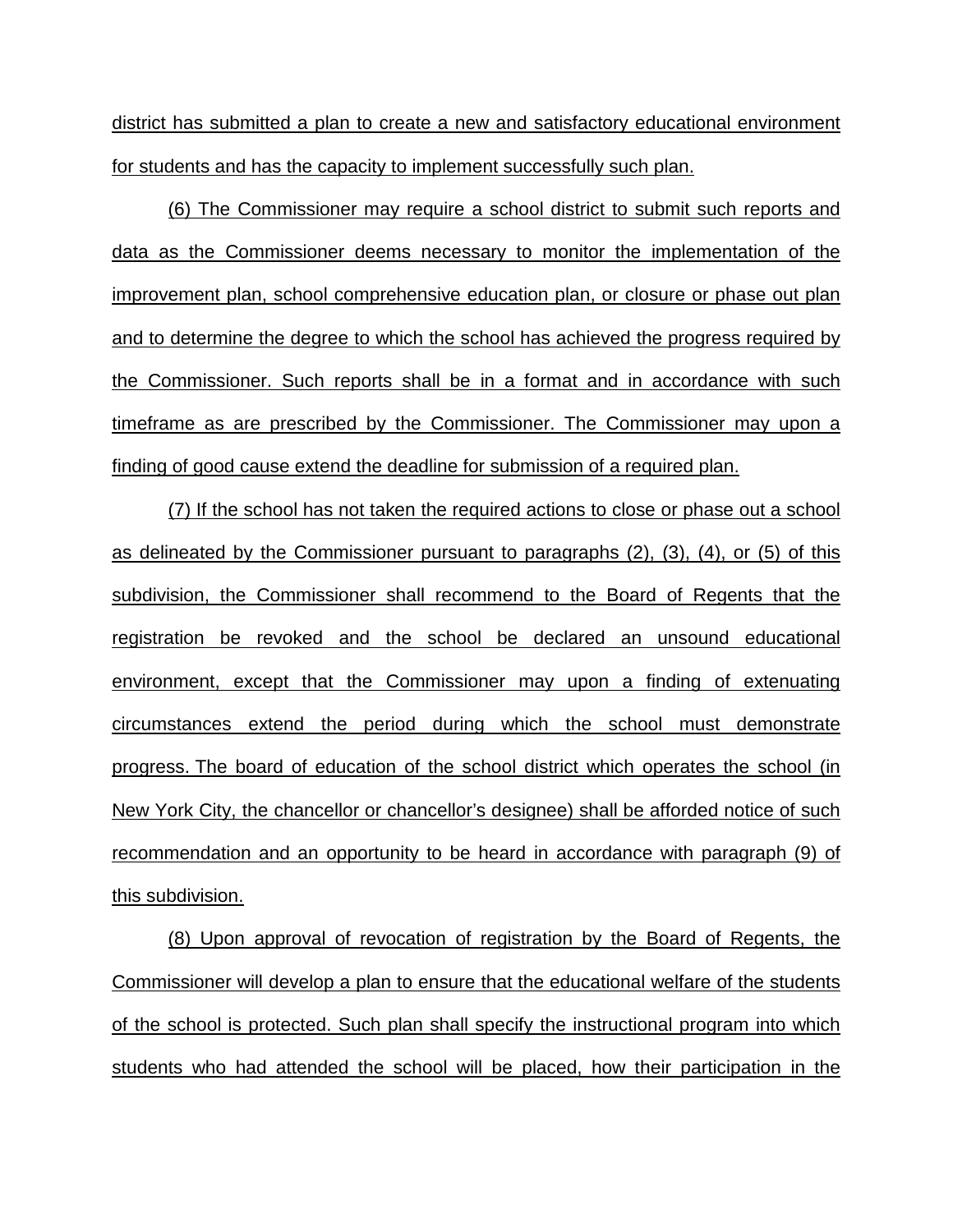district has submitted a plan to create a new and satisfactory educational environment for students and has the capacity to implement successfully such plan.

(6) The Commissioner may require a school district to submit such reports and data as the Commissioner deems necessary to monitor the implementation of the improvement plan, school comprehensive education plan, or closure or phase out plan and to determine the degree to which the school has achieved the progress required by the Commissioner. Such reports shall be in a format and in accordance with such timeframe as are prescribed by the Commissioner. The Commissioner may upon a finding of good cause extend the deadline for submission of a required plan.

(7) If the school has not taken the required actions to close or phase out a school as delineated by the Commissioner pursuant to paragraphs (2), (3), (4), or (5) of this subdivision, the Commissioner shall recommend to the Board of Regents that the registration be revoked and the school be declared an unsound educational environment, except that the Commissioner may upon a finding of extenuating circumstances extend the period during which the school must demonstrate progress. The board of education of the school district which operates the school (in New York City, the chancellor or chancellor's designee) shall be afforded notice of such recommendation and an opportunity to be heard in accordance with paragraph (9) of this subdivision.

(8) Upon approval of revocation of registration by the Board of Regents, the Commissioner will develop a plan to ensure that the educational welfare of the students of the school is protected. Such plan shall specify the instructional program into which students who had attended the school will be placed, how their participation in the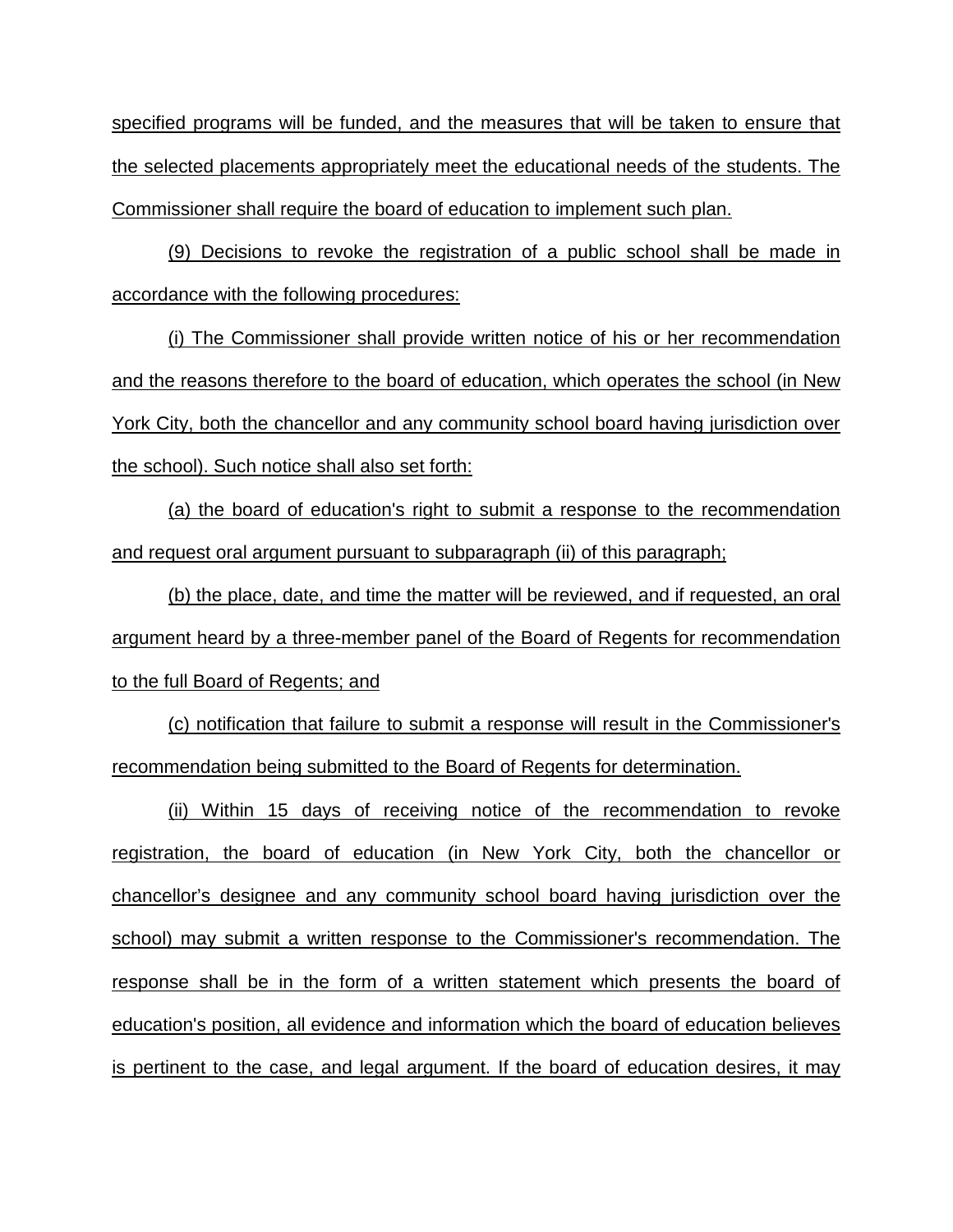specified programs will be funded, and the measures that will be taken to ensure that the selected placements appropriately meet the educational needs of the students. The Commissioner shall require the board of education to implement such plan.

(9) Decisions to revoke the registration of a public school shall be made in accordance with the following procedures:

(i) The Commissioner shall provide written notice of his or her recommendation and the reasons therefore to the board of education, which operates the school (in New York City, both the chancellor and any community school board having jurisdiction over the school). Such notice shall also set forth:

(a) the board of education's right to submit a response to the recommendation and request oral argument pursuant to subparagraph (ii) of this paragraph;

(b) the place, date, and time the matter will be reviewed, and if requested, an oral argument heard by a three-member panel of the Board of Regents for recommendation to the full Board of Regents; and

(c) notification that failure to submit a response will result in the Commissioner's recommendation being submitted to the Board of Regents for determination.

(ii) Within 15 days of receiving notice of the recommendation to revoke registration, the board of education (in New York City, both the chancellor or chancellor's designee and any community school board having jurisdiction over the school) may submit a written response to the Commissioner's recommendation. The response shall be in the form of a written statement which presents the board of education's position, all evidence and information which the board of education believes is pertinent to the case, and legal argument. If the board of education desires, it may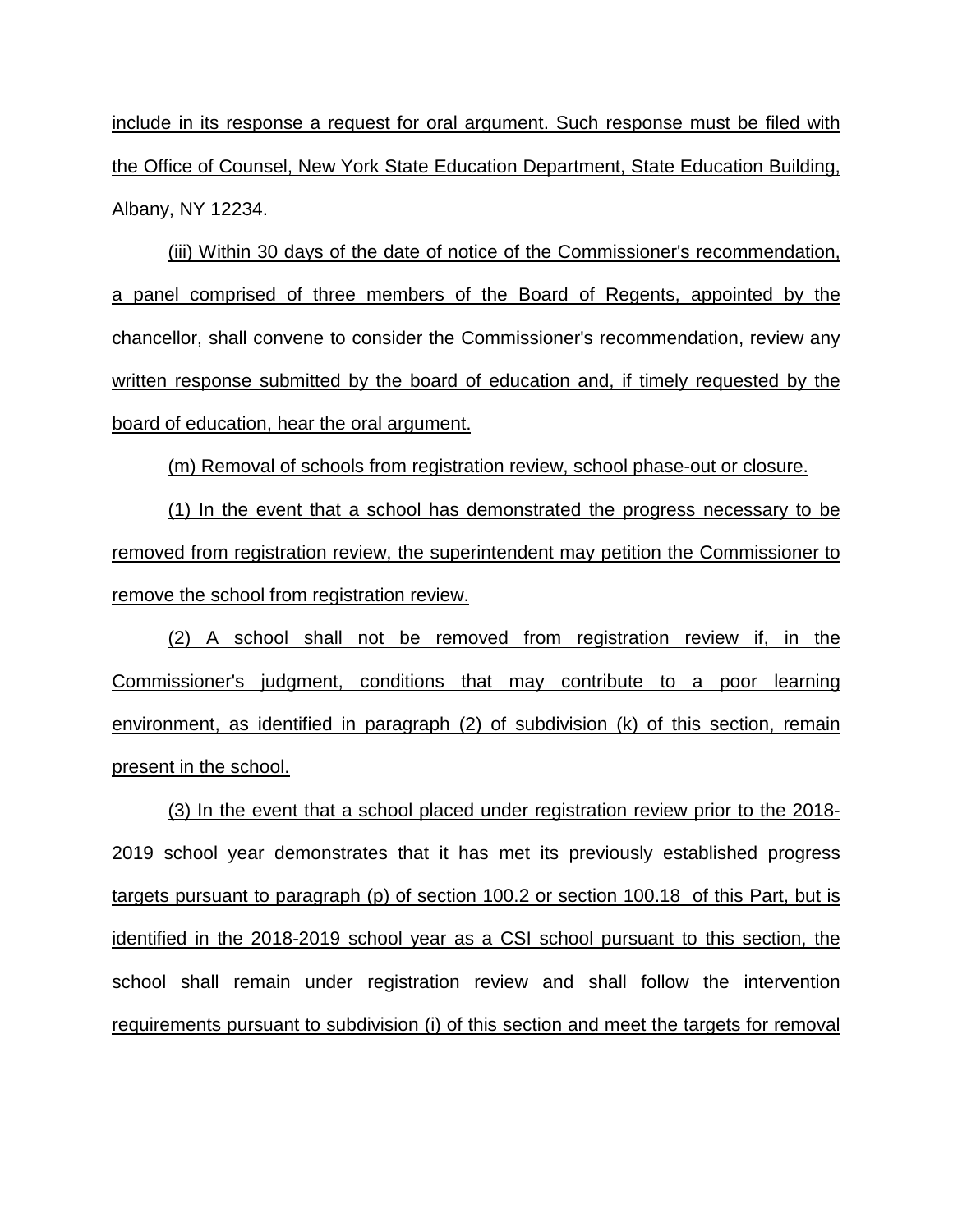include in its response a request for oral argument. Such response must be filed with the Office of Counsel, New York State Education Department, State Education Building, Albany, NY 12234.

(iii) Within 30 days of the date of notice of the Commissioner's recommendation, a panel comprised of three members of the Board of Regents, appointed by the chancellor, shall convene to consider the Commissioner's recommendation, review any written response submitted by the board of education and, if timely requested by the board of education, hear the oral argument.

(m) Removal of schools from registration review, school phase-out or closure.

(1) In the event that a school has demonstrated the progress necessary to be removed from registration review, the superintendent may petition the Commissioner to remove the school from registration review.

(2) A school shall not be removed from registration review if, in the Commissioner's judgment, conditions that may contribute to a poor learning environment, as identified in paragraph (2) of subdivision (k) of this section, remain present in the school.

(3) In the event that a school placed under registration review prior to the 2018-2019 school year demonstrates that it has met its previously established progress targets pursuant to paragraph (p) of section 100.2 or section 100.18 of this Part, but is identified in the 2018-2019 school year as a CSI school pursuant to this section, the school shall remain under registration review and shall follow the intervention requirements pursuant to subdivision (i) of this section and meet the targets for removal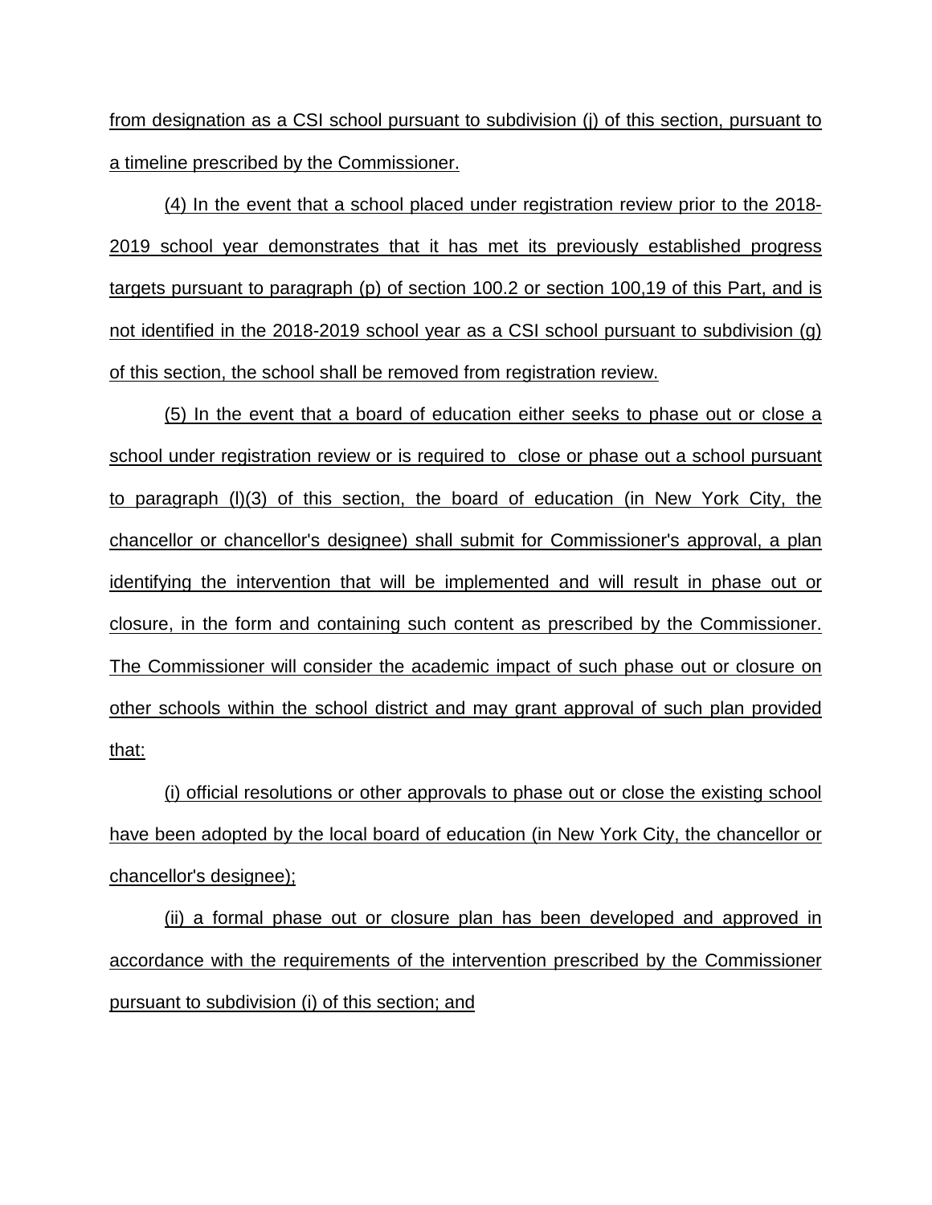from designation as a CSI school pursuant to subdivision (j) of this section, pursuant to a timeline prescribed by the Commissioner.

(4) In the event that a school placed under registration review prior to the 2018-2019 school year demonstrates that it has met its previously established progress targets pursuant to paragraph (p) of section 100.2 or section 100,19 of this Part, and is not identified in the 2018-2019 school year as a CSI school pursuant to subdivision (g) of this section, the school shall be removed from registration review.

(5) In the event that a board of education either seeks to phase out or close a school under registration review or is required to close or phase out a school pursuant to paragraph (l)(3) of this section, the board of education (in New York City, the chancellor or chancellor's designee) shall submit for Commissioner's approval, a plan identifying the intervention that will be implemented and will result in phase out or closure, in the form and containing such content as prescribed by the Commissioner. The Commissioner will consider the academic impact of such phase out or closure on other schools within the school district and may grant approval of such plan provided that:

(i) official resolutions or other approvals to phase out or close the existing school have been adopted by the local board of education (in New York City, the chancellor or chancellor's designee);

(ii) a formal phase out or closure plan has been developed and approved in accordance with the requirements of the intervention prescribed by the Commissioner pursuant to subdivision (i) of this section; and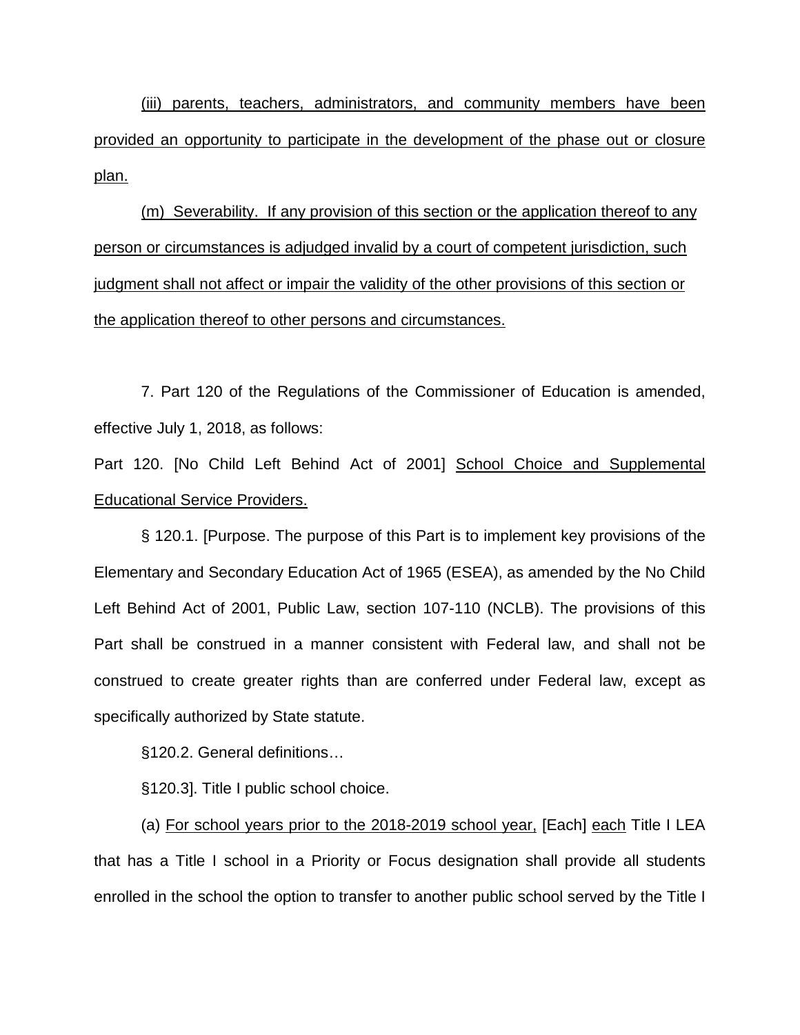(iii) parents, teachers, administrators, and community members have been provided an opportunity to participate in the development of the phase out or closure plan.

(m) Severability. If any provision of this section or the application thereof to any person or circumstances is adjudged invalid by a court of competent jurisdiction, such judgment shall not affect or impair the validity of the other provisions of this section or the application thereof to other persons and circumstances.

7. Part 120 of the Regulations of the Commissioner of Education is amended, effective July 1, 2018, as follows:

Part 120. [No Child Left Behind Act of 2001] School Choice and Supplemental Educational Service Providers.

§ 120.1. [Purpose. The purpose of this Part is to implement key provisions of the Elementary and Secondary Education Act of 1965 (ESEA), as amended by the No Child Left Behind Act of 2001, Public Law, section 107-110 (NCLB). The provisions of this Part shall be construed in a manner consistent with Federal law, and shall not be construed to create greater rights than are conferred under Federal law, except as specifically authorized by State statute.

§120.2. General definitions…

§120.3]. Title I public school choice.

(a) For school years prior to the 2018-2019 school year, [Each] each Title I LEA that has a Title I school in a Priority or Focus designation shall provide all students enrolled in the school the option to transfer to another public school served by the Title I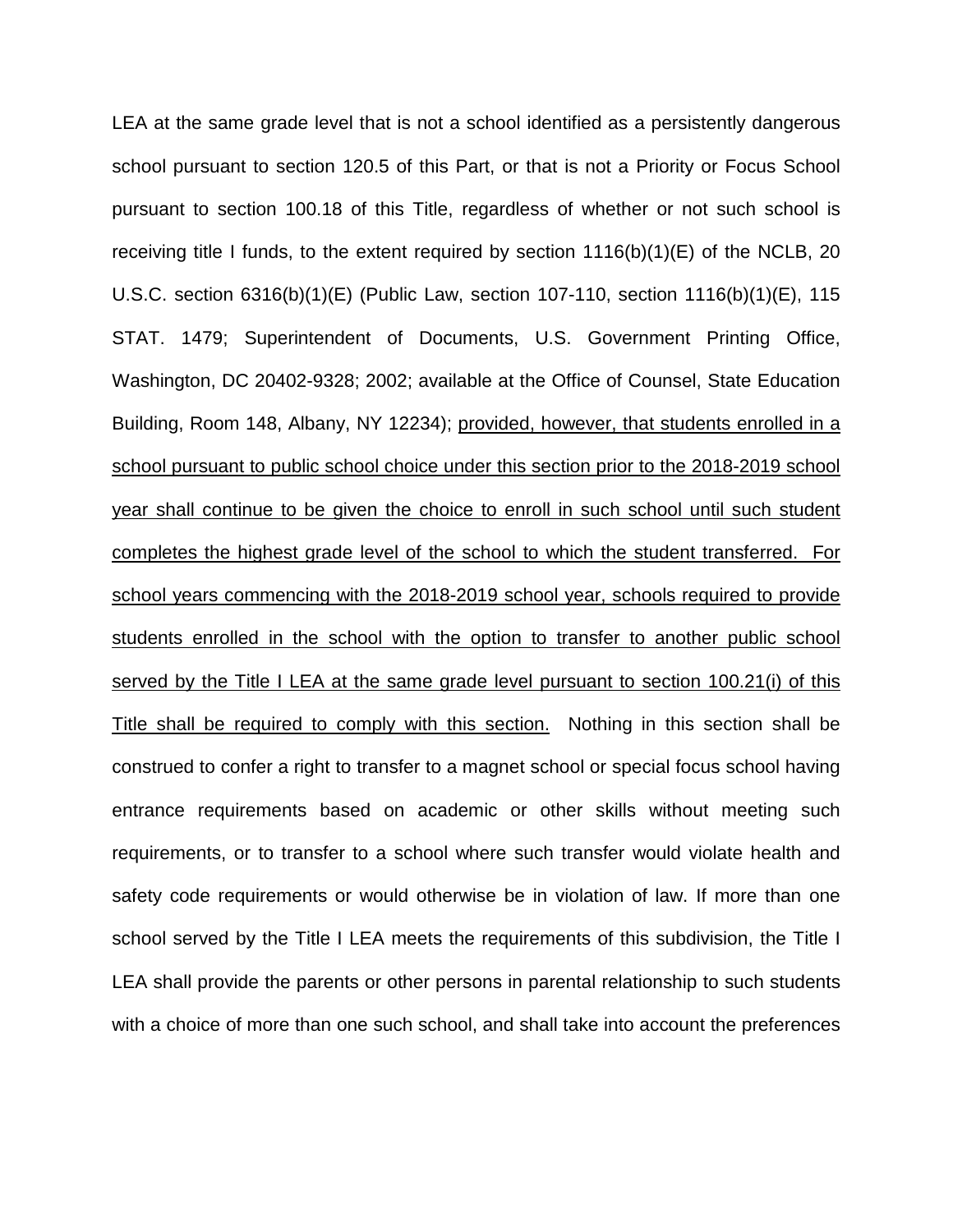LEA at the same grade level that is not a school identified as a persistently dangerous school pursuant to section 120.5 of this Part, or that is not a Priority or Focus School pursuant to section 100.18 of this Title, regardless of whether or not such school is receiving title I funds, to the extent required by section 1116(b)(1)(E) of the NCLB, 20 U.S.C. section 6316(b)(1)(E) (Public Law, section 107-110, section 1116(b)(1)(E), 115 STAT. 1479; Superintendent of Documents, U.S. Government Printing Office, Washington, DC 20402-9328; 2002; available at the Office of Counsel, State Education Building, Room 148, Albany, NY 12234); <u>provided, however, that students enrolled in a school pursuant to public school choice under this section prior to the 2018-2019 school year shall continue to be given the choice to enroll in such school until such student completes the highest grade level of the school to which the student transferred. For school years commencing with the 2018-2019 school year, schools required to provide students enrolled in the school with the option to transfer to another public school served by the Title I LEA at the same grade level pursuant to section 100.21(i) of this Title shall be required to comply with this section.</u> Nothing in this section shall be construed to confer a right to transfer to a magnet school or special focus school having entrance requirements based on academic or other skills without meeting such requirements, or to transfer to a school where such transfer would violate health and safety code requirements or would otherwise be in violation of law. If more than one school served by the Title I LEA meets the requirements of this subdivision, the Title I LEA shall provide the parents or other persons in parental relationship to such students with a choice of more than one such school, and shall take into account the preferences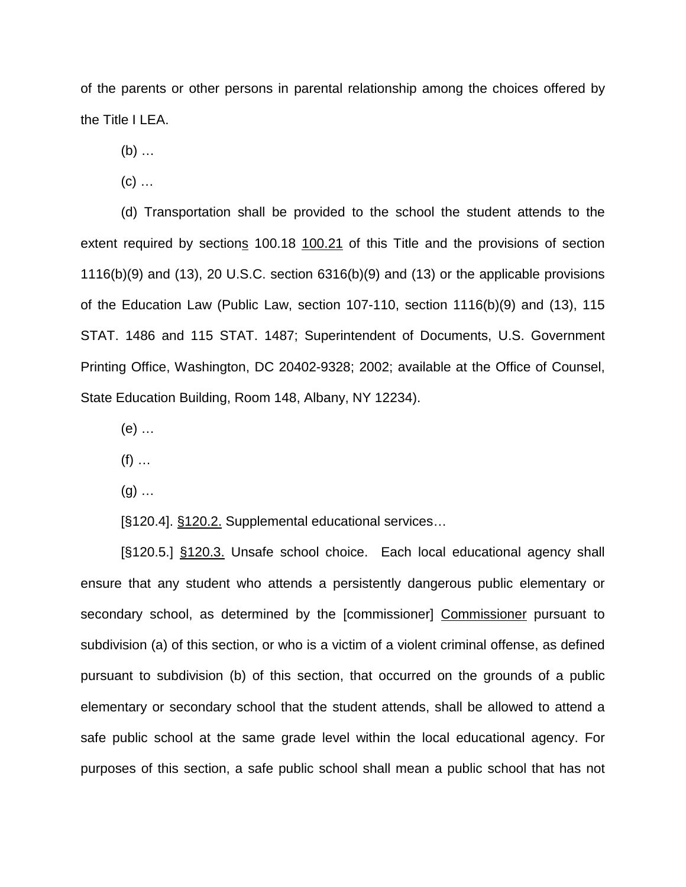of the parents or other persons in parental relationship among the choices offered by the Title I LEA.

(b) …

(c) …

(d) Transportation shall be provided to the school the student attends to the extent required by section<u>s</u> 100.18 <u>100.21</u> of this Title and the provisions of section 1116(b)(9) and (13), 20 U.S.C. section 6316(b)(9) and (13) or the applicable provisions of the Education Law (Public Law, section 107-110, section 1116(b)(9) and (13), 115 STAT. 1486 and 115 STAT. 1487; Superintendent of Documents, U.S. Government Printing Office, Washington, DC 20402-9328; 2002; available at the Office of Counsel, State Education Building, Room 148, Albany, NY 12234).

(e) …

(f) …

(g) …

[§120.4]. <u>§120.2.</u> Supplemental educational services…

[§120.5.] <u>§120.3.</u> Unsafe school choice. Each local educational agency shall ensure that any student who attends a persistently dangerous public elementary or secondary school, as determined by the [commissioner] <u>Commissioner</u> pursuant to subdivision (a) of this section, or who is a victim of a violent criminal offense, as defined pursuant to subdivision (b) of this section, that occurred on the grounds of a public elementary or secondary school that the student attends, shall be allowed to attend a safe public school at the same grade level within the local educational agency. For purposes of this section, a safe public school shall mean a public school that has not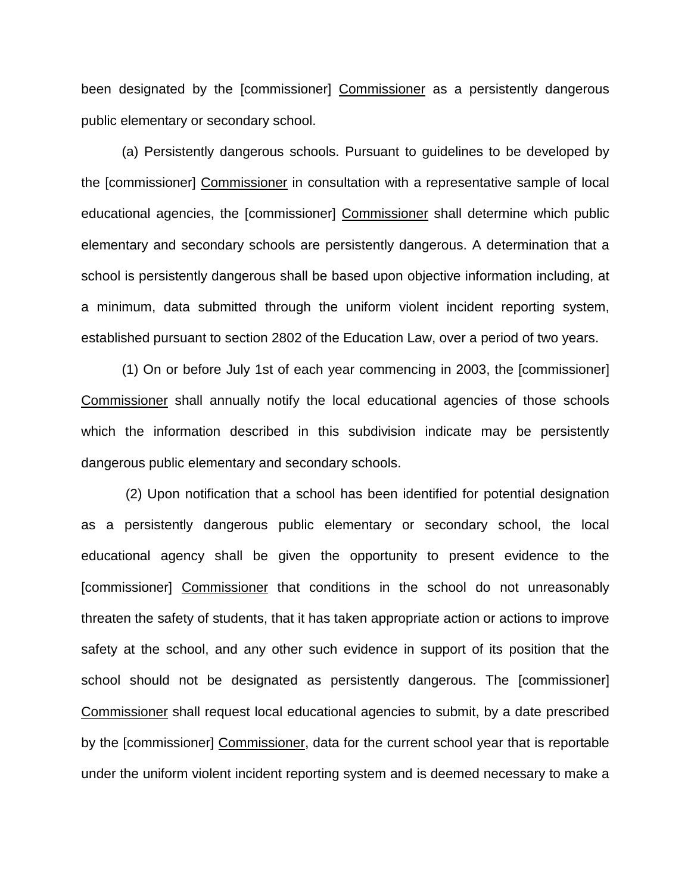been designated by the [commissioner] <u>Commissioner</u> as a persistently dangerous public elementary or secondary school.

(a) Persistently dangerous schools. Pursuant to guidelines to be developed by the [commissioner] <u>Commissioner</u> in consultation with a representative sample of local educational agencies, the [commissioner] <u>Commissioner</u> shall determine which public elementary and secondary schools are persistently dangerous. A determination that a school is persistently dangerous shall be based upon objective information including, at a minimum, data submitted through the uniform violent incident reporting system, established pursuant to section 2802 of the Education Law, over a period of two years.

(1) On or before July 1st of each year commencing in 2003, the [commissioner] <u>Commissioner</u> shall annually notify the local educational agencies of those schools which the information described in this subdivision indicate may be persistently dangerous public elementary and secondary schools.

(2) Upon notification that a school has been identified for potential designation as a persistently dangerous public elementary or secondary school, the local educational agency shall be given the opportunity to present evidence to the [commissioner] <u>Commissioner</u> that conditions in the school do not unreasonably threaten the safety of students, that it has taken appropriate action or actions to improve safety at the school, and any other such evidence in support of its position that the school should not be designated as persistently dangerous. The [commissioner] <u>Commissioner</u> shall request local educational agencies to submit, by a date prescribed by the [commissioner] <u>Commissioner</u>, data for the current school year that is reportable under the uniform violent incident reporting system and is deemed necessary to make a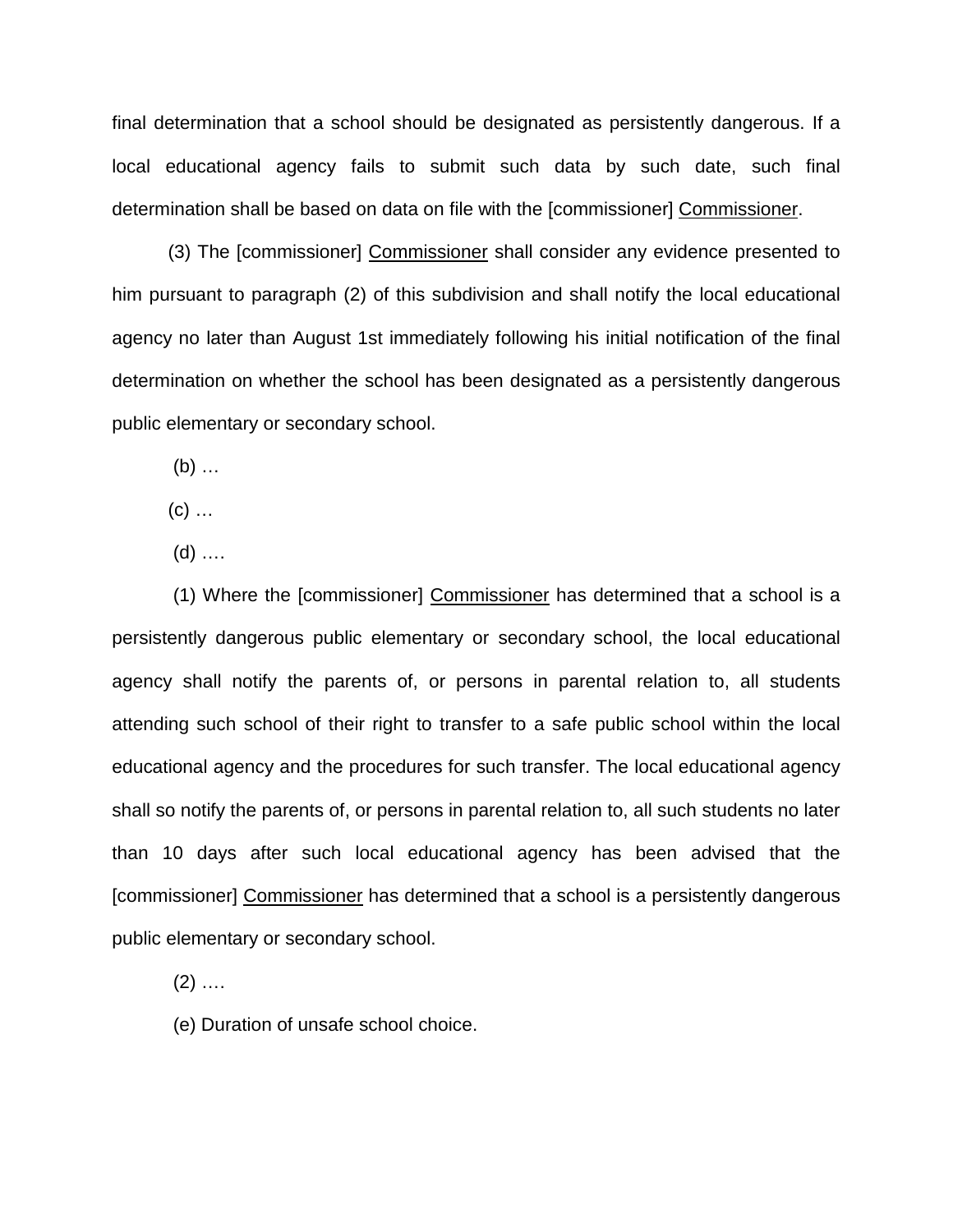final determination that a school should be designated as persistently dangerous. If a local educational agency fails to submit such data by such date, such final determination shall be based on data on file with the [commissioner] Commissioner.

(3) The [commissioner] Commissioner shall consider any evidence presented to him pursuant to paragraph (2) of this subdivision and shall notify the local educational agency no later than August 1st immediately following his initial notification of the final determination on whether the school has been designated as a persistently dangerous public elementary or secondary school.

(b) …

(c) …

(d) ….

(1) Where the [commissioner] Commissioner has determined that a school is a persistently dangerous public elementary or secondary school, the local educational agency shall notify the parents of, or persons in parental relation to, all students attending such school of their right to transfer to a safe public school within the local educational agency and the procedures for such transfer. The local educational agency shall so notify the parents of, or persons in parental relation to, all such students no later than 10 days after such local educational agency has been advised that the [commissioner] Commissioner has determined that a school is a persistently dangerous public elementary or secondary school.

(2) ….

(e) Duration of unsafe school choice.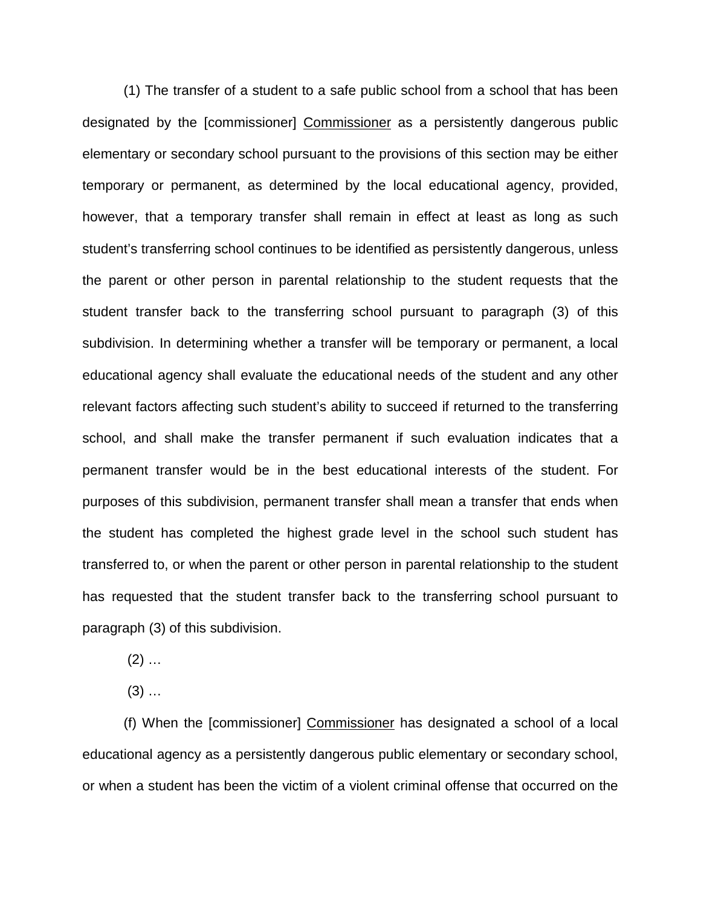(1) The transfer of a student to a safe public school from a school that has been designated by the [commissioner] <u>Commissioner</u> as a persistently dangerous public elementary or secondary school pursuant to the provisions of this section may be either temporary or permanent, as determined by the local educational agency, provided, however, that a temporary transfer shall remain in effect at least as long as such student's transferring school continues to be identified as persistently dangerous, unless the parent or other person in parental relationship to the student requests that the student transfer back to the transferring school pursuant to paragraph (3) of this subdivision. In determining whether a transfer will be temporary or permanent, a local educational agency shall evaluate the educational needs of the student and any other relevant factors affecting such student's ability to succeed if returned to the transferring school, and shall make the transfer permanent if such evaluation indicates that a permanent transfer would be in the best educational interests of the student. For purposes of this subdivision, permanent transfer shall mean a transfer that ends when the student has completed the highest grade level in the school such student has transferred to, or when the parent or other person in parental relationship to the student has requested that the student transfer back to the transferring school pursuant to paragraph (3) of this subdivision.

(2) …

(3) …

(f) When the [commissioner] <u>Commissioner</u> has designated a school of a local educational agency as a persistently dangerous public elementary or secondary school, or when a student has been the victim of a violent criminal offense that occurred on the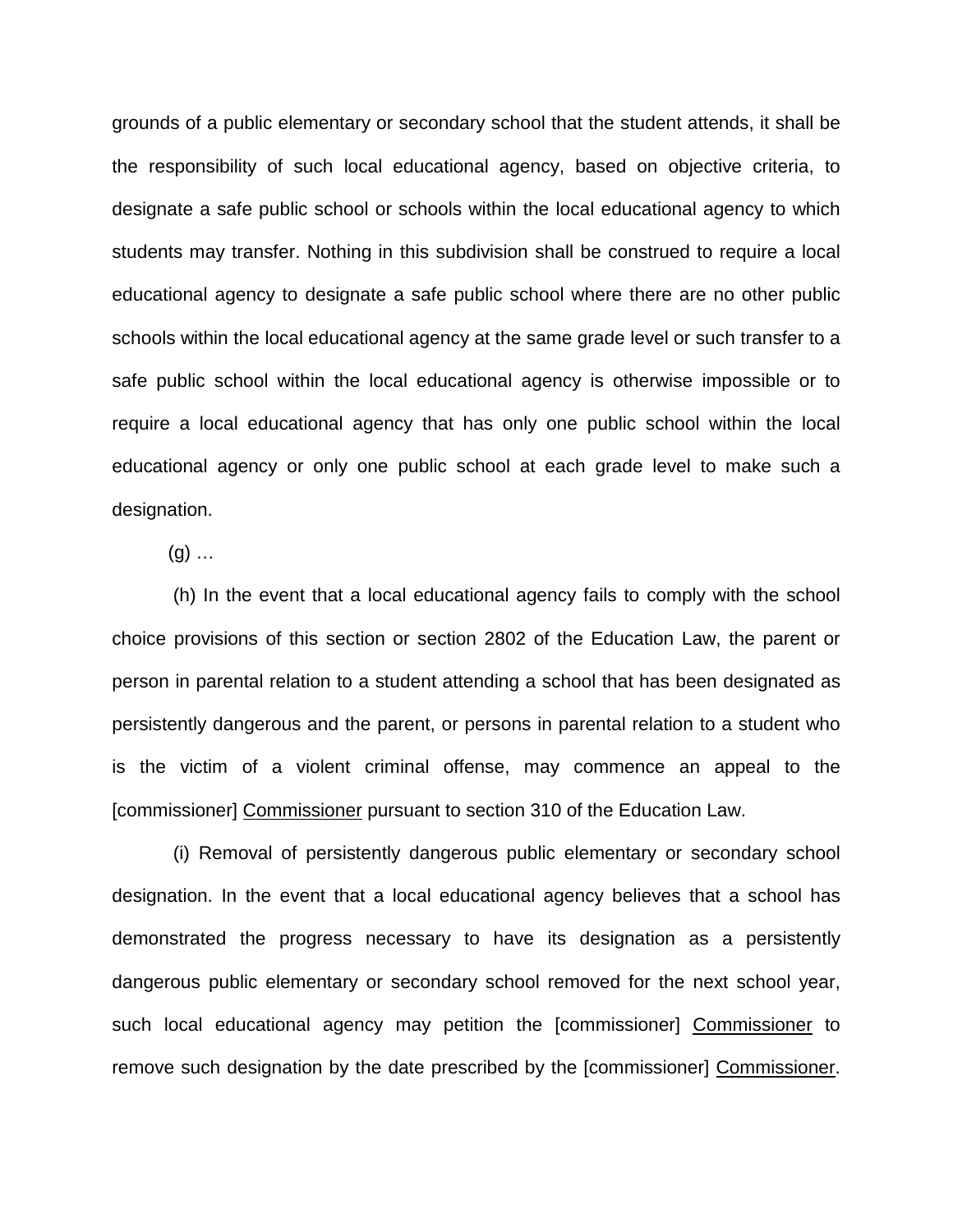grounds of a public elementary or secondary school that the student attends, it shall be the responsibility of such local educational agency, based on objective criteria, to designate a safe public school or schools within the local educational agency to which students may transfer. Nothing in this subdivision shall be construed to require a local educational agency to designate a safe public school where there are no other public schools within the local educational agency at the same grade level or such transfer to a safe public school within the local educational agency is otherwise impossible or to require a local educational agency that has only one public school within the local educational agency or only one public school at each grade level to make such a designation.

(g) …

(h) In the event that a local educational agency fails to comply with the school choice provisions of this section or section 2802 of the Education Law, the parent or person in parental relation to a student attending a school that has been designated as persistently dangerous and the parent, or persons in parental relation to a student who is the victim of a violent criminal offense, may commence an appeal to the [commissioner] <u>Commissioner</u> pursuant to section 310 of the Education Law.

(i) Removal of persistently dangerous public elementary or secondary school designation. In the event that a local educational agency believes that a school has demonstrated the progress necessary to have its designation as a persistently dangerous public elementary or secondary school removed for the next school year, such local educational agency may petition the [commissioner] <u>Commissioner</u> to remove such designation by the date prescribed by the [commissioner] <u>Commissioner</u>.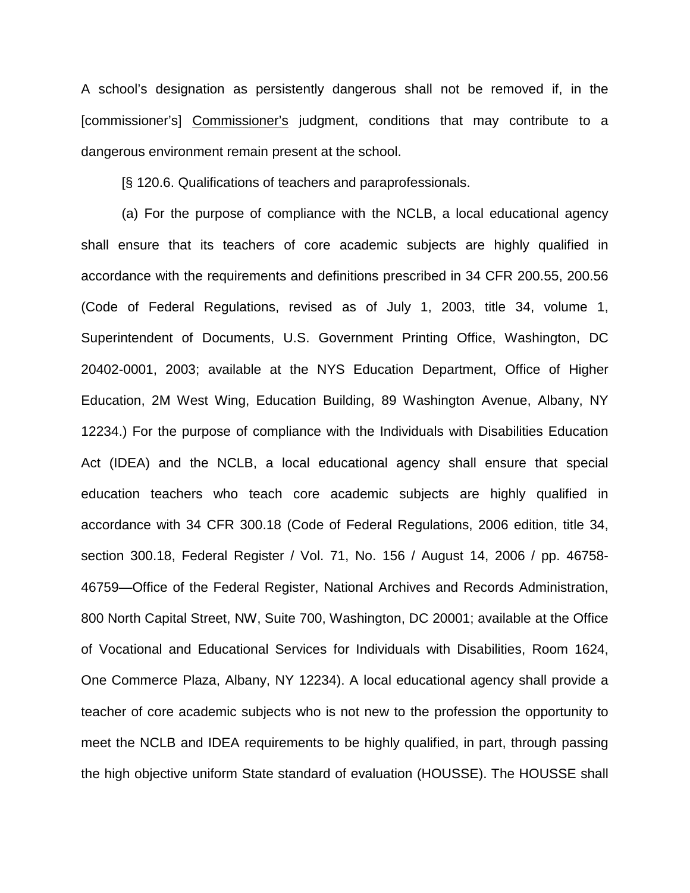A school's designation as persistently dangerous shall not be removed if, in the [commissioner's] <u>Commissioner's</u> judgment, conditions that may contribute to a dangerous environment remain present at the school.

[§ 120.6. Qualifications of teachers and paraprofessionals.

(a) For the purpose of compliance with the NCLB, a local educational agency shall ensure that its teachers of core academic subjects are highly qualified in accordance with the requirements and definitions prescribed in 34 CFR 200.55, 200.56 (Code of Federal Regulations, revised as of July 1, 2003, title 34, volume 1, Superintendent of Documents, U.S. Government Printing Office, Washington, DC 20402-0001, 2003; available at the NYS Education Department, Office of Higher Education, 2M West Wing, Education Building, 89 Washington Avenue, Albany, NY 12234.) For the purpose of compliance with the Individuals with Disabilities Education Act (IDEA) and the NCLB, a local educational agency shall ensure that special education teachers who teach core academic subjects are highly qualified in accordance with 34 CFR 300.18 (Code of Federal Regulations, 2006 edition, title 34, section 300.18, Federal Register / Vol. 71, No. 156 / August 14, 2006 / pp. 46758-46759—Office of the Federal Register, National Archives and Records Administration, 800 North Capital Street, NW, Suite 700, Washington, DC 20001; available at the Office of Vocational and Educational Services for Individuals with Disabilities, Room 1624, One Commerce Plaza, Albany, NY 12234). A local educational agency shall provide a teacher of core academic subjects who is not new to the profession the opportunity to meet the NCLB and IDEA requirements to be highly qualified, in part, through passing the high objective uniform State standard of evaluation (HOUSSE). The HOUSSE shall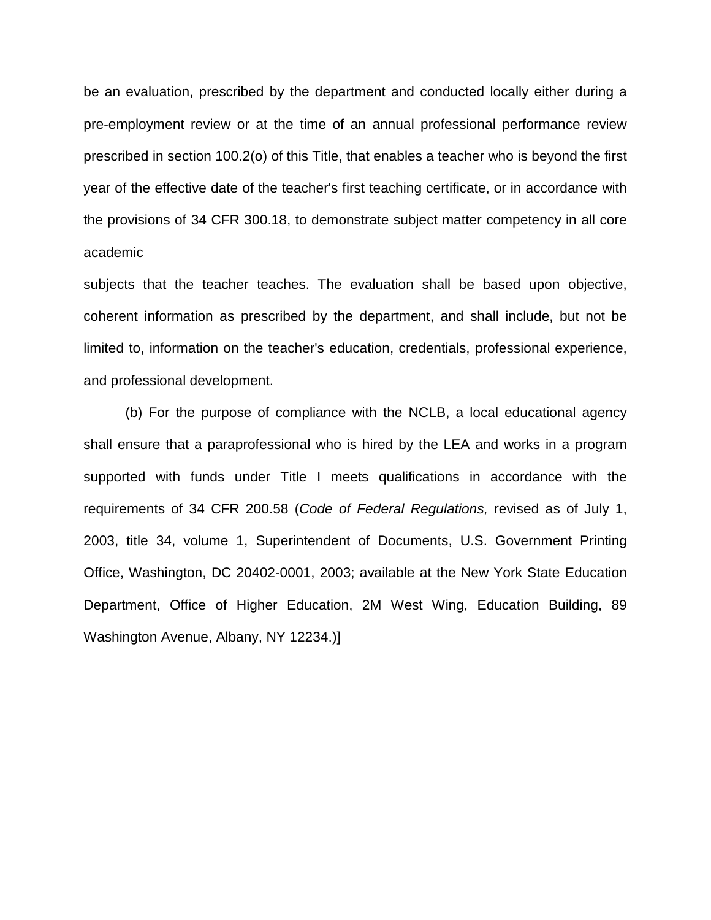be an evaluation, prescribed by the department and conducted locally either during a pre-employment review or at the time of an annual professional performance review prescribed in section 100.2(o) of this Title, that enables a teacher who is beyond the first year of the effective date of the teacher's first teaching certificate, or in accordance with the provisions of 34 CFR 300.18, to demonstrate subject matter competency in all core academic

subjects that the teacher teaches. The evaluation shall be based upon objective, coherent information as prescribed by the department, and shall include, but not be limited to, information on the teacher's education, credentials, professional experience, and professional development.

(b) For the purpose of compliance with the NCLB, a local educational agency shall ensure that a paraprofessional who is hired by the LEA and works in a program supported with funds under Title I meets qualifications in accordance with the requirements of 34 CFR 200.58 (*Code of Federal Regulations,* revised as of July 1, 2003, title 34, volume 1, Superintendent of Documents, U.S. Government Printing Office, Washington, DC 20402-0001, 2003; available at the New York State Education Department, Office of Higher Education, 2M West Wing, Education Building, 89 Washington Avenue, Albany, NY 12234.)]